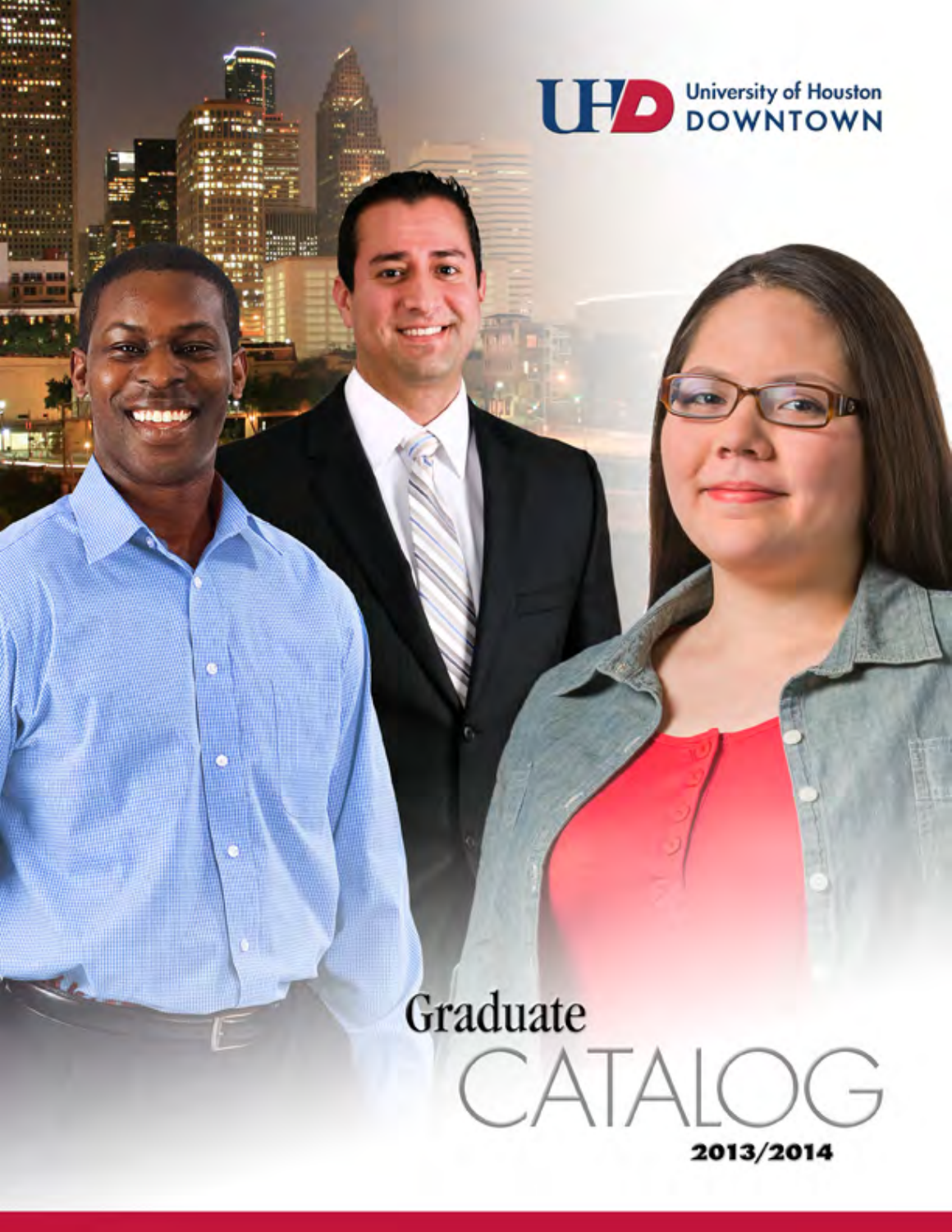University of Houston
DOWNTOWN

# Graduate CATALOG

2013/2014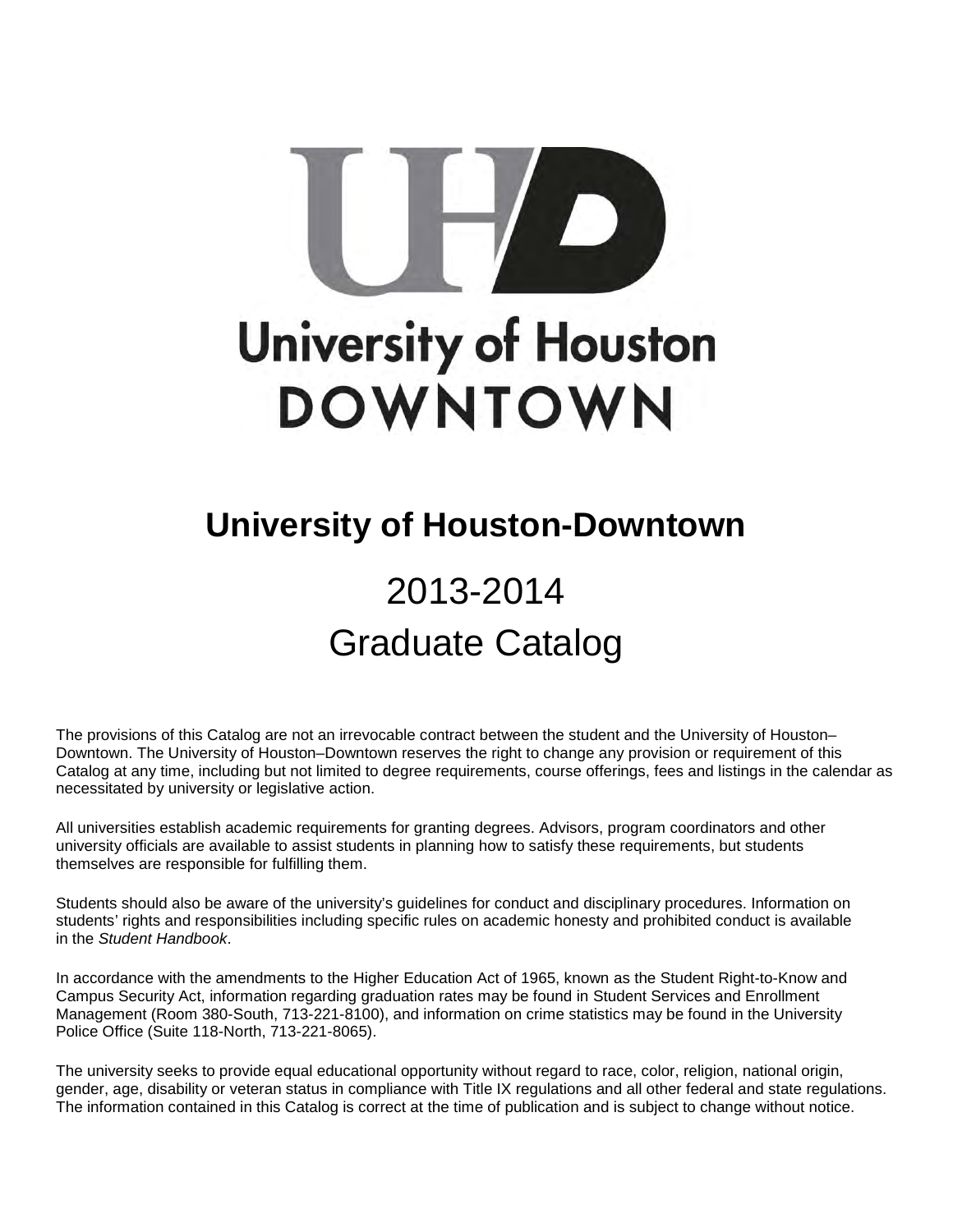# University of Houston DOWNTOWN

# University of Houston-Downtown

## 2013-2014

## Graduate Catalog

The provisions of this Catalog are not an irrevocable contract between the student and the University of Houston–Downtown. The University of Houston–Downtown reserves the right to change any provision or requirement of this Catalog at any time, including but not limited to degree requirements, course offerings, fees and listings in the calendar as necessitated by university or legislative action.

All universities establish academic requirements for granting degrees. Advisors, program coordinators and other university officials are available to assist students in planning how to satisfy these requirements, but students themselves are responsible for fulfilling them.

Students should also be aware of the university's guidelines for conduct and disciplinary procedures. Information on students' rights and responsibilities including specific rules on academic honesty and prohibited conduct is available in the *Student Handbook*.

In accordance with the amendments to the Higher Education Act of 1965, known as the Student Right-to-Know and Campus Security Act, information regarding graduation rates may be found in Student Services and Enrollment Management (Room 380-South, 713-221-8100), and information on crime statistics may be found in the University Police Office (Suite 118-North, 713-221-8065).

The university seeks to provide equal educational opportunity without regard to race, color, religion, national origin, gender, age, disability or veteran status in compliance with Title IX regulations and all other federal and state regulations. The information contained in this Catalog is correct at the time of publication and is subject to change without notice.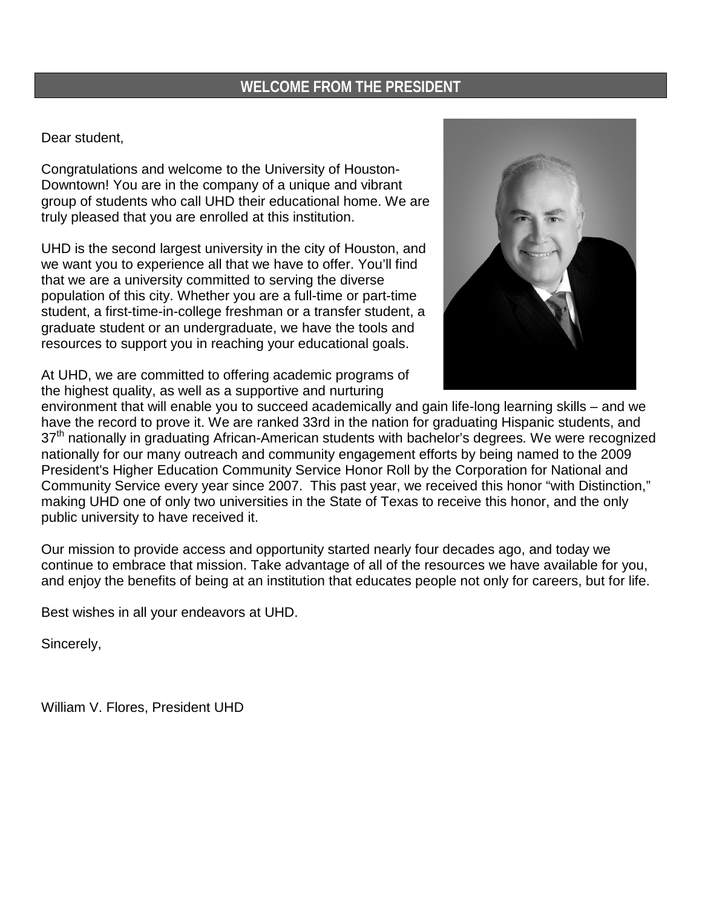## WELCOME FROM THE PRESIDENT

Dear student,

Congratulations and welcome to the University of Houston-Downtown! You are in the company of a unique and vibrant group of students who call UHD their educational home. We are truly pleased that you are enrolled at this institution.

UHD is the second largest university in the city of Houston, and we want you to experience all that we have to offer. You'll find that we are a university committed to serving the diverse population of this city. Whether you are a full-time or part-time student, a first-time-in-college freshman or a transfer student, a graduate student or an undergraduate, we have the tools and resources to support you in reaching your educational goals.

At UHD, we are committed to offering academic programs of the highest quality, as well as a supportive and nurturing environment that will enable you to succeed academically and gain life-long learning skills – and we have the record to prove it. We are ranked 33rd in the nation for graduating Hispanic students, and 37th nationally in graduating African-American students with bachelor's degrees. We were recognized nationally for our many outreach and community engagement efforts by being named to the 2009 President's Higher Education Community Service Honor Roll by the Corporation for National and Community Service every year since 2007. This past year, we received this honor "with Distinction," making UHD one of only two universities in the State of Texas to receive this honor, and the only public university to have received it.

Our mission to provide access and opportunity started nearly four decades ago, and today we continue to embrace that mission. Take advantage of all of the resources we have available for you, and enjoy the benefits of being at an institution that educates people not only for careers, but for life.

Best wishes in all your endeavors at UHD.

Sincerely,

William V. Flores, President UHD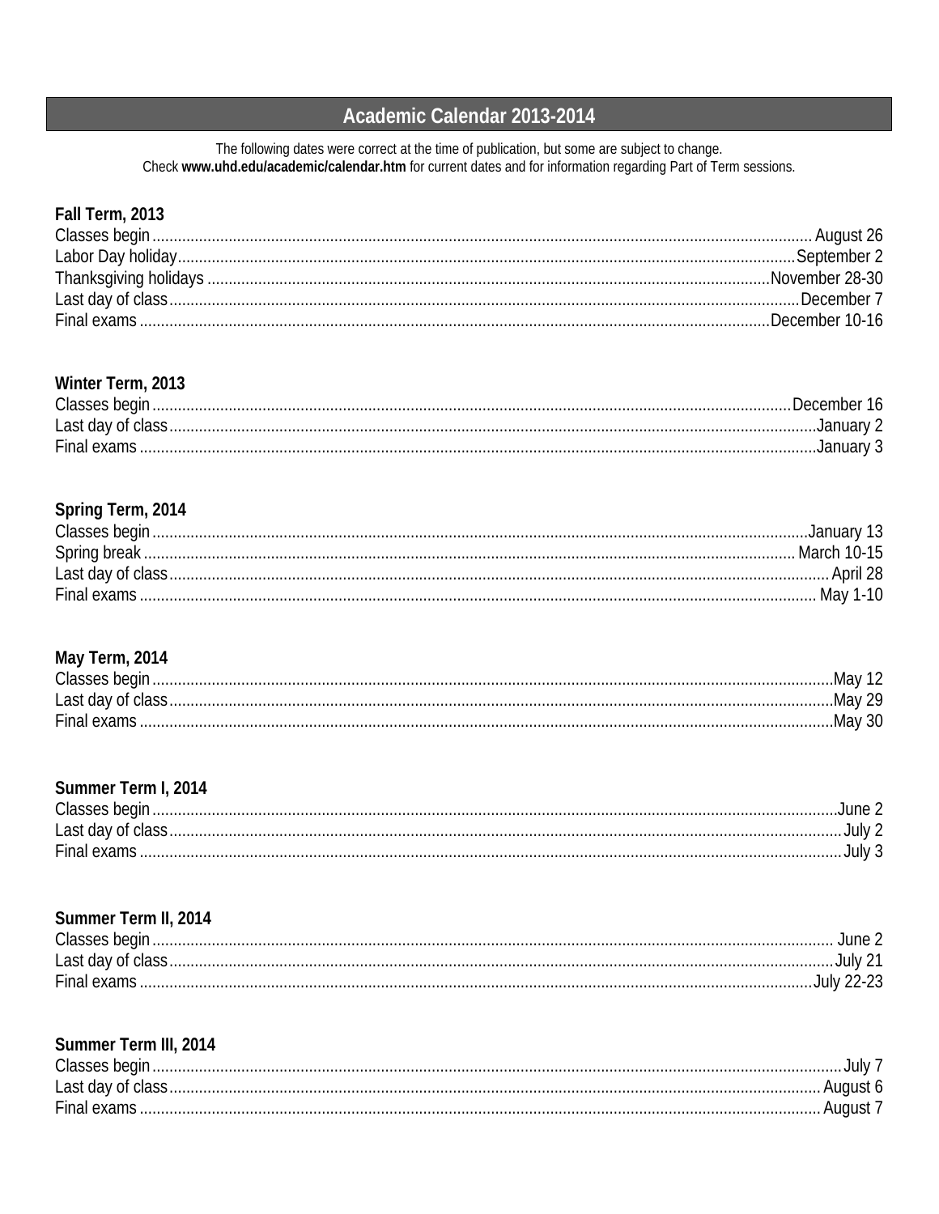# Academic Calendar 2013-2014

The following dates were correct at the time of publication, but some are subject to change.
Check **www.uhd.edu/academic/calendar.htm** for current dates and for information regarding Part of Term sessions.

## Fall Term, 2013

Classes begin ........ August 26
Labor Day holiday ........ September 2
Thanksgiving holidays ........ November 28-30
Last day of class ........ December 7
Final exams ........ December 10-16

## Winter Term, 2013

Classes begin ........ December 16
Last day of class ........ January 2
Final exams ........ January 3

## Spring Term, 2014

Classes begin ........ January 13
Spring break ........ March 10-15
Last day of class ........ April 28
Final exams ........ May 1-10

## May Term, 2014

Classes begin ........ May 12
Last day of class ........ May 29
Final exams ........ May 30

## Summer Term I, 2014

Classes begin ........ June 2
Last day of class ........ July 2
Final exams ........ July 3

## Summer Term II, 2014

Classes begin ........ June 2
Last day of class ........ July 21
Final exams ........ July 22-23

## Summer Term III, 2014

Classes begin ........ July 7
Last day of class ........ August 6
Final exams ........ August 7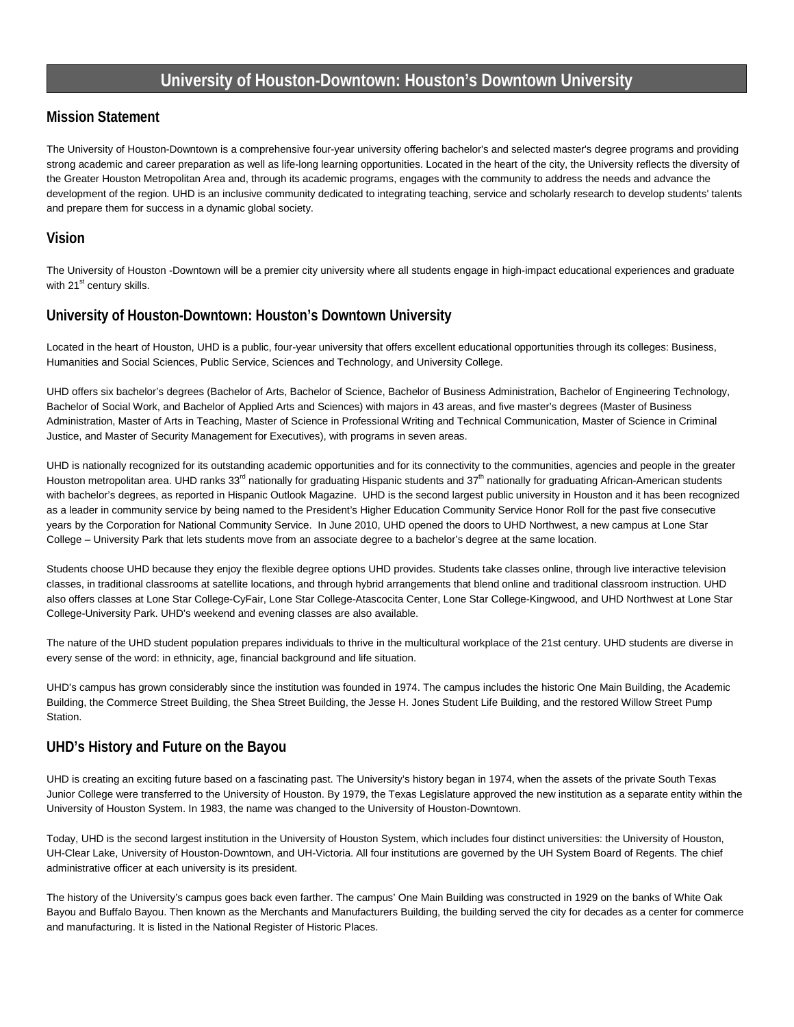# University of Houston-Downtown: Houston's Downtown University

## Mission Statement

The University of Houston-Downtown is a comprehensive four-year university offering bachelor's and selected master's degree programs and providing strong academic and career preparation as well as life-long learning opportunities. Located in the heart of the city, the University reflects the diversity of the Greater Houston Metropolitan Area and, through its academic programs, engages with the community to address the needs and advance the development of the region. UHD is an inclusive community dedicated to integrating teaching, service and scholarly research to develop students' talents and prepare them for success in a dynamic global society.

## Vision

The University of Houston -Downtown will be a premier city university where all students engage in high-impact educational experiences and graduate with 21st century skills.

## University of Houston-Downtown: Houston's Downtown University

Located in the heart of Houston, UHD is a public, four-year university that offers excellent educational opportunities through its colleges: Business, Humanities and Social Sciences, Public Service, Sciences and Technology, and University College.

UHD offers six bachelor's degrees (Bachelor of Arts, Bachelor of Science, Bachelor of Business Administration, Bachelor of Engineering Technology, Bachelor of Social Work, and Bachelor of Applied Arts and Sciences) with majors in 43 areas, and five master's degrees (Master of Business Administration, Master of Arts in Teaching, Master of Science in Professional Writing and Technical Communication, Master of Science in Criminal Justice, and Master of Security Management for Executives), with programs in seven areas.

UHD is nationally recognized for its outstanding academic opportunities and for its connectivity to the communities, agencies and people in the greater Houston metropolitan area. UHD ranks 33rd nationally for graduating Hispanic students and 37th nationally for graduating African-American students with bachelor's degrees, as reported in Hispanic Outlook Magazine. UHD is the second largest public university in Houston and it has been recognized as a leader in community service by being named to the President's Higher Education Community Service Honor Roll for the past five consecutive years by the Corporation for National Community Service. In June 2010, UHD opened the doors to UHD Northwest, a new campus at Lone Star College – University Park that lets students move from an associate degree to a bachelor's degree at the same location.

Students choose UHD because they enjoy the flexible degree options UHD provides. Students take classes online, through live interactive television classes, in traditional classrooms at satellite locations, and through hybrid arrangements that blend online and traditional classroom instruction. UHD also offers classes at Lone Star College-CyFair, Lone Star College-Atascocita Center, Lone Star College-Kingwood, and UHD Northwest at Lone Star College-University Park. UHD's weekend and evening classes are also available.

The nature of the UHD student population prepares individuals to thrive in the multicultural workplace of the 21st century. UHD students are diverse in every sense of the word: in ethnicity, age, financial background and life situation.

UHD's campus has grown considerably since the institution was founded in 1974. The campus includes the historic One Main Building, the Academic Building, the Commerce Street Building, the Shea Street Building, the Jesse H. Jones Student Life Building, and the restored Willow Street Pump Station.

## UHD's History and Future on the Bayou

UHD is creating an exciting future based on a fascinating past. The University's history began in 1974, when the assets of the private South Texas Junior College were transferred to the University of Houston. By 1979, the Texas Legislature approved the new institution as a separate entity within the University of Houston System. In 1983, the name was changed to the University of Houston-Downtown.

Today, UHD is the second largest institution in the University of Houston System, which includes four distinct universities: the University of Houston, UH-Clear Lake, University of Houston-Downtown, and UH-Victoria. All four institutions are governed by the UH System Board of Regents. The chief administrative officer at each university is its president.

The history of the University's campus goes back even farther. The campus' One Main Building was constructed in 1929 on the banks of White Oak Bayou and Buffalo Bayou. Then known as the Merchants and Manufacturers Building, the building served the city for decades as a center for commerce and manufacturing. It is listed in the National Register of Historic Places.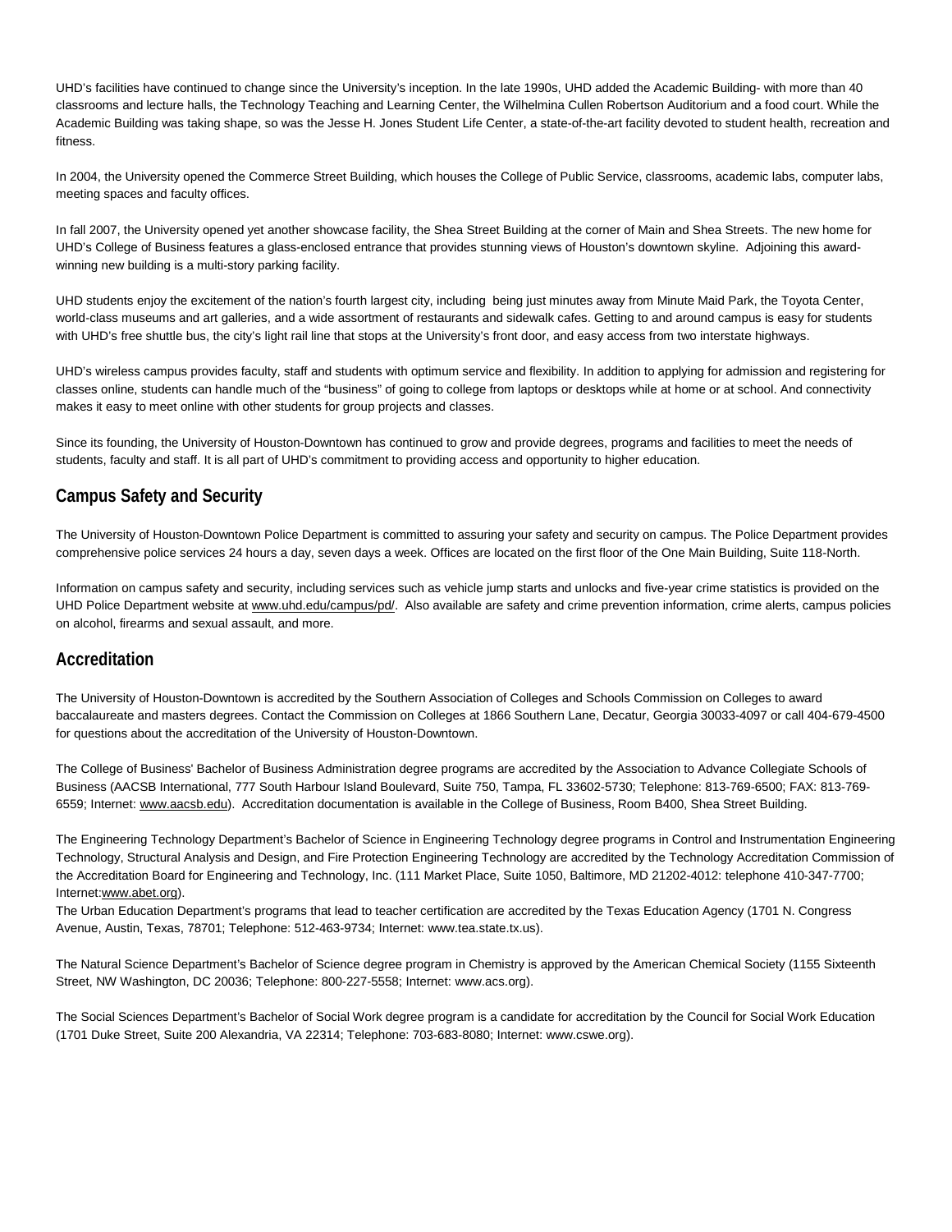UHD's facilities have continued to change since the University's inception. In the late 1990s, UHD added the Academic Building- with more than 40 classrooms and lecture halls, the Technology Teaching and Learning Center, the Wilhelmina Cullen Robertson Auditorium and a food court. While the Academic Building was taking shape, so was the Jesse H. Jones Student Life Center, a state-of-the-art facility devoted to student health, recreation and fitness.

In 2004, the University opened the Commerce Street Building, which houses the College of Public Service, classrooms, academic labs, computer labs, meeting spaces and faculty offices.

In fall 2007, the University opened yet another showcase facility, the Shea Street Building at the corner of Main and Shea Streets. The new home for UHD's College of Business features a glass-enclosed entrance that provides stunning views of Houston's downtown skyline. Adjoining this award-winning new building is a multi-story parking facility.

UHD students enjoy the excitement of the nation's fourth largest city, including being just minutes away from Minute Maid Park, the Toyota Center, world-class museums and art galleries, and a wide assortment of restaurants and sidewalk cafes. Getting to and around campus is easy for students with UHD's free shuttle bus, the city's light rail line that stops at the University's front door, and easy access from two interstate highways.

UHD's wireless campus provides faculty, staff and students with optimum service and flexibility. In addition to applying for admission and registering for classes online, students can handle much of the "business" of going to college from laptops or desktops while at home or at school. And connectivity makes it easy to meet online with other students for group projects and classes.

Since its founding, the University of Houston-Downtown has continued to grow and provide degrees, programs and facilities to meet the needs of students, faculty and staff. It is all part of UHD's commitment to providing access and opportunity to higher education.

## Campus Safety and Security

The University of Houston-Downtown Police Department is committed to assuring your safety and security on campus. The Police Department provides comprehensive police services 24 hours a day, seven days a week. Offices are located on the first floor of the One Main Building, Suite 118-North.

Information on campus safety and security, including services such as vehicle jump starts and unlocks and five-year crime statistics is provided on the UHD Police Department website at www.uhd.edu/campus/pd/. Also available are safety and crime prevention information, crime alerts, campus policies on alcohol, firearms and sexual assault, and more.

## Accreditation

The University of Houston-Downtown is accredited by the Southern Association of Colleges and Schools Commission on Colleges to award baccalaureate and masters degrees. Contact the Commission on Colleges at 1866 Southern Lane, Decatur, Georgia 30033-4097 or call 404-679-4500 for questions about the accreditation of the University of Houston-Downtown.

The College of Business' Bachelor of Business Administration degree programs are accredited by the Association to Advance Collegiate Schools of Business (AACSB International, 777 South Harbour Island Boulevard, Suite 750, Tampa, FL 33602-5730; Telephone: 813-769-6500; FAX: 813-769-6559; Internet: www.aacsb.edu). Accreditation documentation is available in the College of Business, Room B400, Shea Street Building.

The Engineering Technology Department's Bachelor of Science in Engineering Technology degree programs in Control and Instrumentation Engineering Technology, Structural Analysis and Design, and Fire Protection Engineering Technology are accredited by the Technology Accreditation Commission of the Accreditation Board for Engineering and Technology, Inc. (111 Market Place, Suite 1050, Baltimore, MD 21202-4012: telephone 410-347-7700; Internet:www.abet.org).

The Urban Education Department's programs that lead to teacher certification are accredited by the Texas Education Agency (1701 N. Congress Avenue, Austin, Texas, 78701; Telephone: 512-463-9734; Internet: www.tea.state.tx.us).

The Natural Science Department's Bachelor of Science degree program in Chemistry is approved by the American Chemical Society (1155 Sixteenth Street, NW Washington, DC 20036; Telephone: 800-227-5558; Internet: www.acs.org).

The Social Sciences Department's Bachelor of Social Work degree program is a candidate for accreditation by the Council for Social Work Education (1701 Duke Street, Suite 200 Alexandria, VA 22314; Telephone: 703-683-8080; Internet: www.cswe.org).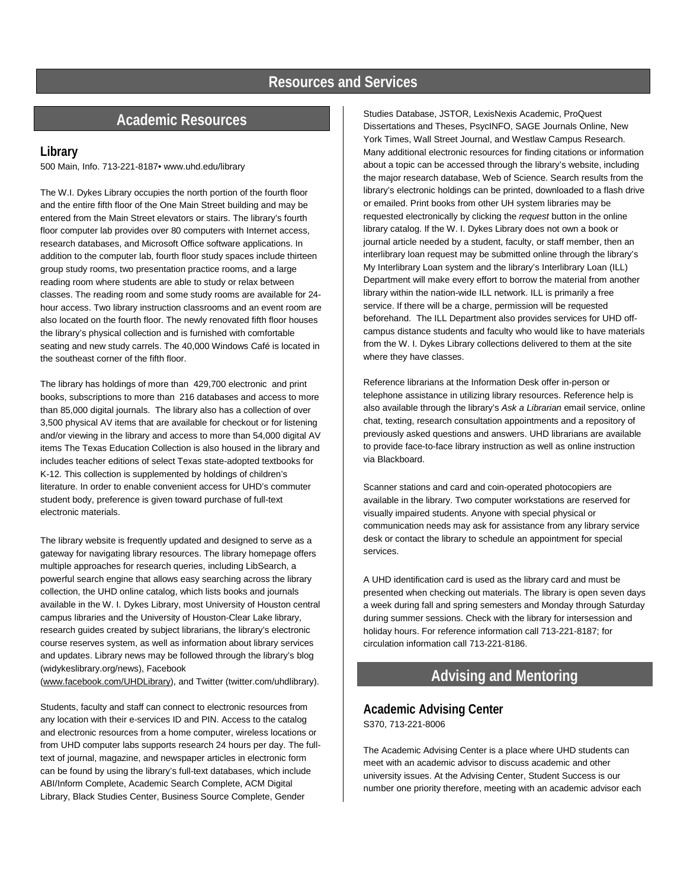# Resources and Services

## Academic Resources

### Library

500 Main, Info. 713-221-8187• www.uhd.edu/library

The W.I. Dykes Library occupies the north portion of the fourth floor and the entire fifth floor of the One Main Street building and may be entered from the Main Street elevators or stairs. The library's fourth floor computer lab provides over 80 computers with Internet access, research databases, and Microsoft Office software applications. In addition to the computer lab, fourth floor study spaces include thirteen group study rooms, two presentation practice rooms, and a large reading room where students are able to study or relax between classes. The reading room and some study rooms are available for 24-hour access. Two library instruction classrooms and an event room are also located on the fourth floor. The newly renovated fifth floor houses the library's physical collection and is furnished with comfortable seating and new study carrels. The 40,000 Windows Café is located in the southeast corner of the fifth floor.

The library has holdings of more than 429,700 electronic and print books, subscriptions to more than 216 databases and access to more than 85,000 digital journals. The library also has a collection of over 3,500 physical AV items that are available for checkout or for listening and/or viewing in the library and access to more than 54,000 digital AV items The Texas Education Collection is also housed in the library and includes teacher editions of select Texas state-adopted textbooks for K-12. This collection is supplemented by holdings of children's literature. In order to enable convenient access for UHD's commuter student body, preference is given toward purchase of full-text electronic materials.

The library website is frequently updated and designed to serve as a gateway for navigating library resources. The library homepage offers multiple approaches for research queries, including LibSearch, a powerful search engine that allows easy searching across the library collection, the UHD online catalog, which lists books and journals available in the W. I. Dykes Library, most University of Houston central campus libraries and the University of Houston-Clear Lake library, research guides created by subject librarians, the library's electronic course reserves system, as well as information about library services and updates. Library news may be followed through the library's blog (widykeslibrary.org/news), Facebook (www.facebook.com/UHDLibrary), and Twitter (twitter.com/uhdlibrary).

Students, faculty and staff can connect to electronic resources from any location with their e-services ID and PIN. Access to the catalog and electronic resources from a home computer, wireless locations or from UHD computer labs supports research 24 hours per day. The full-text of journal, magazine, and newspaper articles in electronic form can be found by using the library's full-text databases, which include ABI/Inform Complete, Academic Search Complete, ACM Digital Library, Black Studies Center, Business Source Complete, Gender Studies Database, JSTOR, LexisNexis Academic, ProQuest Dissertations and Theses, PsycINFO, SAGE Journals Online, New York Times, Wall Street Journal, and Westlaw Campus Research. Many additional electronic resources for finding citations or information about a topic can be accessed through the library's website, including the major research database, Web of Science. Search results from the library's electronic holdings can be printed, downloaded to a flash drive or emailed. Print books from other UH system libraries may be requested electronically by clicking the *request* button in the online library catalog. If the W. I. Dykes Library does not own a book or journal article needed by a student, faculty, or staff member, then an interlibrary loan request may be submitted online through the library's My Interlibrary Loan system and the library's Interlibrary Loan (ILL) Department will make every effort to borrow the material from another library within the nation-wide ILL network. ILL is primarily a free service. If there will be a charge, permission will be requested beforehand. The ILL Department also provides services for UHD off-campus distance students and faculty who would like to have materials from the W. I. Dykes Library collections delivered to them at the site where they have classes.

Reference librarians at the Information Desk offer in-person or telephone assistance in utilizing library resources. Reference help is also available through the library's *Ask a Librarian* email service, online chat, texting, research consultation appointments and a repository of previously asked questions and answers. UHD librarians are available to provide face-to-face library instruction as well as online instruction via Blackboard.

Scanner stations and card and coin-operated photocopiers are available in the library. Two computer workstations are reserved for visually impaired students. Anyone with special physical or communication needs may ask for assistance from any library service desk or contact the library to schedule an appointment for special services.

A UHD identification card is used as the library card and must be presented when checking out materials. The library is open seven days a week during fall and spring semesters and Monday through Saturday during summer sessions. Check with the library for intersession and holiday hours. For reference information call 713-221-8187; for circulation information call 713-221-8186.

## Advising and Mentoring

### Academic Advising Center

S370, 713-221-8006

The Academic Advising Center is a place where UHD students can meet with an academic advisor to discuss academic and other university issues. At the Advising Center, Student Success is our number one priority therefore, meeting with an academic advisor each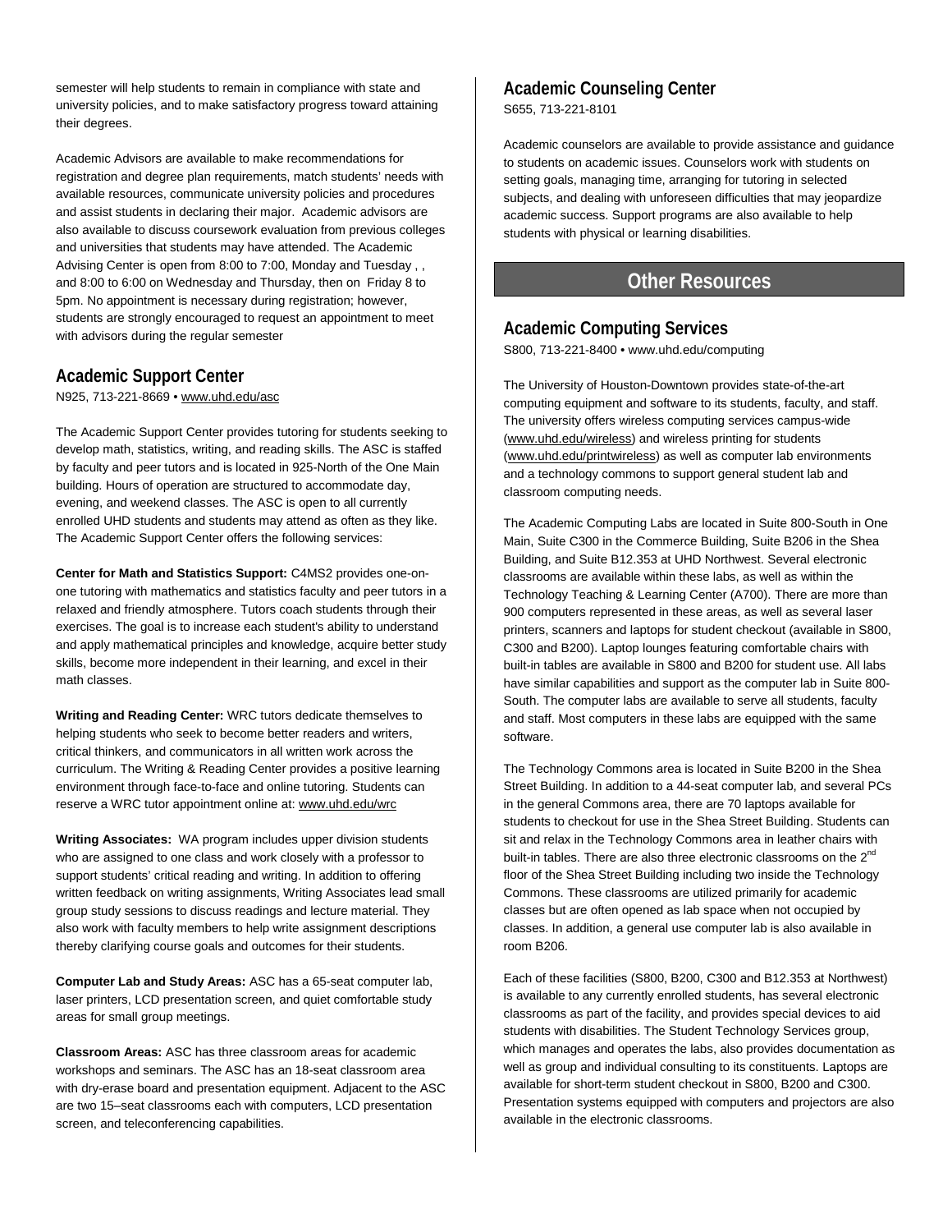semester will help students to remain in compliance with state and university policies, and to make satisfactory progress toward attaining their degrees.

Academic Advisors are available to make recommendations for registration and degree plan requirements, match students' needs with available resources, communicate university policies and procedures and assist students in declaring their major. Academic advisors are also available to discuss coursework evaluation from previous colleges and universities that students may have attended. The Academic Advising Center is open from 8:00 to 7:00, Monday and Tuesday , , and 8:00 to 6:00 on Wednesday and Thursday, then on Friday 8 to 5pm. No appointment is necessary during registration; however, students are strongly encouraged to request an appointment to meet with advisors during the regular semester

## Academic Support Center

N925, 713-221-8669 • www.uhd.edu/asc

The Academic Support Center provides tutoring for students seeking to develop math, statistics, writing, and reading skills. The ASC is staffed by faculty and peer tutors and is located in 925-North of the One Main building. Hours of operation are structured to accommodate day, evening, and weekend classes. The ASC is open to all currently enrolled UHD students and students may attend as often as they like. The Academic Support Center offers the following services:

**Center for Math and Statistics Support:** C4MS2 provides one-on-one tutoring with mathematics and statistics faculty and peer tutors in a relaxed and friendly atmosphere. Tutors coach students through their exercises. The goal is to increase each student's ability to understand and apply mathematical principles and knowledge, acquire better study skills, become more independent in their learning, and excel in their math classes.

**Writing and Reading Center:** WRC tutors dedicate themselves to helping students who seek to become better readers and writers, critical thinkers, and communicators in all written work across the curriculum. The Writing & Reading Center provides a positive learning environment through face-to-face and online tutoring. Students can reserve a WRC tutor appointment online at: www.uhd.edu/wrc

**Writing Associates:** WA program includes upper division students who are assigned to one class and work closely with a professor to support students' critical reading and writing. In addition to offering written feedback on writing assignments, Writing Associates lead small group study sessions to discuss readings and lecture material. They also work with faculty members to help write assignment descriptions thereby clarifying course goals and outcomes for their students.

**Computer Lab and Study Areas:** ASC has a 65-seat computer lab, laser printers, LCD presentation screen, and quiet comfortable study areas for small group meetings.

**Classroom Areas:** ASC has three classroom areas for academic workshops and seminars. The ASC has an 18-seat classroom area with dry-erase board and presentation equipment. Adjacent to the ASC are two 15–seat classrooms each with computers, LCD presentation screen, and teleconferencing capabilities.

## Academic Counseling Center

S655, 713-221-8101

Academic counselors are available to provide assistance and guidance to students on academic issues. Counselors work with students on setting goals, managing time, arranging for tutoring in selected subjects, and dealing with unforeseen difficulties that may jeopardize academic success. Support programs are also available to help students with physical or learning disabilities.

# Other Resources

## Academic Computing Services

S800, 713-221-8400 • www.uhd.edu/computing

The University of Houston-Downtown provides state-of-the-art computing equipment and software to its students, faculty, and staff. The university offers wireless computing services campus-wide (www.uhd.edu/wireless) and wireless printing for students (www.uhd.edu/printwireless) as well as computer lab environments and a technology commons to support general student lab and classroom computing needs.

The Academic Computing Labs are located in Suite 800-South in One Main, Suite C300 in the Commerce Building, Suite B206 in the Shea Building, and Suite B12.353 at UHD Northwest. Several electronic classrooms are available within these labs, as well as within the Technology Teaching & Learning Center (A700). There are more than 900 computers represented in these areas, as well as several laser printers, scanners and laptops for student checkout (available in S800, C300 and B200). Laptop lounges featuring comfortable chairs with built-in tables are available in S800 and B200 for student use. All labs have similar capabilities and support as the computer lab in Suite 800-South. The computer labs are available to serve all students, faculty and staff. Most computers in these labs are equipped with the same software.

The Technology Commons area is located in Suite B200 in the Shea Street Building. In addition to a 44-seat computer lab, and several PCs in the general Commons area, there are 70 laptops available for students to checkout for use in the Shea Street Building. Students can sit and relax in the Technology Commons area in leather chairs with built-in tables. There are also three electronic classrooms on the 2nd floor of the Shea Street Building including two inside the Technology Commons. These classrooms are utilized primarily for academic classes but are often opened as lab space when not occupied by classes. In addition, a general use computer lab is also available in room B206.

Each of these facilities (S800, B200, C300 and B12.353 at Northwest) is available to any currently enrolled students, has several electronic classrooms as part of the facility, and provides special devices to aid students with disabilities. The Student Technology Services group, which manages and operates the labs, also provides documentation as well as group and individual consulting to its constituents. Laptops are available for short-term student checkout in S800, B200 and C300. Presentation systems equipped with computers and projectors are also available in the electronic classrooms.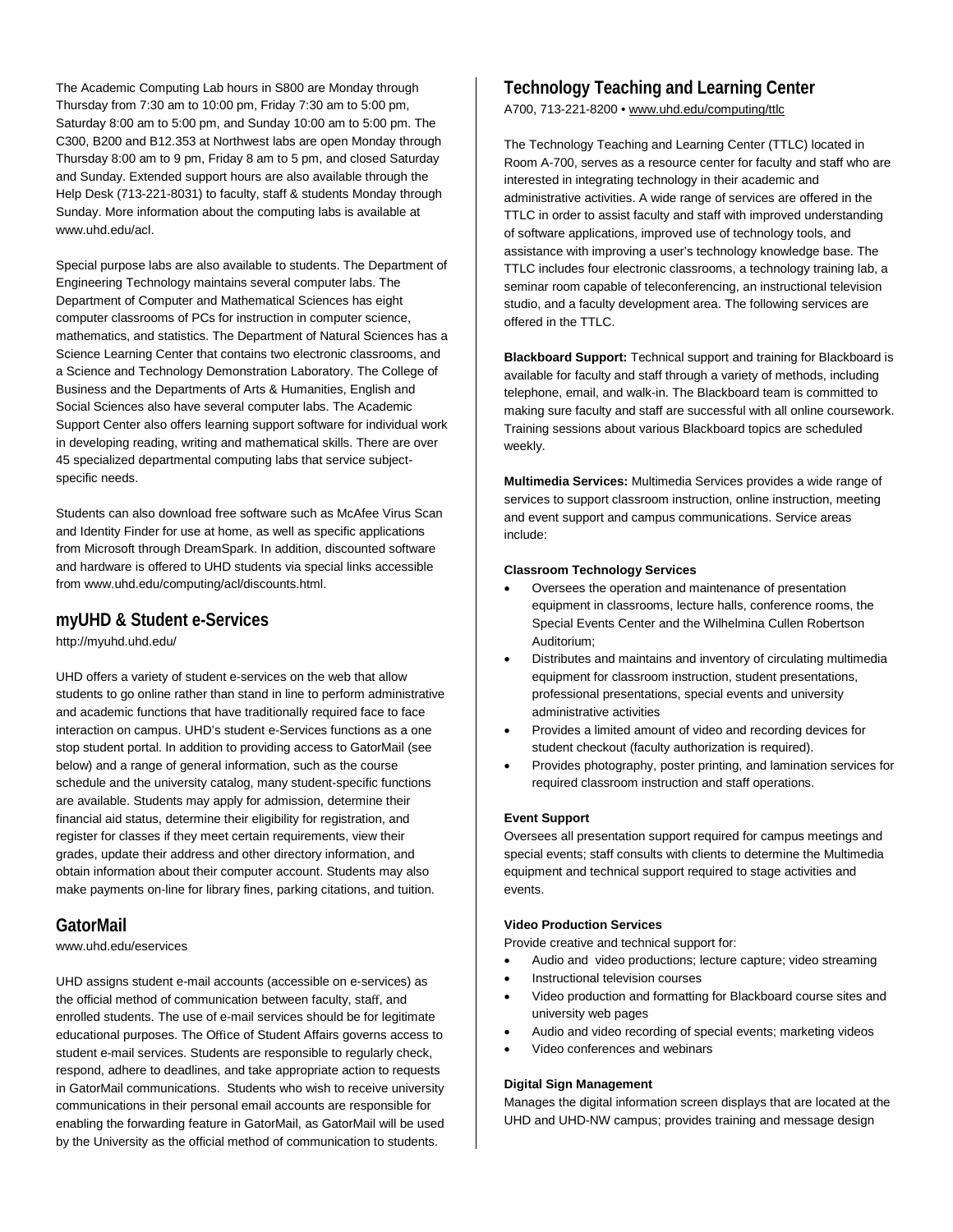The Academic Computing Lab hours in S800 are Monday through Thursday from 7:30 am to 10:00 pm, Friday 7:30 am to 5:00 pm, Saturday 8:00 am to 5:00 pm, and Sunday 10:00 am to 5:00 pm. The C300, B200 and B12.353 at Northwest labs are open Monday through Thursday 8:00 am to 9 pm, Friday 8 am to 5 pm, and closed Saturday and Sunday. Extended support hours are also available through the Help Desk (713-221-8031) to faculty, staff & students Monday through Sunday. More information about the computing labs is available at www.uhd.edu/acl.

Special purpose labs are also available to students. The Department of Engineering Technology maintains several computer labs. The Department of Computer and Mathematical Sciences has eight computer classrooms of PCs for instruction in computer science, mathematics, and statistics. The Department of Natural Sciences has a Science Learning Center that contains two electronic classrooms, and a Science and Technology Demonstration Laboratory. The College of Business and the Departments of Arts & Humanities, English and Social Sciences also have several computer labs. The Academic Support Center also offers learning support software for individual work in developing reading, writing and mathematical skills. There are over 45 specialized departmental computing labs that service subject-specific needs.

Students can also download free software such as McAfee Virus Scan and Identity Finder for use at home, as well as specific applications from Microsoft through DreamSpark. In addition, discounted software and hardware is offered to UHD students via special links accessible from www.uhd.edu/computing/acl/discounts.html.

## myUHD & Student e-Services

http://myuhd.uhd.edu/

UHD offers a variety of student e-services on the web that allow students to go online rather than stand in line to perform administrative and academic functions that have traditionally required face to face interaction on campus. UHD's student e-Services functions as a one stop student portal. In addition to providing access to GatorMail (see below) and a range of general information, such as the course schedule and the university catalog, many student-specific functions are available. Students may apply for admission, determine their financial aid status, determine their eligibility for registration, and register for classes if they meet certain requirements, view their grades, update their address and other directory information, and obtain information about their computer account. Students may also make payments on-line for library fines, parking citations, and tuition.

## GatorMail

www.uhd.edu/eservices

UHD assigns student e-mail accounts (accessible on e-services) as the official method of communication between faculty, staff, and enrolled students. The use of e-mail services should be for legitimate educational purposes. The Office of Student Affairs governs access to student e-mail services. Students are responsible to regularly check, respond, adhere to deadlines, and take appropriate action to requests in GatorMail communications. Students who wish to receive university communications in their personal email accounts are responsible for enabling the forwarding feature in GatorMail, as GatorMail will be used by the University as the official method of communication to students.

## Technology Teaching and Learning Center

A700, 713-221-8200 • www.uhd.edu/computing/ttlc

The Technology Teaching and Learning Center (TTLC) located in Room A-700, serves as a resource center for faculty and staff who are interested in integrating technology in their academic and administrative activities. A wide range of services are offered in the TTLC in order to assist faculty and staff with improved understanding of software applications, improved use of technology tools, and assistance with improving a user's technology knowledge base. The TTLC includes four electronic classrooms, a technology training lab, a seminar room capable of teleconferencing, an instructional television studio, and a faculty development area. The following services are offered in the TTLC.

**Blackboard Support:** Technical support and training for Blackboard is available for faculty and staff through a variety of methods, including telephone, email, and walk-in. The Blackboard team is committed to making sure faculty and staff are successful with all online coursework. Training sessions about various Blackboard topics are scheduled weekly.

**Multimedia Services:** Multimedia Services provides a wide range of services to support classroom instruction, online instruction, meeting and event support and campus communications. Service areas include:

**Classroom Technology Services**

- Oversees the operation and maintenance of presentation equipment in classrooms, lecture halls, conference rooms, the Special Events Center and the Wilhelmina Cullen Robertson Auditorium;
- Distributes and maintains and inventory of circulating multimedia equipment for classroom instruction, student presentations, professional presentations, special events and university administrative activities
- Provides a limited amount of video and recording devices for student checkout (faculty authorization is required).
- Provides photography, poster printing, and lamination services for required classroom instruction and staff operations.

**Event Support**

Oversees all presentation support required for campus meetings and special events; staff consults with clients to determine the Multimedia equipment and technical support required to stage activities and events.

**Video Production Services**

Provide creative and technical support for:

- Audio and video productions; lecture capture; video streaming
- Instructional television courses
- Video production and formatting for Blackboard course sites and university web pages
- Audio and video recording of special events; marketing videos
- Video conferences and webinars

**Digital Sign Management**

Manages the digital information screen displays that are located at the UHD and UHD-NW campus; provides training and message design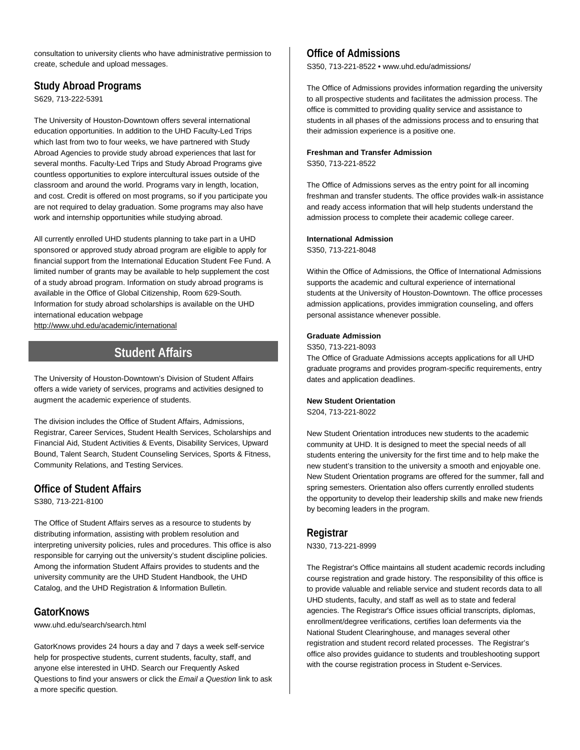consultation to university clients who have administrative permission to create, schedule and upload messages.

### Study Abroad Programs

S629, 713-222-5391

The University of Houston-Downtown offers several international education opportunities. In addition to the UHD Faculty-Led Trips which last from two to four weeks, we have partnered with Study Abroad Agencies to provide study abroad experiences that last for several months. Faculty-Led Trips and Study Abroad Programs give countless opportunities to explore intercultural issues outside of the classroom and around the world. Programs vary in length, location, and cost. Credit is offered on most programs, so if you participate you are not required to delay graduation. Some programs may also have work and internship opportunities while studying abroad.

All currently enrolled UHD students planning to take part in a UHD sponsored or approved study abroad program are eligible to apply for financial support from the International Education Student Fee Fund. A limited number of grants may be available to help supplement the cost of a study abroad program. Information on study abroad programs is available in the Office of Global Citizenship, Room 629-South. Information for study abroad scholarships is available on the UHD international education webpage http://www.uhd.edu/academic/international

## Student Affairs

The University of Houston-Downtown's Division of Student Affairs offers a wide variety of services, programs and activities designed to augment the academic experience of students.

The division includes the Office of Student Affairs, Admissions, Registrar, Career Services, Student Health Services, Scholarships and Financial Aid, Student Activities & Events, Disability Services, Upward Bound, Talent Search, Student Counseling Services, Sports & Fitness, Community Relations, and Testing Services.

### Office of Student Affairs

S380, 713-221-8100

The Office of Student Affairs serves as a resource to students by distributing information, assisting with problem resolution and interpreting university policies, rules and procedures. This office is also responsible for carrying out the university's student discipline policies. Among the information Student Affairs provides to students and the university community are the UHD Student Handbook, the UHD Catalog, and the UHD Registration & Information Bulletin.

### GatorKnows

www.uhd.edu/search/search.html

GatorKnows provides 24 hours a day and 7 days a week self-service help for prospective students, current students, faculty, staff, and anyone else interested in UHD. Search our Frequently Asked Questions to find your answers or click the *Email a Question* link to ask a more specific question.

### Office of Admissions

S350, 713-221-8522 • www.uhd.edu/admissions/

The Office of Admissions provides information regarding the university to all prospective students and facilitates the admission process. The office is committed to providing quality service and assistance to students in all phases of the admissions process and to ensuring that their admission experience is a positive one.

**Freshman and Transfer Admission**

S350, 713-221-8522

The Office of Admissions serves as the entry point for all incoming freshman and transfer students. The office provides walk-in assistance and ready access information that will help students understand the admission process to complete their academic college career.

**International Admission**

S350, 713-221-8048

Within the Office of Admissions, the Office of International Admissions supports the academic and cultural experience of international students at the University of Houston-Downtown. The office processes admission applications, provides immigration counseling, and offers personal assistance whenever possible.

**Graduate Admission**

S350, 713-221-8093

The Office of Graduate Admissions accepts applications for all UHD graduate programs and provides program-specific requirements, entry dates and application deadlines.

**New Student Orientation**

S204, 713-221-8022

New Student Orientation introduces new students to the academic community at UHD. It is designed to meet the special needs of all students entering the university for the first time and to help make the new student's transition to the university a smooth and enjoyable one. New Student Orientation programs are offered for the summer, fall and spring semesters. Orientation also offers currently enrolled students the opportunity to develop their leadership skills and make new friends by becoming leaders in the program.

### Registrar

N330, 713-221-8999

The Registrar's Office maintains all student academic records including course registration and grade history. The responsibility of this office is to provide valuable and reliable service and student records data to all UHD students, faculty, and staff as well as to state and federal agencies. The Registrar's Office issues official transcripts, diplomas, enrollment/degree verifications, certifies loan deferments via the National Student Clearinghouse, and manages several other registration and student record related processes. The Registrar's office also provides guidance to students and troubleshooting support with the course registration process in Student e-Services.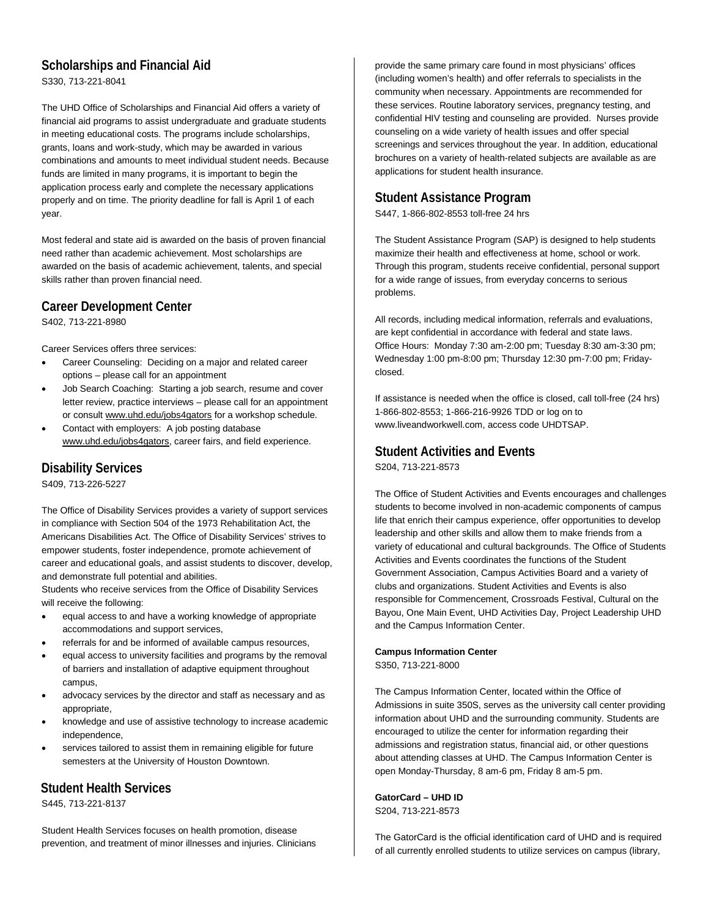## Scholarships and Financial Aid

S330, 713-221-8041

The UHD Office of Scholarships and Financial Aid offers a variety of financial aid programs to assist undergraduate and graduate students in meeting educational costs. The programs include scholarships, grants, loans and work-study, which may be awarded in various combinations and amounts to meet individual student needs. Because funds are limited in many programs, it is important to begin the application process early and complete the necessary applications properly and on time. The priority deadline for fall is April 1 of each year.

Most federal and state aid is awarded on the basis of proven financial need rather than academic achievement. Most scholarships are awarded on the basis of academic achievement, talents, and special skills rather than proven financial need.

## Career Development Center

S402, 713-221-8980

Career Services offers three services:

- Career Counseling: Deciding on a major and related career options – please call for an appointment
- Job Search Coaching: Starting a job search, resume and cover letter review, practice interviews – please call for an appointment or consult www.uhd.edu/jobs4gators for a workshop schedule.
- Contact with employers: A job posting database www.uhd.edu/jobs4gators, career fairs, and field experience.

## Disability Services

S409, 713-226-5227

The Office of Disability Services provides a variety of support services in compliance with Section 504 of the 1973 Rehabilitation Act, the Americans Disabilities Act. The Office of Disability Services' strives to empower students, foster independence, promote achievement of career and educational goals, and assist students to discover, develop, and demonstrate full potential and abilities.

Students who receive services from the Office of Disability Services will receive the following:

- equal access to and have a working knowledge of appropriate accommodations and support services,
- referrals for and be informed of available campus resources,
- equal access to university facilities and programs by the removal of barriers and installation of adaptive equipment throughout campus,
- advocacy services by the director and staff as necessary and as appropriate,
- knowledge and use of assistive technology to increase academic independence,
- services tailored to assist them in remaining eligible for future semesters at the University of Houston Downtown.

## Student Health Services

S445, 713-221-8137

Student Health Services focuses on health promotion, disease prevention, and treatment of minor illnesses and injuries. Clinicians provide the same primary care found in most physicians' offices (including women's health) and offer referrals to specialists in the community when necessary. Appointments are recommended for these services. Routine laboratory services, pregnancy testing, and confidential HIV testing and counseling are provided. Nurses provide counseling on a wide variety of health issues and offer special screenings and services throughout the year. In addition, educational brochures on a variety of health-related subjects are available as are applications for student health insurance.

## Student Assistance Program

S447, 1-866-802-8553 toll-free 24 hrs

The Student Assistance Program (SAP) is designed to help students maximize their health and effectiveness at home, school or work. Through this program, students receive confidential, personal support for a wide range of issues, from everyday concerns to serious problems.

All records, including medical information, referrals and evaluations, are kept confidential in accordance with federal and state laws. Office Hours: Monday 7:30 am-2:00 pm; Tuesday 8:30 am-3:30 pm; Wednesday 1:00 pm-8:00 pm; Thursday 12:30 pm-7:00 pm; Friday-closed.

If assistance is needed when the office is closed, call toll-free (24 hrs) 1-866-802-8553; 1-866-216-9926 TDD or log on to www.liveandworkwell.com, access code UHDTSAP.

## Student Activities and Events

S204, 713-221-8573

The Office of Student Activities and Events encourages and challenges students to become involved in non-academic components of campus life that enrich their campus experience, offer opportunities to develop leadership and other skills and allow them to make friends from a variety of educational and cultural backgrounds. The Office of Students Activities and Events coordinates the functions of the Student Government Association, Campus Activities Board and a variety of clubs and organizations. Student Activities and Events is also responsible for Commencement, Crossroads Festival, Cultural on the Bayou, One Main Event, UHD Activities Day, Project Leadership UHD and the Campus Information Center.

**Campus Information Center**

S350, 713-221-8000

The Campus Information Center, located within the Office of Admissions in suite 350S, serves as the university call center providing information about UHD and the surrounding community. Students are encouraged to utilize the center for information regarding their admissions and registration status, financial aid, or other questions about attending classes at UHD. The Campus Information Center is open Monday-Thursday, 8 am-6 pm, Friday 8 am-5 pm.

**GatorCard – UHD ID**

S204, 713-221-8573

The GatorCard is the official identification card of UHD and is required of all currently enrolled students to utilize services on campus (library,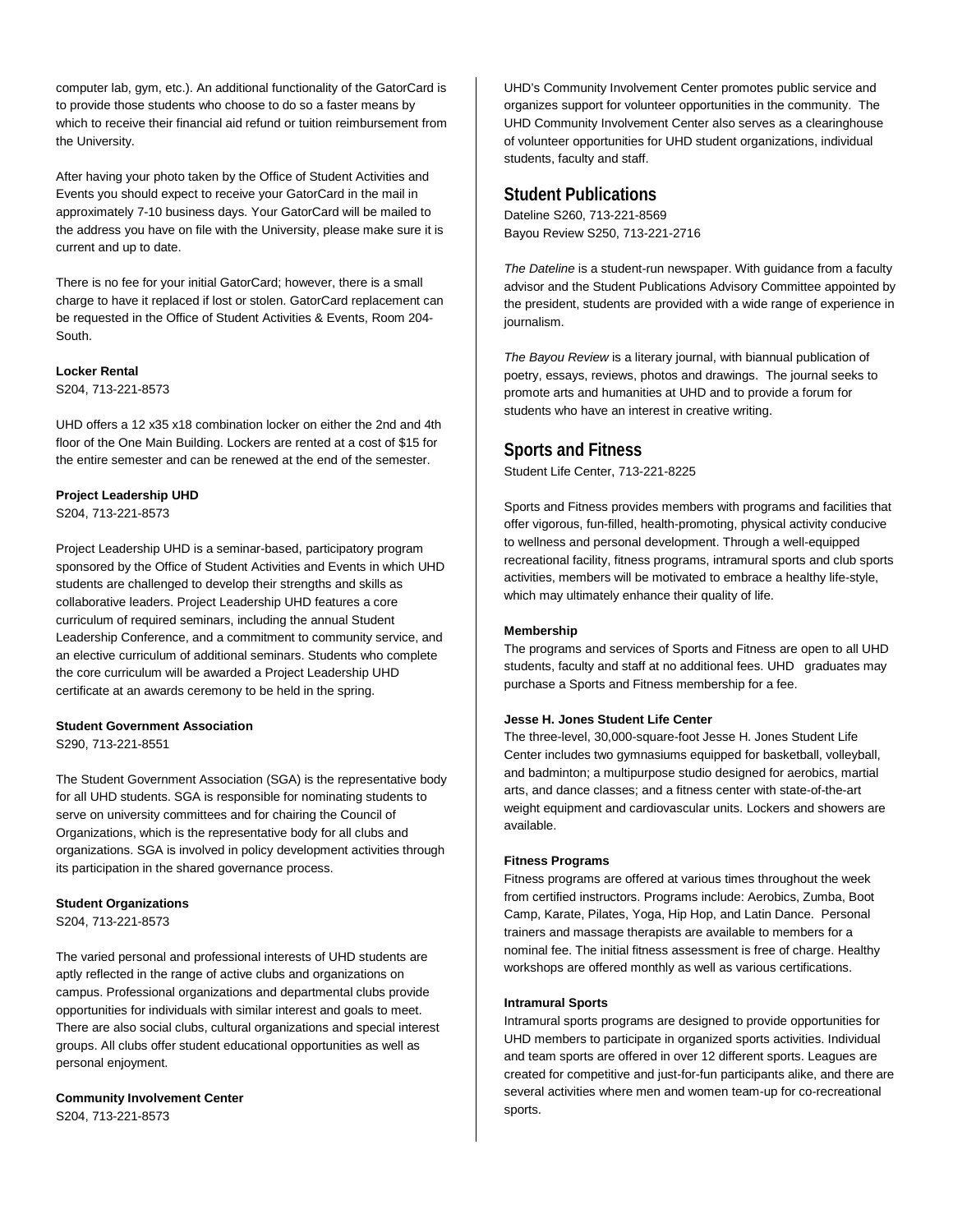computer lab, gym, etc.). An additional functionality of the GatorCard is to provide those students who choose to do so a faster means by which to receive their financial aid refund or tuition reimbursement from the University.

After having your photo taken by the Office of Student Activities and Events you should expect to receive your GatorCard in the mail in approximately 7-10 business days. Your GatorCard will be mailed to the address you have on file with the University, please make sure it is current and up to date.

There is no fee for your initial GatorCard; however, there is a small charge to have it replaced if lost or stolen. GatorCard replacement can be requested in the Office of Student Activities & Events, Room 204-South.

**Locker Rental**
S204, 713-221-8573

UHD offers a 12 x35 x18 combination locker on either the 2nd and 4th floor of the One Main Building. Lockers are rented at a cost of $15 for the entire semester and can be renewed at the end of the semester.

**Project Leadership UHD**
S204, 713-221-8573

Project Leadership UHD is a seminar-based, participatory program sponsored by the Office of Student Activities and Events in which UHD students are challenged to develop their strengths and skills as collaborative leaders. Project Leadership UHD features a core curriculum of required seminars, including the annual Student Leadership Conference, and a commitment to community service, and an elective curriculum of additional seminars. Students who complete the core curriculum will be awarded a Project Leadership UHD certificate at an awards ceremony to be held in the spring.

**Student Government Association**
S290, 713-221-8551

The Student Government Association (SGA) is the representative body for all UHD students. SGA is responsible for nominating students to serve on university committees and for chairing the Council of Organizations, which is the representative body for all clubs and organizations. SGA is involved in policy development activities through its participation in the shared governance process.

**Student Organizations**
S204, 713-221-8573

The varied personal and professional interests of UHD students are aptly reflected in the range of active clubs and organizations on campus. Professional organizations and departmental clubs provide opportunities for individuals with similar interest and goals to meet. There are also social clubs, cultural organizations and special interest groups. All clubs offer student educational opportunities as well as personal enjoyment.

**Community Involvement Center**
S204, 713-221-8573

UHD's Community Involvement Center promotes public service and organizes support for volunteer opportunities in the community. The UHD Community Involvement Center also serves as a clearinghouse of volunteer opportunities for UHD student organizations, individual students, faculty and staff.

## Student Publications

Dateline S260, 713-221-8569
Bayou Review S250, 713-221-2716

*The Dateline* is a student-run newspaper. With guidance from a faculty advisor and the Student Publications Advisory Committee appointed by the president, students are provided with a wide range of experience in journalism.

*The Bayou Review* is a literary journal, with biannual publication of poetry, essays, reviews, photos and drawings. The journal seeks to promote arts and humanities at UHD and to provide a forum for students who have an interest in creative writing.

## Sports and Fitness

Student Life Center, 713-221-8225

Sports and Fitness provides members with programs and facilities that offer vigorous, fun-filled, health-promoting, physical activity conducive to wellness and personal development. Through a well-equipped recreational facility, fitness programs, intramural sports and club sports activities, members will be motivated to embrace a healthy life-style, which may ultimately enhance their quality of life.

**Membership**
The programs and services of Sports and Fitness are open to all UHD students, faculty and staff at no additional fees. UHD graduates may purchase a Sports and Fitness membership for a fee.

**Jesse H. Jones Student Life Center**
The three-level, 30,000-square-foot Jesse H. Jones Student Life Center includes two gymnasiums equipped for basketball, volleyball, and badminton; a multipurpose studio designed for aerobics, martial arts, and dance classes; and a fitness center with state-of-the-art weight equipment and cardiovascular units. Lockers and showers are available.

**Fitness Programs**
Fitness programs are offered at various times throughout the week from certified instructors. Programs include: Aerobics, Zumba, Boot Camp, Karate, Pilates, Yoga, Hip Hop, and Latin Dance. Personal trainers and massage therapists are available to members for a nominal fee. The initial fitness assessment is free of charge. Healthy workshops are offered monthly as well as various certifications.

**Intramural Sports**
Intramural sports programs are designed to provide opportunities for UHD members to participate in organized sports activities. Individual and team sports are offered in over 12 different sports. Leagues are created for competitive and just-for-fun participants alike, and there are several activities where men and women team-up for co-recreational sports.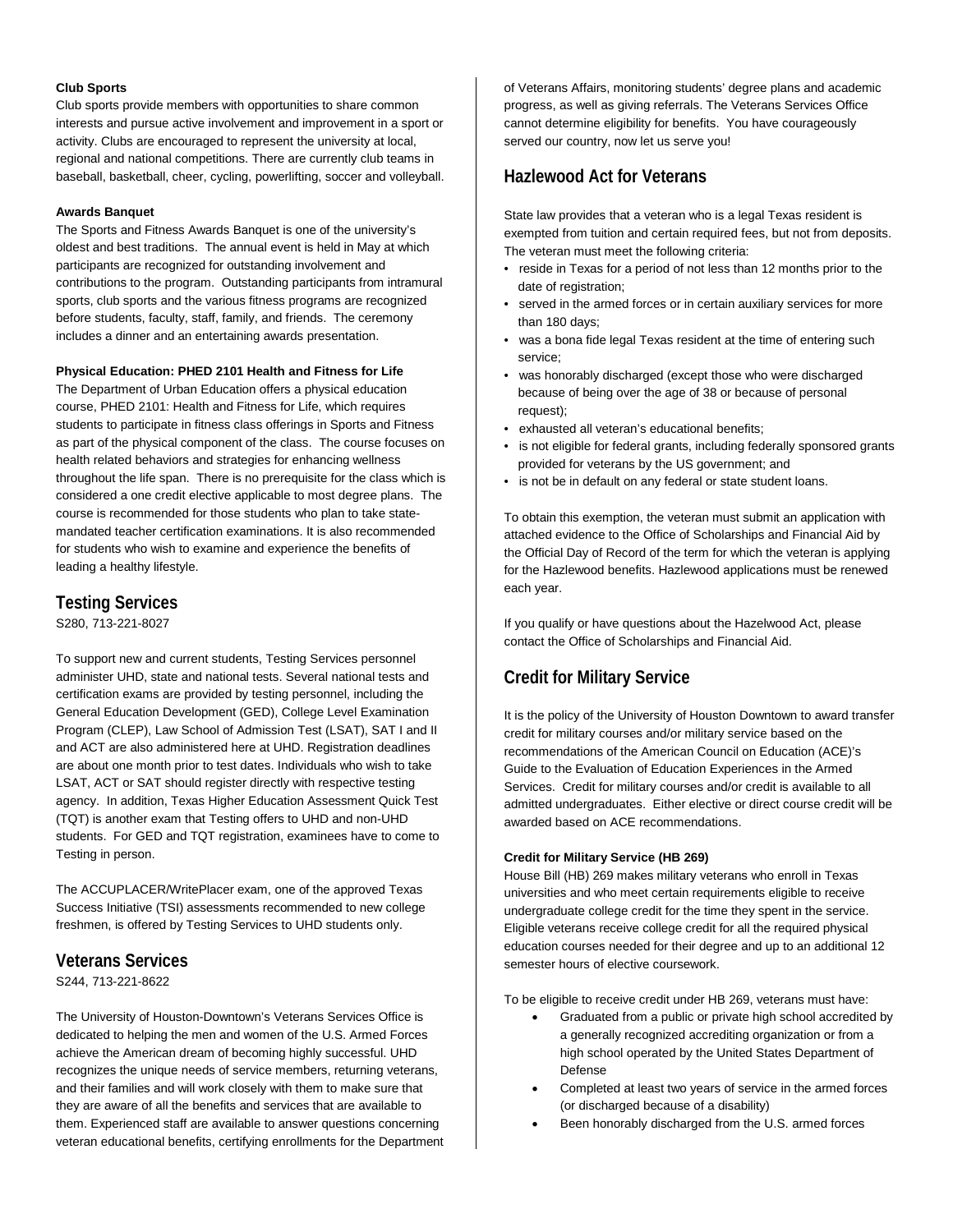**Club Sports**

Club sports provide members with opportunities to share common interests and pursue active involvement and improvement in a sport or activity. Clubs are encouraged to represent the university at local, regional and national competitions. There are currently club teams in baseball, basketball, cheer, cycling, powerlifting, soccer and volleyball.

**Awards Banquet**

The Sports and Fitness Awards Banquet is one of the university's oldest and best traditions. The annual event is held in May at which participants are recognized for outstanding involvement and contributions to the program. Outstanding participants from intramural sports, club sports and the various fitness programs are recognized before students, faculty, staff, family, and friends. The ceremony includes a dinner and an entertaining awards presentation.

**Physical Education: PHED 2101 Health and Fitness for Life**

The Department of Urban Education offers a physical education course, PHED 2101: Health and Fitness for Life, which requires students to participate in fitness class offerings in Sports and Fitness as part of the physical component of the class. The course focuses on health related behaviors and strategies for enhancing wellness throughout the life span. There is no prerequisite for the class which is considered a one credit elective applicable to most degree plans. The course is recommended for those students who plan to take state-mandated teacher certification examinations. It is also recommended for students who wish to examine and experience the benefits of leading a healthy lifestyle.

## Testing Services

S280, 713-221-8027

To support new and current students, Testing Services personnel administer UHD, state and national tests. Several national tests and certification exams are provided by testing personnel, including the General Education Development (GED), College Level Examination Program (CLEP), Law School of Admission Test (LSAT), SAT I and II and ACT are also administered here at UHD. Registration deadlines are about one month prior to test dates. Individuals who wish to take LSAT, ACT or SAT should register directly with respective testing agency. In addition, Texas Higher Education Assessment Quick Test (TQT) is another exam that Testing offers to UHD and non-UHD students. For GED and TQT registration, examinees have to come to Testing in person.

The ACCUPLACER/WritePlacer exam, one of the approved Texas Success Initiative (TSI) assessments recommended to new college freshmen, is offered by Testing Services to UHD students only.

## Veterans Services

S244, 713-221-8622

The University of Houston-Downtown's Veterans Services Office is dedicated to helping the men and women of the U.S. Armed Forces achieve the American dream of becoming highly successful. UHD recognizes the unique needs of service members, returning veterans, and their families and will work closely with them to make sure that they are aware of all the benefits and services that are available to them. Experienced staff are available to answer questions concerning veteran educational benefits, certifying enrollments for the Department of Veterans Affairs, monitoring students' degree plans and academic progress, as well as giving referrals. The Veterans Services Office cannot determine eligibility for benefits. You have courageously served our country, now let us serve you!

## Hazlewood Act for Veterans

State law provides that a veteran who is a legal Texas resident is exempted from tuition and certain required fees, but not from deposits. The veteran must meet the following criteria:

- reside in Texas for a period of not less than 12 months prior to the date of registration;
- served in the armed forces or in certain auxiliary services for more than 180 days;
- was a bona fide legal Texas resident at the time of entering such service;
- was honorably discharged (except those who were discharged because of being over the age of 38 or because of personal request);
- exhausted all veteran's educational benefits;
- is not eligible for federal grants, including federally sponsored grants provided for veterans by the US government; and
- is not be in default on any federal or state student loans.

To obtain this exemption, the veteran must submit an application with attached evidence to the Office of Scholarships and Financial Aid by the Official Day of Record of the term for which the veteran is applying for the Hazlewood benefits. Hazlewood applications must be renewed each year.

If you qualify or have questions about the Hazelwood Act, please contact the Office of Scholarships and Financial Aid.

## Credit for Military Service

It is the policy of the University of Houston Downtown to award transfer credit for military courses and/or military service based on the recommendations of the American Council on Education (ACE)'s Guide to the Evaluation of Education Experiences in the Armed Services. Credit for military courses and/or credit is available to all admitted undergraduates. Either elective or direct course credit will be awarded based on ACE recommendations.

**Credit for Military Service (HB 269)**

House Bill (HB) 269 makes military veterans who enroll in Texas universities and who meet certain requirements eligible to receive undergraduate college credit for the time they spent in the service. Eligible veterans receive college credit for all the required physical education courses needed for their degree and up to an additional 12 semester hours of elective coursework.

To be eligible to receive credit under HB 269, veterans must have:

- Graduated from a public or private high school accredited by a generally recognized accrediting organization or from a high school operated by the United States Department of Defense
- Completed at least two years of service in the armed forces (or discharged because of a disability)
- Been honorably discharged from the U.S. armed forces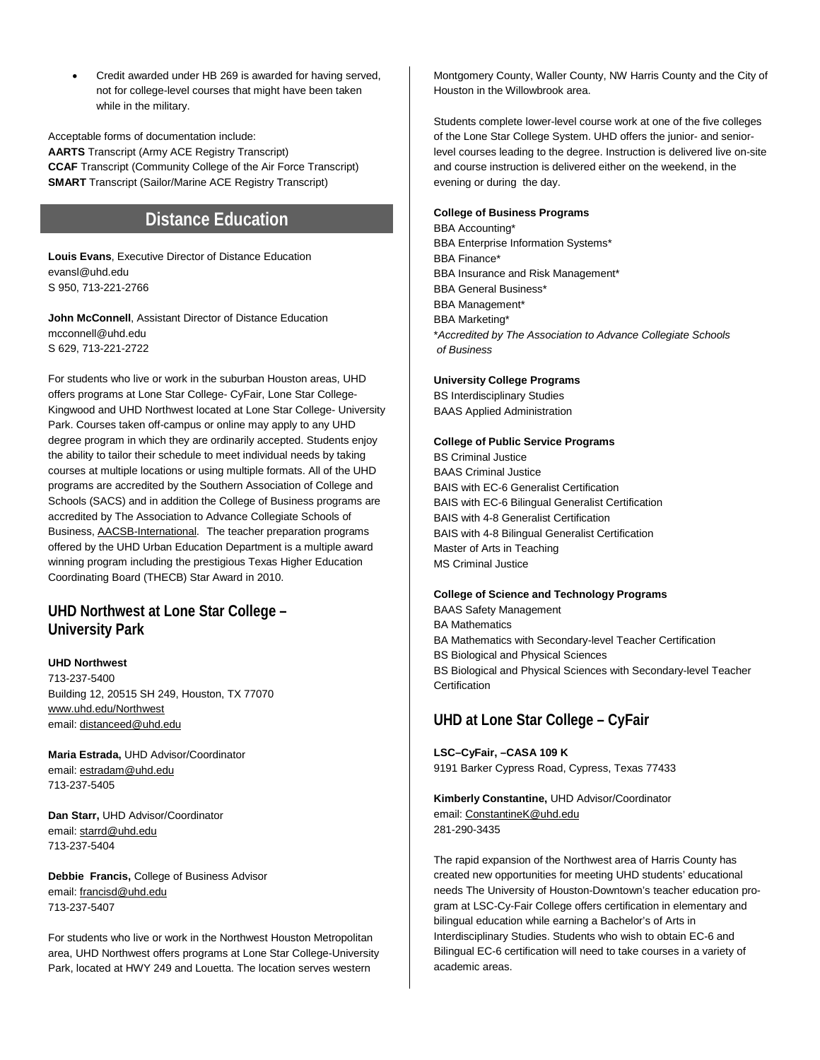- Credit awarded under HB 269 is awarded for having served, not for college-level courses that might have been taken while in the military.

Acceptable forms of documentation include:
**AARTS** Transcript (Army ACE Registry Transcript)
**CCAF** Transcript (Community College of the Air Force Transcript)
**SMART** Transcript (Sailor/Marine ACE Registry Transcript)

# Distance Education

**Louis Evans**, Executive Director of Distance Education
evansl@uhd.edu
S 950, 713-221-2766

**John McConnell**, Assistant Director of Distance Education
mcconnell@uhd.edu
S 629, 713-221-2722

For students who live or work in the suburban Houston areas, UHD offers programs at Lone Star College- CyFair, Lone Star College-Kingwood and UHD Northwest located at Lone Star College- University Park. Courses taken off-campus or online may apply to any UHD degree program in which they are ordinarily accepted. Students enjoy the ability to tailor their schedule to meet individual needs by taking courses at multiple locations or using multiple formats. All of the UHD programs are accredited by the Southern Association of College and Schools (SACS) and in addition the College of Business programs are accredited by The Association to Advance Collegiate Schools of Business, AACSB-International. The teacher preparation programs offered by the UHD Urban Education Department is a multiple award winning program including the prestigious Texas Higher Education Coordinating Board (THECB) Star Award in 2010.

## UHD Northwest at Lone Star College – University Park

**UHD Northwest**
713-237-5400
Building 12, 20515 SH 249, Houston, TX 77070
www.uhd.edu/Northwest
email: distanceed@uhd.edu

**Maria Estrada,** UHD Advisor/Coordinator
email: estradam@uhd.edu
713-237-5405

**Dan Starr,** UHD Advisor/Coordinator
email: starrd@uhd.edu
713-237-5404

**Debbie Francis,** College of Business Advisor
email: francisd@uhd.edu
713-237-5407

For students who live or work in the Northwest Houston Metropolitan area, UHD Northwest offers programs at Lone Star College-University Park, located at HWY 249 and Louetta. The location serves western Montgomery County, Waller County, NW Harris County and the City of Houston in the Willowbrook area.

Students complete lower-level course work at one of the five colleges of the Lone Star College System. UHD offers the junior- and senior-level courses leading to the degree. Instruction is delivered live on-site and course instruction is delivered either on the weekend, in the evening or during the day.

**College of Business Programs**
BBA Accounting*
BBA Enterprise Information Systems*
BBA Finance*
BBA Insurance and Risk Management*
BBA General Business*
BBA Management*
BBA Marketing*
**Accredited by The Association to Advance Collegiate Schools of Business*

**University College Programs**
BS Interdisciplinary Studies
BAAS Applied Administration

**College of Public Service Programs**
BS Criminal Justice
BAAS Criminal Justice
BAIS with EC-6 Generalist Certification
BAIS with EC-6 Bilingual Generalist Certification
BAIS with 4-8 Generalist Certification
BAIS with 4-8 Bilingual Generalist Certification
Master of Arts in Teaching
MS Criminal Justice

**College of Science and Technology Programs**
BAAS Safety Management
BA Mathematics
BA Mathematics with Secondary-level Teacher Certification
BS Biological and Physical Sciences
BS Biological and Physical Sciences with Secondary-level Teacher Certification

## UHD at Lone Star College – CyFair

**LSC–CyFair, –CASA 109 K**
9191 Barker Cypress Road, Cypress, Texas 77433

**Kimberly Constantine,** UHD Advisor/Coordinator
email: ConstantineK@uhd.edu
281-290-3435

The rapid expansion of the Northwest area of Harris County has created new opportunities for meeting UHD students' educational needs The University of Houston-Downtown's teacher education program at LSC-Cy-Fair College offers certification in elementary and bilingual education while earning a Bachelor's of Arts in Interdisciplinary Studies. Students who wish to obtain EC-6 and Bilingual EC-6 certification will need to take courses in a variety of academic areas.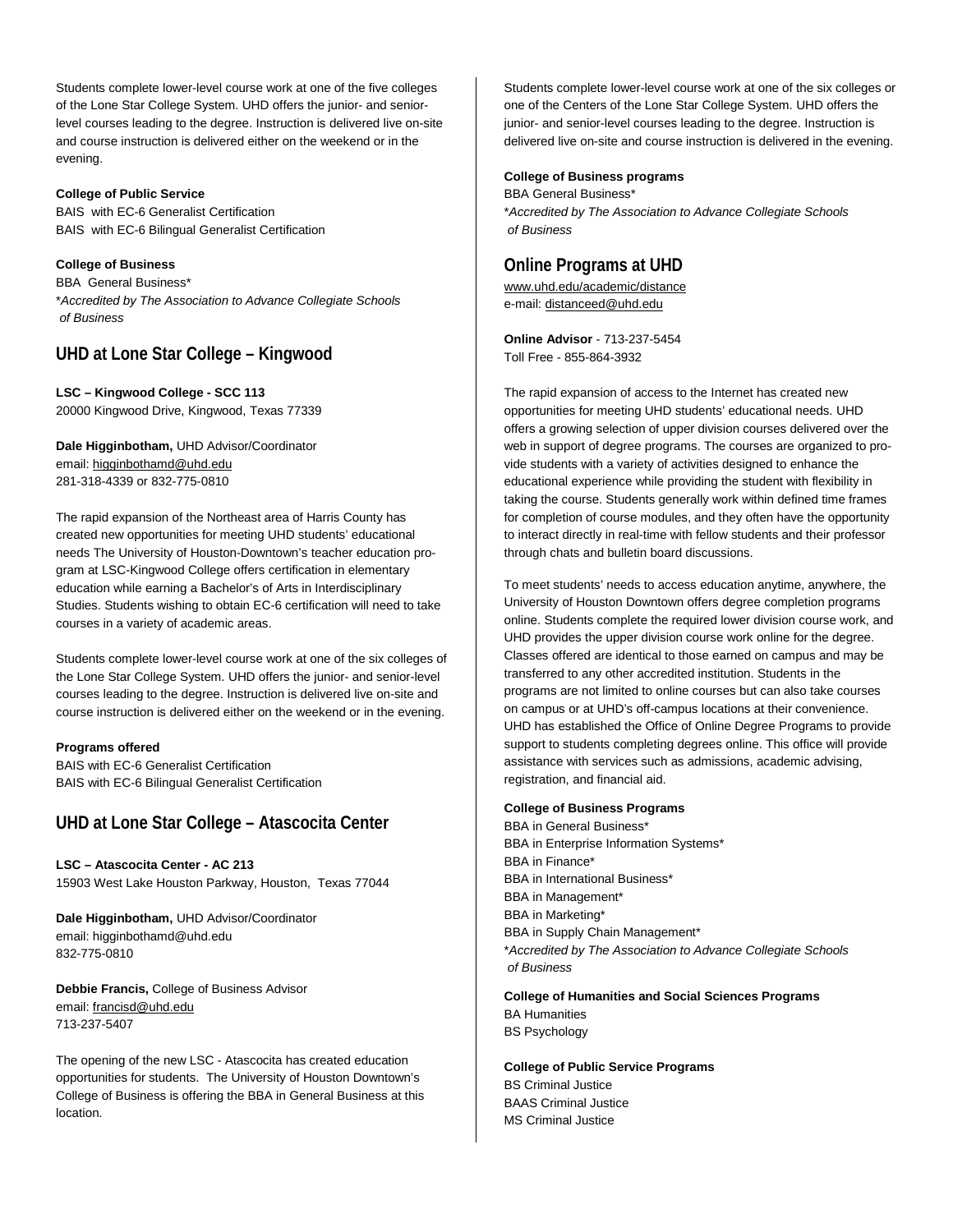Students complete lower-level course work at one of the five colleges of the Lone Star College System. UHD offers the junior- and senior-level courses leading to the degree. Instruction is delivered live on-site and course instruction is delivered either on the weekend or in the evening.

**College of Public Service**
BAIS with EC-6 Generalist Certification
BAIS with EC-6 Bilingual Generalist Certification

**College of Business**
BBA General Business*
**Accredited by The Association to Advance Collegiate Schools of Business*

## UHD at Lone Star College – Kingwood

**LSC – Kingwood College - SCC 113**
20000 Kingwood Drive, Kingwood, Texas 77339

**Dale Higginbotham,** UHD Advisor/Coordinator
email: higginbothamd@uhd.edu
281-318-4339 or 832-775-0810

The rapid expansion of the Northeast area of Harris County has created new opportunities for meeting UHD students' educational needs The University of Houston-Downtown's teacher education program at LSC-Kingwood College offers certification in elementary education while earning a Bachelor's of Arts in Interdisciplinary Studies. Students wishing to obtain EC-6 certification will need to take courses in a variety of academic areas.

Students complete lower-level course work at one of the six colleges of the Lone Star College System. UHD offers the junior- and senior-level courses leading to the degree. Instruction is delivered live on-site and course instruction is delivered either on the weekend or in the evening.

**Programs offered**
BAIS with EC-6 Generalist Certification
BAIS with EC-6 Bilingual Generalist Certification

## UHD at Lone Star College – Atascocita Center

**LSC – Atascocita Center - AC 213**
15903 West Lake Houston Parkway, Houston, Texas 77044

**Dale Higginbotham,** UHD Advisor/Coordinator
email: higginbothamd@uhd.edu
832-775-0810

**Debbie Francis,** College of Business Advisor
email: francisd@uhd.edu
713-237-5407

The opening of the new LSC - Atascocita has created education opportunities for students. The University of Houston Downtown's College of Business is offering the BBA in General Business at this location.

Students complete lower-level course work at one of the six colleges or one of the Centers of the Lone Star College System. UHD offers the junior- and senior-level courses leading to the degree. Instruction is delivered live on-site and course instruction is delivered in the evening.

**College of Business programs**
BBA General Business*
**Accredited by The Association to Advance Collegiate Schools of Business*

## Online Programs at UHD

www.uhd.edu/academic/distance
e-mail: distanceed@uhd.edu

**Online Advisor** - 713-237-5454
Toll Free - 855-864-3932

The rapid expansion of access to the Internet has created new opportunities for meeting UHD students' educational needs. UHD offers a growing selection of upper division courses delivered over the web in support of degree programs. The courses are organized to provide students with a variety of activities designed to enhance the educational experience while providing the student with flexibility in taking the course. Students generally work within defined time frames for completion of course modules, and they often have the opportunity to interact directly in real-time with fellow students and their professor through chats and bulletin board discussions.

To meet students' needs to access education anytime, anywhere, the University of Houston Downtown offers degree completion programs online. Students complete the required lower division course work, and UHD provides the upper division course work online for the degree. Classes offered are identical to those earned on campus and may be transferred to any other accredited institution. Students in the programs are not limited to online courses but can also take courses on campus or at UHD's off-campus locations at their convenience. UHD has established the Office of Online Degree Programs to provide support to students completing degrees online. This office will provide assistance with services such as admissions, academic advising, registration, and financial aid.

**College of Business Programs**
BBA in General Business*
BBA in Enterprise Information Systems*
BBA in Finance*
BBA in International Business*
BBA in Management*
BBA in Marketing*
BBA in Supply Chain Management*
**Accredited by The Association to Advance Collegiate Schools of Business*

**College of Humanities and Social Sciences Programs**
BA Humanities
BS Psychology

**College of Public Service Programs**
BS Criminal Justice
BAAS Criminal Justice
MS Criminal Justice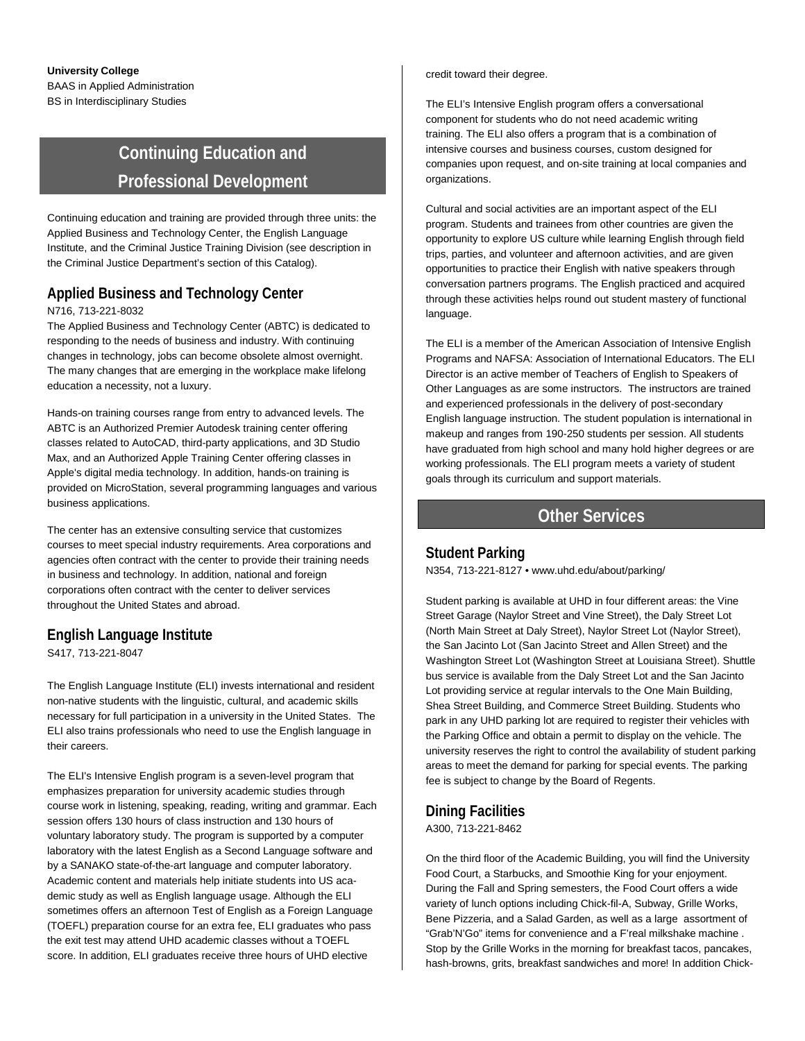**University College**
BAAS in Applied Administration
BS in Interdisciplinary Studies

# Continuing Education and Professional Development

Continuing education and training are provided through three units: the Applied Business and Technology Center, the English Language Institute, and the Criminal Justice Training Division (see description in the Criminal Justice Department's section of this Catalog).

## Applied Business and Technology Center

N716, 713-221-8032

The Applied Business and Technology Center (ABTC) is dedicated to responding to the needs of business and industry. With continuing changes in technology, jobs can become obsolete almost overnight. The many changes that are emerging in the workplace make lifelong education a necessity, not a luxury.

Hands-on training courses range from entry to advanced levels. The ABTC is an Authorized Premier Autodesk training center offering classes related to AutoCAD, third-party applications, and 3D Studio Max, and an Authorized Apple Training Center offering classes in Apple's digital media technology. In addition, hands-on training is provided on MicroStation, several programming languages and various business applications.

The center has an extensive consulting service that customizes courses to meet special industry requirements. Area corporations and agencies often contract with the center to provide their training needs in business and technology. In addition, national and foreign corporations often contract with the center to deliver services throughout the United States and abroad.

## English Language Institute

S417, 713-221-8047

The English Language Institute (ELI) invests international and resident non-native students with the linguistic, cultural, and academic skills necessary for full participation in a university in the United States. The ELI also trains professionals who need to use the English language in their careers.

The ELI's Intensive English program is a seven-level program that emphasizes preparation for university academic studies through course work in listening, speaking, reading, writing and grammar. Each session offers 130 hours of class instruction and 130 hours of voluntary laboratory study. The program is supported by a computer laboratory with the latest English as a Second Language software and by a SANAKO state-of-the-art language and computer laboratory. Academic content and materials help initiate students into US academic study as well as English language usage. Although the ELI sometimes offers an afternoon Test of English as a Foreign Language (TOEFL) preparation course for an extra fee, ELI graduates who pass the exit test may attend UHD academic classes without a TOEFL score. In addition, ELI graduates receive three hours of UHD elective credit toward their degree.

The ELI's Intensive English program offers a conversational component for students who do not need academic writing training. The ELI also offers a program that is a combination of intensive courses and business courses, custom designed for companies upon request, and on-site training at local companies and organizations.

Cultural and social activities are an important aspect of the ELI program. Students and trainees from other countries are given the opportunity to explore US culture while learning English through field trips, parties, and volunteer and afternoon activities, and are given opportunities to practice their English with native speakers through conversation partners programs. The English practiced and acquired through these activities helps round out student mastery of functional language.

The ELI is a member of the American Association of Intensive English Programs and NAFSA: Association of International Educators. The ELI Director is an active member of Teachers of English to Speakers of Other Languages as are some instructors. The instructors are trained and experienced professionals in the delivery of post-secondary English language instruction. The student population is international in makeup and ranges from 190-250 students per session. All students have graduated from high school and many hold higher degrees or are working professionals. The ELI program meets a variety of student goals through its curriculum and support materials.

# Other Services

## Student Parking

N354, 713-221-8127 • www.uhd.edu/about/parking/

Student parking is available at UHD in four different areas: the Vine Street Garage (Naylor Street and Vine Street), the Daly Street Lot (North Main Street at Daly Street), Naylor Street Lot (Naylor Street), the San Jacinto Lot (San Jacinto Street and Allen Street) and the Washington Street Lot (Washington Street at Louisiana Street). Shuttle bus service is available from the Daly Street Lot and the San Jacinto Lot providing service at regular intervals to the One Main Building, Shea Street Building, and Commerce Street Building. Students who park in any UHD parking lot are required to register their vehicles with the Parking Office and obtain a permit to display on the vehicle. The university reserves the right to control the availability of student parking areas to meet the demand for parking for special events. The parking fee is subject to change by the Board of Regents.

## Dining Facilities

A300, 713-221-8462

On the third floor of the Academic Building, you will find the University Food Court, a Starbucks, and Smoothie King for your enjoyment. During the Fall and Spring semesters, the Food Court offers a wide variety of lunch options including Chick-fil-A, Subway, Grille Works, Bene Pizzeria, and a Salad Garden, as well as a large assortment of "Grab'N'Go" items for convenience and a F'real milkshake machine . Stop by the Grille Works in the morning for breakfast tacos, pancakes, hash-browns, grits, breakfast sandwiches and more! In addition Chick-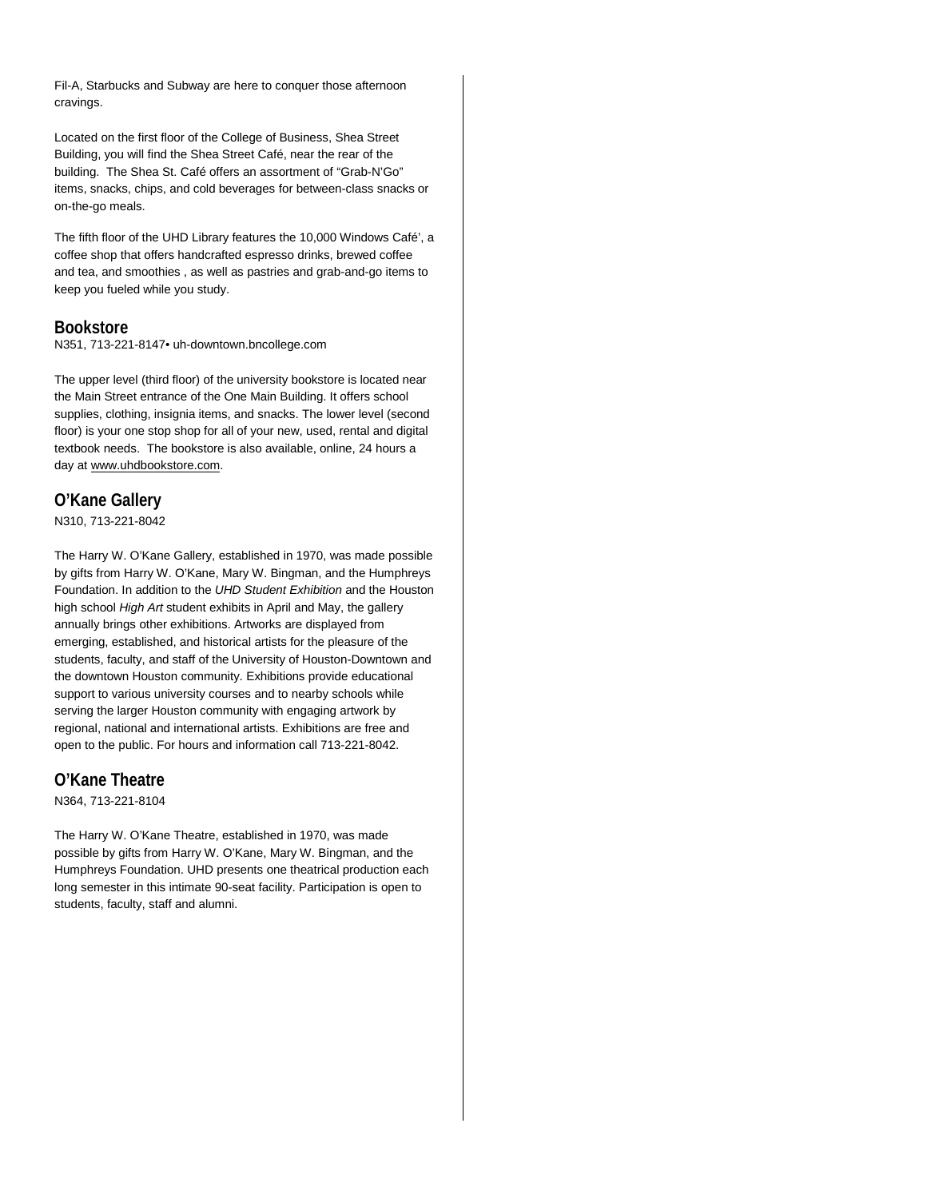Fil-A, Starbucks and Subway are here to conquer those afternoon cravings.

Located on the first floor of the College of Business, Shea Street Building, you will find the Shea Street Café, near the rear of the building. The Shea St. Café offers an assortment of "Grab-N'Go" items, snacks, chips, and cold beverages for between-class snacks or on-the-go meals.

The fifth floor of the UHD Library features the 10,000 Windows Café', a coffee shop that offers handcrafted espresso drinks, brewed coffee and tea, and smoothies , as well as pastries and grab-and-go items to keep you fueled while you study.

## Bookstore

N351, 713-221-8147• uh-downtown.bncollege.com

The upper level (third floor) of the university bookstore is located near the Main Street entrance of the One Main Building. It offers school supplies, clothing, insignia items, and snacks. The lower level (second floor) is your one stop shop for all of your new, used, rental and digital textbook needs. The bookstore is also available, online, 24 hours a day at www.uhdbookstore.com.

## O'Kane Gallery

N310, 713-221-8042

The Harry W. O'Kane Gallery, established in 1970, was made possible by gifts from Harry W. O'Kane, Mary W. Bingman, and the Humphreys Foundation. In addition to the *UHD Student Exhibition* and the Houston high school *High Art* student exhibits in April and May, the gallery annually brings other exhibitions. Artworks are displayed from emerging, established, and historical artists for the pleasure of the students, faculty, and staff of the University of Houston-Downtown and the downtown Houston community. Exhibitions provide educational support to various university courses and to nearby schools while serving the larger Houston community with engaging artwork by regional, national and international artists. Exhibitions are free and open to the public. For hours and information call 713-221-8042.

## O'Kane Theatre

N364, 713-221-8104

The Harry W. O'Kane Theatre, established in 1970, was made possible by gifts from Harry W. O'Kane, Mary W. Bingman, and the Humphreys Foundation. UHD presents one theatrical production each long semester in this intimate 90-seat facility. Participation is open to students, faculty, staff and alumni.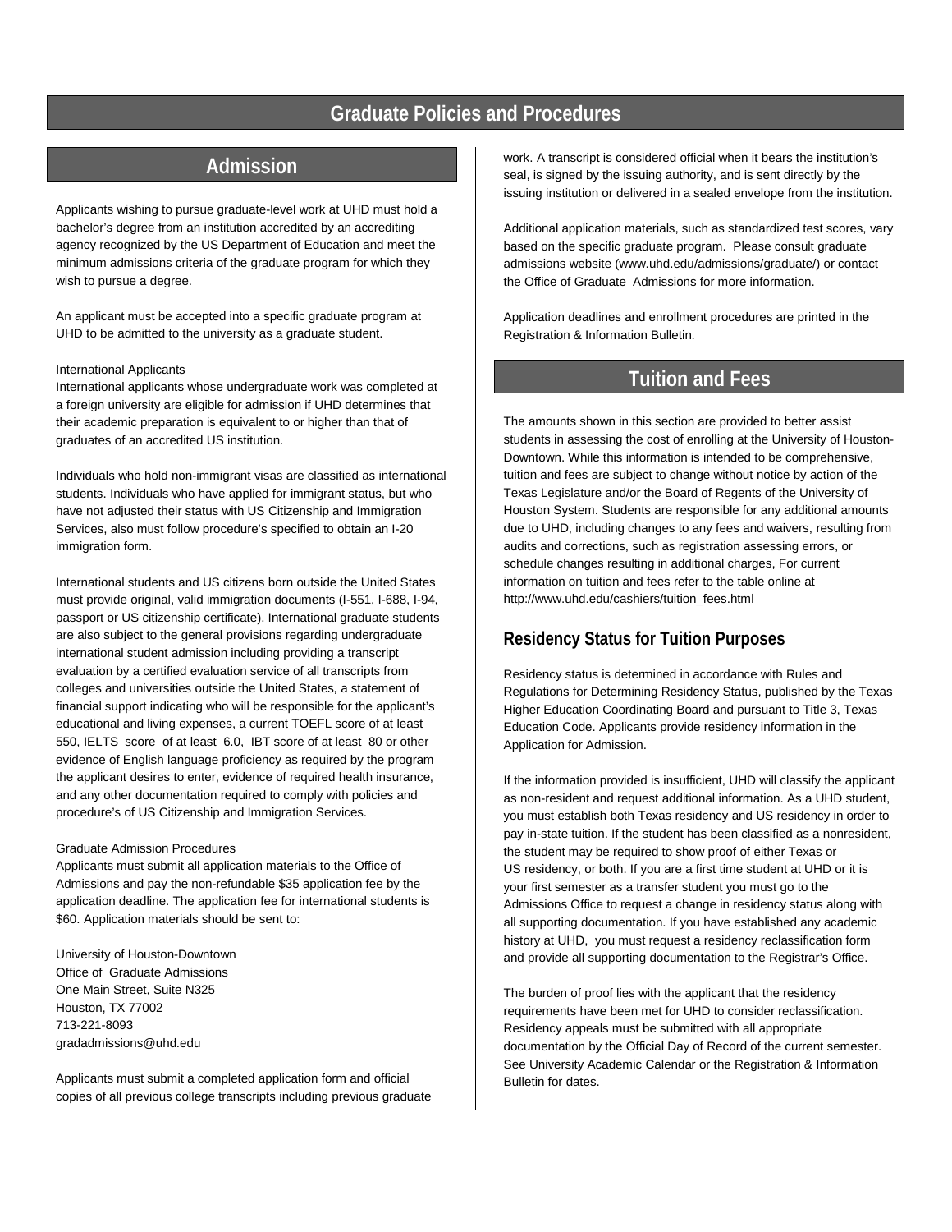# Graduate Policies and Procedures

## Admission

Applicants wishing to pursue graduate-level work at UHD must hold a bachelor's degree from an institution accredited by an accrediting agency recognized by the US Department of Education and meet the minimum admissions criteria of the graduate program for which they wish to pursue a degree.

An applicant must be accepted into a specific graduate program at UHD to be admitted to the university as a graduate student.

International Applicants

International applicants whose undergraduate work was completed at a foreign university are eligible for admission if UHD determines that their academic preparation is equivalent to or higher than that of graduates of an accredited US institution.

Individuals who hold non-immigrant visas are classified as international students. Individuals who have applied for immigrant status, but who have not adjusted their status with US Citizenship and Immigration Services, also must follow procedure's specified to obtain an I-20 immigration form.

International students and US citizens born outside the United States must provide original, valid immigration documents (I-551, I-688, I-94, passport or US citizenship certificate). International graduate students are also subject to the general provisions regarding undergraduate international student admission including providing a transcript evaluation by a certified evaluation service of all transcripts from colleges and universities outside the United States, a statement of financial support indicating who will be responsible for the applicant's educational and living expenses, a current TOEFL score of at least 550, IELTS score of at least 6.0, IBT score of at least 80 or other evidence of English language proficiency as required by the program the applicant desires to enter, evidence of required health insurance, and any other documentation required to comply with policies and procedure's of US Citizenship and Immigration Services.

Graduate Admission Procedures

Applicants must submit all application materials to the Office of Admissions and pay the non-refundable $35 application fee by the application deadline. The application fee for international students is $60. Application materials should be sent to:

University of Houston-Downtown
Office of Graduate Admissions
One Main Street, Suite N325
Houston, TX 77002
713-221-8093
gradadmissions@uhd.edu

Applicants must submit a completed application form and official copies of all previous college transcripts including previous graduate work. A transcript is considered official when it bears the institution's seal, is signed by the issuing authority, and is sent directly by the issuing institution or delivered in a sealed envelope from the institution.

Additional application materials, such as standardized test scores, vary based on the specific graduate program. Please consult graduate admissions website (www.uhd.edu/admissions/graduate/) or contact the Office of Graduate Admissions for more information.

Application deadlines and enrollment procedures are printed in the Registration & Information Bulletin.

## Tuition and Fees

The amounts shown in this section are provided to better assist students in assessing the cost of enrolling at the University of Houston-Downtown. While this information is intended to be comprehensive, tuition and fees are subject to change without notice by action of the Texas Legislature and/or the Board of Regents of the University of Houston System. Students are responsible for any additional amounts due to UHD, including changes to any fees and waivers, resulting from audits and corrections, such as registration assessing errors, or schedule changes resulting in additional charges, For current information on tuition and fees refer to the table online at http://www.uhd.edu/cashiers/tuition_fees.html

### Residency Status for Tuition Purposes

Residency status is determined in accordance with Rules and Regulations for Determining Residency Status, published by the Texas Higher Education Coordinating Board and pursuant to Title 3, Texas Education Code. Applicants provide residency information in the Application for Admission.

If the information provided is insufficient, UHD will classify the applicant as non-resident and request additional information. As a UHD student, you must establish both Texas residency and US residency in order to pay in-state tuition. If the student has been classified as a nonresident, the student may be required to show proof of either Texas or US residency, or both. If you are a first time student at UHD or it is your first semester as a transfer student you must go to the Admissions Office to request a change in residency status along with all supporting documentation. If you have established any academic history at UHD, you must request a residency reclassification form and provide all supporting documentation to the Registrar's Office.

The burden of proof lies with the applicant that the residency requirements have been met for UHD to consider reclassification. Residency appeals must be submitted with all appropriate documentation by the Official Day of Record of the current semester. See University Academic Calendar or the Registration & Information Bulletin for dates.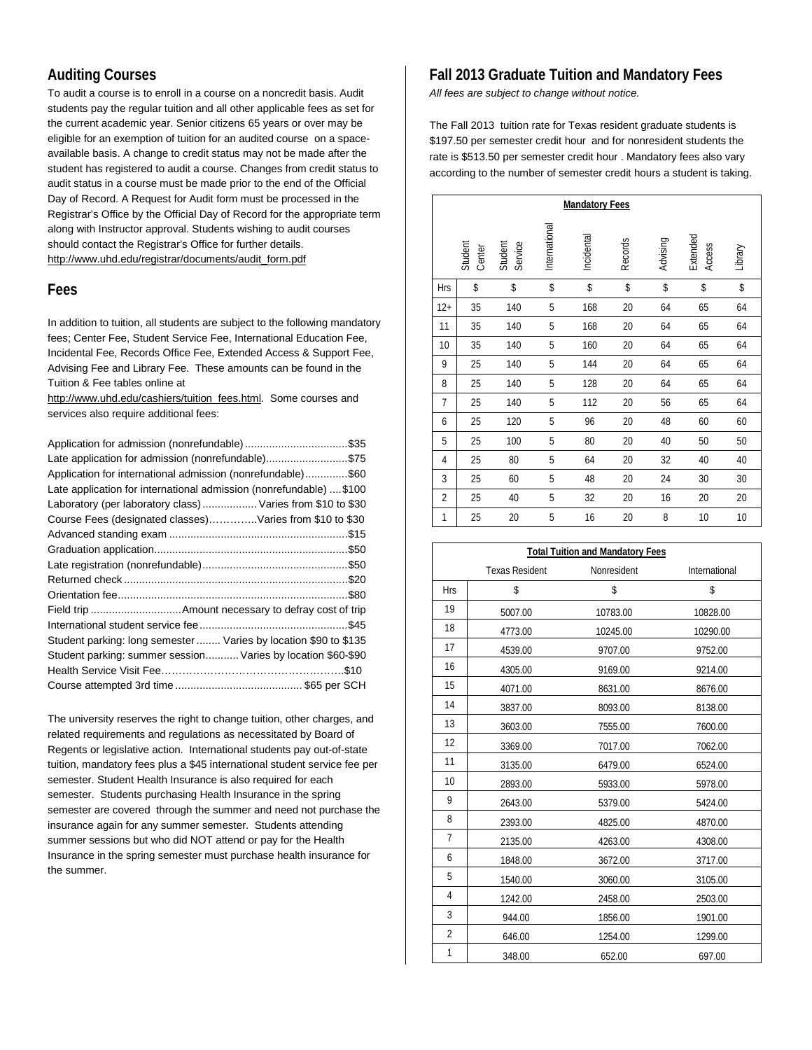## Auditing Courses

To audit a course is to enroll in a course on a noncredit basis. Audit students pay the regular tuition and all other applicable fees as set for the current academic year. Senior citizens 65 years or over may be eligible for an exemption of tuition for an audited course on a space-available basis. A change to credit status may not be made after the student has registered to audit a course. Changes from credit status to audit status in a course must be made prior to the end of the Official Day of Record. A Request for Audit form must be processed in the Registrar's Office by the Official Day of Record for the appropriate term along with Instructor approval. Students wishing to audit courses should contact the Registrar's Office for further details. http://www.uhd.edu/registrar/documents/audit_form.pdf

## Fees

In addition to tuition, all students are subject to the following mandatory fees; Center Fee, Student Service Fee, International Education Fee, Incidental Fee, Records Office Fee, Extended Access & Support Fee, Advising Fee and Library Fee. These amounts can be found in the Tuition & Fee tables online at http://www.uhd.edu/cashiers/tuition_fees.html. Some courses and services also require additional fees:

| Fee | Amount |
|---|---|
| Application for admission (nonrefundable) | $35 |
| Late application for admission (nonrefundable) | $75 |
| Application for international admission (nonrefundable) | $60 |
| Late application for international admission (nonrefundable) | $100 |
| Laboratory (per laboratory class) | Varies from $10 to $30 |
| Course Fees (designated classes) | Varies from $10 to $30 |
| Advanced standing exam | $15 |
| Graduation application | $50 |
| Late registration (nonrefundable) | $50 |
| Returned check | $20 |
| Orientation fee | $80 |
| Field trip | Amount necessary to defray cost of trip |
| International student service fee | $45 |
| Student parking: long semester | Varies by location $90 to $135 |
| Student parking: summer session | Varies by location $60-$90 |
| Health Service Visit Fee | $10 |
| Course attempted 3rd time | $65 per SCH |

The university reserves the right to change tuition, other charges, and related requirements and regulations as necessitated by Board of Regents or legislative action. International students pay out-of-state tuition, mandatory fees plus a $45 international student service fee per semester. Student Health Insurance is also required for each semester. Students purchasing Health Insurance in the spring semester are covered through the summer and need not purchase the insurance again for any summer semester. Students attending summer sessions but who did NOT attend or pay for the Health Insurance in the spring semester must purchase health insurance for the summer.

## Fall 2013 Graduate Tuition and Mandatory Fees

*All fees are subject to change without notice.*

The Fall 2013 tuition rate for Texas resident graduate students is $197.50 per semester credit hour and for nonresident students the rate is $513.50 per semester credit hour . Mandatory fees also vary according to the number of semester credit hours a student is taking.

**Mandatory Fees**

| | Student Center | Student Service | International | Incidental | Records | Advising | Extended Access | Library |
|---|---|---|---|---|---|---|---|---|
| Hrs | $ | $ | $ | $ | $ | $ | $ | $ |
| 12+ | 35 | 140 | 5 | 168 | 20 | 64 | 65 | 64 |
| 11 | 35 | 140 | 5 | 168 | 20 | 64 | 65 | 64 |
| 10 | 35 | 140 | 5 | 160 | 20 | 64 | 65 | 64 |
| 9 | 25 | 140 | 5 | 144 | 20 | 64 | 65 | 64 |
| 8 | 25 | 140 | 5 | 128 | 20 | 64 | 65 | 64 |
| 7 | 25 | 140 | 5 | 112 | 20 | 56 | 65 | 64 |
| 6 | 25 | 120 | 5 | 96 | 20 | 48 | 60 | 60 |
| 5 | 25 | 100 | 5 | 80 | 20 | 40 | 50 | 50 |
| 4 | 25 | 80 | 5 | 64 | 20 | 32 | 40 | 40 |
| 3 | 25 | 60 | 5 | 48 | 20 | 24 | 30 | 30 |
| 2 | 25 | 40 | 5 | 32 | 20 | 16 | 20 | 20 |
| 1 | 25 | 20 | 5 | 16 | 20 | 8 | 10 | 10 |

**Total Tuition and Mandatory Fees**

| | Texas Resident | Nonresident | International |
|---|---|---|---|
| Hrs | $ | $ | $ |
| 19 | 5007.00 | 10783.00 | 10828.00 |
| 18 | 4773.00 | 10245.00 | 10290.00 |
| 17 | 4539.00 | 9707.00 | 9752.00 |
| 16 | 4305.00 | 9169.00 | 9214.00 |
| 15 | 4071.00 | 8631.00 | 8676.00 |
| 14 | 3837.00 | 8093.00 | 8138.00 |
| 13 | 3603.00 | 7555.00 | 7600.00 |
| 12 | 3369.00 | 7017.00 | 7062.00 |
| 11 | 3135.00 | 6479.00 | 6524.00 |
| 10 | 2893.00 | 5933.00 | 5978.00 |
| 9 | 2643.00 | 5379.00 | 5424.00 |
| 8 | 2393.00 | 4825.00 | 4870.00 |
| 7 | 2135.00 | 4263.00 | 4308.00 |
| 6 | 1848.00 | 3672.00 | 3717.00 |
| 5 | 1540.00 | 3060.00 | 3105.00 |
| 4 | 1242.00 | 2458.00 | 2503.00 |
| 3 | 944.00 | 1856.00 | 1901.00 |
| 2 | 646.00 | 1254.00 | 1299.00 |
| 1 | 348.00 | 652.00 | 697.00 |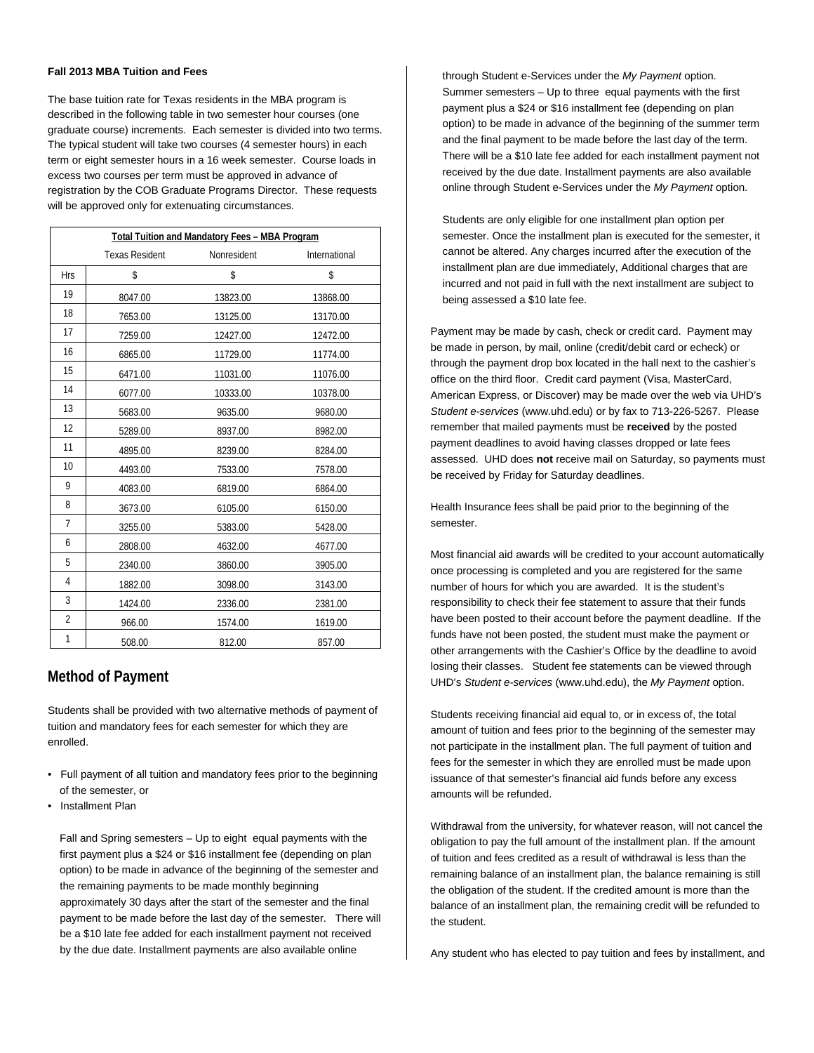**Fall 2013 MBA Tuition and Fees**

The base tuition rate for Texas residents in the MBA program is described in the following table in two semester hour courses (one graduate course) increments. Each semester is divided into two terms. The typical student will take two courses (4 semester hours) in each term or eight semester hours in a 16 week semester. Course loads in excess two courses per term must be approved in advance of registration by the COB Graduate Programs Director. These requests will be approved only for extenuating circumstances.

| Total Tuition and Mandatory Fees – MBA Program | | | |
|---|---|---|---|
| | Texas Resident | Nonresident | International |
| Hrs | $ | $ | $ |
| 19 | 8047.00 | 13823.00 | 13868.00 |
| 18 | 7653.00 | 13125.00 | 13170.00 |
| 17 | 7259.00 | 12427.00 | 12472.00 |
| 16 | 6865.00 | 11729.00 | 11774.00 |
| 15 | 6471.00 | 11031.00 | 11076.00 |
| 14 | 6077.00 | 10333.00 | 10378.00 |
| 13 | 5683.00 | 9635.00 | 9680.00 |
| 12 | 5289.00 | 8937.00 | 8982.00 |
| 11 | 4895.00 | 8239.00 | 8284.00 |
| 10 | 4493.00 | 7533.00 | 7578.00 |
| 9 | 4083.00 | 6819.00 | 6864.00 |
| 8 | 3673.00 | 6105.00 | 6150.00 |
| 7 | 3255.00 | 5383.00 | 5428.00 |
| 6 | 2808.00 | 4632.00 | 4677.00 |
| 5 | 2340.00 | 3860.00 | 3905.00 |
| 4 | 1882.00 | 3098.00 | 3143.00 |
| 3 | 1424.00 | 2336.00 | 2381.00 |
| 2 | 966.00 | 1574.00 | 1619.00 |
| 1 | 508.00 | 812.00 | 857.00 |

## Method of Payment

Students shall be provided with two alternative methods of payment of tuition and mandatory fees for each semester for which they are enrolled.

- Full payment of all tuition and mandatory fees prior to the beginning of the semester, or
- Installment Plan

  Fall and Spring semesters – Up to eight equal payments with the first payment plus a $24 or $16 installment fee (depending on plan option) to be made in advance of the beginning of the semester and the remaining payments to be made monthly beginning approximately 30 days after the start of the semester and the final payment to be made before the last day of the semester. There will be a $10 late fee added for each installment payment not received by the due date. Installment payments are also available online through Student e-Services under the *My Payment* option.

  Summer semesters – Up to three equal payments with the first payment plus a $24 or $16 installment fee (depending on plan option) to be made in advance of the beginning of the summer term and the final payment to be made before the last day of the term. There will be a $10 late fee added for each installment payment not received by the due date. Installment payments are also available online through Student e-Services under the *My Payment* option.

  Students are only eligible for one installment plan option per semester. Once the installment plan is executed for the semester, it cannot be altered. Any charges incurred after the execution of the installment plan are due immediately, Additional charges that are incurred and not paid in full with the next installment are subject to being assessed a $10 late fee.

Payment may be made by cash, check or credit card. Payment may be made in person, by mail, online (credit/debit card or echeck) or through the payment drop box located in the hall next to the cashier's office on the third floor. Credit card payment (Visa, MasterCard, American Express, or Discover) may be made over the web via UHD's *Student e-services* (www.uhd.edu) or by fax to 713-226-5267. Please remember that mailed payments must be **received** by the posted payment deadlines to avoid having classes dropped or late fees assessed. UHD does **not** receive mail on Saturday, so payments must be received by Friday for Saturday deadlines.

Health Insurance fees shall be paid prior to the beginning of the semester.

Most financial aid awards will be credited to your account automatically once processing is completed and you are registered for the same number of hours for which you are awarded. It is the student's responsibility to check their fee statement to assure that their funds have been posted to their account before the payment deadline. If the funds have not been posted, the student must make the payment or other arrangements with the Cashier's Office by the deadline to avoid losing their classes. Student fee statements can be viewed through UHD's *Student e-services* (www.uhd.edu), the *My Payment* option.

Students receiving financial aid equal to, or in excess of, the total amount of tuition and fees prior to the beginning of the semester may not participate in the installment plan. The full payment of tuition and fees for the semester in which they are enrolled must be made upon issuance of that semester's financial aid funds before any excess amounts will be refunded.

Withdrawal from the university, for whatever reason, will not cancel the obligation to pay the full amount of the installment plan. If the amount of tuition and fees credited as a result of withdrawal is less than the remaining balance of an installment plan, the balance remaining is still the obligation of the student. If the credited amount is more than the balance of an installment plan, the remaining credit will be refunded to the student.

Any student who has elected to pay tuition and fees by installment, and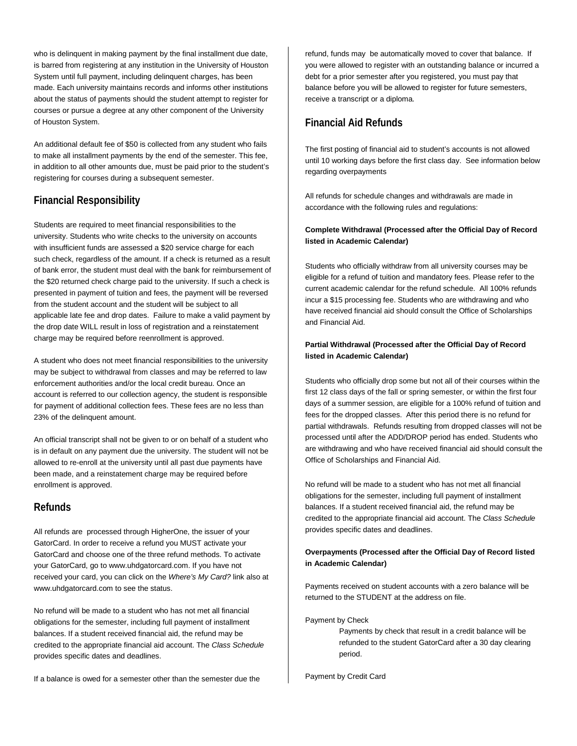who is delinquent in making payment by the final installment due date, is barred from registering at any institution in the University of Houston System until full payment, including delinquent charges, has been made. Each university maintains records and informs other institutions about the status of payments should the student attempt to register for courses or pursue a degree at any other component of the University of Houston System.

An additional default fee of $50 is collected from any student who fails to make all installment payments by the end of the semester. This fee, in addition to all other amounts due, must be paid prior to the student's registering for courses during a subsequent semester.

## Financial Responsibility

Students are required to meet financial responsibilities to the university. Students who write checks to the university on accounts with insufficient funds are assessed a $20 service charge for each such check, regardless of the amount. If a check is returned as a result of bank error, the student must deal with the bank for reimbursement of the $20 returned check charge paid to the university. If such a check is presented in payment of tuition and fees, the payment will be reversed from the student account and the student will be subject to all applicable late fee and drop dates. Failure to make a valid payment by the drop date WILL result in loss of registration and a reinstatement charge may be required before reenrollment is approved.

A student who does not meet financial responsibilities to the university may be subject to withdrawal from classes and may be referred to law enforcement authorities and/or the local credit bureau. Once an account is referred to our collection agency, the student is responsible for payment of additional collection fees. These fees are no less than 23% of the delinquent amount.

An official transcript shall not be given to or on behalf of a student who is in default on any payment due the university. The student will not be allowed to re-enroll at the university until all past due payments have been made, and a reinstatement charge may be required before enrollment is approved.

## Refunds

All refunds are processed through HigherOne, the issuer of your GatorCard. In order to receive a refund you MUST activate your GatorCard and choose one of the three refund methods. To activate your GatorCard, go to www.uhdgatorcard.com. If you have not received your card, you can click on the *Where's My Card?* link also at www.uhdgatorcard.com to see the status.

No refund will be made to a student who has not met all financial obligations for the semester, including full payment of installment balances. If a student received financial aid, the refund may be credited to the appropriate financial aid account. The *Class Schedule* provides specific dates and deadlines.

If a balance is owed for a semester other than the semester due the refund, funds may be automatically moved to cover that balance. If you were allowed to register with an outstanding balance or incurred a debt for a prior semester after you registered, you must pay that balance before you will be allowed to register for future semesters, receive a transcript or a diploma.

## Financial Aid Refunds

The first posting of financial aid to student's accounts is not allowed until 10 working days before the first class day. See information below regarding overpayments

All refunds for schedule changes and withdrawals are made in accordance with the following rules and regulations:

**Complete Withdrawal (Processed after the Official Day of Record listed in Academic Calendar)**

Students who officially withdraw from all university courses may be eligible for a refund of tuition and mandatory fees. Please refer to the current academic calendar for the refund schedule. All 100% refunds incur a $15 processing fee. Students who are withdrawing and who have received financial aid should consult the Office of Scholarships and Financial Aid.

**Partial Withdrawal (Processed after the Official Day of Record listed in Academic Calendar)**

Students who officially drop some but not all of their courses within the first 12 class days of the fall or spring semester, or within the first four days of a summer session, are eligible for a 100% refund of tuition and fees for the dropped classes. After this period there is no refund for partial withdrawals. Refunds resulting from dropped classes will not be processed until after the ADD/DROP period has ended. Students who are withdrawing and who have received financial aid should consult the Office of Scholarships and Financial Aid.

No refund will be made to a student who has not met all financial obligations for the semester, including full payment of installment balances. If a student received financial aid, the refund may be credited to the appropriate financial aid account. The *Class Schedule* provides specific dates and deadlines.

**Overpayments (Processed after the Official Day of Record listed in Academic Calendar)**

Payments received on student accounts with a zero balance will be returned to the STUDENT at the address on file.

Payment by Check

Payments by check that result in a credit balance will be refunded to the student GatorCard after a 30 day clearing period.

Payment by Credit Card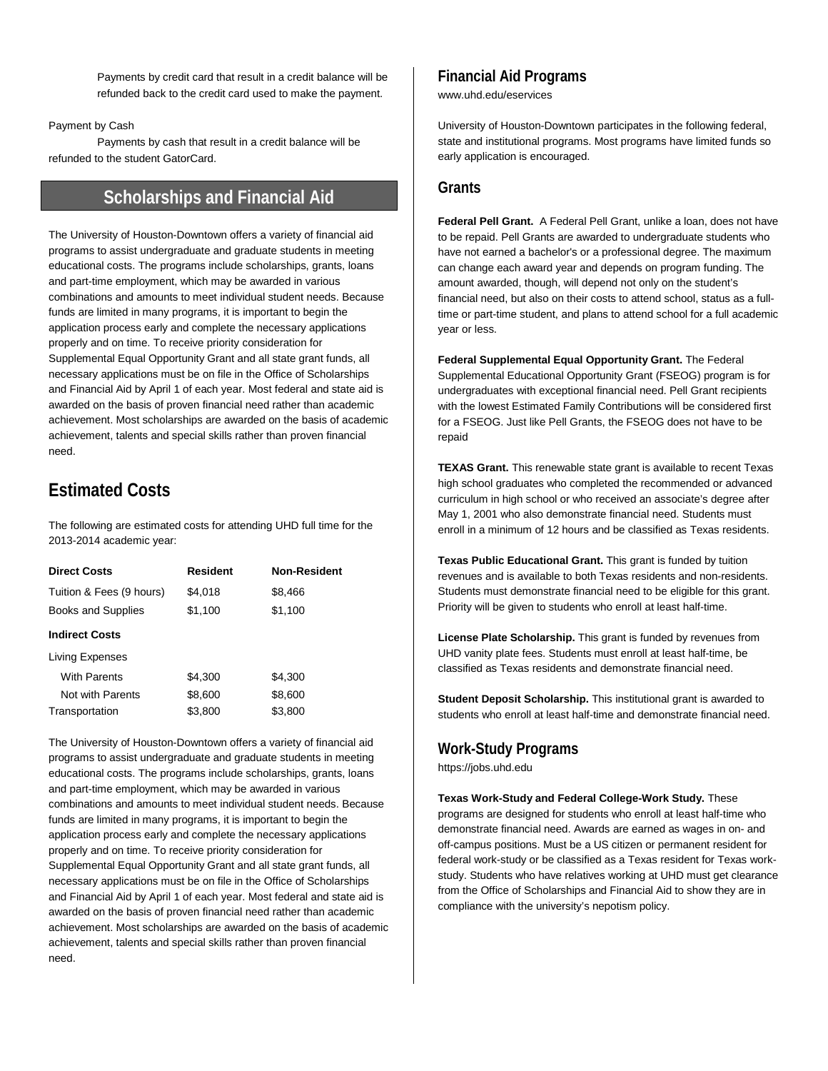Payments by credit card that result in a credit balance will be refunded back to the credit card used to make the payment.

Payment by Cash

Payments by cash that result in a credit balance will be refunded to the student GatorCard.

# Scholarships and Financial Aid

The University of Houston-Downtown offers a variety of financial aid programs to assist undergraduate and graduate students in meeting educational costs. The programs include scholarships, grants, loans and part-time employment, which may be awarded in various combinations and amounts to meet individual student needs. Because funds are limited in many programs, it is important to begin the application process early and complete the necessary applications properly and on time. To receive priority consideration for Supplemental Equal Opportunity Grant and all state grant funds, all necessary applications must be on file in the Office of Scholarships and Financial Aid by April 1 of each year. Most federal and state aid is awarded on the basis of proven financial need rather than academic achievement. Most scholarships are awarded on the basis of academic achievement, talents and special skills rather than proven financial need.

## Estimated Costs

The following are estimated costs for attending UHD full time for the 2013-2014 academic year:

| Direct Costs | Resident | Non-Resident |
|---|---|---|
| Tuition & Fees (9 hours) | $4,018 | $8,466 |
| Books and Supplies | $1,100 | $1,100 |
| **Indirect Costs** | | |
| Living Expenses | | |
| With Parents | $4,300 | $4,300 |
| Not with Parents | $8,600 | $8,600 |
| Transportation | $3,800 | $3,800 |

The University of Houston-Downtown offers a variety of financial aid programs to assist undergraduate and graduate students in meeting educational costs. The programs include scholarships, grants, loans and part-time employment, which may be awarded in various combinations and amounts to meet individual student needs. Because funds are limited in many programs, it is important to begin the application process early and complete the necessary applications properly and on time. To receive priority consideration for Supplemental Equal Opportunity Grant and all state grant funds, all necessary applications must be on file in the Office of Scholarships and Financial Aid by April 1 of each year. Most federal and state aid is awarded on the basis of proven financial need rather than academic achievement. Most scholarships are awarded on the basis of academic achievement, talents and special skills rather than proven financial need.

## Financial Aid Programs

www.uhd.edu/eservices

University of Houston-Downtown participates in the following federal, state and institutional programs. Most programs have limited funds so early application is encouraged.

### Grants

**Federal Pell Grant.** A Federal Pell Grant, unlike a loan, does not have to be repaid. Pell Grants are awarded to undergraduate students who have not earned a bachelor's or a professional degree. The maximum can change each award year and depends on program funding. The amount awarded, though, will depend not only on the student's financial need, but also on their costs to attend school, status as a full-time or part-time student, and plans to attend school for a full academic year or less.

**Federal Supplemental Equal Opportunity Grant.** The Federal Supplemental Educational Opportunity Grant (FSEOG) program is for undergraduates with exceptional financial need. Pell Grant recipients with the lowest Estimated Family Contributions will be considered first for a FSEOG. Just like Pell Grants, the FSEOG does not have to be repaid

**TEXAS Grant.** This renewable state grant is available to recent Texas high school graduates who completed the recommended or advanced curriculum in high school or who received an associate's degree after May 1, 2001 who also demonstrate financial need. Students must enroll in a minimum of 12 hours and be classified as Texas residents.

**Texas Public Educational Grant.** This grant is funded by tuition revenues and is available to both Texas residents and non-residents. Students must demonstrate financial need to be eligible for this grant. Priority will be given to students who enroll at least half-time.

**License Plate Scholarship.** This grant is funded by revenues from UHD vanity plate fees. Students must enroll at least half-time, be classified as Texas residents and demonstrate financial need.

**Student Deposit Scholarship.** This institutional grant is awarded to students who enroll at least half-time and demonstrate financial need.

## Work-Study Programs

https://jobs.uhd.edu

**Texas Work-Study and Federal College-Work Study.** These programs are designed for students who enroll at least half-time who demonstrate financial need. Awards are earned as wages in on- and off-campus positions. Must be a US citizen or permanent resident for federal work-study or be classified as a Texas resident for Texas work-study. Students who have relatives working at UHD must get clearance from the Office of Scholarships and Financial Aid to show they are in compliance with the university's nepotism policy.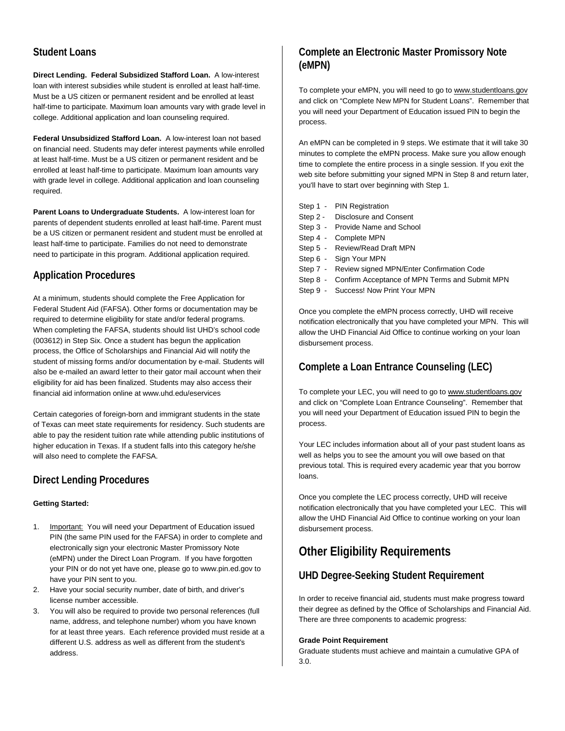## Student Loans

**Direct Lending. Federal Subsidized Stafford Loan.** A low-interest loan with interest subsidies while student is enrolled at least half-time. Must be a US citizen or permanent resident and be enrolled at least half-time to participate. Maximum loan amounts vary with grade level in college. Additional application and loan counseling required.

**Federal Unsubsidized Stafford Loan.** A low-interest loan not based on financial need. Students may defer interest payments while enrolled at least half-time. Must be a US citizen or permanent resident and be enrolled at least half-time to participate. Maximum loan amounts vary with grade level in college. Additional application and loan counseling required.

**Parent Loans to Undergraduate Students.** A low-interest loan for parents of dependent students enrolled at least half-time. Parent must be a US citizen or permanent resident and student must be enrolled at least half-time to participate. Families do not need to demonstrate need to participate in this program. Additional application required.

## Application Procedures

At a minimum, students should complete the Free Application for Federal Student Aid (FAFSA). Other forms or documentation may be required to determine eligibility for state and/or federal programs. When completing the FAFSA, students should list UHD's school code (003612) in Step Six. Once a student has begun the application process, the Office of Scholarships and Financial Aid will notify the student of missing forms and/or documentation by e-mail. Students will also be e-mailed an award letter to their gator mail account when their eligibility for aid has been finalized. Students may also access their financial aid information online at www.uhd.edu/eservices

Certain categories of foreign-born and immigrant students in the state of Texas can meet state requirements for residency. Such students are able to pay the resident tuition rate while attending public institutions of higher education in Texas. If a student falls into this category he/she will also need to complete the FAFSA.

## Direct Lending Procedures

**Getting Started:**

1. Important: You will need your Department of Education issued PIN (the same PIN used for the FAFSA) in order to complete and electronically sign your electronic Master Promissory Note (eMPN) under the Direct Loan Program. If you have forgotten your PIN or do not yet have one, please go to www.pin.ed.gov to have your PIN sent to you.
2. Have your social security number, date of birth, and driver's license number accessible.
3. You will also be required to provide two personal references (full name, address, and telephone number) whom you have known for at least three years. Each reference provided must reside at a different U.S. address as well as different from the student's address.

## Complete an Electronic Master Promissory Note (eMPN)

To complete your eMPN, you will need to go to www.studentloans.gov and click on "Complete New MPN for Student Loans". Remember that you will need your Department of Education issued PIN to begin the process.

An eMPN can be completed in 9 steps. We estimate that it will take 30 minutes to complete the eMPN process. Make sure you allow enough time to complete the entire process in a single session. If you exit the web site before submitting your signed MPN in Step 8 and return later, you'll have to start over beginning with Step 1.

- Step 1 - PIN Registration
- Step 2 - Disclosure and Consent
- Step 3 - Provide Name and School
- Step 4 - Complete MPN
- Step 5 - Review/Read Draft MPN
- Step 6 - Sign Your MPN
- Step 7 - Review signed MPN/Enter Confirmation Code
- Step 8 - Confirm Acceptance of MPN Terms and Submit MPN
- Step 9 - Success! Now Print Your MPN

Once you complete the eMPN process correctly, UHD will receive notification electronically that you have completed your MPN. This will allow the UHD Financial Aid Office to continue working on your loan disbursement process.

## Complete a Loan Entrance Counseling (LEC)

To complete your LEC, you will need to go to www.studentloans.gov and click on "Complete Loan Entrance Counseling". Remember that you will need your Department of Education issued PIN to begin the process.

Your LEC includes information about all of your past student loans as well as helps you to see the amount you will owe based on that previous total. This is required every academic year that you borrow loans.

Once you complete the LEC process correctly, UHD will receive notification electronically that you have completed your LEC. This will allow the UHD Financial Aid Office to continue working on your loan disbursement process.

# Other Eligibility Requirements

## UHD Degree-Seeking Student Requirement

In order to receive financial aid, students must make progress toward their degree as defined by the Office of Scholarships and Financial Aid. There are three components to academic progress:

**Grade Point Requirement**

Graduate students must achieve and maintain a cumulative GPA of 3.0.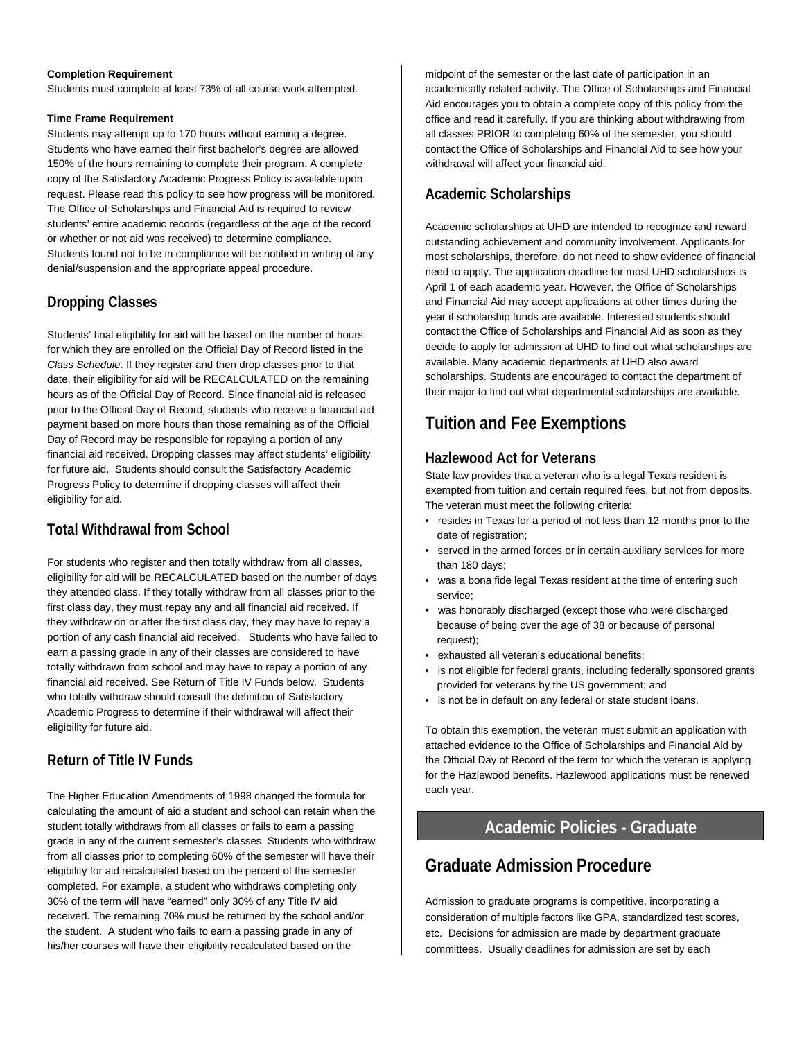**Completion Requirement**

Students must complete at least 73% of all course work attempted.

**Time Frame Requirement**

Students may attempt up to 170 hours without earning a degree. Students who have earned their first bachelor's degree are allowed 150% of the hours remaining to complete their program. A complete copy of the Satisfactory Academic Progress Policy is available upon request. Please read this policy to see how progress will be monitored. The Office of Scholarships and Financial Aid is required to review students' entire academic records (regardless of the age of the record or whether or not aid was received) to determine compliance. Students found not to be in compliance will be notified in writing of any denial/suspension and the appropriate appeal procedure.

### Dropping Classes

Students' final eligibility for aid will be based on the number of hours for which they are enrolled on the Official Day of Record listed in the *Class Schedule*. If they register and then drop classes prior to that date, their eligibility for aid will be RECALCULATED on the remaining hours as of the Official Day of Record. Since financial aid is released prior to the Official Day of Record, students who receive a financial aid payment based on more hours than those remaining as of the Official Day of Record may be responsible for repaying a portion of any financial aid received. Dropping classes may affect students' eligibility for future aid. Students should consult the Satisfactory Academic Progress Policy to determine if dropping classes will affect their eligibility for aid.

### Total Withdrawal from School

For students who register and then totally withdraw from all classes, eligibility for aid will be RECALCULATED based on the number of days they attended class. If they totally withdraw from all classes prior to the first class day, they must repay any and all financial aid received. If they withdraw on or after the first class day, they may have to repay a portion of any cash financial aid received. Students who have failed to earn a passing grade in any of their classes are considered to have totally withdrawn from school and may have to repay a portion of any financial aid received. See Return of Title IV Funds below. Students who totally withdraw should consult the definition of Satisfactory Academic Progress to determine if their withdrawal will affect their eligibility for future aid.

### Return of Title IV Funds

The Higher Education Amendments of 1998 changed the formula for calculating the amount of aid a student and school can retain when the student totally withdraws from all classes or fails to earn a passing grade in any of the current semester's classes. Students who withdraw from all classes prior to completing 60% of the semester will have their eligibility for aid recalculated based on the percent of the semester completed. For example, a student who withdraws completing only 30% of the term will have "earned" only 30% of any Title IV aid received. The remaining 70% must be returned by the school and/or the student. A student who fails to earn a passing grade in any of his/her courses will have their eligibility recalculated based on the midpoint of the semester or the last date of participation in an academically related activity. The Office of Scholarships and Financial Aid encourages you to obtain a complete copy of this policy from the office and read it carefully. If you are thinking about withdrawing from all classes PRIOR to completing 60% of the semester, you should contact the Office of Scholarships and Financial Aid to see how your withdrawal will affect your financial aid.

### Academic Scholarships

Academic scholarships at UHD are intended to recognize and reward outstanding achievement and community involvement. Applicants for most scholarships, therefore, do not need to show evidence of financial need to apply. The application deadline for most UHD scholarships is April 1 of each academic year. However, the Office of Scholarships and Financial Aid may accept applications at other times during the year if scholarship funds are available. Interested students should contact the Office of Scholarships and Financial Aid as soon as they decide to apply for admission at UHD to find out what scholarships are available. Many academic departments at UHD also award scholarships. Students are encouraged to contact the department of their major to find out what departmental scholarships are available.

## Tuition and Fee Exemptions

### Hazlewood Act for Veterans

State law provides that a veteran who is a legal Texas resident is exempted from tuition and certain required fees, but not from deposits. The veteran must meet the following criteria:

- resides in Texas for a period of not less than 12 months prior to the date of registration;
- served in the armed forces or in certain auxiliary services for more than 180 days;
- was a bona fide legal Texas resident at the time of entering such service;
- was honorably discharged (except those who were discharged because of being over the age of 38 or because of personal request);
- exhausted all veteran's educational benefits;
- is not eligible for federal grants, including federally sponsored grants provided for veterans by the US government; and
- is not be in default on any federal or state student loans.

To obtain this exemption, the veteran must submit an application with attached evidence to the Office of Scholarships and Financial Aid by the Official Day of Record of the term for which the veteran is applying for the Hazlewood benefits. Hazlewood applications must be renewed each year.

# Academic Policies - Graduate

## Graduate Admission Procedure

Admission to graduate programs is competitive, incorporating a consideration of multiple factors like GPA, standardized test scores, etc. Decisions for admission are made by department graduate committees. Usually deadlines for admission are set by each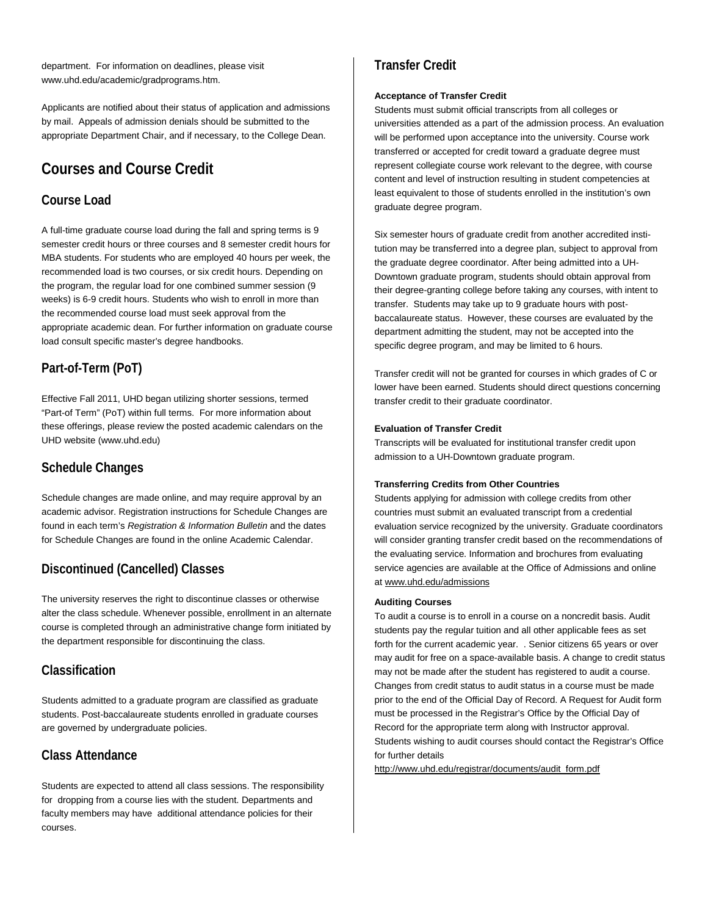department. For information on deadlines, please visit www.uhd.edu/academic/gradprograms.htm.

Applicants are notified about their status of application and admissions by mail. Appeals of admission denials should be submitted to the appropriate Department Chair, and if necessary, to the College Dean.

# Courses and Course Credit

## Course Load

A full-time graduate course load during the fall and spring terms is 9 semester credit hours or three courses and 8 semester credit hours for MBA students. For students who are employed 40 hours per week, the recommended load is two courses, or six credit hours. Depending on the program, the regular load for one combined summer session (9 weeks) is 6-9 credit hours. Students who wish to enroll in more than the recommended course load must seek approval from the appropriate academic dean. For further information on graduate course load consult specific master's degree handbooks.

## Part-of-Term (PoT)

Effective Fall 2011, UHD began utilizing shorter sessions, termed "Part-of Term" (PoT) within full terms. For more information about these offerings, please review the posted academic calendars on the UHD website (www.uhd.edu)

## Schedule Changes

Schedule changes are made online, and may require approval by an academic advisor. Registration instructions for Schedule Changes are found in each term's *Registration & Information Bulletin* and the dates for Schedule Changes are found in the online Academic Calendar.

## Discontinued (Cancelled) Classes

The university reserves the right to discontinue classes or otherwise alter the class schedule. Whenever possible, enrollment in an alternate course is completed through an administrative change form initiated by the department responsible for discontinuing the class.

## Classification

Students admitted to a graduate program are classified as graduate students. Post-baccalaureate students enrolled in graduate courses are governed by undergraduate policies.

## Class Attendance

Students are expected to attend all class sessions. The responsibility for dropping from a course lies with the student. Departments and faculty members may have additional attendance policies for their courses.

## Transfer Credit

**Acceptance of Transfer Credit**

Students must submit official transcripts from all colleges or universities attended as a part of the admission process. An evaluation will be performed upon acceptance into the university. Course work transferred or accepted for credit toward a graduate degree must represent collegiate course work relevant to the degree, with course content and level of instruction resulting in student competencies at least equivalent to those of students enrolled in the institution's own graduate degree program.

Six semester hours of graduate credit from another accredited institution may be transferred into a degree plan, subject to approval from the graduate degree coordinator. After being admitted into a UH-Downtown graduate program, students should obtain approval from their degree-granting college before taking any courses, with intent to transfer. Students may take up to 9 graduate hours with post-baccalaureate status. However, these courses are evaluated by the department admitting the student, may not be accepted into the specific degree program, and may be limited to 6 hours.

Transfer credit will not be granted for courses in which grades of C or lower have been earned. Students should direct questions concerning transfer credit to their graduate coordinator.

**Evaluation of Transfer Credit**

Transcripts will be evaluated for institutional transfer credit upon admission to a UH-Downtown graduate program.

**Transferring Credits from Other Countries**

Students applying for admission with college credits from other countries must submit an evaluated transcript from a credential evaluation service recognized by the university. Graduate coordinators will consider granting transfer credit based on the recommendations of the evaluating service. Information and brochures from evaluating service agencies are available at the Office of Admissions and online at www.uhd.edu/admissions

**Auditing Courses**

To audit a course is to enroll in a course on a noncredit basis. Audit students pay the regular tuition and all other applicable fees as set forth for the current academic year. . Senior citizens 65 years or over may audit for free on a space-available basis. A change to credit status may not be made after the student has registered to audit a course. Changes from credit status to audit status in a course must be made prior to the end of the Official Day of Record. A Request for Audit form must be processed in the Registrar's Office by the Official Day of Record for the appropriate term along with Instructor approval. Students wishing to audit courses should contact the Registrar's Office for further details http://www.uhd.edu/registrar/documents/audit_form.pdf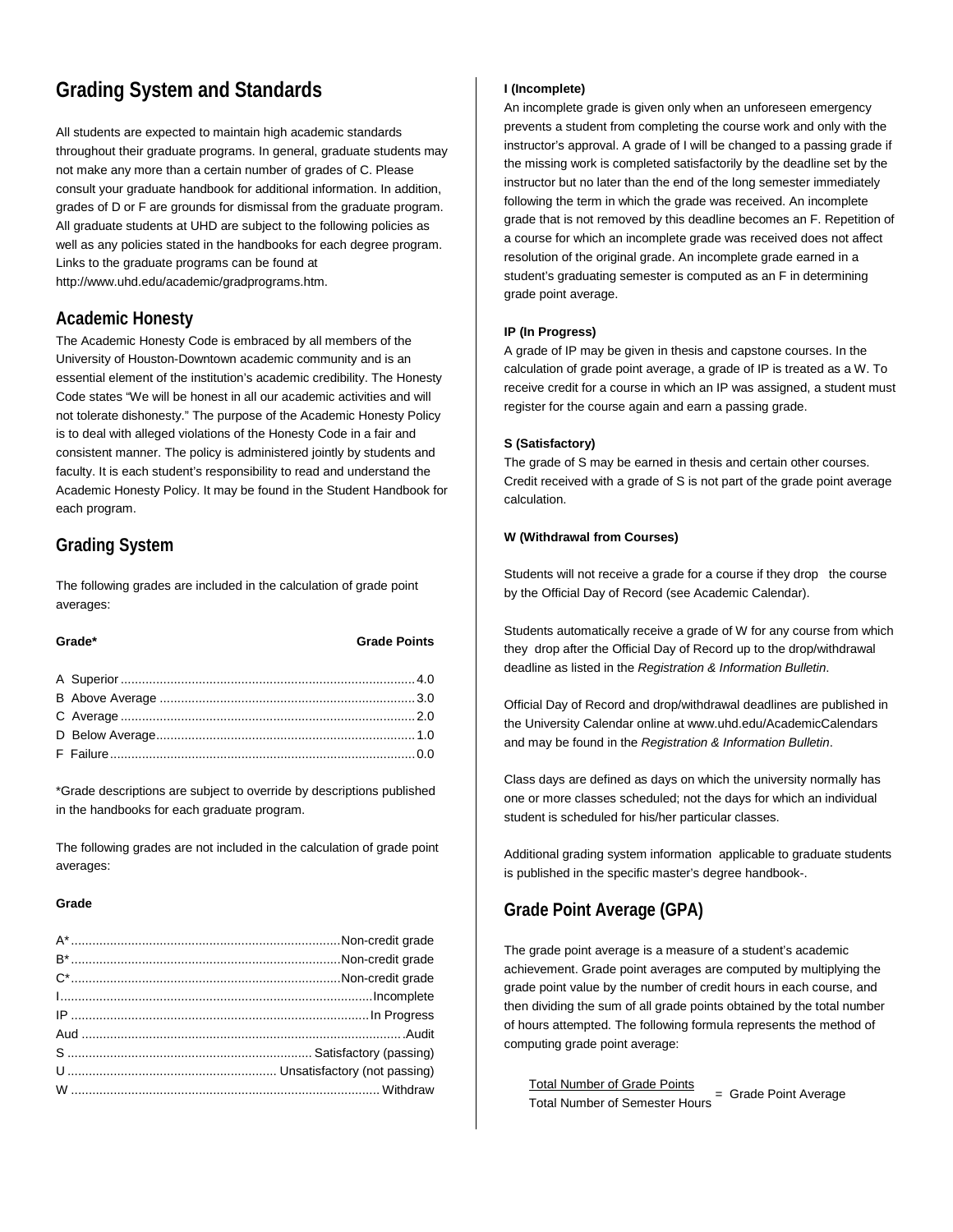# Grading System and Standards

All students are expected to maintain high academic standards throughout their graduate programs. In general, graduate students may not make any more than a certain number of grades of C. Please consult your graduate handbook for additional information. In addition, grades of D or F are grounds for dismissal from the graduate program. All graduate students at UHD are subject to the following policies as well as any policies stated in the handbooks for each degree program. Links to the graduate programs can be found at http://www.uhd.edu/academic/gradprograms.htm.

## Academic Honesty

The Academic Honesty Code is embraced by all members of the University of Houston-Downtown academic community and is an essential element of the institution's academic credibility. The Honesty Code states "We will be honest in all our academic activities and will not tolerate dishonesty." The purpose of the Academic Honesty Policy is to deal with alleged violations of the Honesty Code in a fair and consistent manner. The policy is administered jointly by students and faculty. It is each student's responsibility to read and understand the Academic Honesty Policy. It may be found in the Student Handbook for each program.

## Grading System

The following grades are included in the calculation of grade point averages:

| Grade* | Grade Points |
|---|---|
| A Superior | 4.0 |
| B Above Average | 3.0 |
| C Average | 2.0 |
| D Below Average | 1.0 |
| F Failure | 0.0 |

*Grade descriptions are subject to override by descriptions published in the handbooks for each graduate program.

The following grades are not included in the calculation of grade point averages:

| Grade | |
|---|---|
| A* | Non-credit grade |
| B* | Non-credit grade |
| C* | Non-credit grade |
| I | Incomplete |
| IP | In Progress |
| Aud | Audit |
| S | Satisfactory (passing) |
| U | Unsatisfactory (not passing) |
| W | Withdraw |

**I (Incomplete)**

An incomplete grade is given only when an unforeseen emergency prevents a student from completing the course work and only with the instructor's approval. A grade of I will be changed to a passing grade if the missing work is completed satisfactorily by the deadline set by the instructor but no later than the end of the long semester immediately following the term in which the grade was received. An incomplete grade that is not removed by this deadline becomes an F. Repetition of a course for which an incomplete grade was received does not affect resolution of the original grade. An incomplete grade earned in a student's graduating semester is computed as an F in determining grade point average.

**IP (In Progress)**

A grade of IP may be given in thesis and capstone courses. In the calculation of grade point average, a grade of IP is treated as a W. To receive credit for a course in which an IP was assigned, a student must register for the course again and earn a passing grade.

**S (Satisfactory)**

The grade of S may be earned in thesis and certain other courses. Credit received with a grade of S is not part of the grade point average calculation.

**W (Withdrawal from Courses)**

Students will not receive a grade for a course if they drop the course by the Official Day of Record (see Academic Calendar).

Students automatically receive a grade of W for any course from which they drop after the Official Day of Record up to the drop/withdrawal deadline as listed in the *Registration & Information Bulletin*.

Official Day of Record and drop/withdrawal deadlines are published in the University Calendar online at www.uhd.edu/AcademicCalendars and may be found in the *Registration & Information Bulletin*.

Class days are defined as days on which the university normally has one or more classes scheduled; not the days for which an individual student is scheduled for his/her particular classes.

Additional grading system information applicable to graduate students is published in the specific master's degree handbook-.

## Grade Point Average (GPA)

The grade point average is a measure of a student's academic achievement. Grade point averages are computed by multiplying the grade point value by the number of credit hours in each course, and then dividing the sum of all grade points obtained by the total number of hours attempted. The following formula represents the method of computing grade point average:

$$\frac{\text{Total Number of Grade Points}}{\text{Total Number of Semester Hours}} = \text{Grade Point Average}$$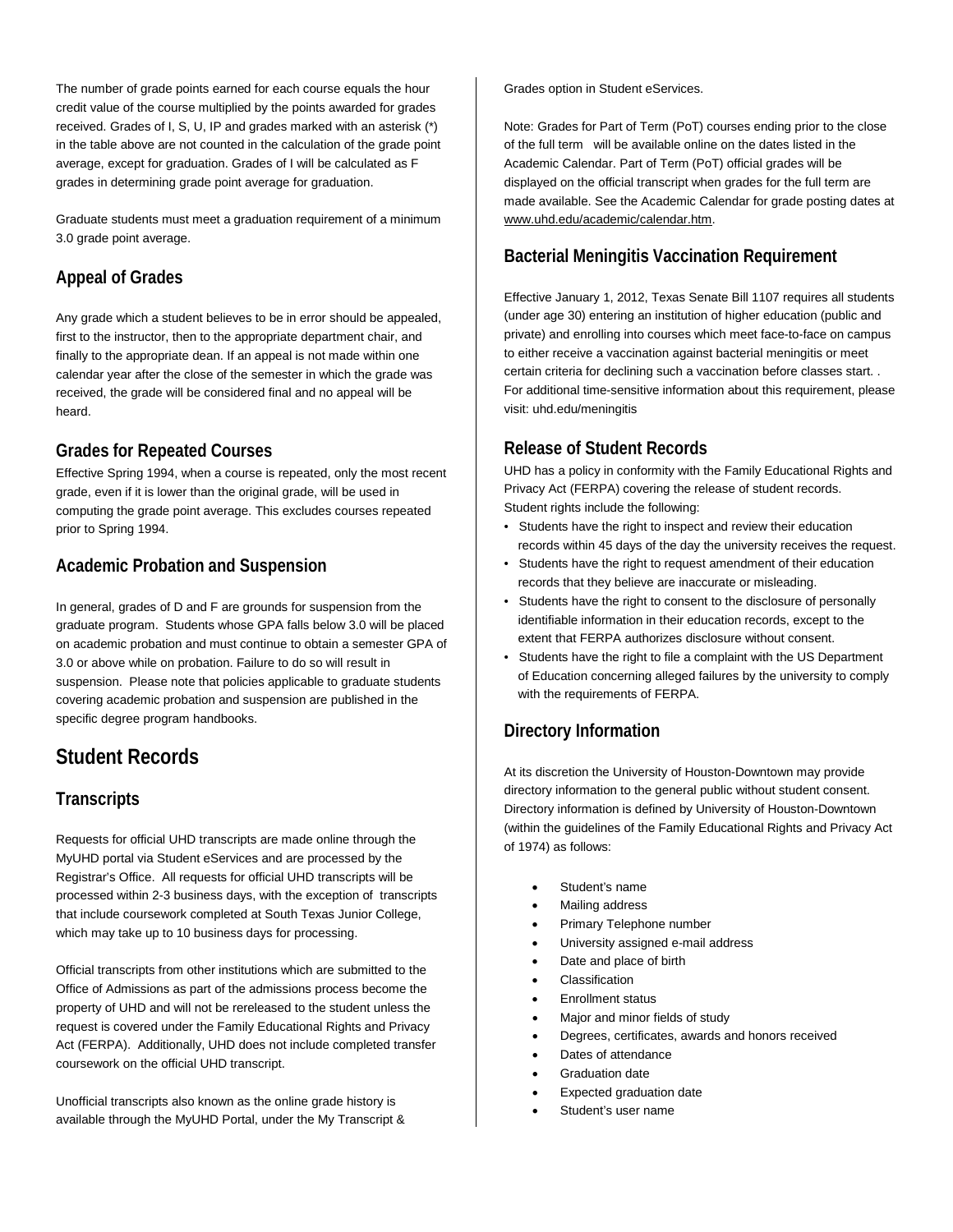The number of grade points earned for each course equals the hour credit value of the course multiplied by the points awarded for grades received. Grades of I, S, U, IP and grades marked with an asterisk (*) in the table above are not counted in the calculation of the grade point average, except for graduation. Grades of I will be calculated as F grades in determining grade point average for graduation.

Graduate students must meet a graduation requirement of a minimum 3.0 grade point average.

### Appeal of Grades

Any grade which a student believes to be in error should be appealed, first to the instructor, then to the appropriate department chair, and finally to the appropriate dean. If an appeal is not made within one calendar year after the close of the semester in which the grade was received, the grade will be considered final and no appeal will be heard.

### Grades for Repeated Courses

Effective Spring 1994, when a course is repeated, only the most recent grade, even if it is lower than the original grade, will be used in computing the grade point average. This excludes courses repeated prior to Spring 1994.

### Academic Probation and Suspension

In general, grades of D and F are grounds for suspension from the graduate program. Students whose GPA falls below 3.0 will be placed on academic probation and must continue to obtain a semester GPA of 3.0 or above while on probation. Failure to do so will result in suspension. Please note that policies applicable to graduate students covering academic probation and suspension are published in the specific degree program handbooks.

## Student Records

### Transcripts

Requests for official UHD transcripts are made online through the MyUHD portal via Student eServices and are processed by the Registrar's Office. All requests for official UHD transcripts will be processed within 2-3 business days, with the exception of transcripts that include coursework completed at South Texas Junior College, which may take up to 10 business days for processing.

Official transcripts from other institutions which are submitted to the Office of Admissions as part of the admissions process become the property of UHD and will not be rereleased to the student unless the request is covered under the Family Educational Rights and Privacy Act (FERPA). Additionally, UHD does not include completed transfer coursework on the official UHD transcript.

Unofficial transcripts also known as the online grade history is available through the MyUHD Portal, under the My Transcript & Grades option in Student eServices.

Note: Grades for Part of Term (PoT) courses ending prior to the close of the full term will be available online on the dates listed in the Academic Calendar. Part of Term (PoT) official grades will be displayed on the official transcript when grades for the full term are made available. See the Academic Calendar for grade posting dates at www.uhd.edu/academic/calendar.htm.

### Bacterial Meningitis Vaccination Requirement

Effective January 1, 2012, Texas Senate Bill 1107 requires all students (under age 30) entering an institution of higher education (public and private) and enrolling into courses which meet face-to-face on campus to either receive a vaccination against bacterial meningitis or meet certain criteria for declining such a vaccination before classes start. . For additional time-sensitive information about this requirement, please visit: uhd.edu/meningitis

### Release of Student Records

UHD has a policy in conformity with the Family Educational Rights and Privacy Act (FERPA) covering the release of student records. Student rights include the following:

- Students have the right to inspect and review their education records within 45 days of the day the university receives the request.
- Students have the right to request amendment of their education records that they believe are inaccurate or misleading.
- Students have the right to consent to the disclosure of personally identifiable information in their education records, except to the extent that FERPA authorizes disclosure without consent.
- Students have the right to file a complaint with the US Department of Education concerning alleged failures by the university to comply with the requirements of FERPA.

### Directory Information

At its discretion the University of Houston-Downtown may provide directory information to the general public without student consent. Directory information is defined by University of Houston-Downtown (within the guidelines of the Family Educational Rights and Privacy Act of 1974) as follows:

- Student's name
- Mailing address
- Primary Telephone number
- University assigned e-mail address
- Date and place of birth
- Classification
- Enrollment status
- Major and minor fields of study
- Degrees, certificates, awards and honors received
- Dates of attendance
- Graduation date
- Expected graduation date
- Student's user name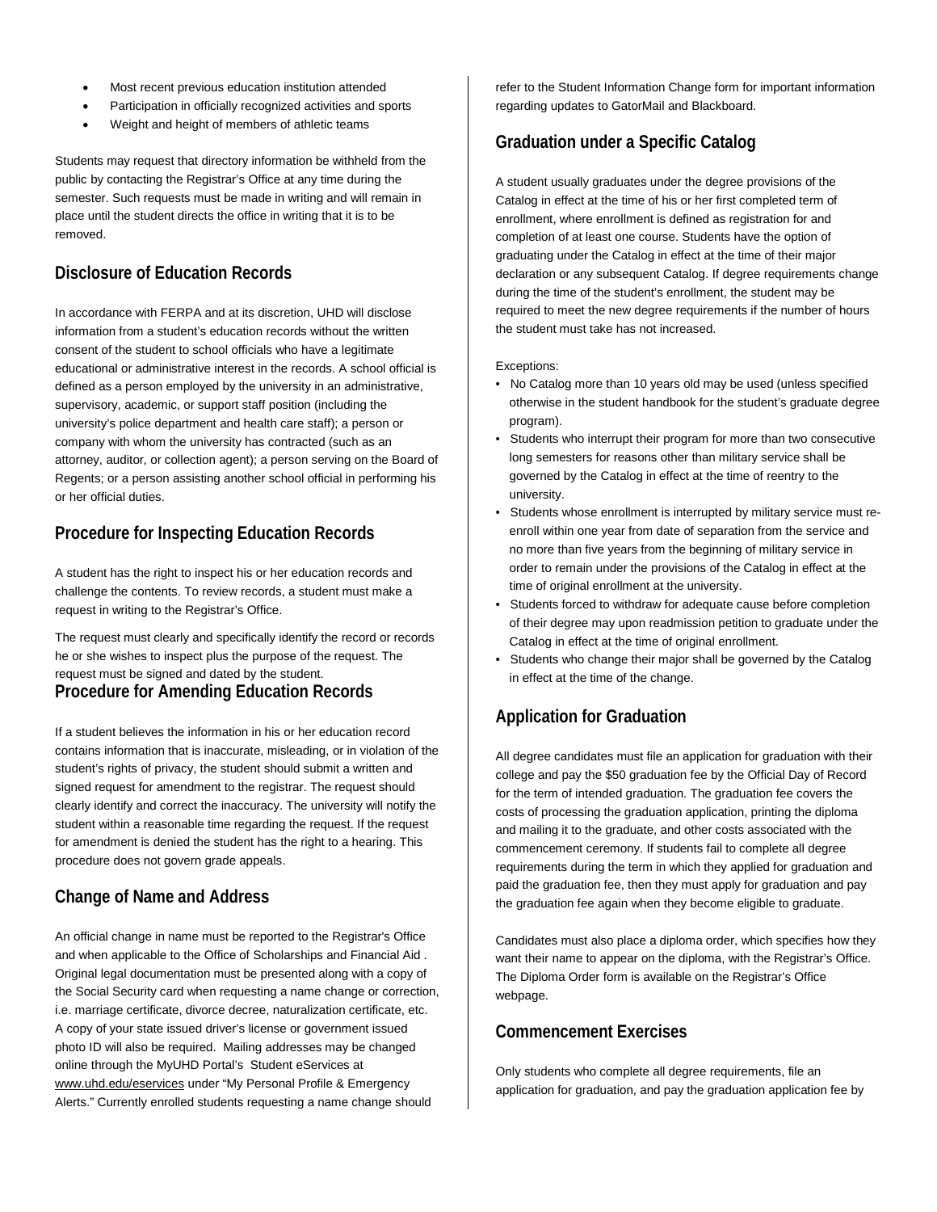- Most recent previous education institution attended
- Participation in officially recognized activities and sports
- Weight and height of members of athletic teams

Students may request that directory information be withheld from the public by contacting the Registrar's Office at any time during the semester. Such requests must be made in writing and will remain in place until the student directs the office in writing that it is to be removed.

## Disclosure of Education Records

In accordance with FERPA and at its discretion, UHD will disclose information from a student's education records without the written consent of the student to school officials who have a legitimate educational or administrative interest in the records. A school official is defined as a person employed by the university in an administrative, supervisory, academic, or support staff position (including the university's police department and health care staff); a person or company with whom the university has contracted (such as an attorney, auditor, or collection agent); a person serving on the Board of Regents; or a person assisting another school official in performing his or her official duties.

## Procedure for Inspecting Education Records

A student has the right to inspect his or her education records and challenge the contents. To review records, a student must make a request in writing to the Registrar's Office.

The request must clearly and specifically identify the record or records he or she wishes to inspect plus the purpose of the request. The request must be signed and dated by the student.

## Procedure for Amending Education Records

If a student believes the information in his or her education record contains information that is inaccurate, misleading, or in violation of the student's rights of privacy, the student should submit a written and signed request for amendment to the registrar. The request should clearly identify and correct the inaccuracy. The university will notify the student within a reasonable time regarding the request. If the request for amendment is denied the student has the right to a hearing. This procedure does not govern grade appeals.

## Change of Name and Address

An official change in name must be reported to the Registrar's Office and when applicable to the Office of Scholarships and Financial Aid . Original legal documentation must be presented along with a copy of the Social Security card when requesting a name change or correction, i.e. marriage certificate, divorce decree, naturalization certificate, etc. A copy of your state issued driver's license or government issued photo ID will also be required. Mailing addresses may be changed online through the MyUHD Portal's Student eServices at www.uhd.edu/eservices under "My Personal Profile & Emergency Alerts." Currently enrolled students requesting a name change should refer to the Student Information Change form for important information regarding updates to GatorMail and Blackboard.

## Graduation under a Specific Catalog

A student usually graduates under the degree provisions of the Catalog in effect at the time of his or her first completed term of enrollment, where enrollment is defined as registration for and completion of at least one course. Students have the option of graduating under the Catalog in effect at the time of their major declaration or any subsequent Catalog. If degree requirements change during the time of the student's enrollment, the student may be required to meet the new degree requirements if the number of hours the student must take has not increased.

Exceptions:

- No Catalog more than 10 years old may be used (unless specified otherwise in the student handbook for the student's graduate degree program).
- Students who interrupt their program for more than two consecutive long semesters for reasons other than military service shall be governed by the Catalog in effect at the time of reentry to the university.
- Students whose enrollment is interrupted by military service must re-enroll within one year from date of separation from the service and no more than five years from the beginning of military service in order to remain under the provisions of the Catalog in effect at the time of original enrollment at the university.
- Students forced to withdraw for adequate cause before completion of their degree may upon readmission petition to graduate under the Catalog in effect at the time of original enrollment.
- Students who change their major shall be governed by the Catalog in effect at the time of the change.

## Application for Graduation

All degree candidates must file an application for graduation with their college and pay the $50 graduation fee by the Official Day of Record for the term of intended graduation. The graduation fee covers the costs of processing the graduation application, printing the diploma and mailing it to the graduate, and other costs associated with the commencement ceremony. If students fail to complete all degree requirements during the term in which they applied for graduation and paid the graduation fee, then they must apply for graduation and pay the graduation fee again when they become eligible to graduate.

Candidates must also place a diploma order, which specifies how they want their name to appear on the diploma, with the Registrar's Office. The Diploma Order form is available on the Registrar's Office webpage.

## Commencement Exercises

Only students who complete all degree requirements, file an application for graduation, and pay the graduation application fee by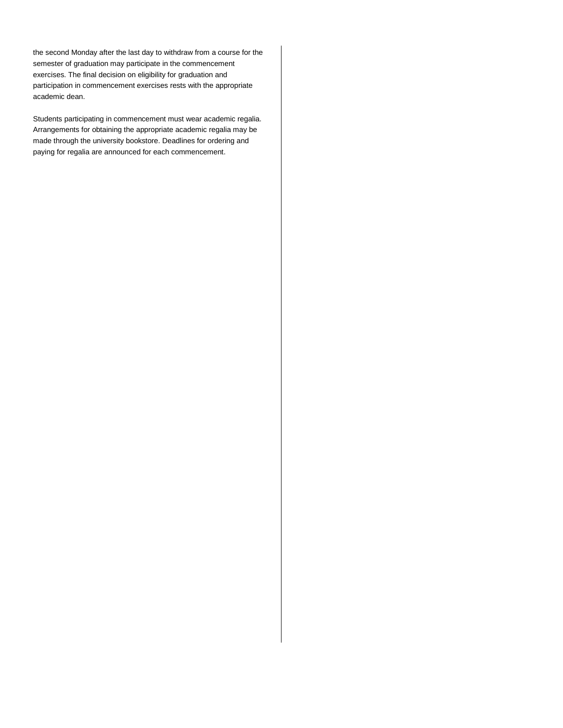the second Monday after the last day to withdraw from a course for the semester of graduation may participate in the commencement exercises. The final decision on eligibility for graduation and participation in commencement exercises rests with the appropriate academic dean.

Students participating in commencement must wear academic regalia. Arrangements for obtaining the appropriate academic regalia may be made through the university bookstore. Deadlines for ordering and paying for regalia are announced for each commencement.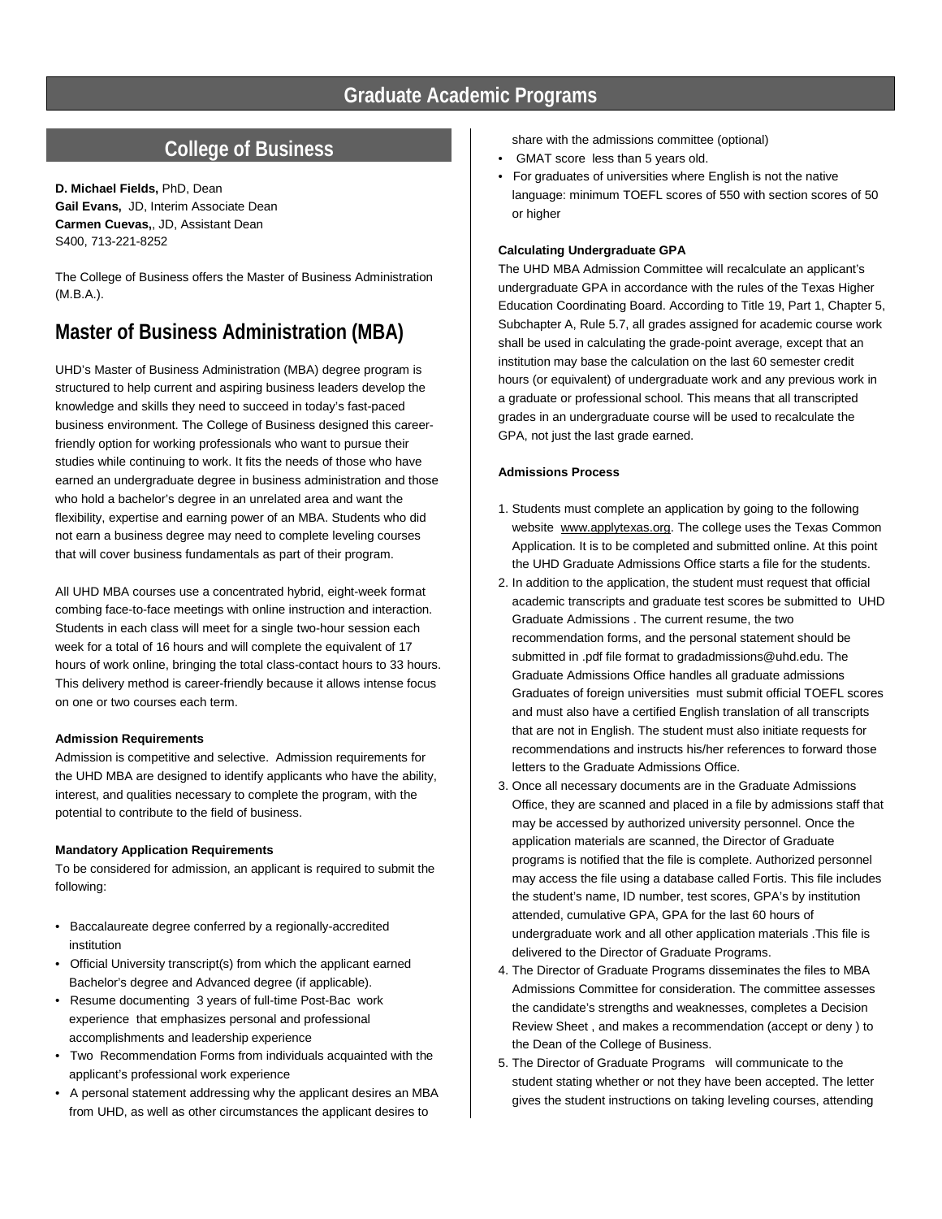# Graduate Academic Programs

## College of Business

**D. Michael Fields,** PhD, Dean
**Gail Evans,** JD, Interim Associate Dean
**Carmen Cuevas,**, JD, Assistant Dean
S400, 713-221-8252

The College of Business offers the Master of Business Administration (M.B.A.).

## Master of Business Administration (MBA)

UHD's Master of Business Administration (MBA) degree program is structured to help current and aspiring business leaders develop the knowledge and skills they need to succeed in today's fast-paced business environment. The College of Business designed this career-friendly option for working professionals who want to pursue their studies while continuing to work. It fits the needs of those who have earned an undergraduate degree in business administration and those who hold a bachelor's degree in an unrelated area and want the flexibility, expertise and earning power of an MBA. Students who did not earn a business degree may need to complete leveling courses that will cover business fundamentals as part of their program.

All UHD MBA courses use a concentrated hybrid, eight-week format combing face-to-face meetings with online instruction and interaction. Students in each class will meet for a single two-hour session each week for a total of 16 hours and will complete the equivalent of 17 hours of work online, bringing the total class-contact hours to 33 hours. This delivery method is career-friendly because it allows intense focus on one or two courses each term.

#### Admission Requirements

Admission is competitive and selective. Admission requirements for the UHD MBA are designed to identify applicants who have the ability, interest, and qualities necessary to complete the program, with the potential to contribute to the field of business.

#### Mandatory Application Requirements

To be considered for admission, an applicant is required to submit the following:

- Baccalaureate degree conferred by a regionally-accredited institution
- Official University transcript(s) from which the applicant earned Bachelor's degree and Advanced degree (if applicable).
- Resume documenting 3 years of full-time Post-Bac work experience that emphasizes personal and professional accomplishments and leadership experience
- Two Recommendation Forms from individuals acquainted with the applicant's professional work experience
- A personal statement addressing why the applicant desires an MBA from UHD, as well as other circumstances the applicant desires to share with the admissions committee (optional)
- GMAT score less than 5 years old.
- For graduates of universities where English is not the native language: minimum TOEFL scores of 550 with section scores of 50 or higher

#### Calculating Undergraduate GPA

The UHD MBA Admission Committee will recalculate an applicant's undergraduate GPA in accordance with the rules of the Texas Higher Education Coordinating Board. According to Title 19, Part 1, Chapter 5, Subchapter A, Rule 5.7, all grades assigned for academic course work shall be used in calculating the grade-point average, except that an institution may base the calculation on the last 60 semester credit hours (or equivalent) of undergraduate work and any previous work in a graduate or professional school. This means that all transcripted grades in an undergraduate course will be used to recalculate the GPA, not just the last grade earned.

#### Admissions Process

1. Students must complete an application by going to the following website www.applytexas.org. The college uses the Texas Common Application. It is to be completed and submitted online. At this point the UHD Graduate Admissions Office starts a file for the students.
2. In addition to the application, the student must request that official academic transcripts and graduate test scores be submitted to UHD Graduate Admissions . The current resume, the two recommendation forms, and the personal statement should be submitted in .pdf file format to gradadmissions@uhd.edu. The Graduate Admissions Office handles all graduate admissions Graduates of foreign universities must submit official TOEFL scores and must also have a certified English translation of all transcripts that are not in English. The student must also initiate requests for recommendations and instructs his/her references to forward those letters to the Graduate Admissions Office.
3. Once all necessary documents are in the Graduate Admissions Office, they are scanned and placed in a file by admissions staff that may be accessed by authorized university personnel. Once the application materials are scanned, the Director of Graduate programs is notified that the file is complete. Authorized personnel may access the file using a database called Fortis. This file includes the student's name, ID number, test scores, GPA's by institution attended, cumulative GPA, GPA for the last 60 hours of undergraduate work and all other application materials .This file is delivered to the Director of Graduate Programs.
4. The Director of Graduate Programs disseminates the files to MBA Admissions Committee for consideration. The committee assesses the candidate's strengths and weaknesses, completes a Decision Review Sheet , and makes a recommendation (accept or deny ) to the Dean of the College of Business.
5. The Director of Graduate Programs will communicate to the student stating whether or not they have been accepted. The letter gives the student instructions on taking leveling courses, attending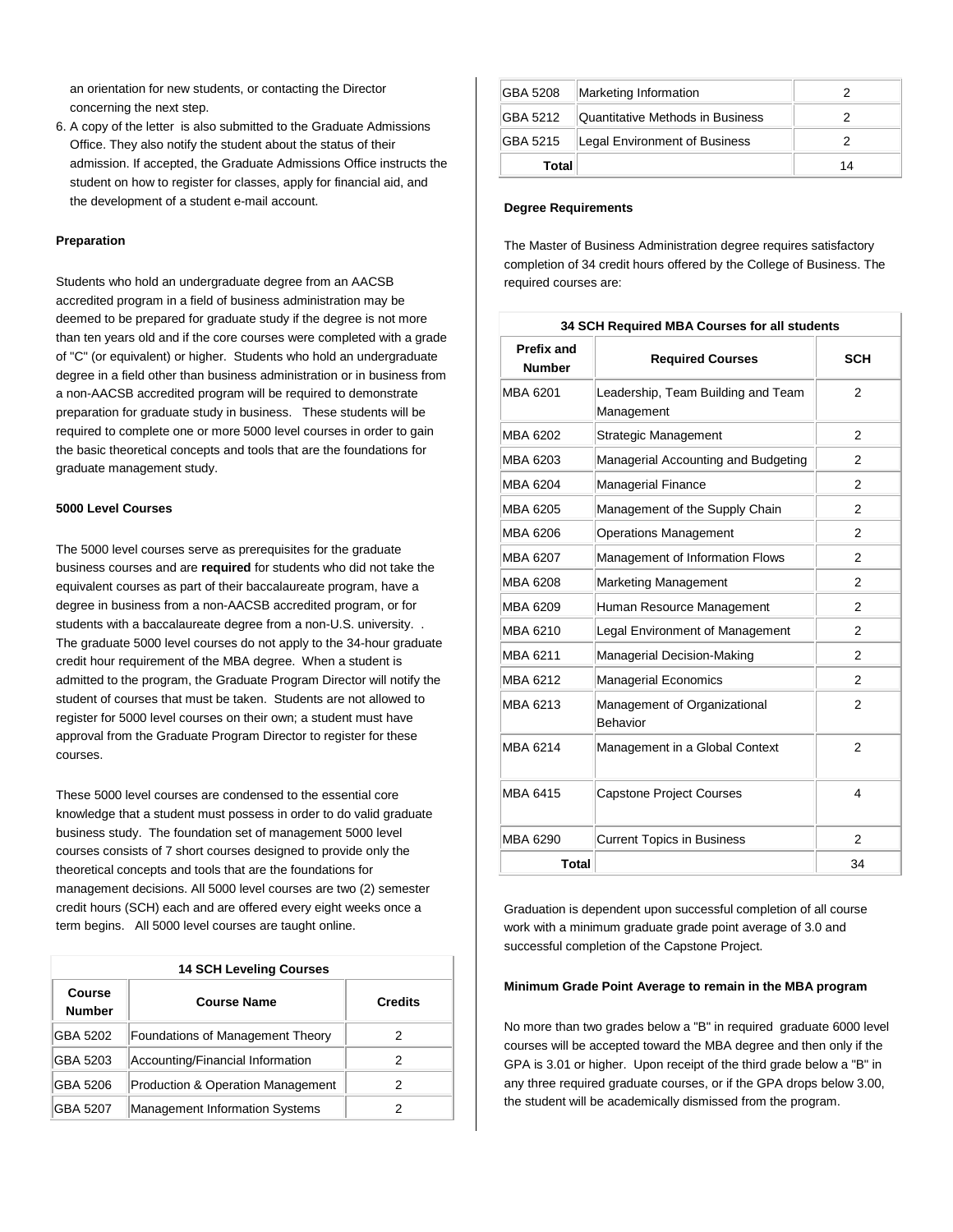an orientation for new students, or contacting the Director concerning the next step.

6. A copy of the letter is also submitted to the Graduate Admissions Office. They also notify the student about the status of their admission. If accepted, the Graduate Admissions Office instructs the student on how to register for classes, apply for financial aid, and the development of a student e-mail account.

**Preparation**

Students who hold an undergraduate degree from an AACSB accredited program in a field of business administration may be deemed to be prepared for graduate study if the degree is not more than ten years old and if the core courses were completed with a grade of "C" (or equivalent) or higher. Students who hold an undergraduate degree in a field other than business administration or in business from a non-AACSB accredited program will be required to demonstrate preparation for graduate study in business. These students will be required to complete one or more 5000 level courses in order to gain the basic theoretical concepts and tools that are the foundations for graduate management study.

**5000 Level Courses**

The 5000 level courses serve as prerequisites for the graduate business courses and are **required** for students who did not take the equivalent courses as part of their baccalaureate program, have a degree in business from a non-AACSB accredited program, or for students with a baccalaureate degree from a non-U.S. university. . The graduate 5000 level courses do not apply to the 34-hour graduate credit hour requirement of the MBA degree. When a student is admitted to the program, the Graduate Program Director will notify the student of courses that must be taken. Students are not allowed to register for 5000 level courses on their own; a student must have approval from the Graduate Program Director to register for these courses.

These 5000 level courses are condensed to the essential core knowledge that a student must possess in order to do valid graduate business study. The foundation set of management 5000 level courses consists of 7 short courses designed to provide only the theoretical concepts and tools that are the foundations for management decisions. All 5000 level courses are two (2) semester credit hours (SCH) each and are offered every eight weeks once a term begins. All 5000 level courses are taught online.

| 14 SCH Leveling Courses | | |
|---|---|---|
| **Course Number** | **Course Name** | **Credits** |
| GBA 5202 | Foundations of Management Theory | 2 |
| GBA 5203 | Accounting/Financial Information | 2 |
| GBA 5206 | Production & Operation Management | 2 |
| GBA 5207 | Management Information Systems | 2 |
| GBA 5208 | Marketing Information | 2 |
| GBA 5212 | Quantitative Methods in Business | 2 |
| GBA 5215 | Legal Environment of Business | 2 |
| **Total** | | 14 |

**Degree Requirements**

The Master of Business Administration degree requires satisfactory completion of 34 credit hours offered by the College of Business. The required courses are:

| 34 SCH Required MBA Courses for all students | | |
|---|---|---|
| **Prefix and Number** | **Required Courses** | **SCH** |
| MBA 6201 | Leadership, Team Building and Team Management | 2 |
| MBA 6202 | Strategic Management | 2 |
| MBA 6203 | Managerial Accounting and Budgeting | 2 |
| MBA 6204 | Managerial Finance | 2 |
| MBA 6205 | Management of the Supply Chain | 2 |
| MBA 6206 | Operations Management | 2 |
| MBA 6207 | Management of Information Flows | 2 |
| MBA 6208 | Marketing Management | 2 |
| MBA 6209 | Human Resource Management | 2 |
| MBA 6210 | Legal Environment of Management | 2 |
| MBA 6211 | Managerial Decision-Making | 2 |
| MBA 6212 | Managerial Economics | 2 |
| MBA 6213 | Management of Organizational Behavior | 2 |
| MBA 6214 | Management in a Global Context | 2 |
| MBA 6415 | Capstone Project Courses | 4 |
| MBA 6290 | Current Topics in Business | 2 |
| **Total** | | 34 |

Graduation is dependent upon successful completion of all course work with a minimum graduate grade point average of 3.0 and successful completion of the Capstone Project.

**Minimum Grade Point Average to remain in the MBA program**

No more than two grades below a "B" in required graduate 6000 level courses will be accepted toward the MBA degree and then only if the GPA is 3.01 or higher. Upon receipt of the third grade below a "B" in any three required graduate courses, or if the GPA drops below 3.00, the student will be academically dismissed from the program.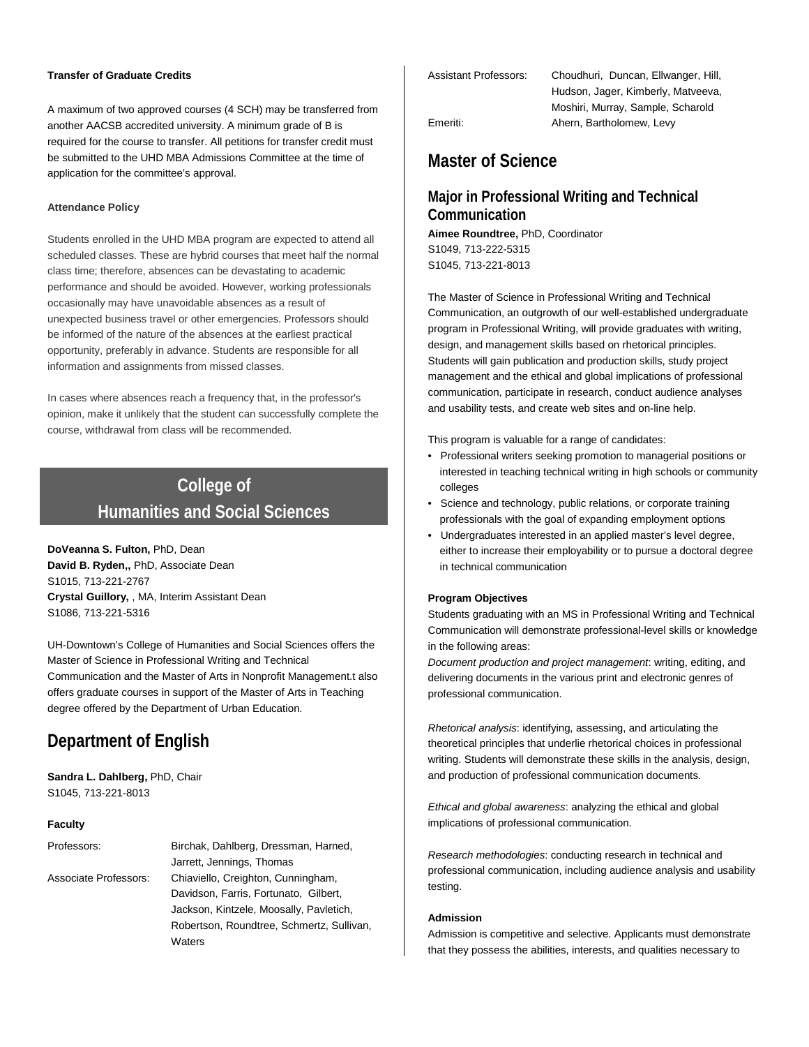**Transfer of Graduate Credits**

A maximum of two approved courses (4 SCH) may be transferred from another AACSB accredited university. A minimum grade of B is required for the course to transfer. All petitions for transfer credit must be submitted to the UHD MBA Admissions Committee at the time of application for the committee's approval.

**Attendance Policy**

Students enrolled in the UHD MBA program are expected to attend all scheduled classes. These are hybrid courses that meet half the normal class time; therefore, absences can be devastating to academic performance and should be avoided. However, working professionals occasionally may have unavoidable absences as a result of unexpected business travel or other emergencies. Professors should be informed of the nature of the absences at the earliest practical opportunity, preferably in advance. Students are responsible for all information and assignments from missed classes.

In cases where absences reach a frequency that, in the professor's opinion, make it unlikely that the student can successfully complete the course, withdrawal from class will be recommended.

# College of Humanities and Social Sciences

**DoVeanna S. Fulton,** PhD, Dean
**David B. Ryden,,** PhD, Associate Dean
S1015, 713-221-2767
**Crystal Guillory,** , MA, Interim Assistant Dean
S1086, 713-221-5316

UH-Downtown's College of Humanities and Social Sciences offers the Master of Science in Professional Writing and Technical Communication and the Master of Arts in Nonprofit Management.t also offers graduate courses in support of the Master of Arts in Teaching degree offered by the Department of Urban Education.

## Department of English

**Sandra L. Dahlberg,** PhD, Chair
S1045, 713-221-8013

**Faculty**

| | |
|---|---|
| Professors: | Birchak, Dahlberg, Dressman, Harned, Jarrett, Jennings, Thomas |
| Associate Professors: | Chiaviello, Creighton, Cunningham, Davidson, Farris, Fortunato, Gilbert, Jackson, Kintzele, Moosally, Pavletich, Robertson, Roundtree, Schmertz, Sullivan, Waters |
| Assistant Professors: | Choudhuri, Duncan, Ellwanger, Hill, Hudson, Jager, Kimberly, Matveeva, Moshiri, Murray, Sample, Scharold |
| Emeriti: | Ahern, Bartholomew, Levy |

## Master of Science

### Major in Professional Writing and Technical Communication

**Aimee Roundtree,** PhD, Coordinator
S1049, 713-222-5315
S1045, 713-221-8013

The Master of Science in Professional Writing and Technical Communication, an outgrowth of our well-established undergraduate program in Professional Writing, will provide graduates with writing, design, and management skills based on rhetorical principles. Students will gain publication and production skills, study project management and the ethical and global implications of professional communication, participate in research, conduct audience analyses and usability tests, and create web sites and on-line help.

This program is valuable for a range of candidates:

- Professional writers seeking promotion to managerial positions or interested in teaching technical writing in high schools or community colleges
- Science and technology, public relations, or corporate training professionals with the goal of expanding employment options
- Undergraduates interested in an applied master's level degree, either to increase their employability or to pursue a doctoral degree in technical communication

**Program Objectives**

Students graduating with an MS in Professional Writing and Technical Communication will demonstrate professional-level skills or knowledge in the following areas:

*Document production and project management*: writing, editing, and delivering documents in the various print and electronic genres of professional communication.

*Rhetorical analysis*: identifying, assessing, and articulating the theoretical principles that underlie rhetorical choices in professional writing. Students will demonstrate these skills in the analysis, design, and production of professional communication documents.

*Ethical and global awareness*: analyzing the ethical and global implications of professional communication.

*Research methodologies*: conducting research in technical and professional communication, including audience analysis and usability testing.

**Admission**

Admission is competitive and selective. Applicants must demonstrate that they possess the abilities, interests, and qualities necessary to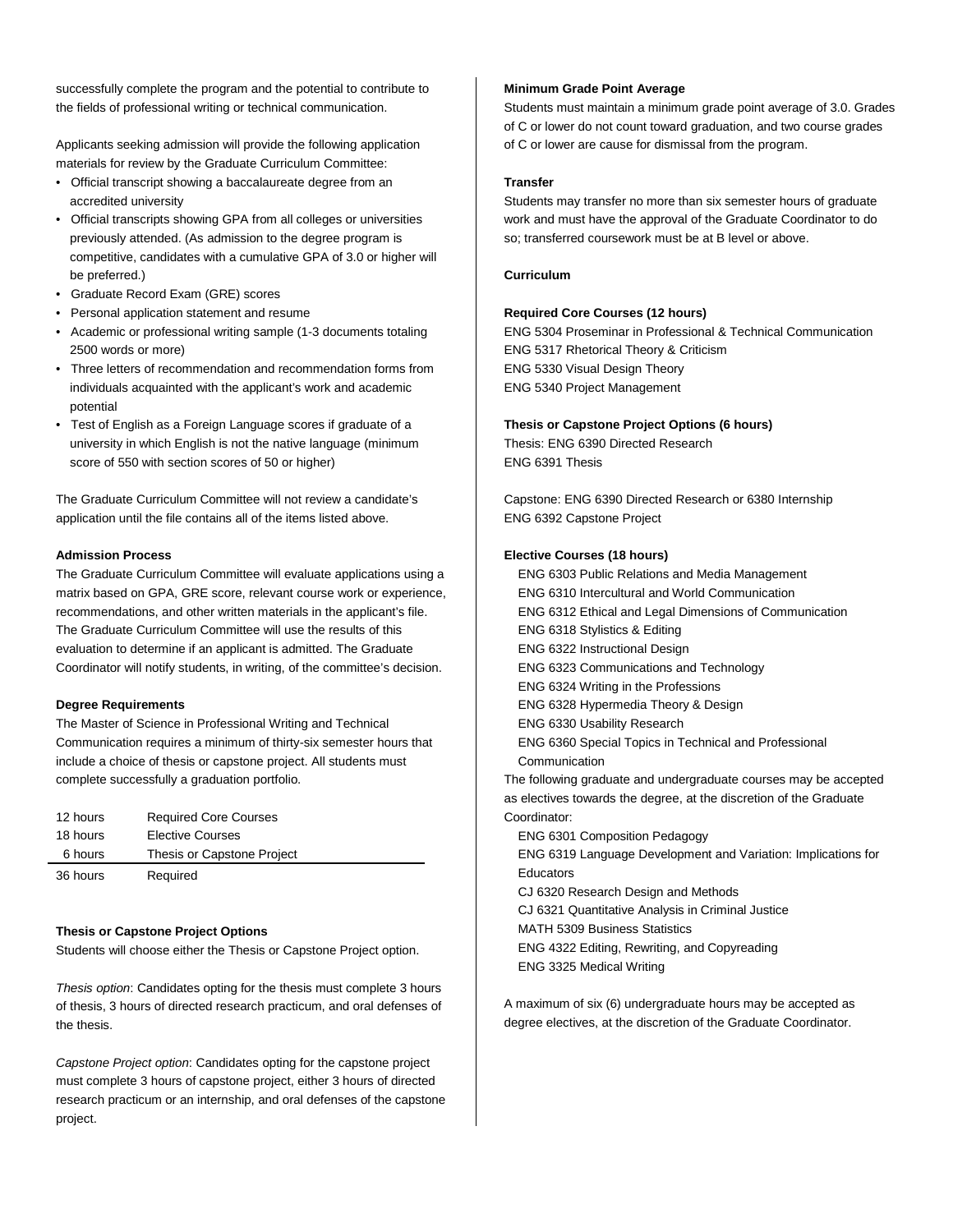successfully complete the program and the potential to contribute to the fields of professional writing or technical communication.

Applicants seeking admission will provide the following application materials for review by the Graduate Curriculum Committee:

- Official transcript showing a baccalaureate degree from an accredited university
- Official transcripts showing GPA from all colleges or universities previously attended. (As admission to the degree program is competitive, candidates with a cumulative GPA of 3.0 or higher will be preferred.)
- Graduate Record Exam (GRE) scores
- Personal application statement and resume
- Academic or professional writing sample (1-3 documents totaling 2500 words or more)
- Three letters of recommendation and recommendation forms from individuals acquainted with the applicant's work and academic potential
- Test of English as a Foreign Language scores if graduate of a university in which English is not the native language (minimum score of 550 with section scores of 50 or higher)

The Graduate Curriculum Committee will not review a candidate's application until the file contains all of the items listed above.

**Admission Process**

The Graduate Curriculum Committee will evaluate applications using a matrix based on GPA, GRE score, relevant course work or experience, recommendations, and other written materials in the applicant's file. The Graduate Curriculum Committee will use the results of this evaluation to determine if an applicant is admitted. The Graduate Coordinator will notify students, in writing, of the committee's decision.

**Degree Requirements**

The Master of Science in Professional Writing and Technical Communication requires a minimum of thirty-six semester hours that include a choice of thesis or capstone project. All students must complete successfully a graduation portfolio.

| | |
|---|---|
| 12 hours | Required Core Courses |
| 18 hours | Elective Courses |
| 6 hours | Thesis or Capstone Project |
| 36 hours | Required |

**Thesis or Capstone Project Options**

Students will choose either the Thesis or Capstone Project option.

*Thesis option*: Candidates opting for the thesis must complete 3 hours of thesis, 3 hours of directed research practicum, and oral defenses of the thesis.

*Capstone Project option*: Candidates opting for the capstone project must complete 3 hours of capstone project, either 3 hours of directed research practicum or an internship, and oral defenses of the capstone project.

**Minimum Grade Point Average**

Students must maintain a minimum grade point average of 3.0. Grades of C or lower do not count toward graduation, and two course grades of C or lower are cause for dismissal from the program.

**Transfer**

Students may transfer no more than six semester hours of graduate work and must have the approval of the Graduate Coordinator to do so; transferred coursework must be at B level or above.

**Curriculum**

**Required Core Courses (12 hours)**

ENG 5304 Proseminar in Professional & Technical Communication
ENG 5317 Rhetorical Theory & Criticism
ENG 5330 Visual Design Theory
ENG 5340 Project Management

**Thesis or Capstone Project Options (6 hours)**

Thesis: ENG 6390 Directed Research
ENG 6391 Thesis

Capstone: ENG 6390 Directed Research or 6380 Internship
ENG 6392 Capstone Project

**Elective Courses (18 hours)**

ENG 6303 Public Relations and Media Management
ENG 6310 Intercultural and World Communication
ENG 6312 Ethical and Legal Dimensions of Communication
ENG 6318 Stylistics & Editing
ENG 6322 Instructional Design
ENG 6323 Communications and Technology
ENG 6324 Writing in the Professions
ENG 6328 Hypermedia Theory & Design
ENG 6330 Usability Research
ENG 6360 Special Topics in Technical and Professional Communication

The following graduate and undergraduate courses may be accepted as electives towards the degree, at the discretion of the Graduate Coordinator:

ENG 6301 Composition Pedagogy
ENG 6319 Language Development and Variation: Implications for Educators
CJ 6320 Research Design and Methods
CJ 6321 Quantitative Analysis in Criminal Justice
MATH 5309 Business Statistics
ENG 4322 Editing, Rewriting, and Copyreading
ENG 3325 Medical Writing

A maximum of six (6) undergraduate hours may be accepted as degree electives, at the discretion of the Graduate Coordinator.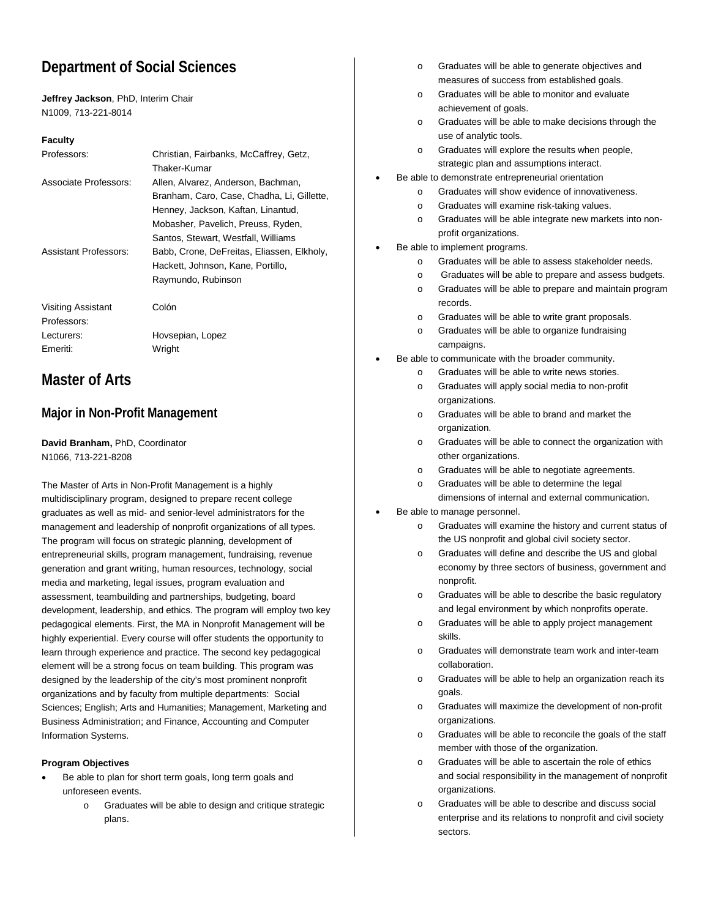# Department of Social Sciences

**Jeffrey Jackson**, PhD, Interim Chair
N1009, 713-221-8014

**Faculty**

| | |
|---|---|
| Professors: | Christian, Fairbanks, McCaffrey, Getz, Thaker-Kumar |
| Associate Professors: | Allen, Alvarez, Anderson, Bachman, Branham, Caro, Case, Chadha, Li, Gillette, Henney, Jackson, Kaftan, Linantud, Mobasher, Pavelich, Preuss, Ryden, Santos, Stewart, Westfall, Williams |
| Assistant Professors: | Babb, Crone, DeFreitas, Eliassen, Elkholy, Hackett, Johnson, Kane, Portillo, Raymundo, Rubinson |
| Visiting Assistant Professors: | Colón |
| Lecturers: | Hovsepian, Lopez |
| Emeriti: | Wright |

# Master of Arts

## Major in Non-Profit Management

**David Branham,** PhD, Coordinator
N1066, 713-221-8208

The Master of Arts in Non-Profit Management is a highly multidisciplinary program, designed to prepare recent college graduates as well as mid- and senior-level administrators for the management and leadership of nonprofit organizations of all types. The program will focus on strategic planning, development of entrepreneurial skills, program management, fundraising, revenue generation and grant writing, human resources, technology, social media and marketing, legal issues, program evaluation and assessment, teambuilding and partnerships, budgeting, board development, leadership, and ethics. The program will employ two key pedagogical elements. First, the MA in Nonprofit Management will be highly experiential. Every course will offer students the opportunity to learn through experience and practice. The second key pedagogical element will be a strong focus on team building. This program was designed by the leadership of the city's most prominent nonprofit organizations and by faculty from multiple departments: Social Sciences; English; Arts and Humanities; Management, Marketing and Business Administration; and Finance, Accounting and Computer Information Systems.

**Program Objectives**

- Be able to plan for short term goals, long term goals and unforeseen events.
  - Graduates will be able to design and critique strategic plans.
  - Graduates will be able to generate objectives and measures of success from established goals.
  - Graduates will be able to monitor and evaluate achievement of goals.
  - Graduates will be able to make decisions through the use of analytic tools.
  - Graduates will explore the results when people, strategic plan and assumptions interact.
- Be able to demonstrate entrepreneurial orientation
  - Graduates will show evidence of innovativeness.
  - Graduates will examine risk-taking values.
  - Graduates will be able integrate new markets into non-profit organizations.
- Be able to implement programs.
  - Graduates will be able to assess stakeholder needs.
  - Graduates will be able to prepare and assess budgets.
  - Graduates will be able to prepare and maintain program records.
  - Graduates will be able to write grant proposals.
  - Graduates will be able to organize fundraising campaigns.
- Be able to communicate with the broader community.
  - Graduates will be able to write news stories.
  - Graduates will apply social media to non-profit organizations.
  - Graduates will be able to brand and market the organization.
  - Graduates will be able to connect the organization with other organizations.
  - Graduates will be able to negotiate agreements.
  - Graduates will be able to determine the legal dimensions of internal and external communication.
- Be able to manage personnel.
  - Graduates will examine the history and current status of the US nonprofit and global civil society sector.
  - Graduates will define and describe the US and global economy by three sectors of business, government and nonprofit.
  - Graduates will be able to describe the basic regulatory and legal environment by which nonprofits operate.
  - Graduates will be able to apply project management skills.
  - Graduates will demonstrate team work and inter-team collaboration.
  - Graduates will be able to help an organization reach its goals.
  - Graduates will maximize the development of non-profit organizations.
  - Graduates will be able to reconcile the goals of the staff member with those of the organization.
  - Graduates will be able to ascertain the role of ethics and social responsibility in the management of nonprofit organizations.
  - Graduates will be able to describe and discuss social enterprise and its relations to nonprofit and civil society sectors.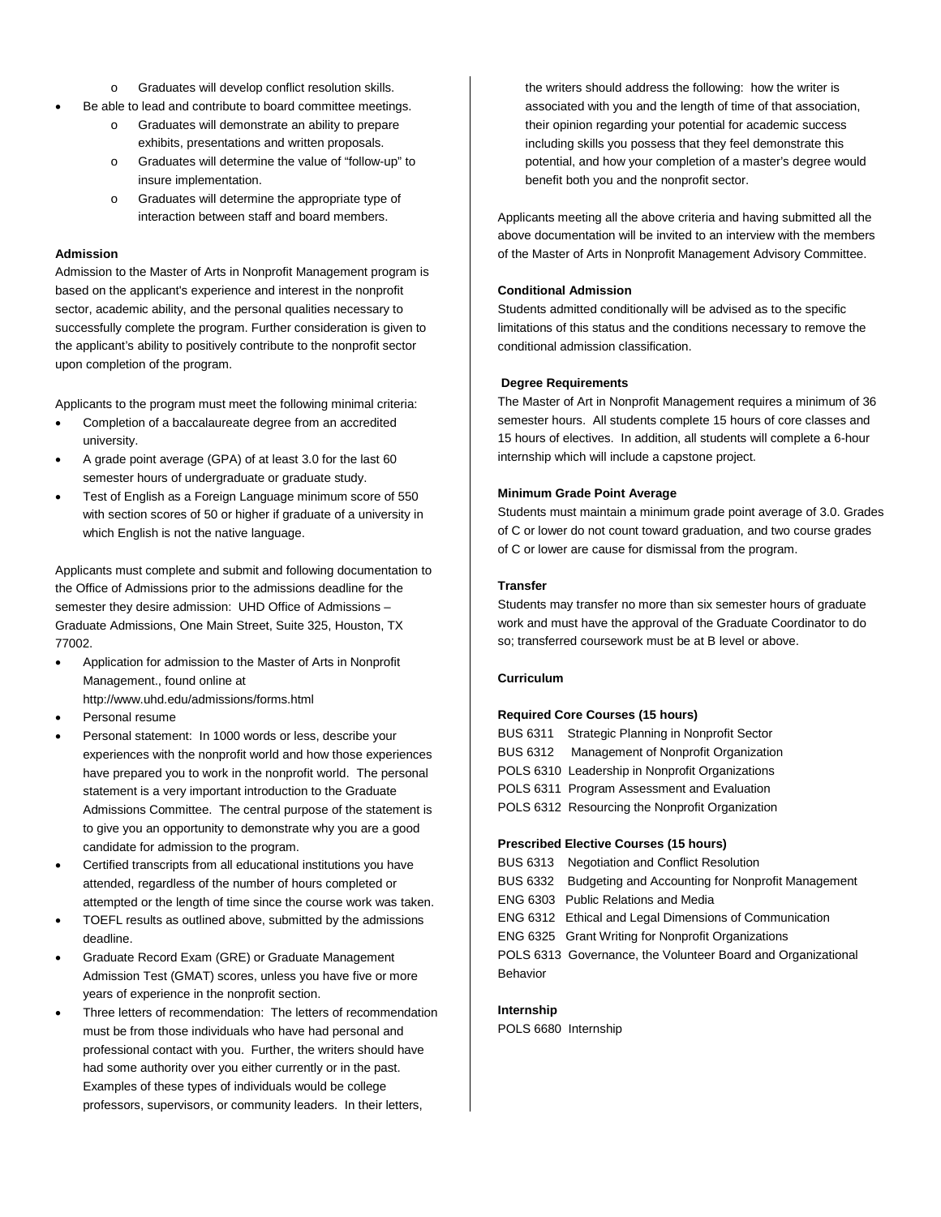- Graduates will develop conflict resolution skills.
- Be able to lead and contribute to board committee meetings.
  - Graduates will demonstrate an ability to prepare exhibits, presentations and written proposals.
  - Graduates will determine the value of "follow-up" to insure implementation.
  - Graduates will determine the appropriate type of interaction between staff and board members.

**Admission**

Admission to the Master of Arts in Nonprofit Management program is based on the applicant's experience and interest in the nonprofit sector, academic ability, and the personal qualities necessary to successfully complete the program. Further consideration is given to the applicant's ability to positively contribute to the nonprofit sector upon completion of the program.

Applicants to the program must meet the following minimal criteria:

- Completion of a baccalaureate degree from an accredited university.
- A grade point average (GPA) of at least 3.0 for the last 60 semester hours of undergraduate or graduate study.
- Test of English as a Foreign Language minimum score of 550 with section scores of 50 or higher if graduate of a university in which English is not the native language.

Applicants must complete and submit and following documentation to the Office of Admissions prior to the admissions deadline for the semester they desire admission: UHD Office of Admissions – Graduate Admissions, One Main Street, Suite 325, Houston, TX 77002.

- Application for admission to the Master of Arts in Nonprofit Management., found online at http://www.uhd.edu/admissions/forms.html
- Personal resume
- Personal statement: In 1000 words or less, describe your experiences with the nonprofit world and how those experiences have prepared you to work in the nonprofit world. The personal statement is a very important introduction to the Graduate Admissions Committee. The central purpose of the statement is to give you an opportunity to demonstrate why you are a good candidate for admission to the program.
- Certified transcripts from all educational institutions you have attended, regardless of the number of hours completed or attempted or the length of time since the course work was taken.
- TOEFL results as outlined above, submitted by the admissions deadline.
- Graduate Record Exam (GRE) or Graduate Management Admission Test (GMAT) scores, unless you have five or more years of experience in the nonprofit section.
- Three letters of recommendation: The letters of recommendation must be from those individuals who have had personal and professional contact with you. Further, the writers should have had some authority over you either currently or in the past. Examples of these types of individuals would be college professors, supervisors, or community leaders. In their letters, the writers should address the following: how the writer is associated with you and the length of time of that association, their opinion regarding your potential for academic success including skills you possess that they feel demonstrate this potential, and how your completion of a master's degree would benefit both you and the nonprofit sector.

Applicants meeting all the above criteria and having submitted all the above documentation will be invited to an interview with the members of the Master of Arts in Nonprofit Management Advisory Committee.

**Conditional Admission**

Students admitted conditionally will be advised as to the specific limitations of this status and the conditions necessary to remove the conditional admission classification.

**Degree Requirements**

The Master of Art in Nonprofit Management requires a minimum of 36 semester hours. All students complete 15 hours of core classes and 15 hours of electives. In addition, all students will complete a 6-hour internship which will include a capstone project.

**Minimum Grade Point Average**

Students must maintain a minimum grade point average of 3.0. Grades of C or lower do not count toward graduation, and two course grades of C or lower are cause for dismissal from the program.

**Transfer**

Students may transfer no more than six semester hours of graduate work and must have the approval of the Graduate Coordinator to do so; transferred coursework must be at B level or above.

**Curriculum**

**Required Core Courses (15 hours)**

BUS 6311 Strategic Planning in Nonprofit Sector
BUS 6312 Management of Nonprofit Organization
POLS 6310 Leadership in Nonprofit Organizations
POLS 6311 Program Assessment and Evaluation
POLS 6312 Resourcing the Nonprofit Organization

**Prescribed Elective Courses (15 hours)**

BUS 6313 Negotiation and Conflict Resolution
BUS 6332 Budgeting and Accounting for Nonprofit Management
ENG 6303 Public Relations and Media
ENG 6312 Ethical and Legal Dimensions of Communication
ENG 6325 Grant Writing for Nonprofit Organizations
POLS 6313 Governance, the Volunteer Board and Organizational Behavior

**Internship**

POLS 6680 Internship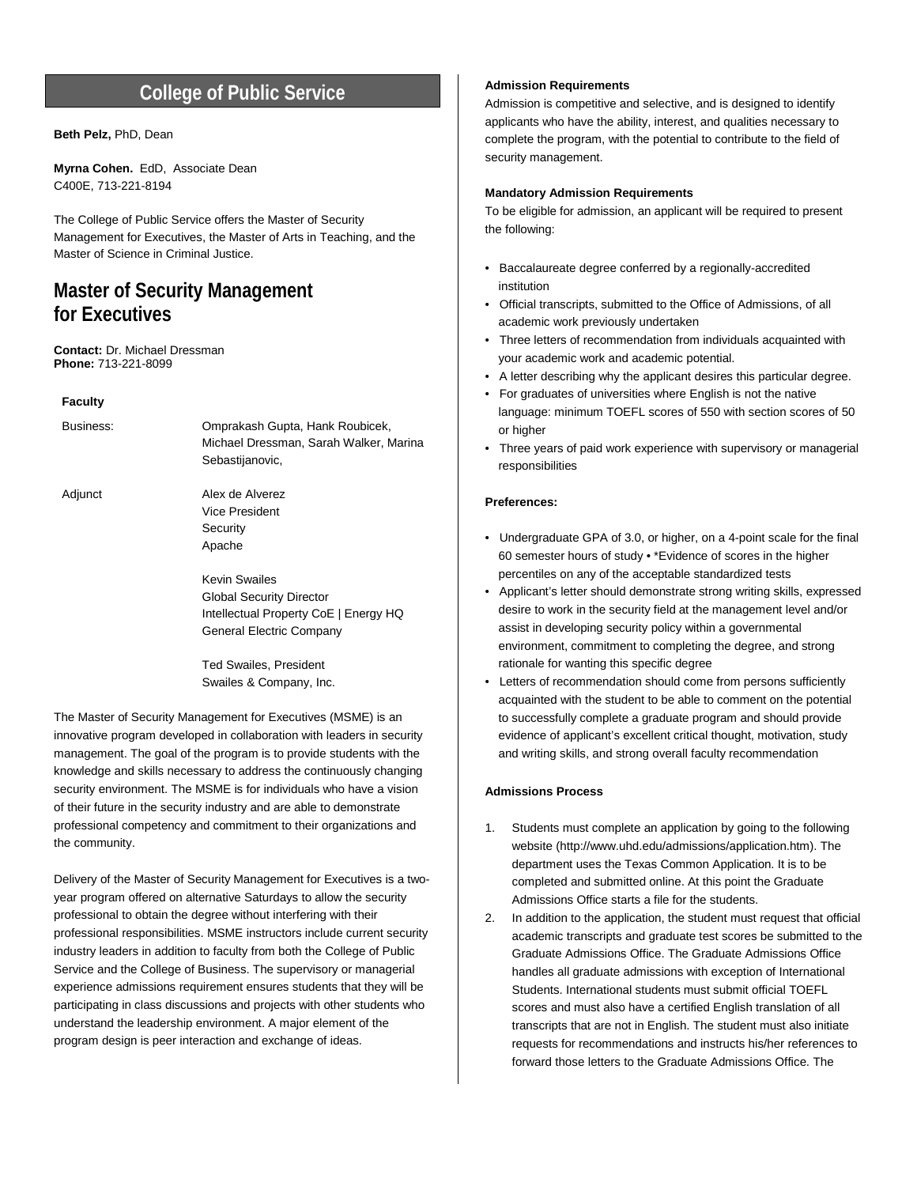# College of Public Service

**Beth Pelz,** PhD, Dean

**Myrna Cohen.** EdD, Associate Dean
C400E, 713-221-8194

The College of Public Service offers the Master of Security Management for Executives, the Master of Arts in Teaching, and the Master of Science in Criminal Justice.

## Master of Security Management for Executives

**Contact:** Dr. Michael Dressman
**Phone:** 713-221-8099

### Faculty

| | |
|---|---|
| Business: | Omprakash Gupta, Hank Roubicek, Michael Dressman, Sarah Walker, Marina Sebastijanovic, |
| Adjunct | Alex de Alverez<br>Vice President<br>Security<br>Apache |
| | Kevin Swailes<br>Global Security Director<br>Intellectual Property CoE \| Energy HQ<br>General Electric Company |
| | Ted Swailes, President<br>Swailes & Company, Inc. |

The Master of Security Management for Executives (MSME) is an innovative program developed in collaboration with leaders in security management. The goal of the program is to provide students with the knowledge and skills necessary to address the continuously changing security environment. The MSME is for individuals who have a vision of their future in the security industry and are able to demonstrate professional competency and commitment to their organizations and the community.

Delivery of the Master of Security Management for Executives is a two-year program offered on alternative Saturdays to allow the security professional to obtain the degree without interfering with their professional responsibilities. MSME instructors include current security industry leaders in addition to faculty from both the College of Public Service and the College of Business. The supervisory or managerial experience admissions requirement ensures students that they will be participating in class discussions and projects with other students who understand the leadership environment. A major element of the program design is peer interaction and exchange of ideas.

**Admission Requirements**

Admission is competitive and selective, and is designed to identify applicants who have the ability, interest, and qualities necessary to complete the program, with the potential to contribute to the field of security management.

**Mandatory Admission Requirements**

To be eligible for admission, an applicant will be required to present the following:

- Baccalaureate degree conferred by a regionally-accredited institution
- Official transcripts, submitted to the Office of Admissions, of all academic work previously undertaken
- Three letters of recommendation from individuals acquainted with your academic work and academic potential.
- A letter describing why the applicant desires this particular degree.
- For graduates of universities where English is not the native language: minimum TOEFL scores of 550 with section scores of 50 or higher
- Three years of paid work experience with supervisory or managerial responsibilities

**Preferences:**

- Undergraduate GPA of 3.0, or higher, on a 4-point scale for the final 60 semester hours of study • *Evidence of scores in the higher percentiles on any of the acceptable standardized tests
- Applicant's letter should demonstrate strong writing skills, expressed desire to work in the security field at the management level and/or assist in developing security policy within a governmental environment, commitment to completing the degree, and strong rationale for wanting this specific degree
- Letters of recommendation should come from persons sufficiently acquainted with the student to be able to comment on the potential to successfully complete a graduate program and should provide evidence of applicant's excellent critical thought, motivation, study and writing skills, and strong overall faculty recommendation

**Admissions Process**

1. Students must complete an application by going to the following website (http://www.uhd.edu/admissions/application.htm). The department uses the Texas Common Application. It is to be completed and submitted online. At this point the Graduate Admissions Office starts a file for the students.
2. In addition to the application, the student must request that official academic transcripts and graduate test scores be submitted to the Graduate Admissions Office. The Graduate Admissions Office handles all graduate admissions with exception of International Students. International students must submit official TOEFL scores and must also have a certified English translation of all transcripts that are not in English. The student must also initiate requests for recommendations and instructs his/her references to forward those letters to the Graduate Admissions Office. The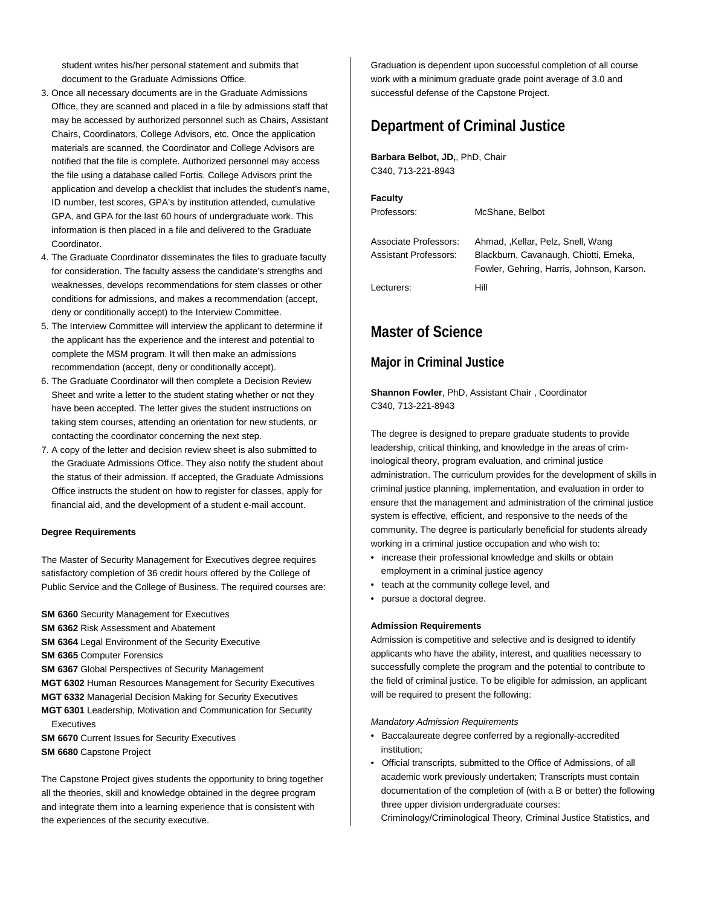student writes his/her personal statement and submits that document to the Graduate Admissions Office.

3. Once all necessary documents are in the Graduate Admissions Office, they are scanned and placed in a file by admissions staff that may be accessed by authorized personnel such as Chairs, Assistant Chairs, Coordinators, College Advisors, etc. Once the application materials are scanned, the Coordinator and College Advisors are notified that the file is complete. Authorized personnel may access the file using a database called Fortis. College Advisors print the application and develop a checklist that includes the student's name, ID number, test scores, GPA's by institution attended, cumulative GPA, and GPA for the last 60 hours of undergraduate work. This information is then placed in a file and delivered to the Graduate Coordinator.
4. The Graduate Coordinator disseminates the files to graduate faculty for consideration. The faculty assess the candidate's strengths and weaknesses, develops recommendations for stem classes or other conditions for admissions, and makes a recommendation (accept, deny or conditionally accept) to the Interview Committee.
5. The Interview Committee will interview the applicant to determine if the applicant has the experience and the interest and potential to complete the MSM program. It will then make an admissions recommendation (accept, deny or conditionally accept).
6. The Graduate Coordinator will then complete a Decision Review Sheet and write a letter to the student stating whether or not they have been accepted. The letter gives the student instructions on taking stem courses, attending an orientation for new students, or contacting the coordinator concerning the next step.
7. A copy of the letter and decision review sheet is also submitted to the Graduate Admissions Office. They also notify the student about the status of their admission. If accepted, the Graduate Admissions Office instructs the student on how to register for classes, apply for financial aid, and the development of a student e-mail account.

**Degree Requirements**

The Master of Security Management for Executives degree requires satisfactory completion of 36 credit hours offered by the College of Public Service and the College of Business. The required courses are:

**SM 6360** Security Management for Executives
**SM 6362** Risk Assessment and Abatement
**SM 6364** Legal Environment of the Security Executive
**SM 6365** Computer Forensics
**SM 6367** Global Perspectives of Security Management
**MGT 6302** Human Resources Management for Security Executives
**MGT 6332** Managerial Decision Making for Security Executives
**MGT 6301** Leadership, Motivation and Communication for Security Executives
**SM 6670** Current Issues for Security Executives
**SM 6680** Capstone Project

The Capstone Project gives students the opportunity to bring together all the theories, skill and knowledge obtained in the degree program and integrate them into a learning experience that is consistent with the experiences of the security executive.

Graduation is dependent upon successful completion of all course work with a minimum graduate grade point average of 3.0 and successful defense of the Capstone Project.

# Department of Criminal Justice

**Barbara Belbot, JD,**, PhD, Chair
C340, 713-221-8943

**Faculty**

| | |
|---|---|
| Professors: | McShane, Belbot |
| Associate Professors: | Ahmad, ,Kellar, Pelz, Snell, Wang |
| Assistant Professors: | Blackburn, Cavanaugh, Chiotti, Emeka, Fowler, Gehring, Harris, Johnson, Karson. |
| Lecturers: | Hill |

# Master of Science

## Major in Criminal Justice

**Shannon Fowler**, PhD, Assistant Chair , Coordinator
C340, 713-221-8943

The degree is designed to prepare graduate students to provide leadership, critical thinking, and knowledge in the areas of criminological theory, program evaluation, and criminal justice administration. The curriculum provides for the development of skills in criminal justice planning, implementation, and evaluation in order to ensure that the management and administration of the criminal justice system is effective, efficient, and responsive to the needs of the community. The degree is particularly beneficial for students already working in a criminal justice occupation and who wish to:

- increase their professional knowledge and skills or obtain employment in a criminal justice agency
- teach at the community college level, and
- pursue a doctoral degree.

**Admission Requirements**

Admission is competitive and selective and is designed to identify applicants who have the ability, interest, and qualities necessary to successfully complete the program and the potential to contribute to the field of criminal justice. To be eligible for admission, an applicant will be required to present the following:

*Mandatory Admission Requirements*

- Baccalaureate degree conferred by a regionally-accredited institution;
- Official transcripts, submitted to the Office of Admissions, of all academic work previously undertaken; Transcripts must contain documentation of the completion of (with a B or better) the following three upper division undergraduate courses: Criminology/Criminological Theory, Criminal Justice Statistics, and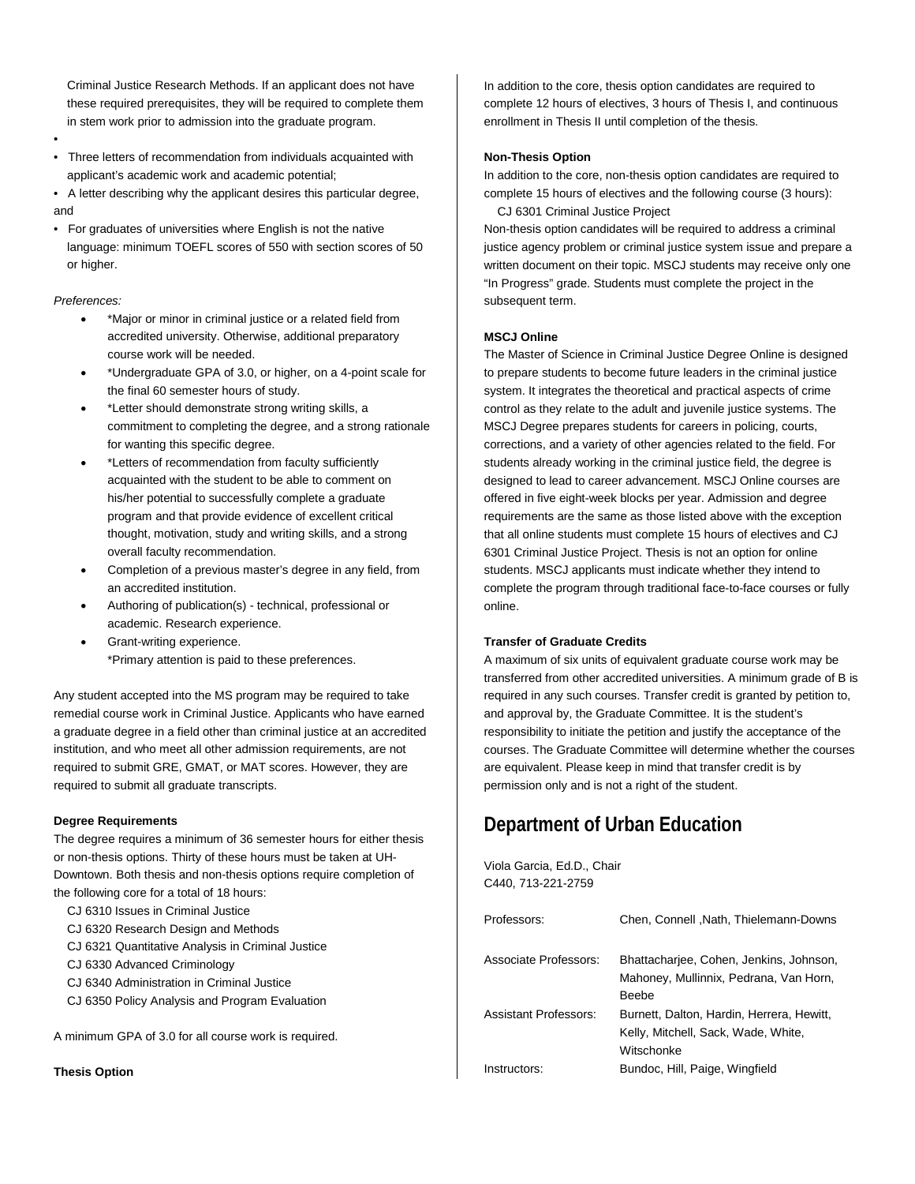Criminal Justice Research Methods. If an applicant does not have these required prerequisites, they will be required to complete them in stem work prior to admission into the graduate program.

- Three letters of recommendation from individuals acquainted with applicant's academic work and academic potential;
- A letter describing why the applicant desires this particular degree, and
- For graduates of universities where English is not the native language: minimum TOEFL scores of 550 with section scores of 50 or higher.

*Preferences:*

- *Major or minor in criminal justice or a related field from accredited university. Otherwise, additional preparatory course work will be needed.
- *Undergraduate GPA of 3.0, or higher, on a 4-point scale for the final 60 semester hours of study.
- *Letter should demonstrate strong writing skills, a commitment to completing the degree, and a strong rationale for wanting this specific degree.
- *Letters of recommendation from faculty sufficiently acquainted with the student to be able to comment on his/her potential to successfully complete a graduate program and that provide evidence of excellent critical thought, motivation, study and writing skills, and a strong overall faculty recommendation.
- Completion of a previous master's degree in any field, from an accredited institution.
- Authoring of publication(s) - technical, professional or academic. Research experience.
- Grant-writing experience.
  *Primary attention is paid to these preferences.

Any student accepted into the MS program may be required to take remedial course work in Criminal Justice. Applicants who have earned a graduate degree in a field other than criminal justice at an accredited institution, and who meet all other admission requirements, are not required to submit GRE, GMAT, or MAT scores. However, they are required to submit all graduate transcripts.

**Degree Requirements**

The degree requires a minimum of 36 semester hours for either thesis or non-thesis options. Thirty of these hours must be taken at UH-Downtown. Both thesis and non-thesis options require completion of the following core for a total of 18 hours:

CJ 6310 Issues in Criminal Justice
CJ 6320 Research Design and Methods
CJ 6321 Quantitative Analysis in Criminal Justice
CJ 6330 Advanced Criminology
CJ 6340 Administration in Criminal Justice
CJ 6350 Policy Analysis and Program Evaluation

A minimum GPA of 3.0 for all course work is required.

**Thesis Option**

In addition to the core, thesis option candidates are required to complete 12 hours of electives, 3 hours of Thesis I, and continuous enrollment in Thesis II until completion of the thesis.

**Non-Thesis Option**

In addition to the core, non-thesis option candidates are required to complete 15 hours of electives and the following course (3 hours):
CJ 6301 Criminal Justice Project

Non-thesis option candidates will be required to address a criminal justice agency problem or criminal justice system issue and prepare a written document on their topic. MSCJ students may receive only one "In Progress" grade. Students must complete the project in the subsequent term.

**MSCJ Online**

The Master of Science in Criminal Justice Degree Online is designed to prepare students to become future leaders in the criminal justice system. It integrates the theoretical and practical aspects of crime control as they relate to the adult and juvenile justice systems. The MSCJ Degree prepares students for careers in policing, courts, corrections, and a variety of other agencies related to the field. For students already working in the criminal justice field, the degree is designed to lead to career advancement. MSCJ Online courses are offered in five eight-week blocks per year. Admission and degree requirements are the same as those listed above with the exception that all online students must complete 15 hours of electives and CJ 6301 Criminal Justice Project. Thesis is not an option for online students. MSCJ applicants must indicate whether they intend to complete the program through traditional face-to-face courses or fully online.

**Transfer of Graduate Credits**

A maximum of six units of equivalent graduate course work may be transferred from other accredited universities. A minimum grade of B is required in any such courses. Transfer credit is granted by petition to, and approval by, the Graduate Committee. It is the student's responsibility to initiate the petition and justify the acceptance of the courses. The Graduate Committee will determine whether the courses are equivalent. Please keep in mind that transfer credit is by permission only and is not a right of the student.

## Department of Urban Education

Viola Garcia, Ed.D., Chair
C440, 713-221-2759

| | |
|---|---|
| Professors: | Chen, Connell ,Nath, Thielemann-Downs |
| Associate Professors: | Bhattacharjee, Cohen, Jenkins, Johnson, Mahoney, Mullinnix, Pedrana, Van Horn, Beebe |
| Assistant Professors: | Burnett, Dalton, Hardin, Herrera, Hewitt, Kelly, Mitchell, Sack, Wade, White, Witschonke |
| Instructors: | Bundoc, Hill, Paige, Wingfield |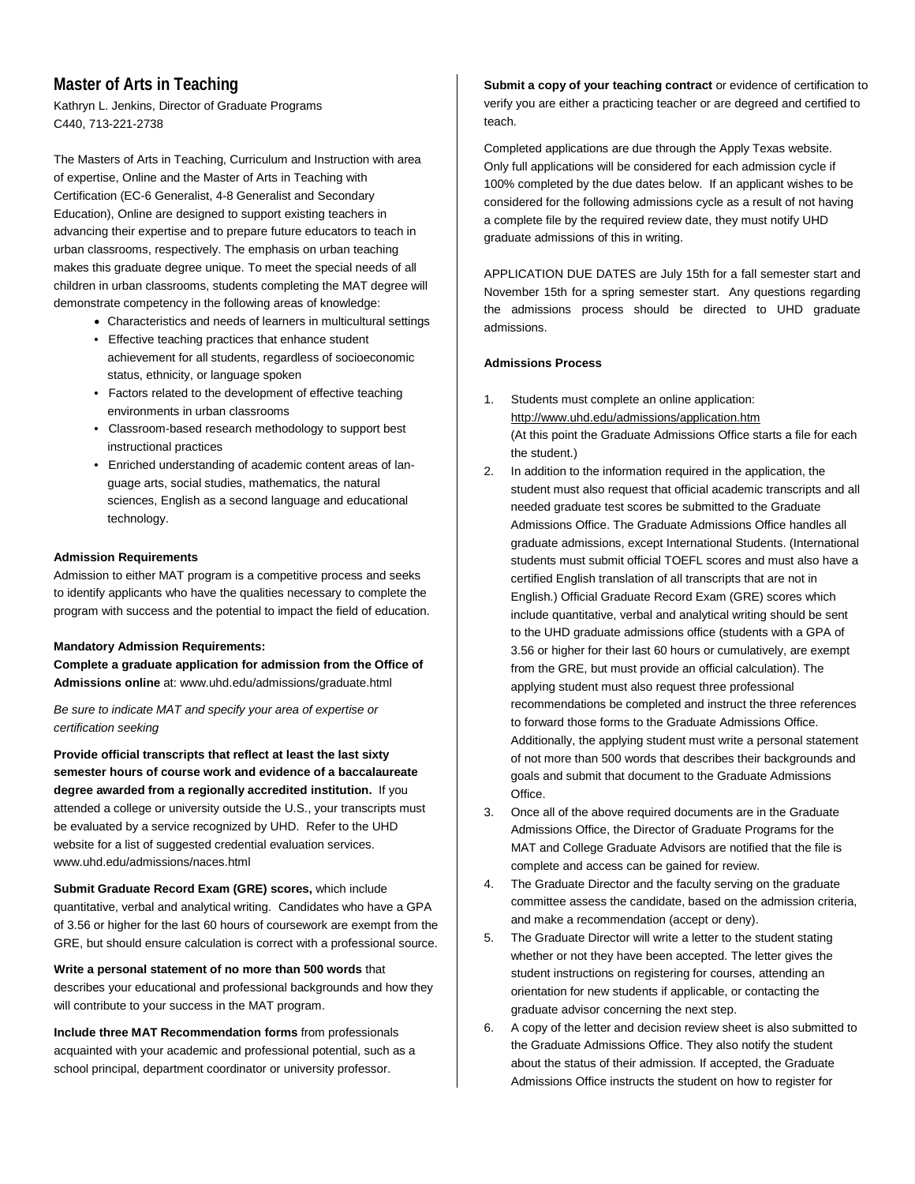## Master of Arts in Teaching

Kathryn L. Jenkins, Director of Graduate Programs
C440, 713-221-2738

The Masters of Arts in Teaching, Curriculum and Instruction with area of expertise, Online and the Master of Arts in Teaching with Certification (EC-6 Generalist, 4-8 Generalist and Secondary Education), Online are designed to support existing teachers in advancing their expertise and to prepare future educators to teach in urban classrooms, respectively. The emphasis on urban teaching makes this graduate degree unique. To meet the special needs of all children in urban classrooms, students completing the MAT degree will demonstrate competency in the following areas of knowledge:

- Characteristics and needs of learners in multicultural settings
- Effective teaching practices that enhance student achievement for all students, regardless of socioeconomic status, ethnicity, or language spoken
- Factors related to the development of effective teaching environments in urban classrooms
- Classroom-based research methodology to support best instructional practices
- Enriched understanding of academic content areas of language arts, social studies, mathematics, the natural sciences, English as a second language and educational technology.

**Admission Requirements**

Admission to either MAT program is a competitive process and seeks to identify applicants who have the qualities necessary to complete the program with success and the potential to impact the field of education.

**Mandatory Admission Requirements:**

**Complete a graduate application for admission from the Office of Admissions online** at: www.uhd.edu/admissions/graduate.html

*Be sure to indicate MAT and specify your area of expertise or certification seeking*

**Provide official transcripts that reflect at least the last sixty semester hours of course work and evidence of a baccalaureate degree awarded from a regionally accredited institution.** If you attended a college or university outside the U.S., your transcripts must be evaluated by a service recognized by UHD. Refer to the UHD website for a list of suggested credential evaluation services. www.uhd.edu/admissions/naces.html

**Submit Graduate Record Exam (GRE) scores,** which include quantitative, verbal and analytical writing. Candidates who have a GPA of 3.56 or higher for the last 60 hours of coursework are exempt from the GRE, but should ensure calculation is correct with a professional source.

**Write a personal statement of no more than 500 words** that describes your educational and professional backgrounds and how they will contribute to your success in the MAT program.

**Include three MAT Recommendation forms** from professionals acquainted with your academic and professional potential, such as a school principal, department coordinator or university professor.

**Submit a copy of your teaching contract** or evidence of certification to verify you are either a practicing teacher or are degreed and certified to teach.

Completed applications are due through the Apply Texas website. Only full applications will be considered for each admission cycle if 100% completed by the due dates below. If an applicant wishes to be considered for the following admissions cycle as a result of not having a complete file by the required review date, they must notify UHD graduate admissions of this in writing.

APPLICATION DUE DATES are July 15th for a fall semester start and November 15th for a spring semester start. Any questions regarding the admissions process should be directed to UHD graduate admissions.

**Admissions Process**

1. Students must complete an online application: http://www.uhd.edu/admissions/application.htm (At this point the Graduate Admissions Office starts a file for each the student.)
2. In addition to the information required in the application, the student must also request that official academic transcripts and all needed graduate test scores be submitted to the Graduate Admissions Office. The Graduate Admissions Office handles all graduate admissions, except International Students. (International students must submit official TOEFL scores and must also have a certified English translation of all transcripts that are not in English.) Official Graduate Record Exam (GRE) scores which include quantitative, verbal and analytical writing should be sent to the UHD graduate admissions office (students with a GPA of 3.56 or higher for their last 60 hours or cumulatively, are exempt from the GRE, but must provide an official calculation). The applying student must also request three professional recommendations be completed and instruct the three references to forward those forms to the Graduate Admissions Office. Additionally, the applying student must write a personal statement of not more than 500 words that describes their backgrounds and goals and submit that document to the Graduate Admissions Office.
3. Once all of the above required documents are in the Graduate Admissions Office, the Director of Graduate Programs for the MAT and College Graduate Advisors are notified that the file is complete and access can be gained for review.
4. The Graduate Director and the faculty serving on the graduate committee assess the candidate, based on the admission criteria, and make a recommendation (accept or deny).
5. The Graduate Director will write a letter to the student stating whether or not they have been accepted. The letter gives the student instructions on registering for courses, attending an orientation for new students if applicable, or contacting the graduate advisor concerning the next step.
6. A copy of the letter and decision review sheet is also submitted to the Graduate Admissions Office. They also notify the student about the status of their admission. If accepted, the Graduate Admissions Office instructs the student on how to register for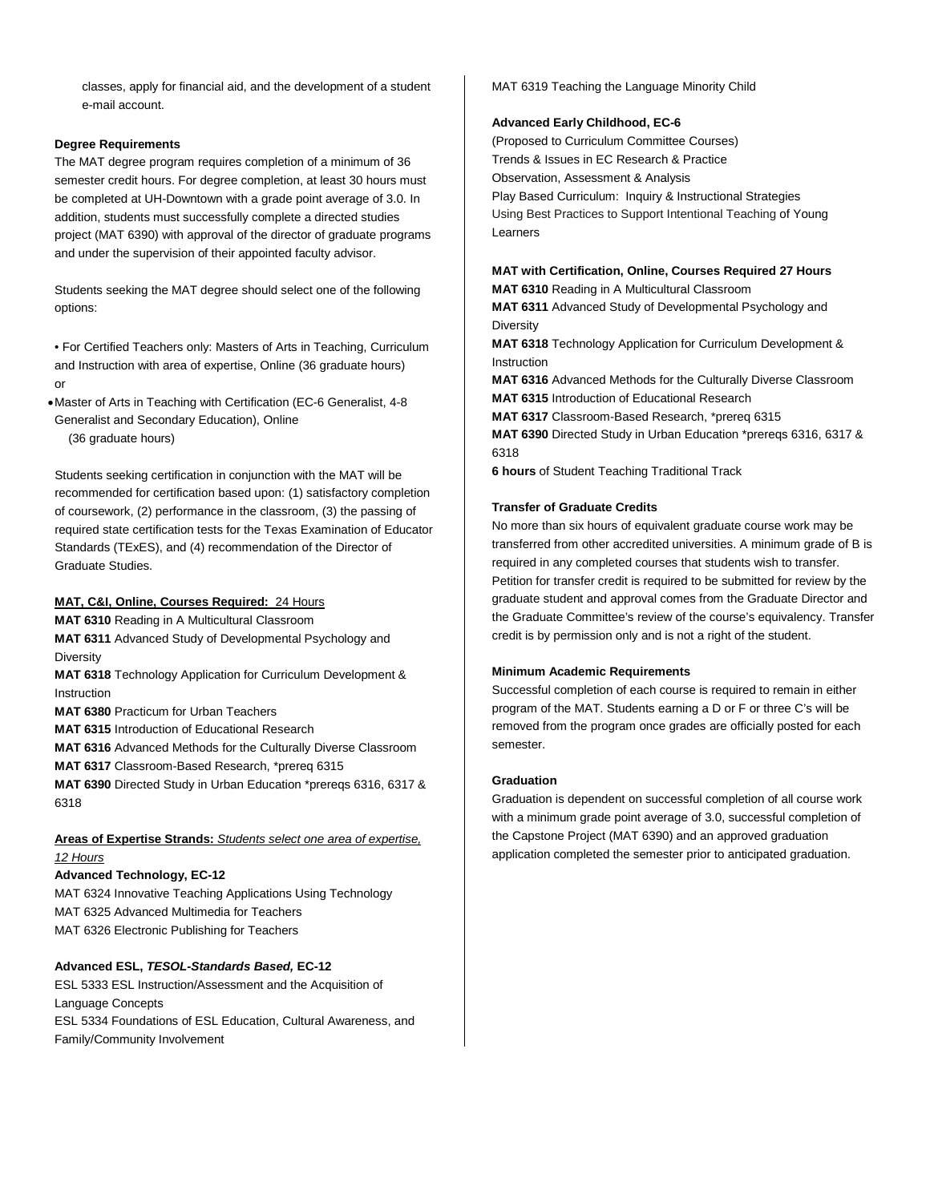classes, apply for financial aid, and the development of a student e-mail account.

### Degree Requirements

The MAT degree program requires completion of a minimum of 36 semester credit hours. For degree completion, at least 30 hours must be completed at UH-Downtown with a grade point average of 3.0. In addition, students must successfully complete a directed studies project (MAT 6390) with approval of the director of graduate programs and under the supervision of their appointed faculty advisor.

Students seeking the MAT degree should select one of the following options:

- For Certified Teachers only: Masters of Arts in Teaching, Curriculum and Instruction with area of expertise, Online (36 graduate hours) or
- Master of Arts in Teaching with Certification (EC-6 Generalist, 4-8 Generalist and Secondary Education), Online (36 graduate hours)

Students seeking certification in conjunction with the MAT will be recommended for certification based upon: (1) satisfactory completion of coursework, (2) performance in the classroom, (3) the passing of required state certification tests for the Texas Examination of Educator Standards (TExES), and (4) recommendation of the Director of Graduate Studies.

**MAT, C&I, Online, Courses Required:** 24 Hours

**MAT 6310** Reading in A Multicultural Classroom  
**MAT 6311** Advanced Study of Developmental Psychology and Diversity  
**MAT 6318** Technology Application for Curriculum Development & Instruction  
**MAT 6380** Practicum for Urban Teachers  
**MAT 6315** Introduction of Educational Research  
**MAT 6316** Advanced Methods for the Culturally Diverse Classroom  
**MAT 6317** Classroom-Based Research, *prereq 6315  
**MAT 6390** Directed Study in Urban Education *prereqs 6316, 6317 & 6318

**Areas of Expertise Strands:** *Students select one area of expertise, 12 Hours*

**Advanced Technology, EC-12**

MAT 6324 Innovative Teaching Applications Using Technology  
MAT 6325 Advanced Multimedia for Teachers  
MAT 6326 Electronic Publishing for Teachers

**Advanced ESL, *TESOL-Standards Based,* EC-12**

ESL 5333 ESL Instruction/Assessment and the Acquisition of Language Concepts  
ESL 5334 Foundations of ESL Education, Cultural Awareness, and Family/Community Involvement  
MAT 6319 Teaching the Language Minority Child

**Advanced Early Childhood, EC-6**

(Proposed to Curriculum Committee Courses)  
Trends & Issues in EC Research & Practice  
Observation, Assessment & Analysis  
Play Based Curriculum: Inquiry & Instructional Strategies  
Using Best Practices to Support Intentional Teaching of Young Learners

**MAT with Certification, Online, Courses Required 27 Hours**

**MAT 6310** Reading in A Multicultural Classroom  
**MAT 6311** Advanced Study of Developmental Psychology and Diversity  
**MAT 6318** Technology Application for Curriculum Development & Instruction  
**MAT 6316** Advanced Methods for the Culturally Diverse Classroom  
**MAT 6315** Introduction of Educational Research  
**MAT 6317** Classroom-Based Research, *prereq 6315  
**MAT 6390** Directed Study in Urban Education *prereqs 6316, 6317 & 6318  
**6 hours** of Student Teaching Traditional Track

### Transfer of Graduate Credits

No more than six hours of equivalent graduate course work may be transferred from other accredited universities. A minimum grade of B is required in any completed courses that students wish to transfer. Petition for transfer credit is required to be submitted for review by the graduate student and approval comes from the Graduate Director and the Graduate Committee's review of the course's equivalency. Transfer credit is by permission only and is not a right of the student.

### Minimum Academic Requirements

Successful completion of each course is required to remain in either program of the MAT. Students earning a D or F or three C's will be removed from the program once grades are officially posted for each semester.

### Graduation

Graduation is dependent on successful completion of all course work with a minimum grade point average of 3.0, successful completion of the Capstone Project (MAT 6390) and an approved graduation application completed the semester prior to anticipated graduation.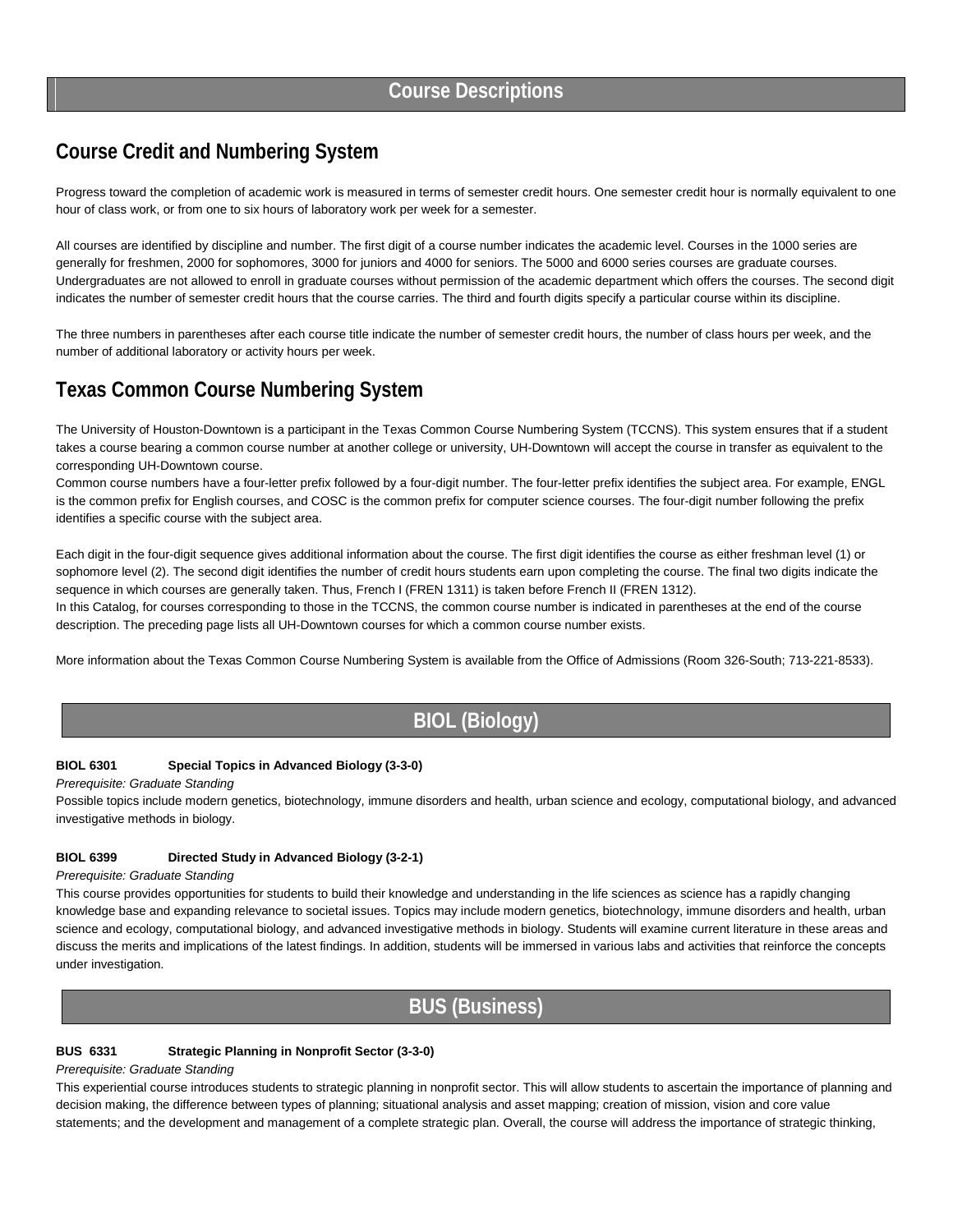# Course Descriptions

## Course Credit and Numbering System

Progress toward the completion of academic work is measured in terms of semester credit hours. One semester credit hour is normally equivalent to one hour of class work, or from one to six hours of laboratory work per week for a semester.

All courses are identified by discipline and number. The first digit of a course number indicates the academic level. Courses in the 1000 series are generally for freshmen, 2000 for sophomores, 3000 for juniors and 4000 for seniors. The 5000 and 6000 series courses are graduate courses. Undergraduates are not allowed to enroll in graduate courses without permission of the academic department which offers the courses. The second digit indicates the number of semester credit hours that the course carries. The third and fourth digits specify a particular course within its discipline.

The three numbers in parentheses after each course title indicate the number of semester credit hours, the number of class hours per week, and the number of additional laboratory or activity hours per week.

## Texas Common Course Numbering System

The University of Houston-Downtown is a participant in the Texas Common Course Numbering System (TCCNS). This system ensures that if a student takes a course bearing a common course number at another college or university, UH-Downtown will accept the course in transfer as equivalent to the corresponding UH-Downtown course.

Common course numbers have a four-letter prefix followed by a four-digit number. The four-letter prefix identifies the subject area. For example, ENGL is the common prefix for English courses, and COSC is the common prefix for computer science courses. The four-digit number following the prefix identifies a specific course with the subject area.

Each digit in the four-digit sequence gives additional information about the course. The first digit identifies the course as either freshman level (1) or sophomore level (2). The second digit identifies the number of credit hours students earn upon completing the course. The final two digits indicate the sequence in which courses are generally taken. Thus, French I (FREN 1311) is taken before French II (FREN 1312).

In this Catalog, for courses corresponding to those in the TCCNS, the common course number is indicated in parentheses at the end of the course description. The preceding page lists all UH-Downtown courses for which a common course number exists.

More information about the Texas Common Course Numbering System is available from the Office of Admissions (Room 326-South; 713-221-8533).

# BIOL (Biology)

**BIOL 6301 Special Topics in Advanced Biology (3-3-0)**

*Prerequisite: Graduate Standing*

Possible topics include modern genetics, biotechnology, immune disorders and health, urban science and ecology, computational biology, and advanced investigative methods in biology.

**BIOL 6399 Directed Study in Advanced Biology (3-2-1)**

*Prerequisite: Graduate Standing*

This course provides opportunities for students to build their knowledge and understanding in the life sciences as science has a rapidly changing knowledge base and expanding relevance to societal issues. Topics may include modern genetics, biotechnology, immune disorders and health, urban science and ecology, computational biology, and advanced investigative methods in biology. Students will examine current literature in these areas and discuss the merits and implications of the latest findings. In addition, students will be immersed in various labs and activities that reinforce the concepts under investigation.

# BUS (Business)

**BUS 6331 Strategic Planning in Nonprofit Sector (3-3-0)**

*Prerequisite: Graduate Standing*

This experiential course introduces students to strategic planning in nonprofit sector. This will allow students to ascertain the importance of planning and decision making, the difference between types of planning; situational analysis and asset mapping; creation of mission, vision and core value statements; and the development and management of a complete strategic plan. Overall, the course will address the importance of strategic thinking,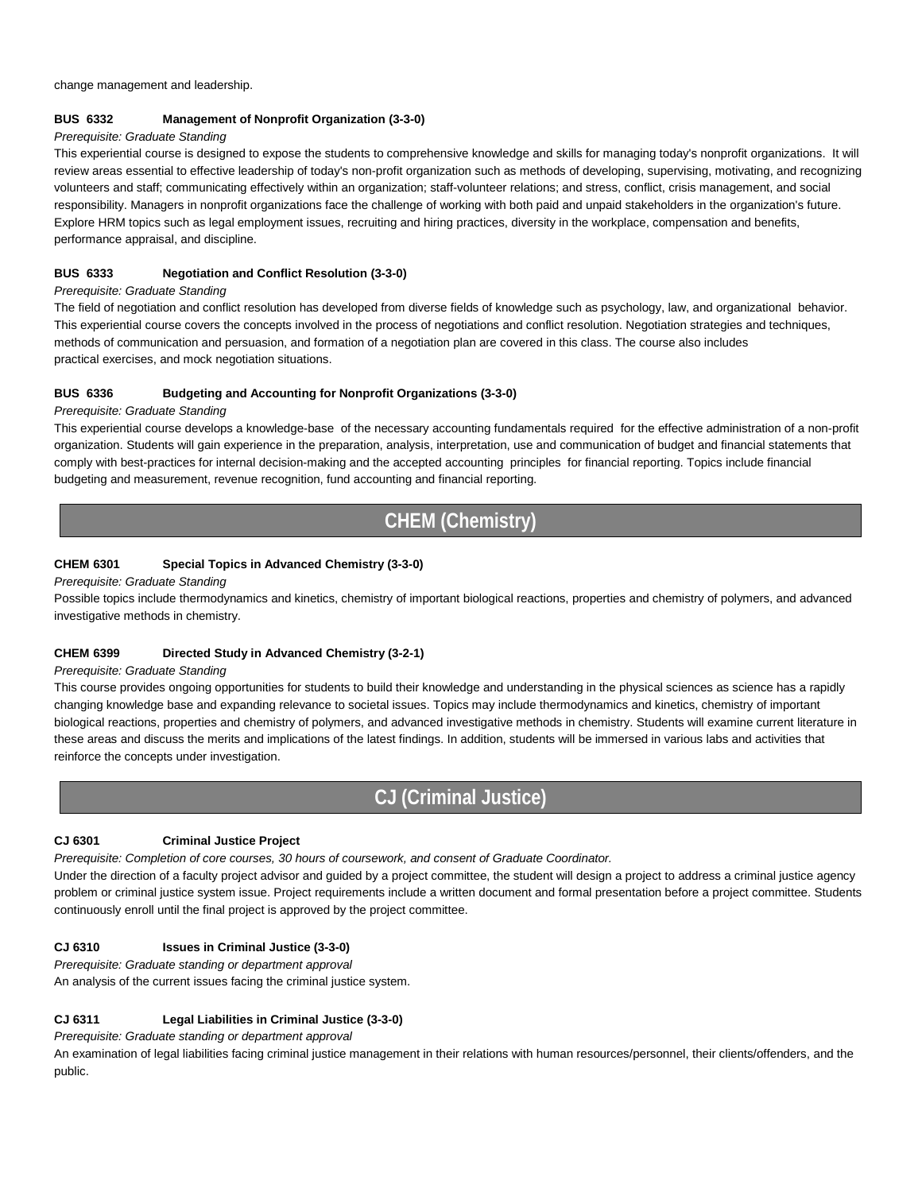change management and leadership.

**BUS 6332 Management of Nonprofit Organization (3-3-0)**

*Prerequisite: Graduate Standing*

This experiential course is designed to expose the students to comprehensive knowledge and skills for managing today's nonprofit organizations. It will review areas essential to effective leadership of today's non-profit organization such as methods of developing, supervising, motivating, and recognizing volunteers and staff; communicating effectively within an organization; staff-volunteer relations; and stress, conflict, crisis management, and social responsibility. Managers in nonprofit organizations face the challenge of working with both paid and unpaid stakeholders in the organization's future. Explore HRM topics such as legal employment issues, recruiting and hiring practices, diversity in the workplace, compensation and benefits, performance appraisal, and discipline.

**BUS 6333 Negotiation and Conflict Resolution (3-3-0)**

*Prerequisite: Graduate Standing*

The field of negotiation and conflict resolution has developed from diverse fields of knowledge such as psychology, law, and organizational behavior. This experiential course covers the concepts involved in the process of negotiations and conflict resolution. Negotiation strategies and techniques, methods of communication and persuasion, and formation of a negotiation plan are covered in this class. The course also includes practical exercises, and mock negotiation situations.

**BUS 6336 Budgeting and Accounting for Nonprofit Organizations (3-3-0)**

*Prerequisite: Graduate Standing*

This experiential course develops a knowledge-base of the necessary accounting fundamentals required for the effective administration of a non-profit organization. Students will gain experience in the preparation, analysis, interpretation, use and communication of budget and financial statements that comply with best-practices for internal decision-making and the accepted accounting principles for financial reporting. Topics include financial budgeting and measurement, revenue recognition, fund accounting and financial reporting.

## CHEM (Chemistry)

**CHEM 6301 Special Topics in Advanced Chemistry (3-3-0)**

*Prerequisite: Graduate Standing*

Possible topics include thermodynamics and kinetics, chemistry of important biological reactions, properties and chemistry of polymers, and advanced investigative methods in chemistry.

**CHEM 6399 Directed Study in Advanced Chemistry (3-2-1)**

*Prerequisite: Graduate Standing*

This course provides ongoing opportunities for students to build their knowledge and understanding in the physical sciences as science has a rapidly changing knowledge base and expanding relevance to societal issues. Topics may include thermodynamics and kinetics, chemistry of important biological reactions, properties and chemistry of polymers, and advanced investigative methods in chemistry. Students will examine current literature in these areas and discuss the merits and implications of the latest findings. In addition, students will be immersed in various labs and activities that reinforce the concepts under investigation.

## CJ (Criminal Justice)

**CJ 6301 Criminal Justice Project**

*Prerequisite: Completion of core courses, 30 hours of coursework, and consent of Graduate Coordinator.*

Under the direction of a faculty project advisor and guided by a project committee, the student will design a project to address a criminal justice agency problem or criminal justice system issue. Project requirements include a written document and formal presentation before a project committee. Students continuously enroll until the final project is approved by the project committee.

**CJ 6310 Issues in Criminal Justice (3-3-0)**

*Prerequisite: Graduate standing or department approval*

An analysis of the current issues facing the criminal justice system.

**CJ 6311 Legal Liabilities in Criminal Justice (3-3-0)**

*Prerequisite: Graduate standing or department approval*

An examination of legal liabilities facing criminal justice management in their relations with human resources/personnel, their clients/offenders, and the public.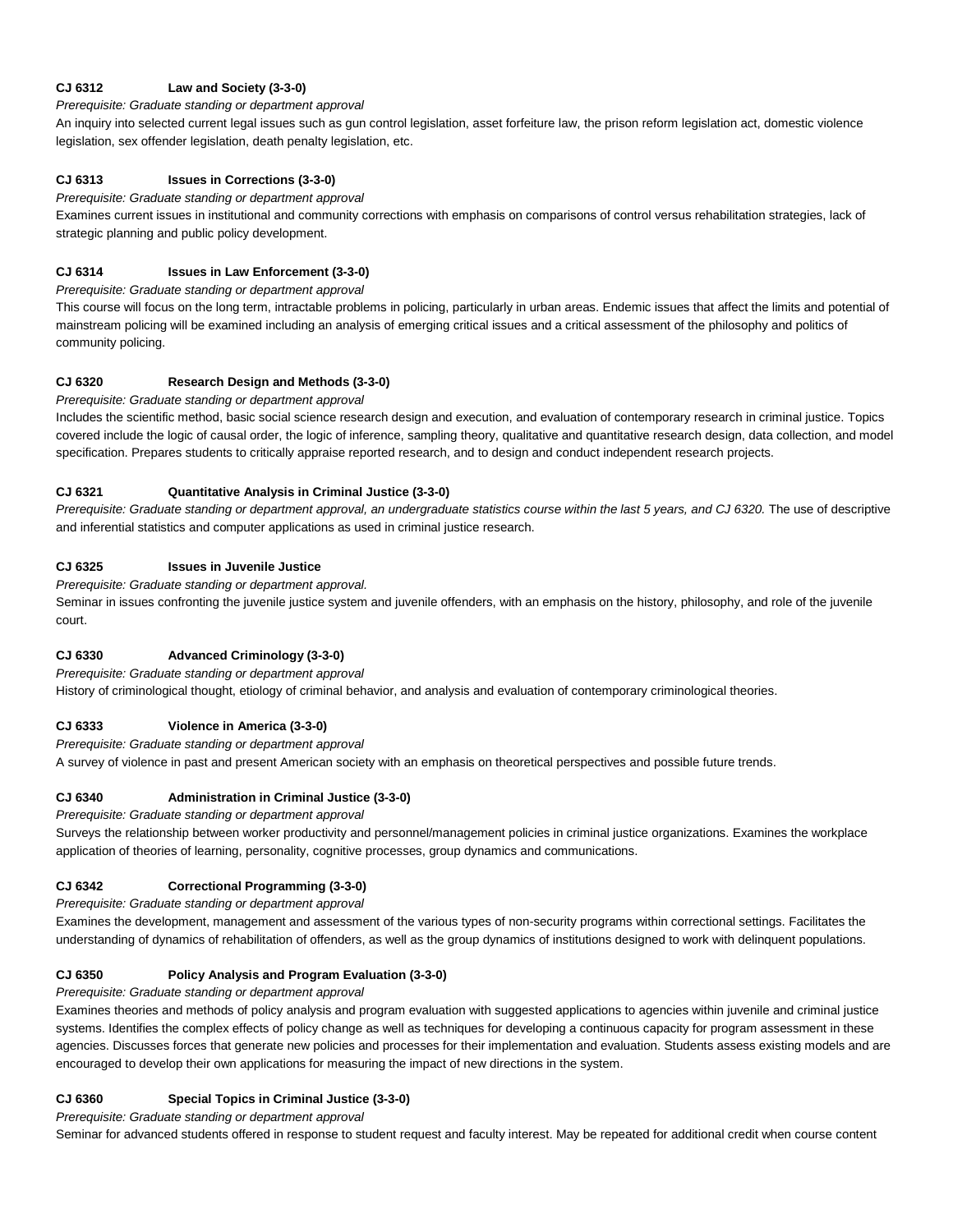**CJ 6312 Law and Society (3-3-0)**

*Prerequisite: Graduate standing or department approval*

An inquiry into selected current legal issues such as gun control legislation, asset forfeiture law, the prison reform legislation act, domestic violence legislation, sex offender legislation, death penalty legislation, etc.

**CJ 6313 Issues in Corrections (3-3-0)**

*Prerequisite: Graduate standing or department approval*

Examines current issues in institutional and community corrections with emphasis on comparisons of control versus rehabilitation strategies, lack of strategic planning and public policy development.

**CJ 6314 Issues in Law Enforcement (3-3-0)**

*Prerequisite: Graduate standing or department approval*

This course will focus on the long term, intractable problems in policing, particularly in urban areas. Endemic issues that affect the limits and potential of mainstream policing will be examined including an analysis of emerging critical issues and a critical assessment of the philosophy and politics of community policing.

**CJ 6320 Research Design and Methods (3-3-0)**

*Prerequisite: Graduate standing or department approval*

Includes the scientific method, basic social science research design and execution, and evaluation of contemporary research in criminal justice. Topics covered include the logic of causal order, the logic of inference, sampling theory, qualitative and quantitative research design, data collection, and model specification. Prepares students to critically appraise reported research, and to design and conduct independent research projects.

**CJ 6321 Quantitative Analysis in Criminal Justice (3-3-0)**

*Prerequisite: Graduate standing or department approval, an undergraduate statistics course within the last 5 years, and CJ 6320.* The use of descriptive and inferential statistics and computer applications as used in criminal justice research.

**CJ 6325 Issues in Juvenile Justice**

*Prerequisite: Graduate standing or department approval.*

Seminar in issues confronting the juvenile justice system and juvenile offenders, with an emphasis on the history, philosophy, and role of the juvenile court.

**CJ 6330 Advanced Criminology (3-3-0)**

*Prerequisite: Graduate standing or department approval*

History of criminological thought, etiology of criminal behavior, and analysis and evaluation of contemporary criminological theories.

**CJ 6333 Violence in America (3-3-0)**

*Prerequisite: Graduate standing or department approval*

A survey of violence in past and present American society with an emphasis on theoretical perspectives and possible future trends.

**CJ 6340 Administration in Criminal Justice (3-3-0)**

*Prerequisite: Graduate standing or department approval*

Surveys the relationship between worker productivity and personnel/management policies in criminal justice organizations. Examines the workplace application of theories of learning, personality, cognitive processes, group dynamics and communications.

**CJ 6342 Correctional Programming (3-3-0)**

*Prerequisite: Graduate standing or department approval*

Examines the development, management and assessment of the various types of non-security programs within correctional settings. Facilitates the understanding of dynamics of rehabilitation of offenders, as well as the group dynamics of institutions designed to work with delinquent populations.

**CJ 6350 Policy Analysis and Program Evaluation (3-3-0)**

*Prerequisite: Graduate standing or department approval*

Examines theories and methods of policy analysis and program evaluation with suggested applications to agencies within juvenile and criminal justice systems. Identifies the complex effects of policy change as well as techniques for developing a continuous capacity for program assessment in these agencies. Discusses forces that generate new policies and processes for their implementation and evaluation. Students assess existing models and are encouraged to develop their own applications for measuring the impact of new directions in the system.

**CJ 6360 Special Topics in Criminal Justice (3-3-0)**

*Prerequisite: Graduate standing or department approval*

Seminar for advanced students offered in response to student request and faculty interest. May be repeated for additional credit when course content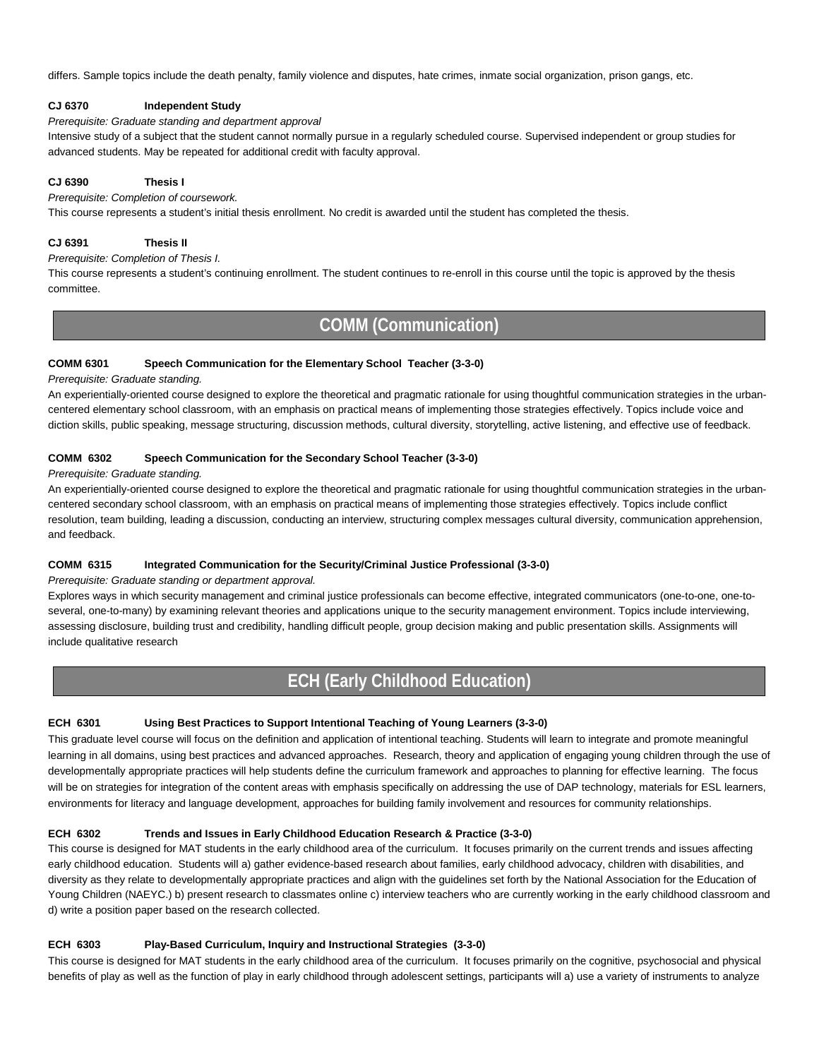differs. Sample topics include the death penalty, family violence and disputes, hate crimes, inmate social organization, prison gangs, etc.

**CJ 6370 Independent Study**

*Prerequisite: Graduate standing and department approval*

Intensive study of a subject that the student cannot normally pursue in a regularly scheduled course. Supervised independent or group studies for advanced students. May be repeated for additional credit with faculty approval.

**CJ 6390 Thesis I**

*Prerequisite: Completion of coursework.*

This course represents a student's initial thesis enrollment. No credit is awarded until the student has completed the thesis.

**CJ 6391 Thesis II**

*Prerequisite: Completion of Thesis I.*

This course represents a student's continuing enrollment. The student continues to re-enroll in this course until the topic is approved by the thesis committee.

## COMM (Communication)

**COMM 6301 Speech Communication for the Elementary School Teacher (3-3-0)**

*Prerequisite: Graduate standing.*

An experientially-oriented course designed to explore the theoretical and pragmatic rationale for using thoughtful communication strategies in the urban-centered elementary school classroom, with an emphasis on practical means of implementing those strategies effectively. Topics include voice and diction skills, public speaking, message structuring, discussion methods, cultural diversity, storytelling, active listening, and effective use of feedback.

**COMM 6302 Speech Communication for the Secondary School Teacher (3-3-0)**

*Prerequisite: Graduate standing.*

An experientially-oriented course designed to explore the theoretical and pragmatic rationale for using thoughtful communication strategies in the urban-centered secondary school classroom, with an emphasis on practical means of implementing those strategies effectively. Topics include conflict resolution, team building, leading a discussion, conducting an interview, structuring complex messages cultural diversity, communication apprehension, and feedback.

**COMM 6315 Integrated Communication for the Security/Criminal Justice Professional (3-3-0)**

*Prerequisite: Graduate standing or department approval.*

Explores ways in which security management and criminal justice professionals can become effective, integrated communicators (one-to-one, one-to-several, one-to-many) by examining relevant theories and applications unique to the security management environment. Topics include interviewing, assessing disclosure, building trust and credibility, handling difficult people, group decision making and public presentation skills. Assignments will include qualitative research

## ECH (Early Childhood Education)

**ECH 6301 Using Best Practices to Support Intentional Teaching of Young Learners (3-3-0)**

This graduate level course will focus on the definition and application of intentional teaching. Students will learn to integrate and promote meaningful learning in all domains, using best practices and advanced approaches. Research, theory and application of engaging young children through the use of developmentally appropriate practices will help students define the curriculum framework and approaches to planning for effective learning. The focus will be on strategies for integration of the content areas with emphasis specifically on addressing the use of DAP technology, materials for ESL learners, environments for literacy and language development, approaches for building family involvement and resources for community relationships.

**ECH 6302 Trends and Issues in Early Childhood Education Research & Practice (3-3-0)**

This course is designed for MAT students in the early childhood area of the curriculum. It focuses primarily on the current trends and issues affecting early childhood education. Students will a) gather evidence-based research about families, early childhood advocacy, children with disabilities, and diversity as they relate to developmentally appropriate practices and align with the guidelines set forth by the National Association for the Education of Young Children (NAEYC.) b) present research to classmates online c) interview teachers who are currently working in the early childhood classroom and d) write a position paper based on the research collected.

**ECH 6303 Play-Based Curriculum, Inquiry and Instructional Strategies (3-3-0)**

This course is designed for MAT students in the early childhood area of the curriculum. It focuses primarily on the cognitive, psychosocial and physical benefits of play as well as the function of play in early childhood through adolescent settings, participants will a) use a variety of instruments to analyze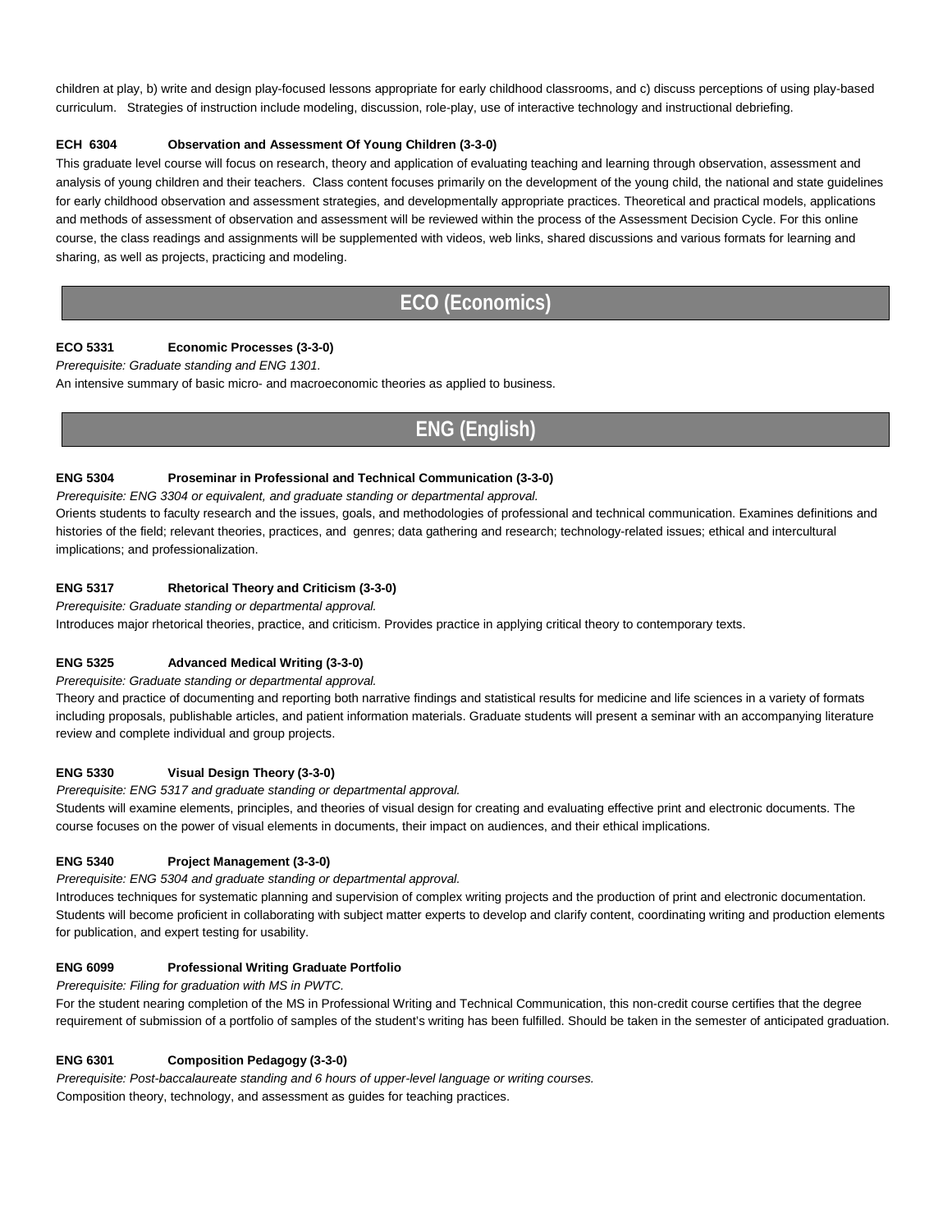children at play, b) write and design play-focused lessons appropriate for early childhood classrooms, and c) discuss perceptions of using play-based curriculum. Strategies of instruction include modeling, discussion, role-play, use of interactive technology and instructional debriefing.

**ECH 6304 Observation and Assessment Of Young Children (3-3-0)**

This graduate level course will focus on research, theory and application of evaluating teaching and learning through observation, assessment and analysis of young children and their teachers. Class content focuses primarily on the development of the young child, the national and state guidelines for early childhood observation and assessment strategies, and developmentally appropriate practices. Theoretical and practical models, applications and methods of assessment of observation and assessment will be reviewed within the process of the Assessment Decision Cycle. For this online course, the class readings and assignments will be supplemented with videos, web links, shared discussions and various formats for learning and sharing, as well as projects, practicing and modeling.

## ECO (Economics)

**ECO 5331 Economic Processes (3-3-0)**

*Prerequisite: Graduate standing and ENG 1301.*

An intensive summary of basic micro- and macroeconomic theories as applied to business.

## ENG (English)

**ENG 5304 Proseminar in Professional and Technical Communication (3-3-0)**

*Prerequisite: ENG 3304 or equivalent, and graduate standing or departmental approval.*

Orients students to faculty research and the issues, goals, and methodologies of professional and technical communication. Examines definitions and histories of the field; relevant theories, practices, and genres; data gathering and research; technology-related issues; ethical and intercultural implications; and professionalization.

**ENG 5317 Rhetorical Theory and Criticism (3-3-0)**

*Prerequisite: Graduate standing or departmental approval.*

Introduces major rhetorical theories, practice, and criticism. Provides practice in applying critical theory to contemporary texts.

**ENG 5325 Advanced Medical Writing (3-3-0)**

*Prerequisite: Graduate standing or departmental approval.*

Theory and practice of documenting and reporting both narrative findings and statistical results for medicine and life sciences in a variety of formats including proposals, publishable articles, and patient information materials. Graduate students will present a seminar with an accompanying literature review and complete individual and group projects.

**ENG 5330 Visual Design Theory (3-3-0)**

*Prerequisite: ENG 5317 and graduate standing or departmental approval.*

Students will examine elements, principles, and theories of visual design for creating and evaluating effective print and electronic documents. The course focuses on the power of visual elements in documents, their impact on audiences, and their ethical implications.

**ENG 5340 Project Management (3-3-0)**

*Prerequisite: ENG 5304 and graduate standing or departmental approval.*

Introduces techniques for systematic planning and supervision of complex writing projects and the production of print and electronic documentation. Students will become proficient in collaborating with subject matter experts to develop and clarify content, coordinating writing and production elements for publication, and expert testing for usability.

**ENG 6099 Professional Writing Graduate Portfolio**

*Prerequisite: Filing for graduation with MS in PWTC.*

For the student nearing completion of the MS in Professional Writing and Technical Communication, this non-credit course certifies that the degree requirement of submission of a portfolio of samples of the student's writing has been fulfilled. Should be taken in the semester of anticipated graduation.

**ENG 6301 Composition Pedagogy (3-3-0)**

*Prerequisite: Post-baccalaureate standing and 6 hours of upper-level language or writing courses.*

Composition theory, technology, and assessment as guides for teaching practices.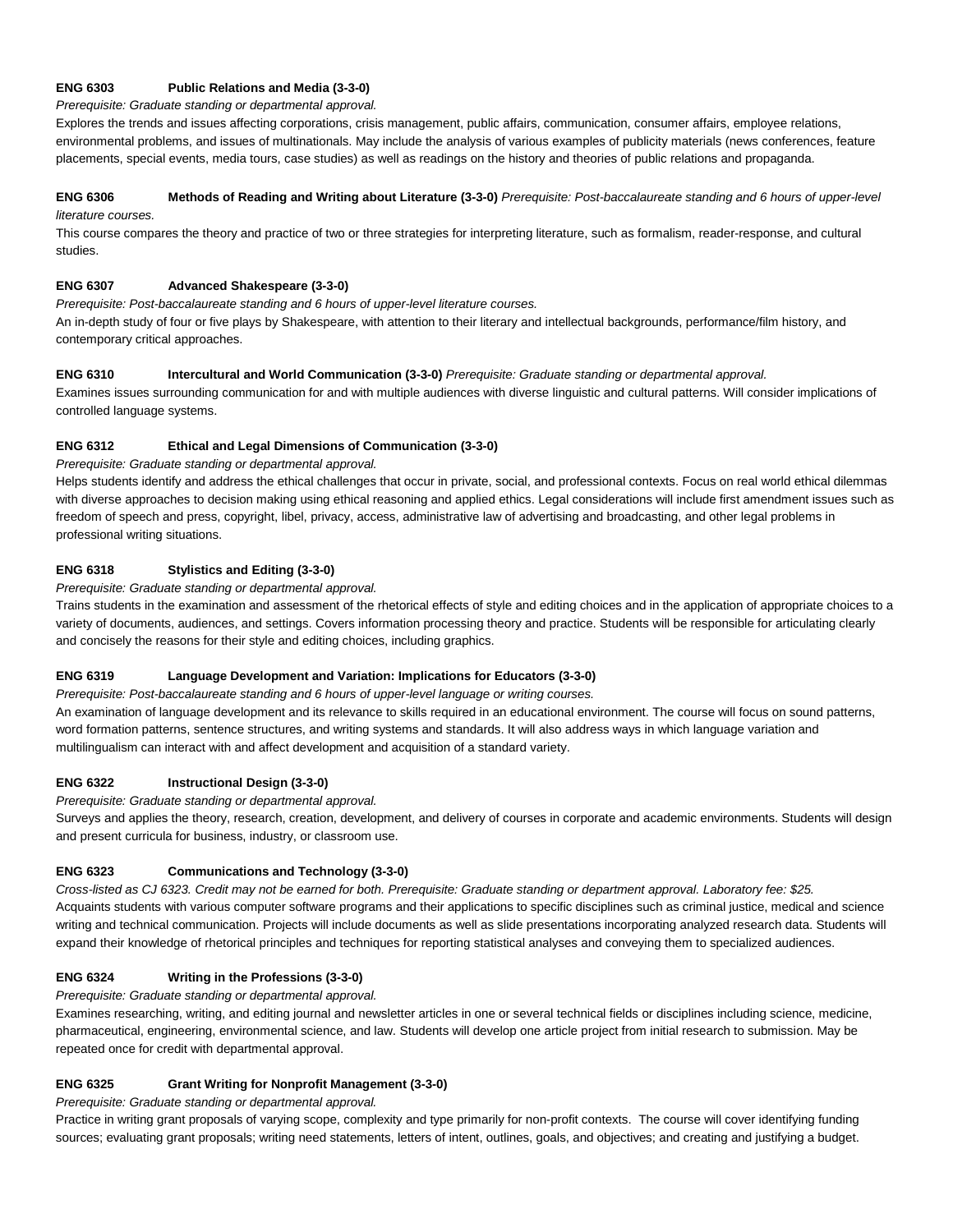**ENG 6303 Public Relations and Media (3-3-0)**

*Prerequisite: Graduate standing or departmental approval.*

Explores the trends and issues affecting corporations, crisis management, public affairs, communication, consumer affairs, employee relations, environmental problems, and issues of multinationals. May include the analysis of various examples of publicity materials (news conferences, feature placements, special events, media tours, case studies) as well as readings on the history and theories of public relations and propaganda.

**ENG 6306 Methods of Reading and Writing about Literature (3-3-0)** *Prerequisite: Post-baccalaureate standing and 6 hours of upper-level literature courses.*

This course compares the theory and practice of two or three strategies for interpreting literature, such as formalism, reader-response, and cultural studies.

**ENG 6307 Advanced Shakespeare (3-3-0)**

*Prerequisite: Post-baccalaureate standing and 6 hours of upper-level literature courses.*

An in-depth study of four or five plays by Shakespeare, with attention to their literary and intellectual backgrounds, performance/film history, and contemporary critical approaches.

**ENG 6310 Intercultural and World Communication (3-3-0)** *Prerequisite: Graduate standing or departmental approval.*

Examines issues surrounding communication for and with multiple audiences with diverse linguistic and cultural patterns. Will consider implications of controlled language systems.

**ENG 6312 Ethical and Legal Dimensions of Communication (3-3-0)**

*Prerequisite: Graduate standing or departmental approval.*

Helps students identify and address the ethical challenges that occur in private, social, and professional contexts. Focus on real world ethical dilemmas with diverse approaches to decision making using ethical reasoning and applied ethics. Legal considerations will include first amendment issues such as freedom of speech and press, copyright, libel, privacy, access, administrative law of advertising and broadcasting, and other legal problems in professional writing situations.

**ENG 6318 Stylistics and Editing (3-3-0)**

*Prerequisite: Graduate standing or departmental approval.*

Trains students in the examination and assessment of the rhetorical effects of style and editing choices and in the application of appropriate choices to a variety of documents, audiences, and settings. Covers information processing theory and practice. Students will be responsible for articulating clearly and concisely the reasons for their style and editing choices, including graphics.

**ENG 6319 Language Development and Variation: Implications for Educators (3-3-0)**

*Prerequisite: Post-baccalaureate standing and 6 hours of upper-level language or writing courses.*

An examination of language development and its relevance to skills required in an educational environment. The course will focus on sound patterns, word formation patterns, sentence structures, and writing systems and standards. It will also address ways in which language variation and multilingualism can interact with and affect development and acquisition of a standard variety.

**ENG 6322 Instructional Design (3-3-0)**

*Prerequisite: Graduate standing or departmental approval.*

Surveys and applies the theory, research, creation, development, and delivery of courses in corporate and academic environments. Students will design and present curricula for business, industry, or classroom use.

**ENG 6323 Communications and Technology (3-3-0)**

*Cross-listed as CJ 6323. Credit may not be earned for both. Prerequisite: Graduate standing or department approval. Laboratory fee: $25.*

Acquaints students with various computer software programs and their applications to specific disciplines such as criminal justice, medical and science writing and technical communication. Projects will include documents as well as slide presentations incorporating analyzed research data. Students will expand their knowledge of rhetorical principles and techniques for reporting statistical analyses and conveying them to specialized audiences.

**ENG 6324 Writing in the Professions (3-3-0)**

*Prerequisite: Graduate standing or departmental approval.*

Examines researching, writing, and editing journal and newsletter articles in one or several technical fields or disciplines including science, medicine, pharmaceutical, engineering, environmental science, and law. Students will develop one article project from initial research to submission. May be repeated once for credit with departmental approval.

**ENG 6325 Grant Writing for Nonprofit Management (3-3-0)**

*Prerequisite: Graduate standing or departmental approval.*

Practice in writing grant proposals of varying scope, complexity and type primarily for non-profit contexts. The course will cover identifying funding sources; evaluating grant proposals; writing need statements, letters of intent, outlines, goals, and objectives; and creating and justifying a budget.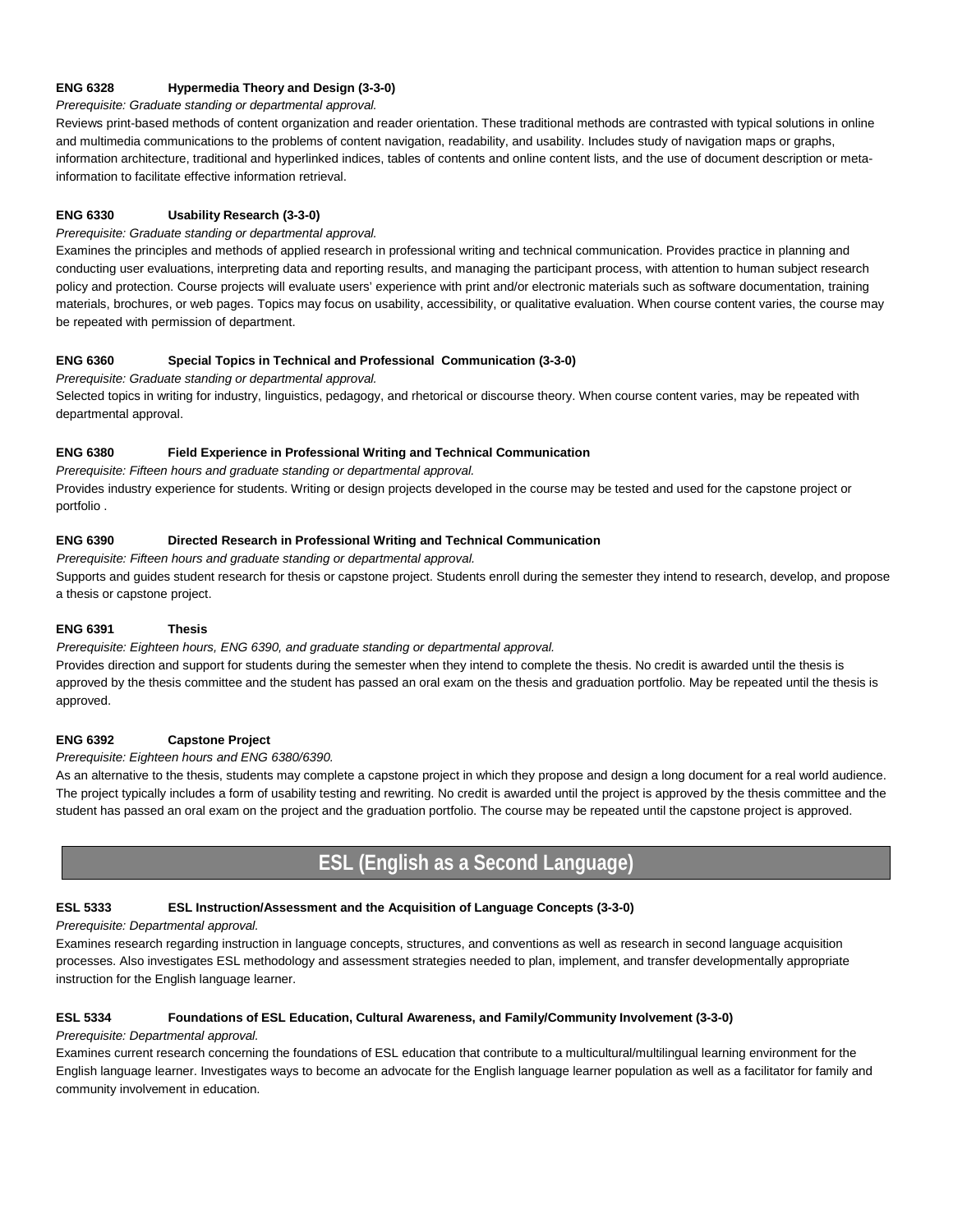**ENG 6328 Hypermedia Theory and Design (3-3-0)**

*Prerequisite: Graduate standing or departmental approval.*

Reviews print-based methods of content organization and reader orientation. These traditional methods are contrasted with typical solutions in online and multimedia communications to the problems of content navigation, readability, and usability. Includes study of navigation maps or graphs, information architecture, traditional and hyperlinked indices, tables of contents and online content lists, and the use of document description or meta-information to facilitate effective information retrieval.

**ENG 6330 Usability Research (3-3-0)**

*Prerequisite: Graduate standing or departmental approval.*

Examines the principles and methods of applied research in professional writing and technical communication. Provides practice in planning and conducting user evaluations, interpreting data and reporting results, and managing the participant process, with attention to human subject research policy and protection. Course projects will evaluate users' experience with print and/or electronic materials such as software documentation, training materials, brochures, or web pages. Topics may focus on usability, accessibility, or qualitative evaluation. When course content varies, the course may be repeated with permission of department.

**ENG 6360 Special Topics in Technical and Professional Communication (3-3-0)**

*Prerequisite: Graduate standing or departmental approval.*

Selected topics in writing for industry, linguistics, pedagogy, and rhetorical or discourse theory. When course content varies, may be repeated with departmental approval.

**ENG 6380 Field Experience in Professional Writing and Technical Communication**

*Prerequisite: Fifteen hours and graduate standing or departmental approval.*

Provides industry experience for students. Writing or design projects developed in the course may be tested and used for the capstone project or portfolio .

**ENG 6390 Directed Research in Professional Writing and Technical Communication**

*Prerequisite: Fifteen hours and graduate standing or departmental approval.*

Supports and guides student research for thesis or capstone project. Students enroll during the semester they intend to research, develop, and propose a thesis or capstone project.

**ENG 6391 Thesis**

*Prerequisite: Eighteen hours, ENG 6390, and graduate standing or departmental approval.*

Provides direction and support for students during the semester when they intend to complete the thesis. No credit is awarded until the thesis is approved by the thesis committee and the student has passed an oral exam on the thesis and graduation portfolio. May be repeated until the thesis is approved.

**ENG 6392 Capstone Project**

*Prerequisite: Eighteen hours and ENG 6380/6390.*

As an alternative to the thesis, students may complete a capstone project in which they propose and design a long document for a real world audience. The project typically includes a form of usability testing and rewriting. No credit is awarded until the project is approved by the thesis committee and the student has passed an oral exam on the project and the graduation portfolio. The course may be repeated until the capstone project is approved.

## ESL (English as a Second Language)

**ESL 5333 ESL Instruction/Assessment and the Acquisition of Language Concepts (3-3-0)**

*Prerequisite: Departmental approval.*

Examines research regarding instruction in language concepts, structures, and conventions as well as research in second language acquisition processes. Also investigates ESL methodology and assessment strategies needed to plan, implement, and transfer developmentally appropriate instruction for the English language learner.

**ESL 5334 Foundations of ESL Education, Cultural Awareness, and Family/Community Involvement (3-3-0)**

*Prerequisite: Departmental approval.*

Examines current research concerning the foundations of ESL education that contribute to a multicultural/multilingual learning environment for the English language learner. Investigates ways to become an advocate for the English language learner population as well as a facilitator for family and community involvement in education.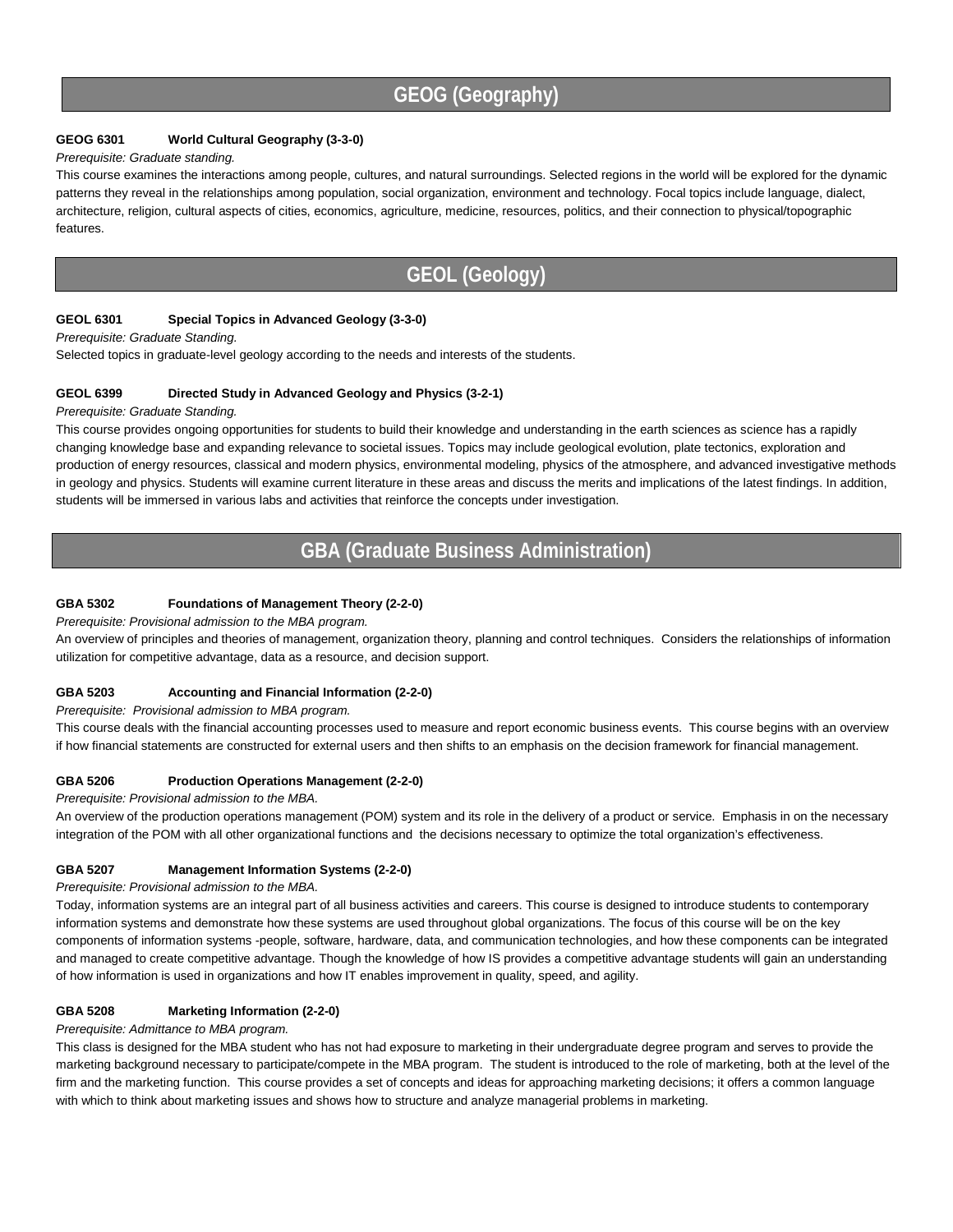# GEOG (Geography)

**GEOG 6301 World Cultural Geography (3-3-0)**

*Prerequisite: Graduate standing.*

This course examines the interactions among people, cultures, and natural surroundings. Selected regions in the world will be explored for the dynamic patterns they reveal in the relationships among population, social organization, environment and technology. Focal topics include language, dialect, architecture, religion, cultural aspects of cities, economics, agriculture, medicine, resources, politics, and their connection to physical/topographic features.

# GEOL (Geology)

**GEOL 6301 Special Topics in Advanced Geology (3-3-0)**

*Prerequisite: Graduate Standing.*

Selected topics in graduate-level geology according to the needs and interests of the students.

**GEOL 6399 Directed Study in Advanced Geology and Physics (3-2-1)**

*Prerequisite: Graduate Standing.*

This course provides ongoing opportunities for students to build their knowledge and understanding in the earth sciences as science has a rapidly changing knowledge base and expanding relevance to societal issues. Topics may include geological evolution, plate tectonics, exploration and production of energy resources, classical and modern physics, environmental modeling, physics of the atmosphere, and advanced investigative methods in geology and physics. Students will examine current literature in these areas and discuss the merits and implications of the latest findings. In addition, students will be immersed in various labs and activities that reinforce the concepts under investigation.

# GBA (Graduate Business Administration)

**GBA 5302 Foundations of Management Theory (2-2-0)**

*Prerequisite: Provisional admission to the MBA program.*

An overview of principles and theories of management, organization theory, planning and control techniques. Considers the relationships of information utilization for competitive advantage, data as a resource, and decision support.

**GBA 5203 Accounting and Financial Information (2-2-0)**

*Prerequisite: Provisional admission to MBA program.*

This course deals with the financial accounting processes used to measure and report economic business events. This course begins with an overview if how financial statements are constructed for external users and then shifts to an emphasis on the decision framework for financial management.

**GBA 5206 Production Operations Management (2-2-0)**

*Prerequisite: Provisional admission to the MBA.*

An overview of the production operations management (POM) system and its role in the delivery of a product or service. Emphasis in on the necessary integration of the POM with all other organizational functions and the decisions necessary to optimize the total organization's effectiveness.

**GBA 5207 Management Information Systems (2-2-0)**

*Prerequisite: Provisional admission to the MBA.*

Today, information systems are an integral part of all business activities and careers. This course is designed to introduce students to contemporary information systems and demonstrate how these systems are used throughout global organizations. The focus of this course will be on the key components of information systems -people, software, hardware, data, and communication technologies, and how these components can be integrated and managed to create competitive advantage. Though the knowledge of how IS provides a competitive advantage students will gain an understanding of how information is used in organizations and how IT enables improvement in quality, speed, and agility.

**GBA 5208 Marketing Information (2-2-0)**

*Prerequisite: Admittance to MBA program.*

This class is designed for the MBA student who has not had exposure to marketing in their undergraduate degree program and serves to provide the marketing background necessary to participate/compete in the MBA program. The student is introduced to the role of marketing, both at the level of the firm and the marketing function. This course provides a set of concepts and ideas for approaching marketing decisions; it offers a common language with which to think about marketing issues and shows how to structure and analyze managerial problems in marketing.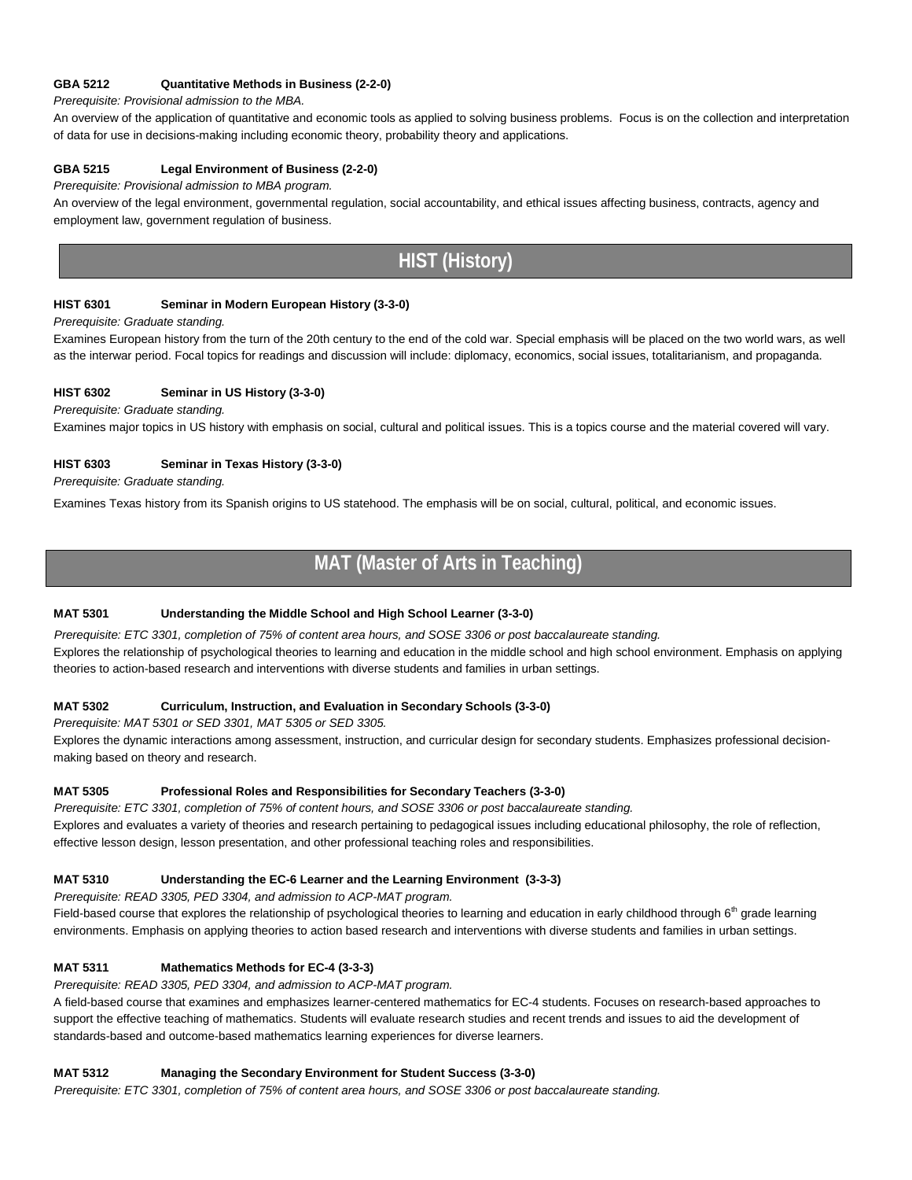**GBA 5212 Quantitative Methods in Business (2-2-0)**

*Prerequisite: Provisional admission to the MBA.*

An overview of the application of quantitative and economic tools as applied to solving business problems. Focus is on the collection and interpretation of data for use in decisions-making including economic theory, probability theory and applications.

**GBA 5215 Legal Environment of Business (2-2-0)**

*Prerequisite: Provisional admission to MBA program.*

An overview of the legal environment, governmental regulation, social accountability, and ethical issues affecting business, contracts, agency and employment law, government regulation of business.

## HIST (History)

**HIST 6301 Seminar in Modern European History (3-3-0)**

*Prerequisite: Graduate standing.*

Examines European history from the turn of the 20th century to the end of the cold war. Special emphasis will be placed on the two world wars, as well as the interwar period. Focal topics for readings and discussion will include: diplomacy, economics, social issues, totalitarianism, and propaganda.

**HIST 6302 Seminar in US History (3-3-0)**

*Prerequisite: Graduate standing.*

Examines major topics in US history with emphasis on social, cultural and political issues. This is a topics course and the material covered will vary.

**HIST 6303 Seminar in Texas History (3-3-0)**

*Prerequisite: Graduate standing.*

Examines Texas history from its Spanish origins to US statehood. The emphasis will be on social, cultural, political, and economic issues.

## MAT (Master of Arts in Teaching)

**MAT 5301 Understanding the Middle School and High School Learner (3-3-0)**

*Prerequisite: ETC 3301, completion of 75% of content area hours, and SOSE 3306 or post baccalaureate standing.*

Explores the relationship of psychological theories to learning and education in the middle school and high school environment. Emphasis on applying theories to action-based research and interventions with diverse students and families in urban settings.

**MAT 5302 Curriculum, Instruction, and Evaluation in Secondary Schools (3-3-0)**

*Prerequisite: MAT 5301 or SED 3301, MAT 5305 or SED 3305.*

Explores the dynamic interactions among assessment, instruction, and curricular design for secondary students. Emphasizes professional decision-making based on theory and research.

**MAT 5305 Professional Roles and Responsibilities for Secondary Teachers (3-3-0)**

*Prerequisite: ETC 3301, completion of 75% of content hours, and SOSE 3306 or post baccalaureate standing.*

Explores and evaluates a variety of theories and research pertaining to pedagogical issues including educational philosophy, the role of reflection, effective lesson design, lesson presentation, and other professional teaching roles and responsibilities.

**MAT 5310 Understanding the EC-6 Learner and the Learning Environment (3-3-3)**

*Prerequisite: READ 3305, PED 3304, and admission to ACP-MAT program.*

Field-based course that explores the relationship of psychological theories to learning and education in early childhood through 6th grade learning environments. Emphasis on applying theories to action based research and interventions with diverse students and families in urban settings.

**MAT 5311 Mathematics Methods for EC-4 (3-3-3)**

*Prerequisite: READ 3305, PED 3304, and admission to ACP-MAT program.*

A field-based course that examines and emphasizes learner-centered mathematics for EC-4 students. Focuses on research-based approaches to support the effective teaching of mathematics. Students will evaluate research studies and recent trends and issues to aid the development of standards-based and outcome-based mathematics learning experiences for diverse learners.

**MAT 5312 Managing the Secondary Environment for Student Success (3-3-0)**

*Prerequisite: ETC 3301, completion of 75% of content area hours, and SOSE 3306 or post baccalaureate standing.*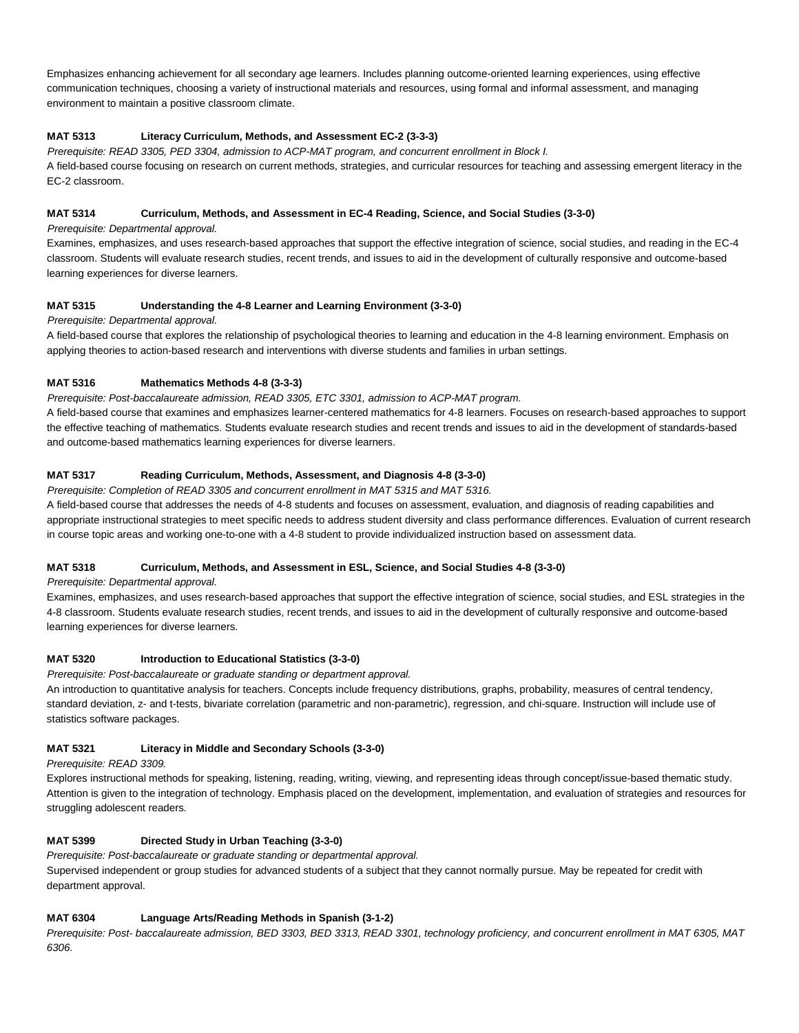Emphasizes enhancing achievement for all secondary age learners. Includes planning outcome-oriented learning experiences, using effective communication techniques, choosing a variety of instructional materials and resources, using formal and informal assessment, and managing environment to maintain a positive classroom climate.

**MAT 5313 Literacy Curriculum, Methods, and Assessment EC-2 (3-3-3)**

*Prerequisite: READ 3305, PED 3304, admission to ACP-MAT program, and concurrent enrollment in Block I.*

A field-based course focusing on research on current methods, strategies, and curricular resources for teaching and assessing emergent literacy in the EC-2 classroom.

**MAT 5314 Curriculum, Methods, and Assessment in EC-4 Reading, Science, and Social Studies (3-3-0)**

*Prerequisite: Departmental approval.*

Examines, emphasizes, and uses research-based approaches that support the effective integration of science, social studies, and reading in the EC-4 classroom. Students will evaluate research studies, recent trends, and issues to aid in the development of culturally responsive and outcome-based learning experiences for diverse learners.

**MAT 5315 Understanding the 4-8 Learner and Learning Environment (3-3-0)**

*Prerequisite: Departmental approval.*

A field-based course that explores the relationship of psychological theories to learning and education in the 4-8 learning environment. Emphasis on applying theories to action-based research and interventions with diverse students and families in urban settings.

**MAT 5316 Mathematics Methods 4-8 (3-3-3)**

*Prerequisite: Post-baccalaureate admission, READ 3305, ETC 3301, admission to ACP-MAT program.*

A field-based course that examines and emphasizes learner-centered mathematics for 4-8 learners. Focuses on research-based approaches to support the effective teaching of mathematics. Students evaluate research studies and recent trends and issues to aid in the development of standards-based and outcome-based mathematics learning experiences for diverse learners.

**MAT 5317 Reading Curriculum, Methods, Assessment, and Diagnosis 4-8 (3-3-0)**

*Prerequisite: Completion of READ 3305 and concurrent enrollment in MAT 5315 and MAT 5316.*

A field-based course that addresses the needs of 4-8 students and focuses on assessment, evaluation, and diagnosis of reading capabilities and appropriate instructional strategies to meet specific needs to address student diversity and class performance differences. Evaluation of current research in course topic areas and working one-to-one with a 4-8 student to provide individualized instruction based on assessment data.

**MAT 5318 Curriculum, Methods, and Assessment in ESL, Science, and Social Studies 4-8 (3-3-0)**

*Prerequisite: Departmental approval.*

Examines, emphasizes, and uses research-based approaches that support the effective integration of science, social studies, and ESL strategies in the 4-8 classroom. Students evaluate research studies, recent trends, and issues to aid in the development of culturally responsive and outcome-based learning experiences for diverse learners.

**MAT 5320 Introduction to Educational Statistics (3-3-0)**

*Prerequisite: Post-baccalaureate or graduate standing or department approval.*

An introduction to quantitative analysis for teachers. Concepts include frequency distributions, graphs, probability, measures of central tendency, standard deviation, z- and t-tests, bivariate correlation (parametric and non-parametric), regression, and chi-square. Instruction will include use of statistics software packages.

**MAT 5321 Literacy in Middle and Secondary Schools (3-3-0)**

*Prerequisite: READ 3309.*

Explores instructional methods for speaking, listening, reading, writing, viewing, and representing ideas through concept/issue-based thematic study. Attention is given to the integration of technology. Emphasis placed on the development, implementation, and evaluation of strategies and resources for struggling adolescent readers.

**MAT 5399 Directed Study in Urban Teaching (3-3-0)**

*Prerequisite: Post-baccalaureate or graduate standing or departmental approval.*

Supervised independent or group studies for advanced students of a subject that they cannot normally pursue. May be repeated for credit with department approval.

**MAT 6304 Language Arts/Reading Methods in Spanish (3-1-2)**

*Prerequisite: Post- baccalaureate admission, BED 3303, BED 3313, READ 3301, technology proficiency, and concurrent enrollment in MAT 6305, MAT 6306.*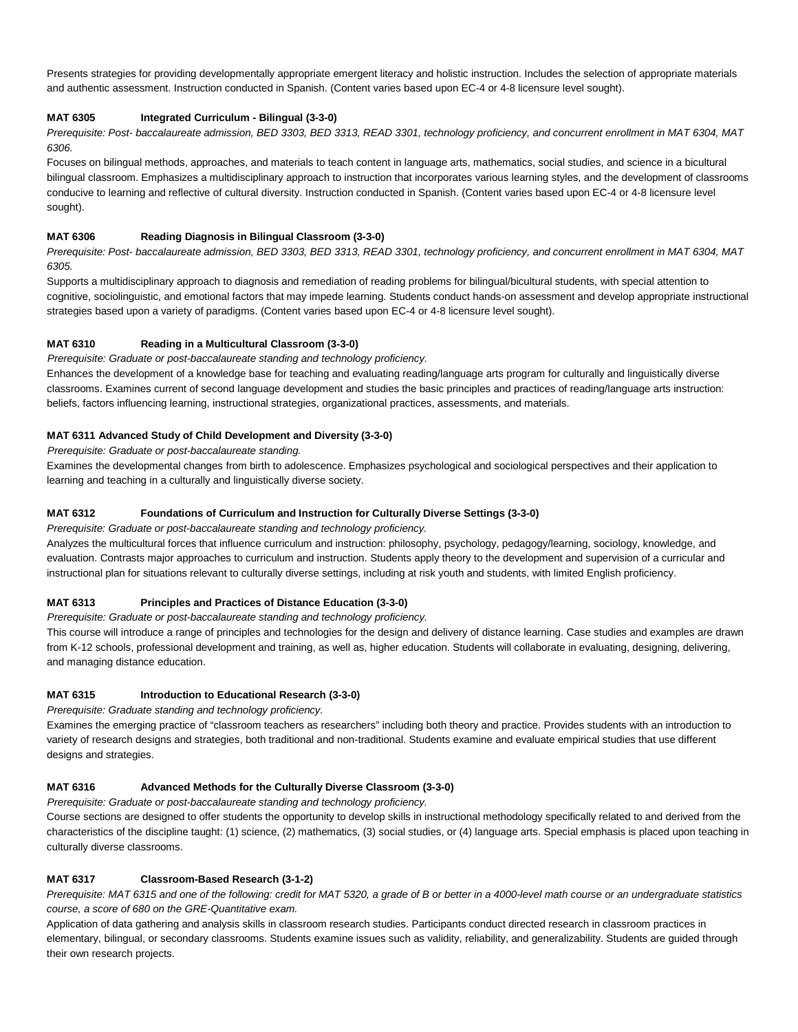Presents strategies for providing developmentally appropriate emergent literacy and holistic instruction. Includes the selection of appropriate materials and authentic assessment. Instruction conducted in Spanish. (Content varies based upon EC-4 or 4-8 licensure level sought).

**MAT 6305 Integrated Curriculum - Bilingual (3-3-0)**

*Prerequisite: Post- baccalaureate admission, BED 3303, BED 3313, READ 3301, technology proficiency, and concurrent enrollment in MAT 6304, MAT 6306.*

Focuses on bilingual methods, approaches, and materials to teach content in language arts, mathematics, social studies, and science in a bicultural bilingual classroom. Emphasizes a multidisciplinary approach to instruction that incorporates various learning styles, and the development of classrooms conducive to learning and reflective of cultural diversity. Instruction conducted in Spanish. (Content varies based upon EC-4 or 4-8 licensure level sought).

**MAT 6306 Reading Diagnosis in Bilingual Classroom (3-3-0)**

*Prerequisite: Post- baccalaureate admission, BED 3303, BED 3313, READ 3301, technology proficiency, and concurrent enrollment in MAT 6304, MAT 6305.*

Supports a multidisciplinary approach to diagnosis and remediation of reading problems for bilingual/bicultural students, with special attention to cognitive, sociolinguistic, and emotional factors that may impede learning. Students conduct hands-on assessment and develop appropriate instructional strategies based upon a variety of paradigms. (Content varies based upon EC-4 or 4-8 licensure level sought).

**MAT 6310 Reading in a Multicultural Classroom (3-3-0)**

*Prerequisite: Graduate or post-baccalaureate standing and technology proficiency.*

Enhances the development of a knowledge base for teaching and evaluating reading/language arts program for culturally and linguistically diverse classrooms. Examines current of second language development and studies the basic principles and practices of reading/language arts instruction: beliefs, factors influencing learning, instructional strategies, organizational practices, assessments, and materials.

**MAT 6311 Advanced Study of Child Development and Diversity (3-3-0)**

*Prerequisite: Graduate or post-baccalaureate standing.*

Examines the developmental changes from birth to adolescence. Emphasizes psychological and sociological perspectives and their application to learning and teaching in a culturally and linguistically diverse society.

**MAT 6312 Foundations of Curriculum and Instruction for Culturally Diverse Settings (3-3-0)**

*Prerequisite: Graduate or post-baccalaureate standing and technology proficiency.*

Analyzes the multicultural forces that influence curriculum and instruction: philosophy, psychology, pedagogy/learning, sociology, knowledge, and evaluation. Contrasts major approaches to curriculum and instruction. Students apply theory to the development and supervision of a curricular and instructional plan for situations relevant to culturally diverse settings, including at risk youth and students, with limited English proficiency.

**MAT 6313 Principles and Practices of Distance Education (3-3-0)**

*Prerequisite: Graduate or post-baccalaureate standing and technology proficiency.*

This course will introduce a range of principles and technologies for the design and delivery of distance learning. Case studies and examples are drawn from K-12 schools, professional development and training, as well as, higher education. Students will collaborate in evaluating, designing, delivering, and managing distance education.

**MAT 6315 Introduction to Educational Research (3-3-0)**

*Prerequisite: Graduate standing and technology proficiency.*

Examines the emerging practice of "classroom teachers as researchers" including both theory and practice. Provides students with an introduction to variety of research designs and strategies, both traditional and non-traditional. Students examine and evaluate empirical studies that use different designs and strategies.

**MAT 6316 Advanced Methods for the Culturally Diverse Classroom (3-3-0)**

*Prerequisite: Graduate or post-baccalaureate standing and technology proficiency.*

Course sections are designed to offer students the opportunity to develop skills in instructional methodology specifically related to and derived from the characteristics of the discipline taught: (1) science, (2) mathematics, (3) social studies, or (4) language arts. Special emphasis is placed upon teaching in culturally diverse classrooms.

**MAT 6317 Classroom-Based Research (3-1-2)**

*Prerequisite: MAT 6315 and one of the following: credit for MAT 5320, a grade of B or better in a 4000-level math course or an undergraduate statistics course, a score of 680 on the GRE-Quantitative exam.*

Application of data gathering and analysis skills in classroom research studies. Participants conduct directed research in classroom practices in elementary, bilingual, or secondary classrooms. Students examine issues such as validity, reliability, and generalizability. Students are guided through their own research projects.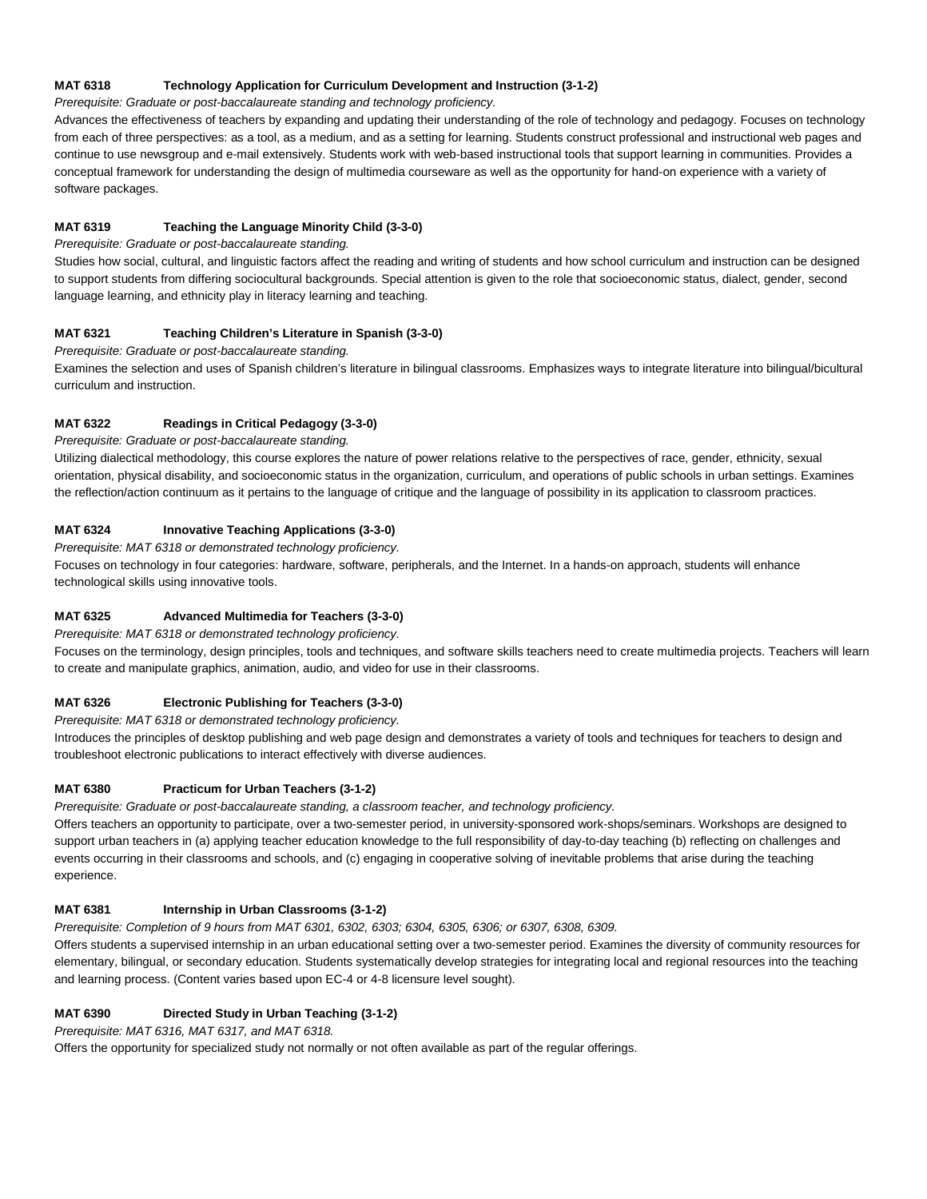**MAT 6318 Technology Application for Curriculum Development and Instruction (3-1-2)**

*Prerequisite: Graduate or post-baccalaureate standing and technology proficiency.*

Advances the effectiveness of teachers by expanding and updating their understanding of the role of technology and pedagogy. Focuses on technology from each of three perspectives: as a tool, as a medium, and as a setting for learning. Students construct professional and instructional web pages and continue to use newsgroup and e-mail extensively. Students work with web-based instructional tools that support learning in communities. Provides a conceptual framework for understanding the design of multimedia courseware as well as the opportunity for hand-on experience with a variety of software packages.

**MAT 6319 Teaching the Language Minority Child (3-3-0)**

*Prerequisite: Graduate or post-baccalaureate standing.*

Studies how social, cultural, and linguistic factors affect the reading and writing of students and how school curriculum and instruction can be designed to support students from differing sociocultural backgrounds. Special attention is given to the role that socioeconomic status, dialect, gender, second language learning, and ethnicity play in literacy learning and teaching.

**MAT 6321 Teaching Children's Literature in Spanish (3-3-0)**

*Prerequisite: Graduate or post-baccalaureate standing.*

Examines the selection and uses of Spanish children's literature in bilingual classrooms. Emphasizes ways to integrate literature into bilingual/bicultural curriculum and instruction.

**MAT 6322 Readings in Critical Pedagogy (3-3-0)**

*Prerequisite: Graduate or post-baccalaureate standing.*

Utilizing dialectical methodology, this course explores the nature of power relations relative to the perspectives of race, gender, ethnicity, sexual orientation, physical disability, and socioeconomic status in the organization, curriculum, and operations of public schools in urban settings. Examines the reflection/action continuum as it pertains to the language of critique and the language of possibility in its application to classroom practices.

**MAT 6324 Innovative Teaching Applications (3-3-0)**

*Prerequisite: MAT 6318 or demonstrated technology proficiency.*

Focuses on technology in four categories: hardware, software, peripherals, and the Internet. In a hands-on approach, students will enhance technological skills using innovative tools.

**MAT 6325 Advanced Multimedia for Teachers (3-3-0)**

*Prerequisite: MAT 6318 or demonstrated technology proficiency.*

Focuses on the terminology, design principles, tools and techniques, and software skills teachers need to create multimedia projects. Teachers will learn to create and manipulate graphics, animation, audio, and video for use in their classrooms.

**MAT 6326 Electronic Publishing for Teachers (3-3-0)**

*Prerequisite: MAT 6318 or demonstrated technology proficiency.*

Introduces the principles of desktop publishing and web page design and demonstrates a variety of tools and techniques for teachers to design and troubleshoot electronic publications to interact effectively with diverse audiences.

**MAT 6380 Practicum for Urban Teachers (3-1-2)**

*Prerequisite: Graduate or post-baccalaureate standing, a classroom teacher, and technology proficiency.*

Offers teachers an opportunity to participate, over a two-semester period, in university-sponsored work-shops/seminars. Workshops are designed to support urban teachers in (a) applying teacher education knowledge to the full responsibility of day-to-day teaching (b) reflecting on challenges and events occurring in their classrooms and schools, and (c) engaging in cooperative solving of inevitable problems that arise during the teaching experience.

**MAT 6381 Internship in Urban Classrooms (3-1-2)**

*Prerequisite: Completion of 9 hours from MAT 6301, 6302, 6303; 6304, 6305, 6306; or 6307, 6308, 6309.*

Offers students a supervised internship in an urban educational setting over a two-semester period. Examines the diversity of community resources for elementary, bilingual, or secondary education. Students systematically develop strategies for integrating local and regional resources into the teaching and learning process. (Content varies based upon EC-4 or 4-8 licensure level sought).

**MAT 6390 Directed Study in Urban Teaching (3-1-2)**

*Prerequisite: MAT 6316, MAT 6317, and MAT 6318.*

Offers the opportunity for specialized study not normally or not often available as part of the regular offerings.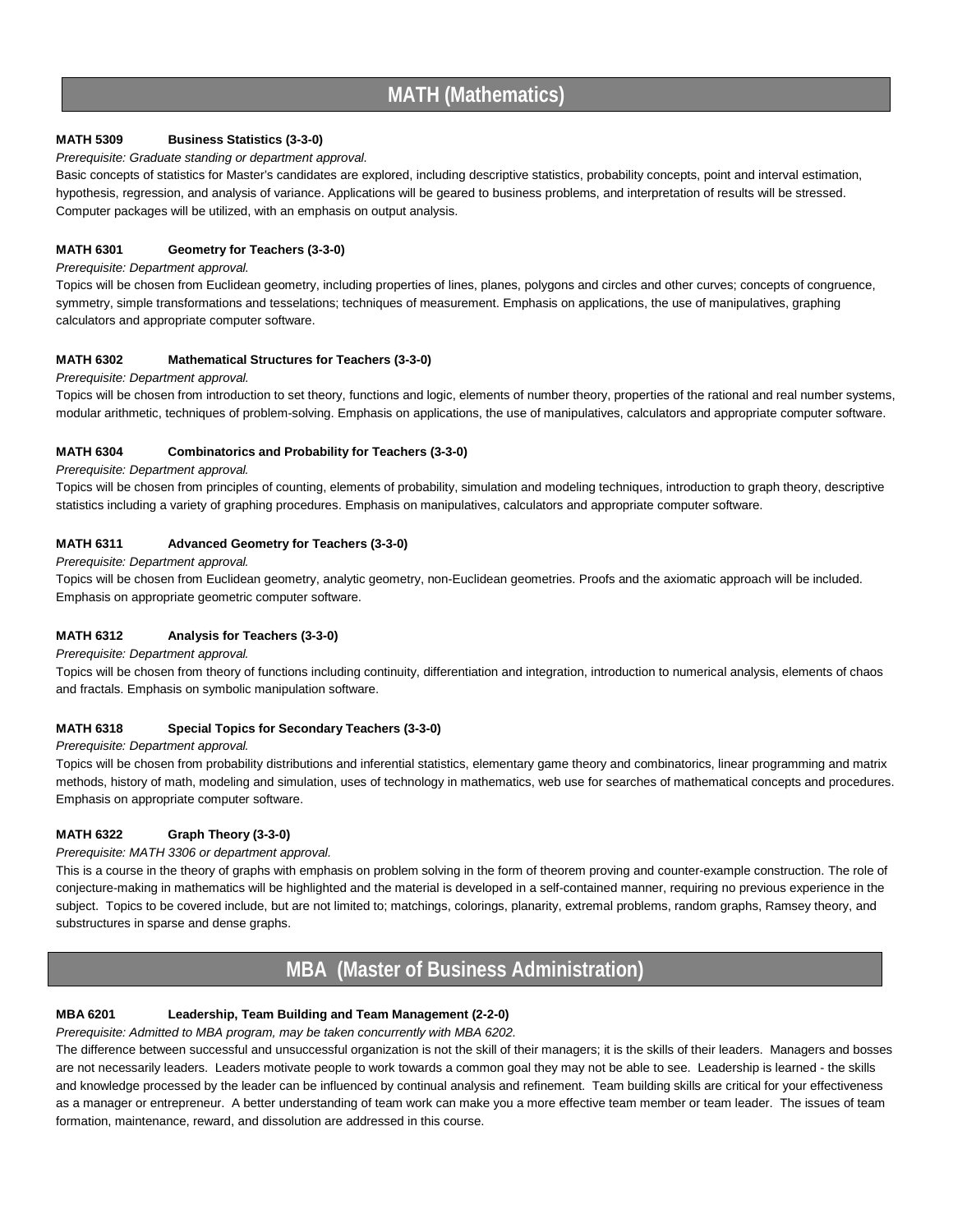# MATH (Mathematics)

**MATH 5309 Business Statistics (3-3-0)**

*Prerequisite: Graduate standing or department approval.*

Basic concepts of statistics for Master's candidates are explored, including descriptive statistics, probability concepts, point and interval estimation, hypothesis, regression, and analysis of variance. Applications will be geared to business problems, and interpretation of results will be stressed. Computer packages will be utilized, with an emphasis on output analysis.

**MATH 6301 Geometry for Teachers (3-3-0)**

*Prerequisite: Department approval.*

Topics will be chosen from Euclidean geometry, including properties of lines, planes, polygons and circles and other curves; concepts of congruence, symmetry, simple transformations and tesselations; techniques of measurement. Emphasis on applications, the use of manipulatives, graphing calculators and appropriate computer software.

**MATH 6302 Mathematical Structures for Teachers (3-3-0)**

*Prerequisite: Department approval.*

Topics will be chosen from introduction to set theory, functions and logic, elements of number theory, properties of the rational and real number systems, modular arithmetic, techniques of problem-solving. Emphasis on applications, the use of manipulatives, calculators and appropriate computer software.

**MATH 6304 Combinatorics and Probability for Teachers (3-3-0)**

*Prerequisite: Department approval.*

Topics will be chosen from principles of counting, elements of probability, simulation and modeling techniques, introduction to graph theory, descriptive statistics including a variety of graphing procedures. Emphasis on manipulatives, calculators and appropriate computer software.

**MATH 6311 Advanced Geometry for Teachers (3-3-0)**

*Prerequisite: Department approval.*

Topics will be chosen from Euclidean geometry, analytic geometry, non-Euclidean geometries. Proofs and the axiomatic approach will be included. Emphasis on appropriate geometric computer software.

**MATH 6312 Analysis for Teachers (3-3-0)**

*Prerequisite: Department approval.*

Topics will be chosen from theory of functions including continuity, differentiation and integration, introduction to numerical analysis, elements of chaos and fractals. Emphasis on symbolic manipulation software.

**MATH 6318 Special Topics for Secondary Teachers (3-3-0)**

*Prerequisite: Department approval.*

Topics will be chosen from probability distributions and inferential statistics, elementary game theory and combinatorics, linear programming and matrix methods, history of math, modeling and simulation, uses of technology in mathematics, web use for searches of mathematical concepts and procedures. Emphasis on appropriate computer software.

**MATH 6322 Graph Theory (3-3-0)**

*Prerequisite: MATH 3306 or department approval.*

This is a course in the theory of graphs with emphasis on problem solving in the form of theorem proving and counter-example construction. The role of conjecture-making in mathematics will be highlighted and the material is developed in a self-contained manner, requiring no previous experience in the subject. Topics to be covered include, but are not limited to; matchings, colorings, planarity, extremal problems, random graphs, Ramsey theory, and substructures in sparse and dense graphs.

# MBA (Master of Business Administration)

**MBA 6201 Leadership, Team Building and Team Management (2-2-0)**

*Prerequisite: Admitted to MBA program, may be taken concurrently with MBA 6202.*

The difference between successful and unsuccessful organization is not the skill of their managers; it is the skills of their leaders. Managers and bosses are not necessarily leaders. Leaders motivate people to work towards a common goal they may not be able to see. Leadership is learned - the skills and knowledge processed by the leader can be influenced by continual analysis and refinement. Team building skills are critical for your effectiveness as a manager or entrepreneur. A better understanding of team work can make you a more effective team member or team leader. The issues of team formation, maintenance, reward, and dissolution are addressed in this course.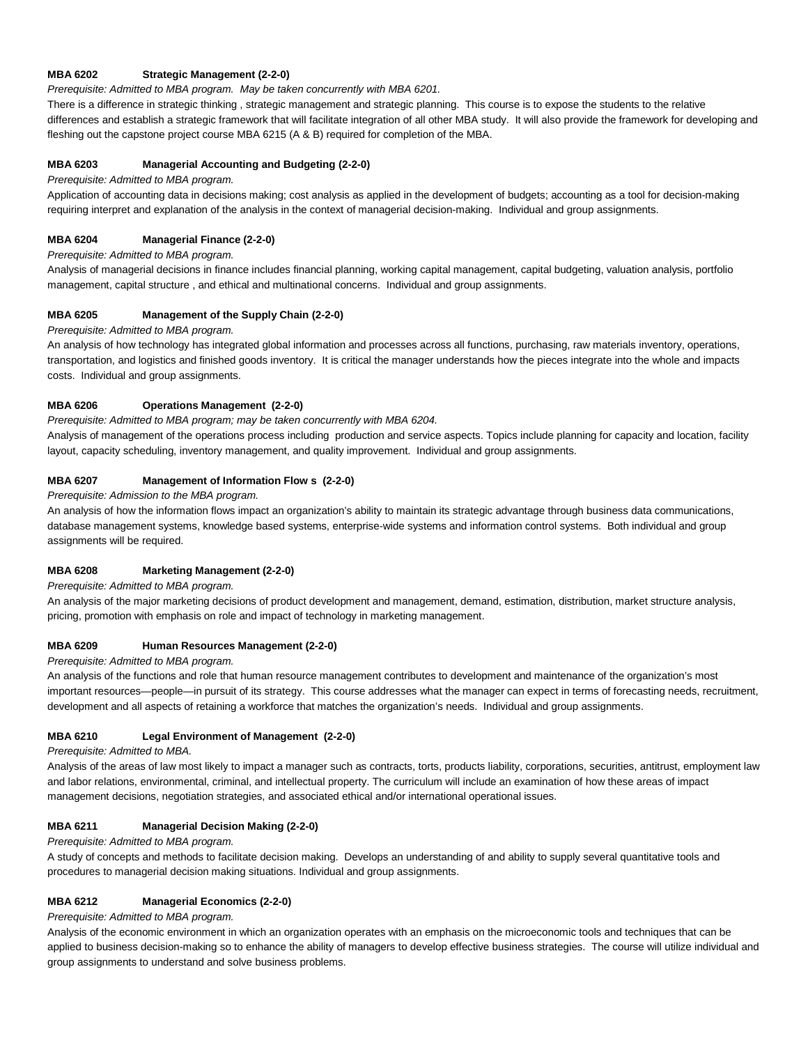**MBA 6202 Strategic Management (2-2-0)**

*Prerequisite: Admitted to MBA program. May be taken concurrently with MBA 6201.*

There is a difference in strategic thinking , strategic management and strategic planning. This course is to expose the students to the relative differences and establish a strategic framework that will facilitate integration of all other MBA study. It will also provide the framework for developing and fleshing out the capstone project course MBA 6215 (A & B) required for completion of the MBA.

**MBA 6203 Managerial Accounting and Budgeting (2-2-0)**

*Prerequisite: Admitted to MBA program.*

Application of accounting data in decisions making; cost analysis as applied in the development of budgets; accounting as a tool for decision-making requiring interpret and explanation of the analysis in the context of managerial decision-making. Individual and group assignments.

**MBA 6204 Managerial Finance (2-2-0)**

*Prerequisite: Admitted to MBA program.*

Analysis of managerial decisions in finance includes financial planning, working capital management, capital budgeting, valuation analysis, portfolio management, capital structure , and ethical and multinational concerns. Individual and group assignments.

**MBA 6205 Management of the Supply Chain (2-2-0)**

*Prerequisite: Admitted to MBA program.*

An analysis of how technology has integrated global information and processes across all functions, purchasing, raw materials inventory, operations, transportation, and logistics and finished goods inventory. It is critical the manager understands how the pieces integrate into the whole and impacts costs. Individual and group assignments.

**MBA 6206 Operations Management (2-2-0)**

*Prerequisite: Admitted to MBA program; may be taken concurrently with MBA 6204.*

Analysis of management of the operations process including production and service aspects. Topics include planning for capacity and location, facility layout, capacity scheduling, inventory management, and quality improvement. Individual and group assignments.

**MBA 6207 Management of Information Flow s (2-2-0)**

*Prerequisite: Admission to the MBA program.*

An analysis of how the information flows impact an organization's ability to maintain its strategic advantage through business data communications, database management systems, knowledge based systems, enterprise-wide systems and information control systems. Both individual and group assignments will be required.

**MBA 6208 Marketing Management (2-2-0)**

*Prerequisite: Admitted to MBA program.*

An analysis of the major marketing decisions of product development and management, demand, estimation, distribution, market structure analysis, pricing, promotion with emphasis on role and impact of technology in marketing management.

**MBA 6209 Human Resources Management (2-2-0)**

*Prerequisite: Admitted to MBA program.*

An analysis of the functions and role that human resource management contributes to development and maintenance of the organization's most important resources—people—in pursuit of its strategy. This course addresses what the manager can expect in terms of forecasting needs, recruitment, development and all aspects of retaining a workforce that matches the organization's needs. Individual and group assignments.

**MBA 6210 Legal Environment of Management (2-2-0)**

*Prerequisite: Admitted to MBA.*

Analysis of the areas of law most likely to impact a manager such as contracts, torts, products liability, corporations, securities, antitrust, employment law and labor relations, environmental, criminal, and intellectual property. The curriculum will include an examination of how these areas of impact management decisions, negotiation strategies, and associated ethical and/or international operational issues.

**MBA 6211 Managerial Decision Making (2-2-0)**

*Prerequisite: Admitted to MBA program.*

A study of concepts and methods to facilitate decision making. Develops an understanding of and ability to supply several quantitative tools and procedures to managerial decision making situations. Individual and group assignments.

**MBA 6212 Managerial Economics (2-2-0)**

*Prerequisite: Admitted to MBA program.*

Analysis of the economic environment in which an organization operates with an emphasis on the microeconomic tools and techniques that can be applied to business decision-making so to enhance the ability of managers to develop effective business strategies. The course will utilize individual and group assignments to understand and solve business problems.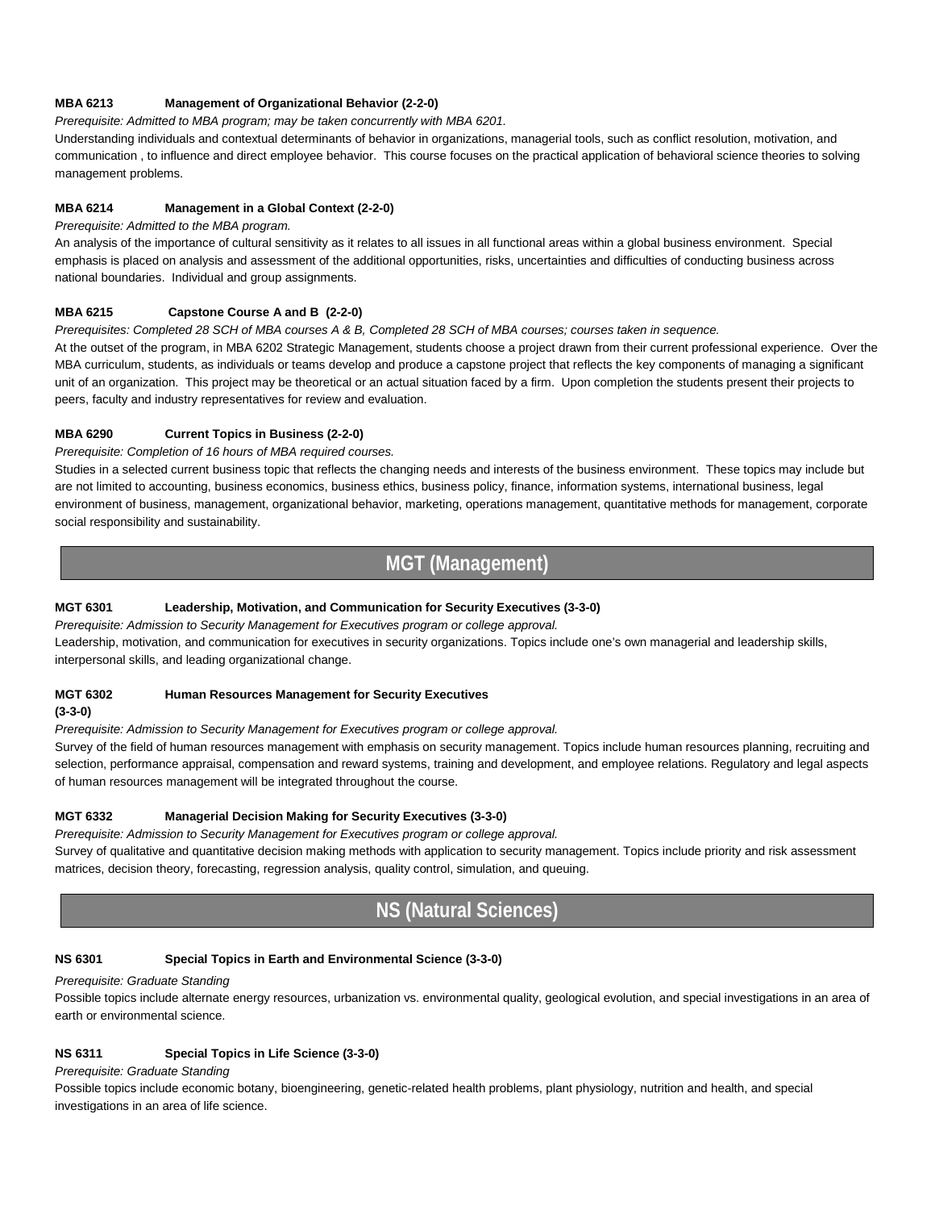**MBA 6213 Management of Organizational Behavior (2-2-0)**

*Prerequisite: Admitted to MBA program; may be taken concurrently with MBA 6201.*

Understanding individuals and contextual determinants of behavior in organizations, managerial tools, such as conflict resolution, motivation, and communication , to influence and direct employee behavior. This course focuses on the practical application of behavioral science theories to solving management problems.

**MBA 6214 Management in a Global Context (2-2-0)**

*Prerequisite: Admitted to the MBA program.*

An analysis of the importance of cultural sensitivity as it relates to all issues in all functional areas within a global business environment. Special emphasis is placed on analysis and assessment of the additional opportunities, risks, uncertainties and difficulties of conducting business across national boundaries. Individual and group assignments.

**MBA 6215 Capstone Course A and B (2-2-0)**

*Prerequisites: Completed 28 SCH of MBA courses A & B, Completed 28 SCH of MBA courses; courses taken in sequence.*

At the outset of the program, in MBA 6202 Strategic Management, students choose a project drawn from their current professional experience. Over the MBA curriculum, students, as individuals or teams develop and produce a capstone project that reflects the key components of managing a significant unit of an organization. This project may be theoretical or an actual situation faced by a firm. Upon completion the students present their projects to peers, faculty and industry representatives for review and evaluation.

**MBA 6290 Current Topics in Business (2-2-0)**

*Prerequisite: Completion of 16 hours of MBA required courses.*

Studies in a selected current business topic that reflects the changing needs and interests of the business environment. These topics may include but are not limited to accounting, business economics, business ethics, business policy, finance, information systems, international business, legal environment of business, management, organizational behavior, marketing, operations management, quantitative methods for management, corporate social responsibility and sustainability.

## MGT (Management)

**MGT 6301 Leadership, Motivation, and Communication for Security Executives (3-3-0)**

*Prerequisite: Admission to Security Management for Executives program or college approval.*

Leadership, motivation, and communication for executives in security organizations. Topics include one's own managerial and leadership skills, interpersonal skills, and leading organizational change.

**MGT 6302 Human Resources Management for Security Executives (3-3-0)**

*Prerequisite: Admission to Security Management for Executives program or college approval.*

Survey of the field of human resources management with emphasis on security management. Topics include human resources planning, recruiting and selection, performance appraisal, compensation and reward systems, training and development, and employee relations. Regulatory and legal aspects of human resources management will be integrated throughout the course.

**MGT 6332 Managerial Decision Making for Security Executives (3-3-0)**

*Prerequisite: Admission to Security Management for Executives program or college approval.*

Survey of qualitative and quantitative decision making methods with application to security management. Topics include priority and risk assessment matrices, decision theory, forecasting, regression analysis, quality control, simulation, and queuing.

## NS (Natural Sciences)

**NS 6301 Special Topics in Earth and Environmental Science (3-3-0)**

*Prerequisite: Graduate Standing*

Possible topics include alternate energy resources, urbanization vs. environmental quality, geological evolution, and special investigations in an area of earth or environmental science.

**NS 6311 Special Topics in Life Science (3-3-0)**

*Prerequisite: Graduate Standing*

Possible topics include economic botany, bioengineering, genetic-related health problems, plant physiology, nutrition and health, and special investigations in an area of life science.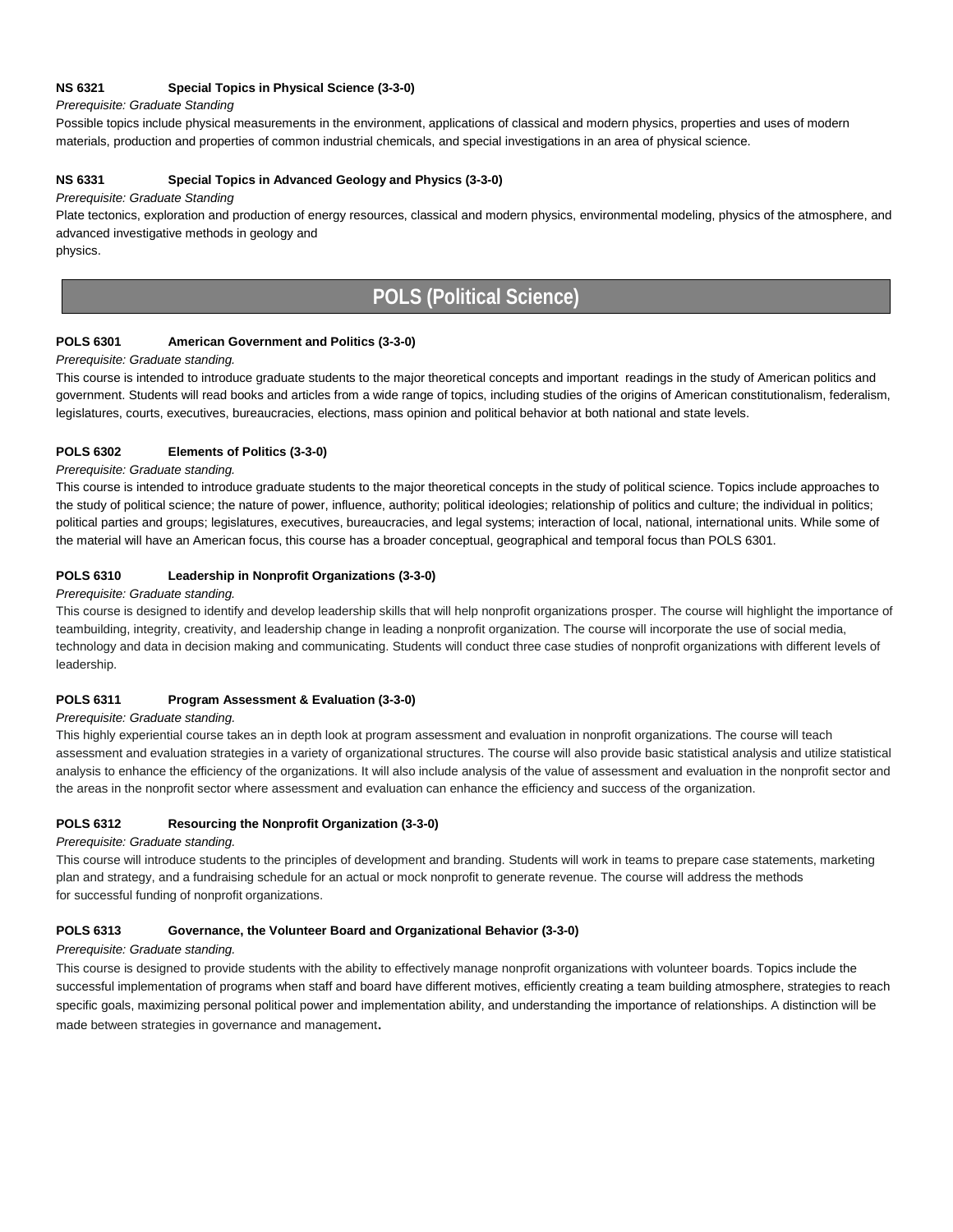**NS 6321 Special Topics in Physical Science (3-3-0)**

*Prerequisite: Graduate Standing*

Possible topics include physical measurements in the environment, applications of classical and modern physics, properties and uses of modern materials, production and properties of common industrial chemicals, and special investigations in an area of physical science.

**NS 6331 Special Topics in Advanced Geology and Physics (3-3-0)**

*Prerequisite: Graduate Standing*

Plate tectonics, exploration and production of energy resources, classical and modern physics, environmental modeling, physics of the atmosphere, and advanced investigative methods in geology and physics.

## POLS (Political Science)

**POLS 6301 American Government and Politics (3-3-0)**

*Prerequisite: Graduate standing.*

This course is intended to introduce graduate students to the major theoretical concepts and important readings in the study of American politics and government. Students will read books and articles from a wide range of topics, including studies of the origins of American constitutionalism, federalism, legislatures, courts, executives, bureaucracies, elections, mass opinion and political behavior at both national and state levels.

**POLS 6302 Elements of Politics (3-3-0)**

*Prerequisite: Graduate standing.*

This course is intended to introduce graduate students to the major theoretical concepts in the study of political science. Topics include approaches to the study of political science; the nature of power, influence, authority; political ideologies; relationship of politics and culture; the individual in politics; political parties and groups; legislatures, executives, bureaucracies, and legal systems; interaction of local, national, international units. While some of the material will have an American focus, this course has a broader conceptual, geographical and temporal focus than POLS 6301.

**POLS 6310 Leadership in Nonprofit Organizations (3-3-0)**

*Prerequisite: Graduate standing.*

This course is designed to identify and develop leadership skills that will help nonprofit organizations prosper. The course will highlight the importance of teambuilding, integrity, creativity, and leadership change in leading a nonprofit organization. The course will incorporate the use of social media, technology and data in decision making and communicating. Students will conduct three case studies of nonprofit organizations with different levels of leadership.

**POLS 6311 Program Assessment & Evaluation (3-3-0)**

*Prerequisite: Graduate standing.*

This highly experiential course takes an in depth look at program assessment and evaluation in nonprofit organizations. The course will teach assessment and evaluation strategies in a variety of organizational structures. The course will also provide basic statistical analysis and utilize statistical analysis to enhance the efficiency of the organizations. It will also include analysis of the value of assessment and evaluation in the nonprofit sector and the areas in the nonprofit sector where assessment and evaluation can enhance the efficiency and success of the organization.

**POLS 6312 Resourcing the Nonprofit Organization (3-3-0)**

*Prerequisite: Graduate standing.*

This course will introduce students to the principles of development and branding. Students will work in teams to prepare case statements, marketing plan and strategy, and a fundraising schedule for an actual or mock nonprofit to generate revenue. The course will address the methods for successful funding of nonprofit organizations.

**POLS 6313 Governance, the Volunteer Board and Organizational Behavior (3-3-0)**

*Prerequisite: Graduate standing.*

This course is designed to provide students with the ability to effectively manage nonprofit organizations with volunteer boards. Topics include the successful implementation of programs when staff and board have different motives, efficiently creating a team building atmosphere, strategies to reach specific goals, maximizing personal political power and implementation ability, and understanding the importance of relationships. A distinction will be made between strategies in governance and management.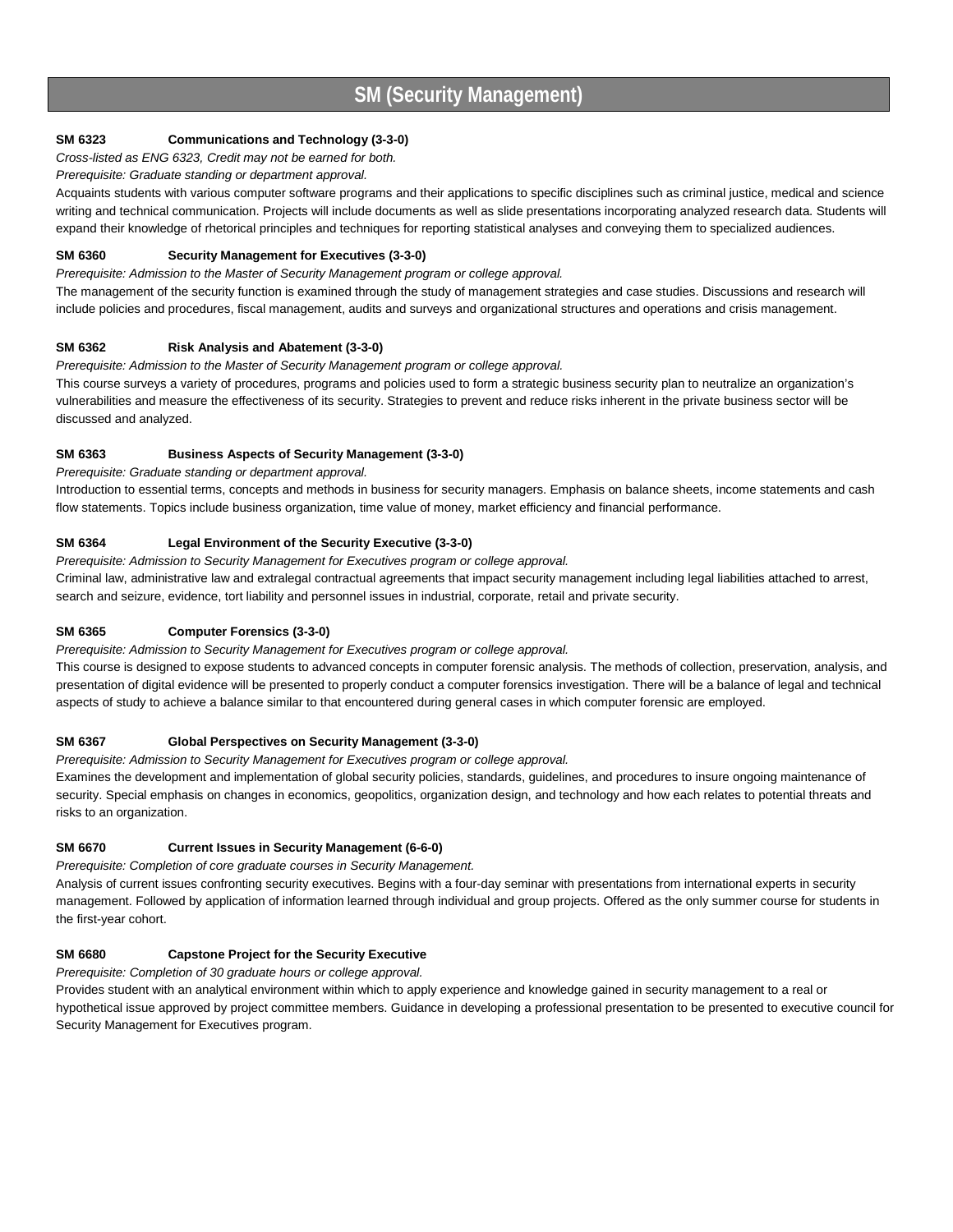# SM (Security Management)

**SM 6323 Communications and Technology (3-3-0)**

*Cross-listed as ENG 6323, Credit may not be earned for both.*

*Prerequisite: Graduate standing or department approval.*

Acquaints students with various computer software programs and their applications to specific disciplines such as criminal justice, medical and science writing and technical communication. Projects will include documents as well as slide presentations incorporating analyzed research data. Students will expand their knowledge of rhetorical principles and techniques for reporting statistical analyses and conveying them to specialized audiences.

**SM 6360 Security Management for Executives (3-3-0)**

*Prerequisite: Admission to the Master of Security Management program or college approval.*

The management of the security function is examined through the study of management strategies and case studies. Discussions and research will include policies and procedures, fiscal management, audits and surveys and organizational structures and operations and crisis management.

**SM 6362 Risk Analysis and Abatement (3-3-0)**

*Prerequisite: Admission to the Master of Security Management program or college approval.*

This course surveys a variety of procedures, programs and policies used to form a strategic business security plan to neutralize an organization's vulnerabilities and measure the effectiveness of its security. Strategies to prevent and reduce risks inherent in the private business sector will be discussed and analyzed.

**SM 6363 Business Aspects of Security Management (3-3-0)**

*Prerequisite: Graduate standing or department approval.*

Introduction to essential terms, concepts and methods in business for security managers. Emphasis on balance sheets, income statements and cash flow statements. Topics include business organization, time value of money, market efficiency and financial performance.

**SM 6364 Legal Environment of the Security Executive (3-3-0)**

*Prerequisite: Admission to Security Management for Executives program or college approval.*

Criminal law, administrative law and extralegal contractual agreements that impact security management including legal liabilities attached to arrest, search and seizure, evidence, tort liability and personnel issues in industrial, corporate, retail and private security.

**SM 6365 Computer Forensics (3-3-0)**

*Prerequisite: Admission to Security Management for Executives program or college approval.*

This course is designed to expose students to advanced concepts in computer forensic analysis. The methods of collection, preservation, analysis, and presentation of digital evidence will be presented to properly conduct a computer forensics investigation. There will be a balance of legal and technical aspects of study to achieve a balance similar to that encountered during general cases in which computer forensic are employed.

**SM 6367 Global Perspectives on Security Management (3-3-0)**

*Prerequisite: Admission to Security Management for Executives program or college approval.*

Examines the development and implementation of global security policies, standards, guidelines, and procedures to insure ongoing maintenance of security. Special emphasis on changes in economics, geopolitics, organization design, and technology and how each relates to potential threats and risks to an organization.

**SM 6670 Current Issues in Security Management (6-6-0)**

*Prerequisite: Completion of core graduate courses in Security Management.*

Analysis of current issues confronting security executives. Begins with a four-day seminar with presentations from international experts in security management. Followed by application of information learned through individual and group projects. Offered as the only summer course for students in the first-year cohort.

**SM 6680 Capstone Project for the Security Executive**

*Prerequisite: Completion of 30 graduate hours or college approval.*

Provides student with an analytical environment within which to apply experience and knowledge gained in security management to a real or hypothetical issue approved by project committee members. Guidance in developing a professional presentation to be presented to executive council for Security Management for Executives program.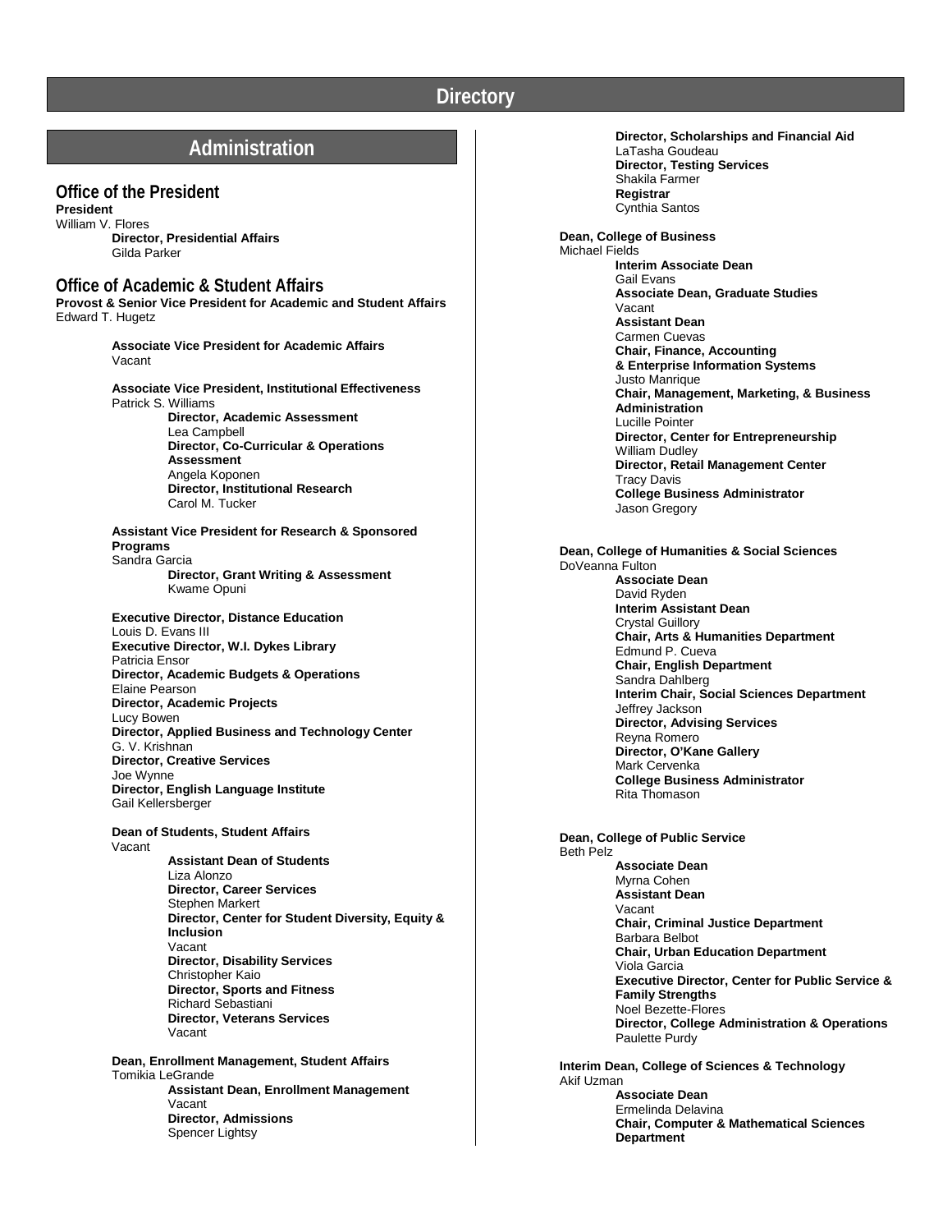# Directory

## Administration

### Office of the President

**President**
William V. Flores

**Director, Presidential Affairs**
Gilda Parker

### Office of Academic & Student Affairs

**Provost & Senior Vice President for Academic and Student Affairs**
Edward T. Hugetz

**Associate Vice President for Academic Affairs**
Vacant

**Associate Vice President, Institutional Effectiveness**
Patrick S. Williams

**Director, Academic Assessment**
Lea Campbell

**Director, Co-Curricular & Operations Assessment**
Angela Koponen

**Director, Institutional Research**
Carol M. Tucker

**Assistant Vice President for Research & Sponsored Programs**
Sandra Garcia

**Director, Grant Writing & Assessment**
Kwame Opuni

**Executive Director, Distance Education**
Louis D. Evans III

**Executive Director, W.I. Dykes Library**
Patricia Ensor

**Director, Academic Budgets & Operations**
Elaine Pearson

**Director, Academic Projects**
Lucy Bowen

**Director, Applied Business and Technology Center**
G. V. Krishnan

**Director, Creative Services**
Joe Wynne

**Director, English Language Institute**
Gail Kellersberger

**Dean of Students, Student Affairs**
Vacant

**Assistant Dean of Students**
Liza Alonzo

**Director, Career Services**
Stephen Markert

**Director, Center for Student Diversity, Equity & Inclusion**
Vacant

**Director, Disability Services**
Christopher Kaio

**Director, Sports and Fitness**
Richard Sebastiani

**Director, Veterans Services**
Vacant

**Dean, Enrollment Management, Student Affairs**
Tomikia LeGrande

**Assistant Dean, Enrollment Management**
Vacant

**Director, Admissions**
Spencer Lightsy

**Director, Scholarships and Financial Aid**
LaTasha Goudeau

**Director, Testing Services**
Shakila Farmer

**Registrar**
Cynthia Santos

**Dean, College of Business**
Michael Fields

**Interim Associate Dean**
Gail Evans

**Associate Dean, Graduate Studies**
Vacant

**Assistant Dean**
Carmen Cuevas

**Chair, Finance, Accounting & Enterprise Information Systems**
Justo Manrique

**Chair, Management, Marketing, & Business Administration**
Lucille Pointer

**Director, Center for Entrepreneurship**
William Dudley

**Director, Retail Management Center**
Tracy Davis

**College Business Administrator**
Jason Gregory

**Dean, College of Humanities & Social Sciences**
DoVeanna Fulton

**Associate Dean**
David Ryden

**Interim Assistant Dean**
Crystal Guillory

**Chair, Arts & Humanities Department**
Edmund P. Cueva

**Chair, English Department**
Sandra Dahlberg

**Interim Chair, Social Sciences Department**
Jeffrey Jackson

**Director, Advising Services**
Reyna Romero

**Director, O'Kane Gallery**
Mark Cervenka

**College Business Administrator**
Rita Thomason

**Dean, College of Public Service**
Beth Pelz

**Associate Dean**
Myrna Cohen

**Assistant Dean**
Vacant

**Chair, Criminal Justice Department**
Barbara Belbot

**Chair, Urban Education Department**
Viola Garcia

**Executive Director, Center for Public Service & Family Strengths**
Noel Bezette-Flores

**Director, College Administration & Operations**
Paulette Purdy

**Interim Dean, College of Sciences & Technology**
Akif Uzman

**Associate Dean**
Ermelinda Delavina

**Chair, Computer & Mathematical Sciences Department**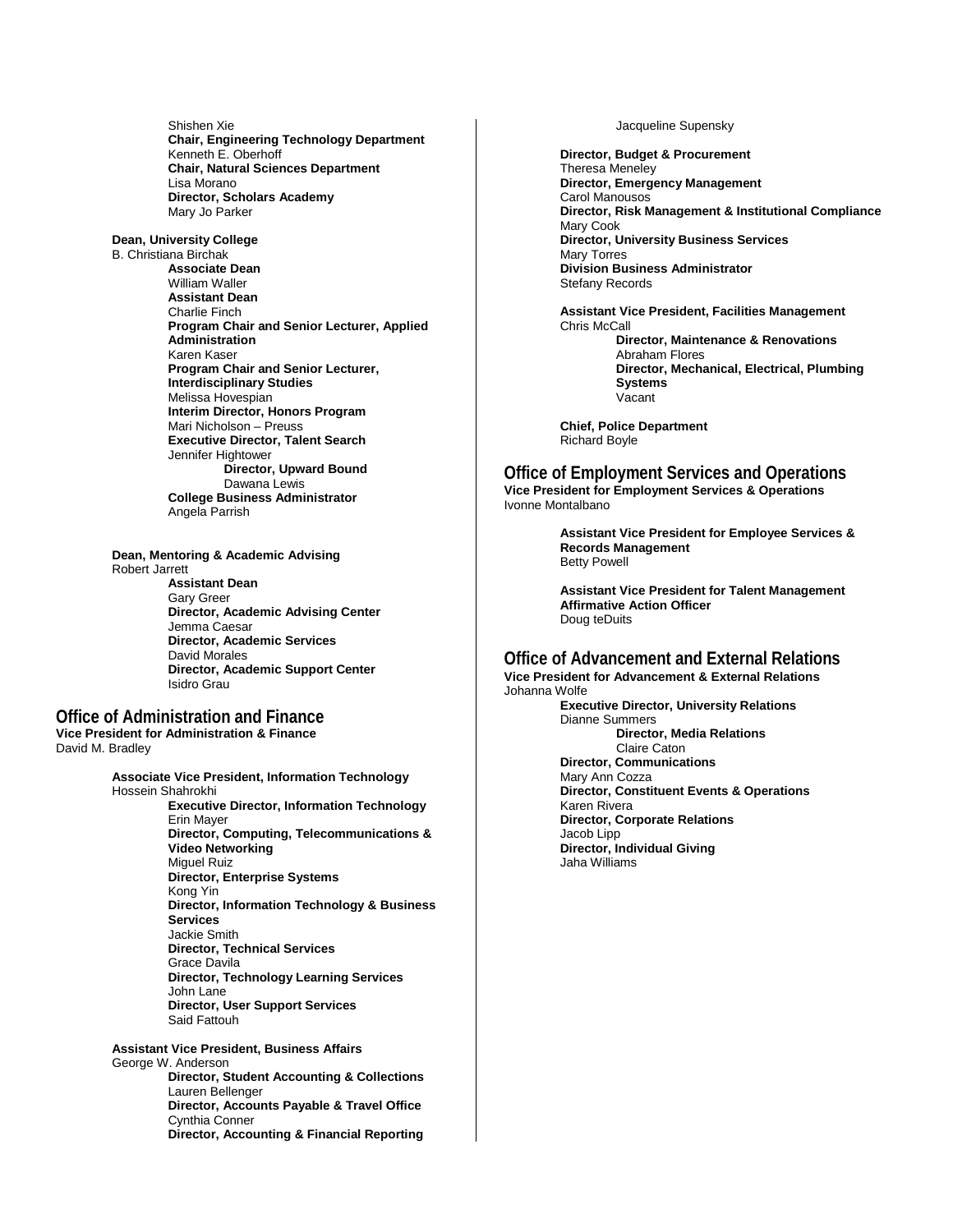Shishen Xie

**Chair, Engineering Technology Department**
Kenneth E. Oberhoff

**Chair, Natural Sciences Department**
Lisa Morano

**Director, Scholars Academy**
Mary Jo Parker

**Dean, University College**
B. Christiana Birchak

**Associate Dean**
William Waller

**Assistant Dean**
Charlie Finch

**Program Chair and Senior Lecturer, Applied Administration**
Karen Kaser

**Program Chair and Senior Lecturer, Interdisciplinary Studies**
Melissa Hovespian

**Interim Director, Honors Program**
Mari Nicholson – Preuss

**Executive Director, Talent Search**
Jennifer Hightower

**Director, Upward Bound**
Dawana Lewis

**College Business Administrator**
Angela Parrish

**Dean, Mentoring & Academic Advising**
Robert Jarrett

**Assistant Dean**
Gary Greer

**Director, Academic Advising Center**
Jemma Caesar

**Director, Academic Services**
David Morales

**Director, Academic Support Center**
Isidro Grau

## Office of Administration and Finance

**Vice President for Administration & Finance**
David M. Bradley

**Associate Vice President, Information Technology**
Hossein Shahrokhi

**Executive Director, Information Technology**
Erin Mayer

**Director, Computing, Telecommunications & Video Networking**
Miguel Ruiz

**Director, Enterprise Systems**
Kong Yin

**Director, Information Technology & Business Services**
Jackie Smith

**Director, Technical Services**
Grace Davila

**Director, Technology Learning Services**
John Lane

**Director, User Support Services**
Said Fattouh

**Assistant Vice President, Business Affairs**
George W. Anderson

**Director, Student Accounting & Collections**
Lauren Bellenger

**Director, Accounts Payable & Travel Office**
Cynthia Conner

**Director, Accounting & Financial Reporting**
Jacqueline Supensky

**Director, Budget & Procurement**
Theresa Meneley

**Director, Emergency Management**
Carol Manousos

**Director, Risk Management & Institutional Compliance**
Mary Cook

**Director, University Business Services**
Mary Torres

**Division Business Administrator**
Stefany Records

**Assistant Vice President, Facilities Management**
Chris McCall

**Director, Maintenance & Renovations**
Abraham Flores

**Director, Mechanical, Electrical, Plumbing Systems**
Vacant

**Chief, Police Department**
Richard Boyle

## Office of Employment Services and Operations

**Vice President for Employment Services & Operations**
Ivonne Montalbano

**Assistant Vice President for Employee Services & Records Management**
Betty Powell

**Assistant Vice President for Talent Management Affirmative Action Officer**
Doug teDuits

## Office of Advancement and External Relations

**Vice President for Advancement & External Relations**
Johanna Wolfe

**Executive Director, University Relations**
Dianne Summers

**Director, Media Relations**
Claire Caton

**Director, Communications**
Mary Ann Cozza

**Director, Constituent Events & Operations**
Karen Rivera

**Director, Corporate Relations**
Jacob Lipp

**Director, Individual Giving**
Jaha Williams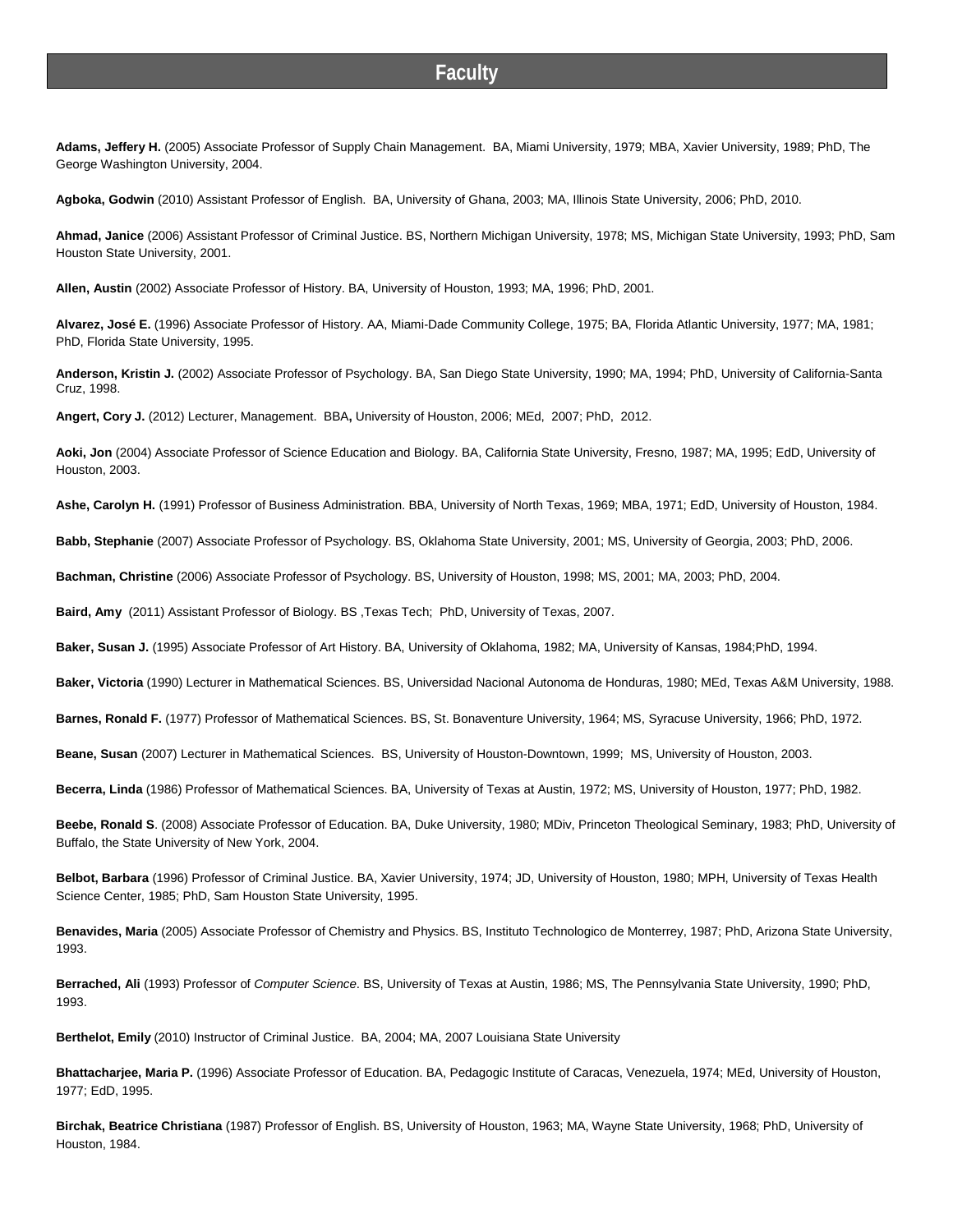# Faculty

**Adams, Jeffery H.** (2005) Associate Professor of Supply Chain Management. BA, Miami University, 1979; MBA, Xavier University, 1989; PhD, The George Washington University, 2004.

**Agboka, Godwin** (2010) Assistant Professor of English. BA, University of Ghana, 2003; MA, Illinois State University, 2006; PhD, 2010.

**Ahmad, Janice** (2006) Assistant Professor of Criminal Justice. BS, Northern Michigan University, 1978; MS, Michigan State University, 1993; PhD, Sam Houston State University, 2001.

**Allen, Austin** (2002) Associate Professor of History. BA, University of Houston, 1993; MA, 1996; PhD, 2001.

**Alvarez, José E.** (1996) Associate Professor of History. AA, Miami-Dade Community College, 1975; BA, Florida Atlantic University, 1977; MA, 1981; PhD, Florida State University, 1995.

**Anderson, Kristin J.** (2002) Associate Professor of Psychology. BA, San Diego State University, 1990; MA, 1994; PhD, University of California-Santa Cruz, 1998.

**Angert, Cory J.** (2012) Lecturer, Management. BBA**,** University of Houston, 2006; MEd, 2007; PhD, 2012.

**Aoki, Jon** (2004) Associate Professor of Science Education and Biology. BA, California State University, Fresno, 1987; MA, 1995; EdD, University of Houston, 2003.

**Ashe, Carolyn H.** (1991) Professor of Business Administration. BBA, University of North Texas, 1969; MBA, 1971; EdD, University of Houston, 1984.

**Babb, Stephanie** (2007) Associate Professor of Psychology. BS, Oklahoma State University, 2001; MS, University of Georgia, 2003; PhD, 2006.

**Bachman, Christine** (2006) Associate Professor of Psychology. BS, University of Houston, 1998; MS, 2001; MA, 2003; PhD, 2004.

**Baird, Amy** (2011) Assistant Professor of Biology. BS ,Texas Tech; PhD, University of Texas, 2007.

**Baker, Susan J.** (1995) Associate Professor of Art History. BA, University of Oklahoma, 1982; MA, University of Kansas, 1984;PhD, 1994.

**Baker, Victoria** (1990) Lecturer in Mathematical Sciences. BS, Universidad Nacional Autonoma de Honduras, 1980; MEd, Texas A&M University, 1988.

**Barnes, Ronald F.** (1977) Professor of Mathematical Sciences. BS, St. Bonaventure University, 1964; MS, Syracuse University, 1966; PhD, 1972.

**Beane, Susan** (2007) Lecturer in Mathematical Sciences. BS, University of Houston-Downtown, 1999; MS, University of Houston, 2003.

**Becerra, Linda** (1986) Professor of Mathematical Sciences. BA, University of Texas at Austin, 1972; MS, University of Houston, 1977; PhD, 1982.

**Beebe, Ronald S**. (2008) Associate Professor of Education. BA, Duke University, 1980; MDiv, Princeton Theological Seminary, 1983; PhD, University of Buffalo, the State University of New York, 2004.

**Belbot, Barbara** (1996) Professor of Criminal Justice. BA, Xavier University, 1974; JD, University of Houston, 1980; MPH, University of Texas Health Science Center, 1985; PhD, Sam Houston State University, 1995.

**Benavides, Maria** (2005) Associate Professor of Chemistry and Physics. BS, Instituto Technologico de Monterrey, 1987; PhD, Arizona State University, 1993.

**Berrached, Ali** (1993) Professor of *Computer Science*. BS, University of Texas at Austin, 1986; MS, The Pennsylvania State University, 1990; PhD, 1993.

**Berthelot, Emily** (2010) Instructor of Criminal Justice. BA, 2004; MA, 2007 Louisiana State University

**Bhattacharjee, Maria P.** (1996) Associate Professor of Education. BA, Pedagogic Institute of Caracas, Venezuela, 1974; MEd, University of Houston, 1977; EdD, 1995.

**Birchak, Beatrice Christiana** (1987) Professor of English. BS, University of Houston, 1963; MA, Wayne State University, 1968; PhD, University of Houston, 1984.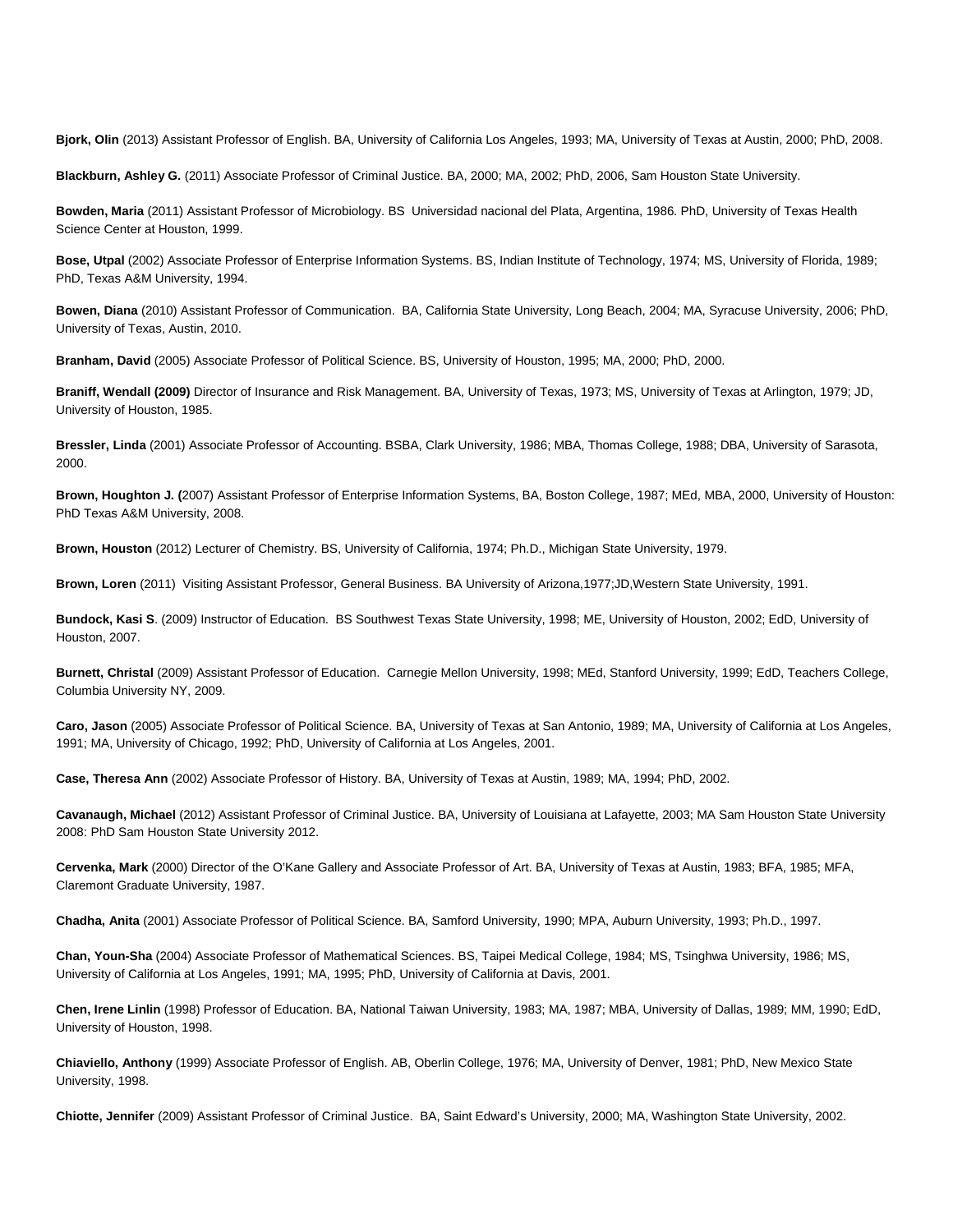**Bjork, Olin** (2013) Assistant Professor of English. BA, University of California Los Angeles, 1993; MA, University of Texas at Austin, 2000; PhD, 2008.

**Blackburn, Ashley G.** (2011) Associate Professor of Criminal Justice. BA, 2000; MA, 2002; PhD, 2006, Sam Houston State University.

**Bowden, Maria** (2011) Assistant Professor of Microbiology. BS Universidad nacional del Plata, Argentina, 1986. PhD, University of Texas Health Science Center at Houston, 1999.

**Bose, Utpal** (2002) Associate Professor of Enterprise Information Systems. BS, Indian Institute of Technology, 1974; MS, University of Florida, 1989; PhD, Texas A&M University, 1994.

**Bowen, Diana** (2010) Assistant Professor of Communication. BA, California State University, Long Beach, 2004; MA, Syracuse University, 2006; PhD, University of Texas, Austin, 2010.

**Branham, David** (2005) Associate Professor of Political Science. BS, University of Houston, 1995; MA, 2000; PhD, 2000.

**Braniff, Wendall (2009)** Director of Insurance and Risk Management. BA, University of Texas, 1973; MS, University of Texas at Arlington, 1979; JD, University of Houston, 1985.

**Bressler, Linda** (2001) Associate Professor of Accounting. BSBA, Clark University, 1986; MBA, Thomas College, 1988; DBA, University of Sarasota, 2000.

**Brown, Houghton J. (**2007) Assistant Professor of Enterprise Information Systems, BA, Boston College, 1987; MEd, MBA, 2000, University of Houston: PhD Texas A&M University, 2008.

**Brown, Houston** (2012) Lecturer of Chemistry. BS, University of California, 1974; Ph.D., Michigan State University, 1979.

**Brown, Loren** (2011) Visiting Assistant Professor, General Business. BA University of Arizona,1977;JD,Western State University, 1991.

**Bundock, Kasi S**. (2009) Instructor of Education. BS Southwest Texas State University, 1998; ME, University of Houston, 2002; EdD, University of Houston, 2007.

**Burnett, Christal** (2009) Assistant Professor of Education. Carnegie Mellon University, 1998; MEd, Stanford University, 1999; EdD, Teachers College, Columbia University NY, 2009.

**Caro, Jason** (2005) Associate Professor of Political Science. BA, University of Texas at San Antonio, 1989; MA, University of California at Los Angeles, 1991; MA, University of Chicago, 1992; PhD, University of California at Los Angeles, 2001.

**Case, Theresa Ann** (2002) Associate Professor of History. BA, University of Texas at Austin, 1989; MA, 1994; PhD, 2002.

**Cavanaugh, Michael** (2012) Assistant Professor of Criminal Justice. BA, University of Louisiana at Lafayette, 2003; MA Sam Houston State University 2008: PhD Sam Houston State University 2012.

**Cervenka, Mark** (2000) Director of the O'Kane Gallery and Associate Professor of Art. BA, University of Texas at Austin, 1983; BFA, 1985; MFA, Claremont Graduate University, 1987.

**Chadha, Anita** (2001) Associate Professor of Political Science. BA, Samford University, 1990; MPA, Auburn University, 1993; Ph.D., 1997.

**Chan, Youn-Sha** (2004) Associate Professor of Mathematical Sciences. BS, Taipei Medical College, 1984; MS, Tsinghwa University, 1986; MS, University of California at Los Angeles, 1991; MA, 1995; PhD, University of California at Davis, 2001.

**Chen, Irene Linlin** (1998) Professor of Education. BA, National Taiwan University, 1983; MA, 1987; MBA, University of Dallas, 1989; MM, 1990; EdD, University of Houston, 1998.

**Chiaviello, Anthony** (1999) Associate Professor of English. AB, Oberlin College, 1976; MA, University of Denver, 1981; PhD, New Mexico State University, 1998.

**Chiotte, Jennifer** (2009) Assistant Professor of Criminal Justice. BA, Saint Edward's University, 2000; MA, Washington State University, 2002.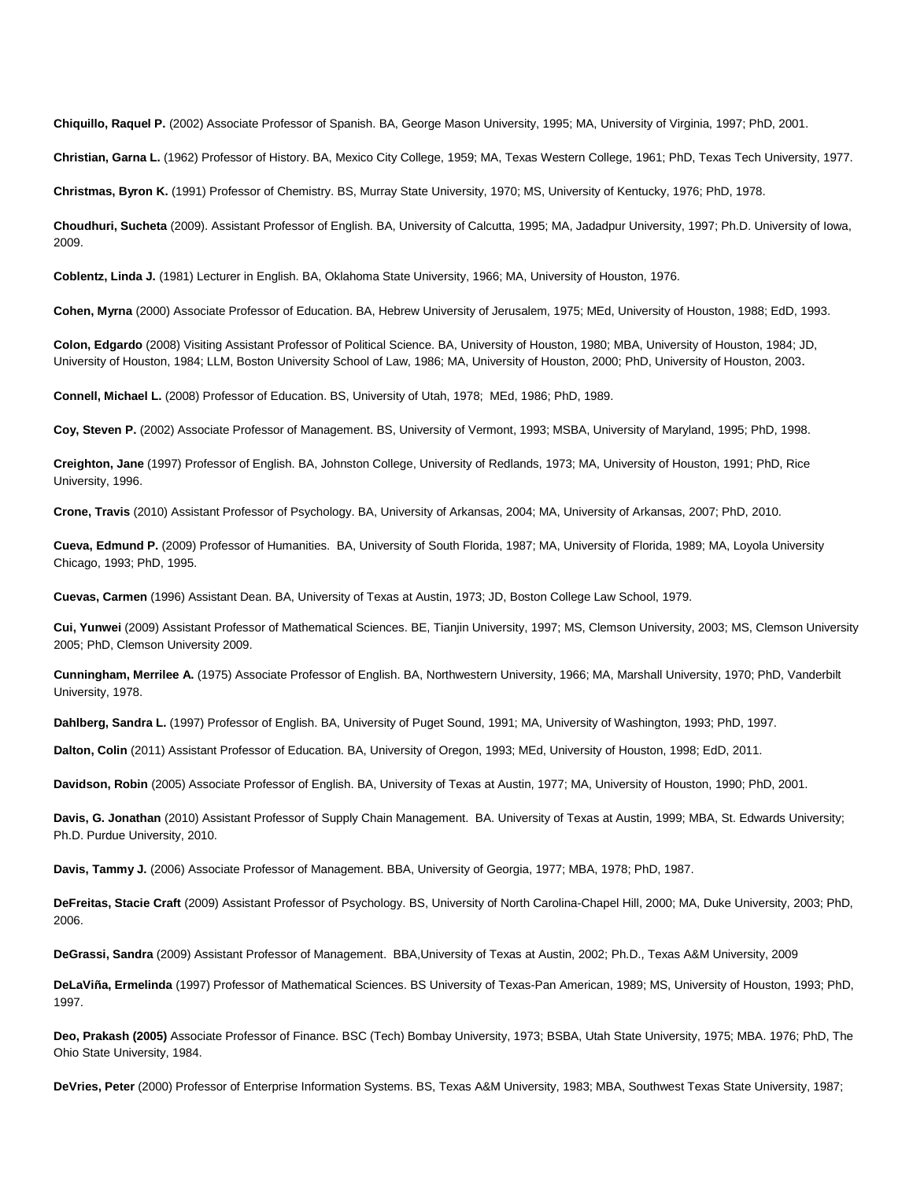**Chiquillo, Raquel P.** (2002) Associate Professor of Spanish. BA, George Mason University, 1995; MA, University of Virginia, 1997; PhD, 2001.

**Christian, Garna L.** (1962) Professor of History. BA, Mexico City College, 1959; MA, Texas Western College, 1961; PhD, Texas Tech University, 1977.

**Christmas, Byron K.** (1991) Professor of Chemistry. BS, Murray State University, 1970; MS, University of Kentucky, 1976; PhD, 1978.

**Choudhuri, Sucheta** (2009). Assistant Professor of English. BA, University of Calcutta, 1995; MA, Jadadpur University, 1997; Ph.D. University of Iowa, 2009.

**Coblentz, Linda J.** (1981) Lecturer in English. BA, Oklahoma State University, 1966; MA, University of Houston, 1976.

**Cohen, Myrna** (2000) Associate Professor of Education. BA, Hebrew University of Jerusalem, 1975; MEd, University of Houston, 1988; EdD, 1993.

**Colon, Edgardo** (2008) Visiting Assistant Professor of Political Science. BA, University of Houston, 1980; MBA, University of Houston, 1984; JD, University of Houston, 1984; LLM, Boston University School of Law, 1986; MA, University of Houston, 2000; PhD, University of Houston, 2003.

**Connell, Michael L.** (2008) Professor of Education. BS, University of Utah, 1978; MEd, 1986; PhD, 1989.

**Coy, Steven P.** (2002) Associate Professor of Management. BS, University of Vermont, 1993; MSBA, University of Maryland, 1995; PhD, 1998.

**Creighton, Jane** (1997) Professor of English. BA, Johnston College, University of Redlands, 1973; MA, University of Houston, 1991; PhD, Rice University, 1996.

**Crone, Travis** (2010) Assistant Professor of Psychology. BA, University of Arkansas, 2004; MA, University of Arkansas, 2007; PhD, 2010.

**Cueva, Edmund P.** (2009) Professor of Humanities. BA, University of South Florida, 1987; MA, University of Florida, 1989; MA, Loyola University Chicago, 1993; PhD, 1995.

**Cuevas, Carmen** (1996) Assistant Dean. BA, University of Texas at Austin, 1973; JD, Boston College Law School, 1979.

**Cui, Yunwei** (2009) Assistant Professor of Mathematical Sciences. BE, Tianjin University, 1997; MS, Clemson University, 2003; MS, Clemson University 2005; PhD, Clemson University 2009.

**Cunningham, Merrilee A.** (1975) Associate Professor of English. BA, Northwestern University, 1966; MA, Marshall University, 1970; PhD, Vanderbilt University, 1978.

**Dahlberg, Sandra L.** (1997) Professor of English. BA, University of Puget Sound, 1991; MA, University of Washington, 1993; PhD, 1997.

**Dalton, Colin** (2011) Assistant Professor of Education. BA, University of Oregon, 1993; MEd, University of Houston, 1998; EdD, 2011.

**Davidson, Robin** (2005) Associate Professor of English. BA, University of Texas at Austin, 1977; MA, University of Houston, 1990; PhD, 2001.

**Davis, G. Jonathan** (2010) Assistant Professor of Supply Chain Management. BA. University of Texas at Austin, 1999; MBA, St. Edwards University; Ph.D. Purdue University, 2010.

**Davis, Tammy J.** (2006) Associate Professor of Management. BBA, University of Georgia, 1977; MBA, 1978; PhD, 1987.

**DeFreitas, Stacie Craft** (2009) Assistant Professor of Psychology. BS, University of North Carolina-Chapel Hill, 2000; MA, Duke University, 2003; PhD, 2006.

**DeGrassi, Sandra** (2009) Assistant Professor of Management. BBA,University of Texas at Austin, 2002; Ph.D., Texas A&M University, 2009

**DeLaViña, Ermelinda** (1997) Professor of Mathematical Sciences. BS University of Texas-Pan American, 1989; MS, University of Houston, 1993; PhD, 1997.

**Deo, Prakash (2005)** Associate Professor of Finance. BSC (Tech) Bombay University, 1973; BSBA, Utah State University, 1975; MBA. 1976; PhD, The Ohio State University, 1984.

**DeVries, Peter** (2000) Professor of Enterprise Information Systems. BS, Texas A&M University, 1983; MBA, Southwest Texas State University, 1987;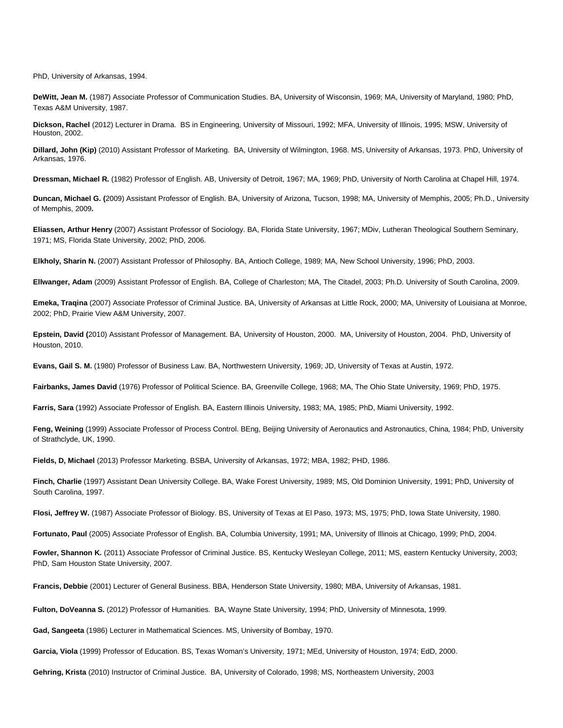PhD, University of Arkansas, 1994.

**DeWitt, Jean M.** (1987) Associate Professor of Communication Studies. BA, University of Wisconsin, 1969; MA, University of Maryland, 1980; PhD, Texas A&M University, 1987.

**Dickson, Rachel** (2012) Lecturer in Drama. BS in Engineering, University of Missouri, 1992; MFA, University of Illinois, 1995; MSW, University of Houston, 2002.

**Dillard, John (Kip)** (2010) Assistant Professor of Marketing. BA, University of Wilmington, 1968. MS, University of Arkansas, 1973. PhD, University of Arkansas, 1976.

**Dressman, Michael R.** (1982) Professor of English. AB, University of Detroit, 1967; MA, 1969; PhD, University of North Carolina at Chapel Hill, 1974.

**Duncan, Michael G. (**2009) Assistant Professor of English. BA, University of Arizona, Tucson, 1998; MA, University of Memphis, 2005; Ph.D., University of Memphis, 2009**.**

**Eliassen, Arthur Henry** (2007) Assistant Professor of Sociology. BA, Florida State University, 1967; MDiv, Lutheran Theological Southern Seminary, 1971; MS, Florida State University, 2002; PhD, 2006.

**Elkholy, Sharin N.** (2007) Assistant Professor of Philosophy. BA, Antioch College, 1989; MA, New School University, 1996; PhD, 2003.

**Ellwanger, Adam** (2009) Assistant Professor of English. BA, College of Charleston; MA, The Citadel, 2003; Ph.D. University of South Carolina, 2009.

**Emeka, Traqina** (2007) Associate Professor of Criminal Justice. BA, University of Arkansas at Little Rock, 2000; MA, University of Louisiana at Monroe, 2002; PhD, Prairie View A&M University, 2007.

**Epstein, David (**2010) Assistant Professor of Management. BA, University of Houston, 2000. MA, University of Houston, 2004. PhD, University of Houston, 2010.

**Evans, Gail S. M.** (1980) Professor of Business Law. BA, Northwestern University, 1969; JD, University of Texas at Austin, 1972.

**Fairbanks, James David** (1976) Professor of Political Science. BA, Greenville College, 1968; MA, The Ohio State University, 1969; PhD, 1975.

**Farris, Sara** (1992) Associate Professor of English. BA, Eastern Illinois University, 1983; MA, 1985; PhD, Miami University, 1992.

**Feng, Weining** (1999) Associate Professor of Process Control. BEng, Beijing University of Aeronautics and Astronautics, China, 1984; PhD, University of Strathclyde, UK, 1990.

**Fields, D, Michael** (2013) Professor Marketing. BSBA, University of Arkansas, 1972; MBA, 1982; PHD, 1986.

**Finch, Charlie** (1997) Assistant Dean University College. BA, Wake Forest University, 1989; MS, Old Dominion University, 1991; PhD, University of South Carolina, 1997.

**Flosi, Jeffrey W.** (1987) Associate Professor of Biology. BS, University of Texas at El Paso, 1973; MS, 1975; PhD, Iowa State University, 1980.

**Fortunato, Paul** (2005) Associate Professor of English. BA, Columbia University, 1991; MA, University of Illinois at Chicago, 1999; PhD, 2004.

**Fowler, Shannon K.** (2011) Associate Professor of Criminal Justice. BS, Kentucky Wesleyan College, 2011; MS, eastern Kentucky University, 2003; PhD, Sam Houston State University, 2007.

**Francis, Debbie** (2001) Lecturer of General Business. BBA, Henderson State University, 1980; MBA, University of Arkansas, 1981.

**Fulton, DoVeanna S.** (2012) Professor of Humanities. BA, Wayne State University, 1994; PhD, University of Minnesota, 1999.

**Gad, Sangeeta** (1986) Lecturer in Mathematical Sciences. MS, University of Bombay, 1970.

**Garcia, Viola** (1999) Professor of Education. BS, Texas Woman's University, 1971; MEd, University of Houston, 1974; EdD, 2000.

**Gehring, Krista** (2010) Instructor of Criminal Justice. BA, University of Colorado, 1998; MS, Northeastern University, 2003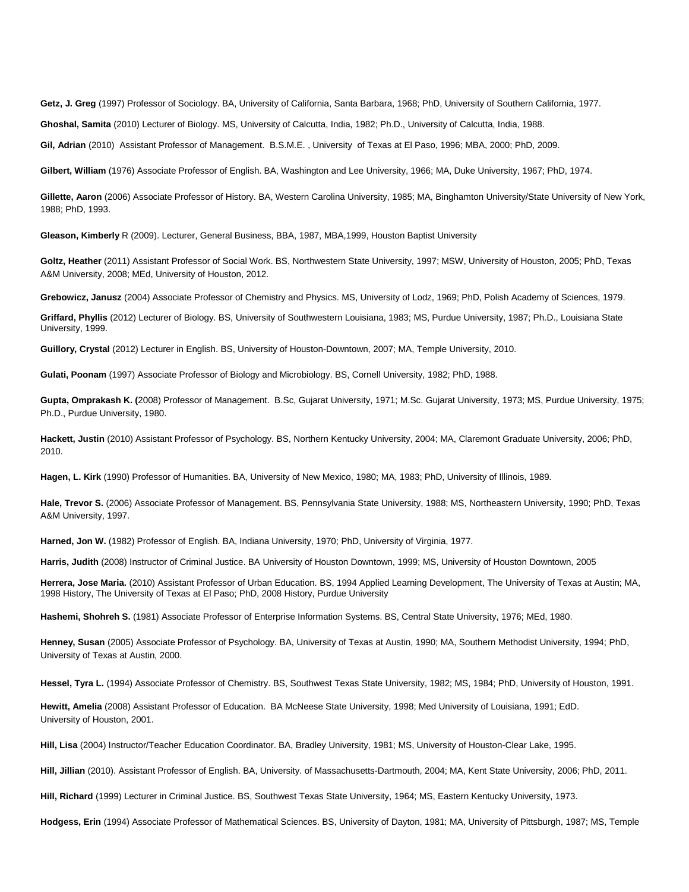**Getz, J. Greg** (1997) Professor of Sociology. BA, University of California, Santa Barbara, 1968; PhD, University of Southern California, 1977.

**Ghoshal, Samita** (2010) Lecturer of Biology. MS, University of Calcutta, India, 1982; Ph.D., University of Calcutta, India, 1988.

**Gil, Adrian** (2010) Assistant Professor of Management. B.S.M.E. , University of Texas at El Paso, 1996; MBA, 2000; PhD, 2009.

**Gilbert, William** (1976) Associate Professor of English. BA, Washington and Lee University, 1966; MA, Duke University, 1967; PhD, 1974.

**Gillette, Aaron** (2006) Associate Professor of History. BA, Western Carolina University, 1985; MA, Binghamton University/State University of New York, 1988; PhD, 1993.

**Gleason, Kimberly** R (2009). Lecturer, General Business, BBA, 1987, MBA,1999, Houston Baptist University

**Goltz, Heather** (2011) Assistant Professor of Social Work. BS, Northwestern State University, 1997; MSW, University of Houston, 2005; PhD, Texas A&M University, 2008; MEd, University of Houston, 2012.

**Grebowicz, Janusz** (2004) Associate Professor of Chemistry and Physics. MS, University of Lodz, 1969; PhD, Polish Academy of Sciences, 1979.

**Griffard, Phyllis** (2012) Lecturer of Biology. BS, University of Southwestern Louisiana, 1983; MS, Purdue University, 1987; Ph.D., Louisiana State University, 1999.

**Guillory, Crystal** (2012) Lecturer in English. BS, University of Houston-Downtown, 2007; MA, Temple University, 2010.

**Gulati, Poonam** (1997) Associate Professor of Biology and Microbiology. BS, Cornell University, 1982; PhD, 1988.

**Gupta, Omprakash K. (**2008) Professor of Management. B.Sc, Gujarat University, 1971; M.Sc. Gujarat University, 1973; MS, Purdue University, 1975; Ph.D., Purdue University, 1980.

**Hackett, Justin** (2010) Assistant Professor of Psychology. BS, Northern Kentucky University, 2004; MA, Claremont Graduate University, 2006; PhD, 2010.

**Hagen, L. Kirk** (1990) Professor of Humanities. BA, University of New Mexico, 1980; MA, 1983; PhD, University of Illinois, 1989.

**Hale, Trevor S.** (2006) Associate Professor of Management. BS, Pennsylvania State University, 1988; MS, Northeastern University, 1990; PhD, Texas A&M University, 1997.

**Harned, Jon W.** (1982) Professor of English. BA, Indiana University, 1970; PhD, University of Virginia, 1977.

**Harris, Judith** (2008) Instructor of Criminal Justice. BA University of Houston Downtown, 1999; MS, University of Houston Downtown, 2005

**Herrera, Jose Maria.** (2010) Assistant Professor of Urban Education. BS, 1994 Applied Learning Development, The University of Texas at Austin; MA, 1998 History, The University of Texas at El Paso; PhD, 2008 History, Purdue University

**Hashemi, Shohreh S.** (1981) Associate Professor of Enterprise Information Systems. BS, Central State University, 1976; MEd, 1980.

**Henney, Susan** (2005) Associate Professor of Psychology. BA, University of Texas at Austin, 1990; MA, Southern Methodist University, 1994; PhD, University of Texas at Austin, 2000.

**Hessel, Tyra L.** (1994) Associate Professor of Chemistry. BS, Southwest Texas State University, 1982; MS, 1984; PhD, University of Houston, 1991.

**Hewitt, Amelia** (2008) Assistant Professor of Education. BA McNeese State University, 1998; Med University of Louisiana, 1991; EdD. University of Houston, 2001.

**Hill, Lisa** (2004) Instructor/Teacher Education Coordinator. BA, Bradley University, 1981; MS, University of Houston-Clear Lake, 1995.

**Hill, Jillian** (2010). Assistant Professor of English. BA, University. of Massachusetts-Dartmouth, 2004; MA, Kent State University, 2006; PhD, 2011.

**Hill, Richard** (1999) Lecturer in Criminal Justice. BS, Southwest Texas State University, 1964; MS, Eastern Kentucky University, 1973.

**Hodgess, Erin** (1994) Associate Professor of Mathematical Sciences. BS, University of Dayton, 1981; MA, University of Pittsburgh, 1987; MS, Temple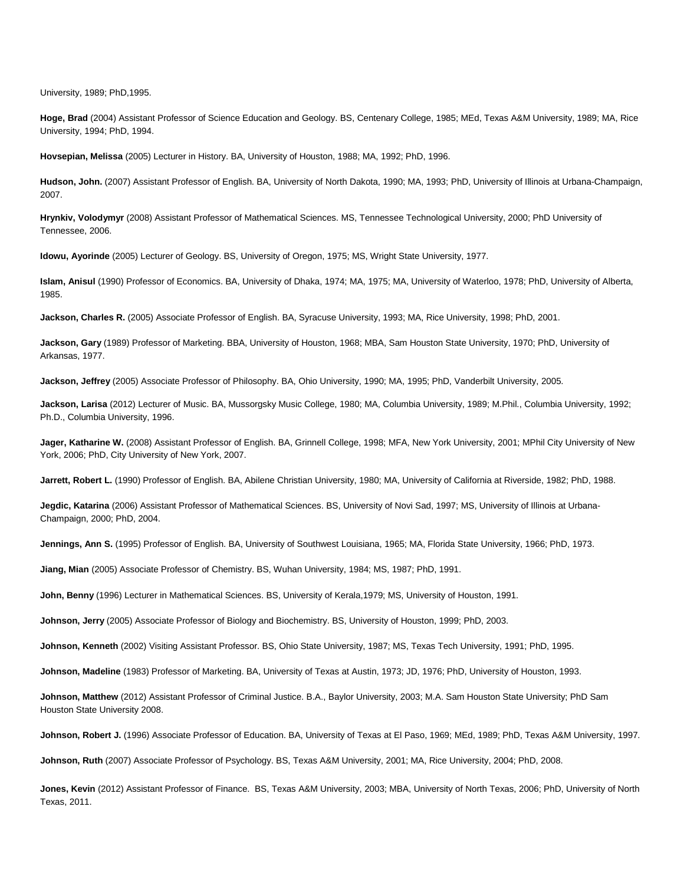University, 1989; PhD,1995.

**Hoge, Brad** (2004) Assistant Professor of Science Education and Geology. BS, Centenary College, 1985; MEd, Texas A&M University, 1989; MA, Rice University, 1994; PhD, 1994.

**Hovsepian, Melissa** (2005) Lecturer in History. BA, University of Houston, 1988; MA, 1992; PhD, 1996.

**Hudson, John.** (2007) Assistant Professor of English. BA, University of North Dakota, 1990; MA, 1993; PhD, University of Illinois at Urbana-Champaign, 2007.

**Hrynkiv, Volodymyr** (2008) Assistant Professor of Mathematical Sciences. MS, Tennessee Technological University, 2000; PhD University of Tennessee, 2006.

**Idowu, Ayorinde** (2005) Lecturer of Geology. BS, University of Oregon, 1975; MS, Wright State University, 1977.

**Islam, Anisul** (1990) Professor of Economics. BA, University of Dhaka, 1974; MA, 1975; MA, University of Waterloo, 1978; PhD, University of Alberta, 1985.

**Jackson, Charles R.** (2005) Associate Professor of English. BA, Syracuse University, 1993; MA, Rice University, 1998; PhD, 2001.

**Jackson, Gary** (1989) Professor of Marketing. BBA, University of Houston, 1968; MBA, Sam Houston State University, 1970; PhD, University of Arkansas, 1977.

**Jackson, Jeffrey** (2005) Associate Professor of Philosophy. BA, Ohio University, 1990; MA, 1995; PhD, Vanderbilt University, 2005.

**Jackson, Larisa** (2012) Lecturer of Music. BA, Mussorgsky Music College, 1980; MA, Columbia University, 1989; M.Phil., Columbia University, 1992; Ph.D., Columbia University, 1996.

**Jager, Katharine W.** (2008) Assistant Professor of English. BA, Grinnell College, 1998; MFA, New York University, 2001; MPhil City University of New York, 2006; PhD, City University of New York, 2007.

**Jarrett, Robert L.** (1990) Professor of English. BA, Abilene Christian University, 1980; MA, University of California at Riverside, 1982; PhD, 1988.

**Jegdic, Katarina** (2006) Assistant Professor of Mathematical Sciences. BS, University of Novi Sad, 1997; MS, University of Illinois at Urbana-Champaign, 2000; PhD, 2004.

**Jennings, Ann S.** (1995) Professor of English. BA, University of Southwest Louisiana, 1965; MA, Florida State University, 1966; PhD, 1973.

**Jiang, Mian** (2005) Associate Professor of Chemistry. BS, Wuhan University, 1984; MS, 1987; PhD, 1991.

**John, Benny** (1996) Lecturer in Mathematical Sciences. BS, University of Kerala,1979; MS, University of Houston, 1991.

**Johnson, Jerry** (2005) Associate Professor of Biology and Biochemistry. BS, University of Houston, 1999; PhD, 2003.

**Johnson, Kenneth** (2002) Visiting Assistant Professor. BS, Ohio State University, 1987; MS, Texas Tech University, 1991; PhD, 1995.

**Johnson, Madeline** (1983) Professor of Marketing. BA, University of Texas at Austin, 1973; JD, 1976; PhD, University of Houston, 1993.

**Johnson, Matthew** (2012) Assistant Professor of Criminal Justice. B.A., Baylor University, 2003; M.A. Sam Houston State University; PhD Sam Houston State University 2008.

**Johnson, Robert J.** (1996) Associate Professor of Education. BA, University of Texas at El Paso, 1969; MEd, 1989; PhD, Texas A&M University, 1997.

**Johnson, Ruth** (2007) Associate Professor of Psychology. BS, Texas A&M University, 2001; MA, Rice University, 2004; PhD, 2008.

**Jones, Kevin** (2012) Assistant Professor of Finance. BS, Texas A&M University, 2003; MBA, University of North Texas, 2006; PhD, University of North Texas, 2011.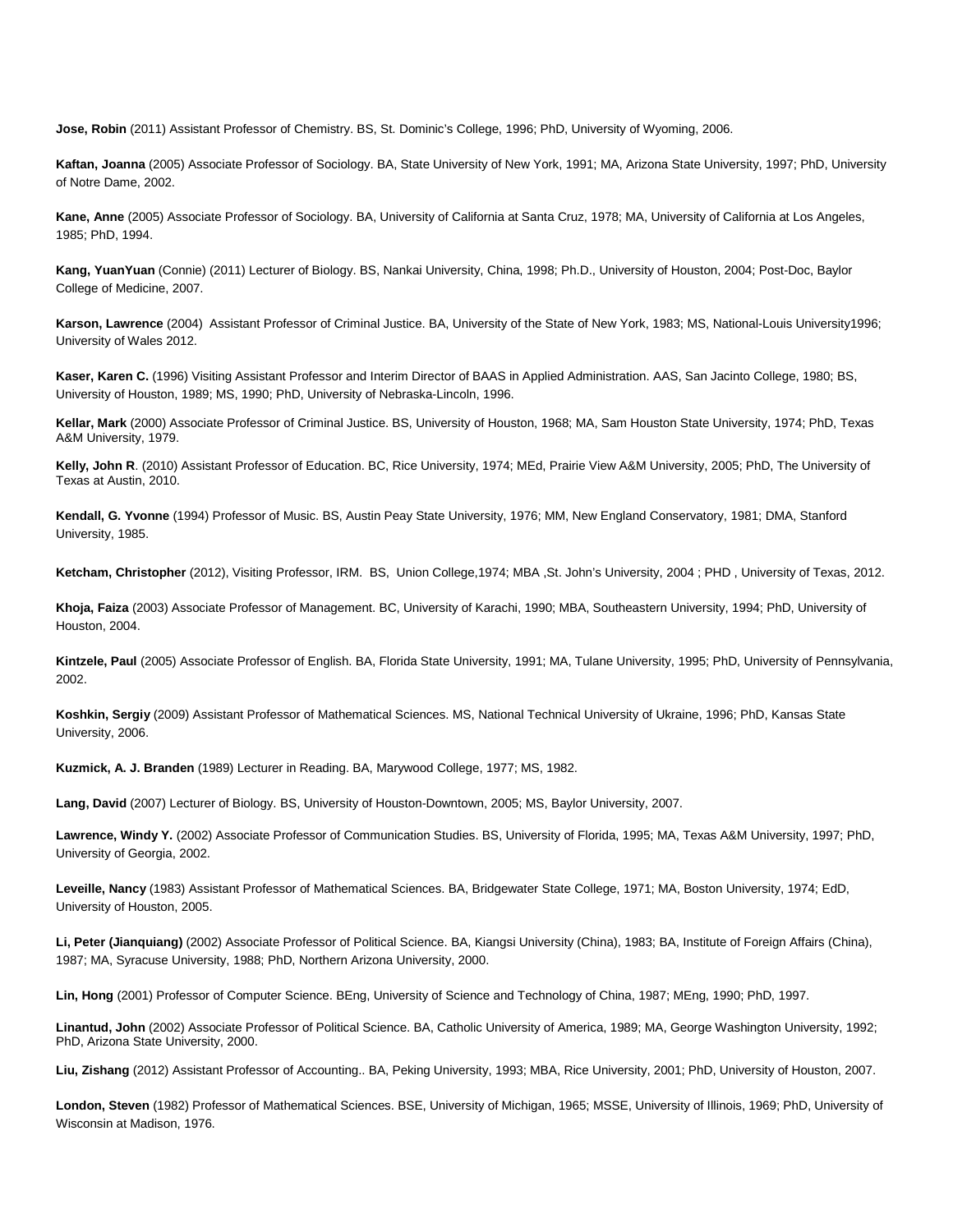**Jose, Robin** (2011) Assistant Professor of Chemistry. BS, St. Dominic's College, 1996; PhD, University of Wyoming, 2006.

**Kaftan, Joanna** (2005) Associate Professor of Sociology. BA, State University of New York, 1991; MA, Arizona State University, 1997; PhD, University of Notre Dame, 2002.

**Kane, Anne** (2005) Associate Professor of Sociology. BA, University of California at Santa Cruz, 1978; MA, University of California at Los Angeles, 1985; PhD, 1994.

**Kang, YuanYuan** (Connie) (2011) Lecturer of Biology. BS, Nankai University, China, 1998; Ph.D., University of Houston, 2004; Post-Doc, Baylor College of Medicine, 2007.

**Karson, Lawrence** (2004) Assistant Professor of Criminal Justice. BA, University of the State of New York, 1983; MS, National-Louis University1996; University of Wales 2012.

**Kaser, Karen C.** (1996) Visiting Assistant Professor and Interim Director of BAAS in Applied Administration. AAS, San Jacinto College, 1980; BS, University of Houston, 1989; MS, 1990; PhD, University of Nebraska-Lincoln, 1996.

**Kellar, Mark** (2000) Associate Professor of Criminal Justice. BS, University of Houston, 1968; MA, Sam Houston State University, 1974; PhD, Texas A&M University, 1979.

**Kelly, John R**. (2010) Assistant Professor of Education. BC, Rice University, 1974; MEd, Prairie View A&M University, 2005; PhD, The University of Texas at Austin, 2010.

**Kendall, G. Yvonne** (1994) Professor of Music. BS, Austin Peay State University, 1976; MM, New England Conservatory, 1981; DMA, Stanford University, 1985.

**Ketcham, Christopher** (2012), Visiting Professor, IRM. BS, Union College,1974; MBA ,St. John's University, 2004 ; PHD , University of Texas, 2012.

**Khoja, Faiza** (2003) Associate Professor of Management. BC, University of Karachi, 1990; MBA, Southeastern University, 1994; PhD, University of Houston, 2004.

**Kintzele, Paul** (2005) Associate Professor of English. BA, Florida State University, 1991; MA, Tulane University, 1995; PhD, University of Pennsylvania, 2002.

**Koshkin, Sergiy** (2009) Assistant Professor of Mathematical Sciences. MS, National Technical University of Ukraine, 1996; PhD, Kansas State University, 2006.

**Kuzmick, A. J. Branden** (1989) Lecturer in Reading. BA, Marywood College, 1977; MS, 1982.

**Lang, David** (2007) Lecturer of Biology. BS, University of Houston-Downtown, 2005; MS, Baylor University, 2007.

**Lawrence, Windy Y.** (2002) Associate Professor of Communication Studies. BS, University of Florida, 1995; MA, Texas A&M University, 1997; PhD, University of Georgia, 2002.

**Leveille, Nancy** (1983) Assistant Professor of Mathematical Sciences. BA, Bridgewater State College, 1971; MA, Boston University, 1974; EdD, University of Houston, 2005.

**Li, Peter (Jianquiang)** (2002) Associate Professor of Political Science. BA, Kiangsi University (China), 1983; BA, Institute of Foreign Affairs (China), 1987; MA, Syracuse University, 1988; PhD, Northern Arizona University, 2000.

**Lin, Hong** (2001) Professor of Computer Science. BEng, University of Science and Technology of China, 1987; MEng, 1990; PhD, 1997.

**Linantud, John** (2002) Associate Professor of Political Science. BA, Catholic University of America, 1989; MA, George Washington University, 1992; PhD, Arizona State University, 2000.

**Liu, Zishang** (2012) Assistant Professor of Accounting.. BA, Peking University, 1993; MBA, Rice University, 2001; PhD, University of Houston, 2007.

**London, Steven** (1982) Professor of Mathematical Sciences. BSE, University of Michigan, 1965; MSSE, University of Illinois, 1969; PhD, University of Wisconsin at Madison, 1976.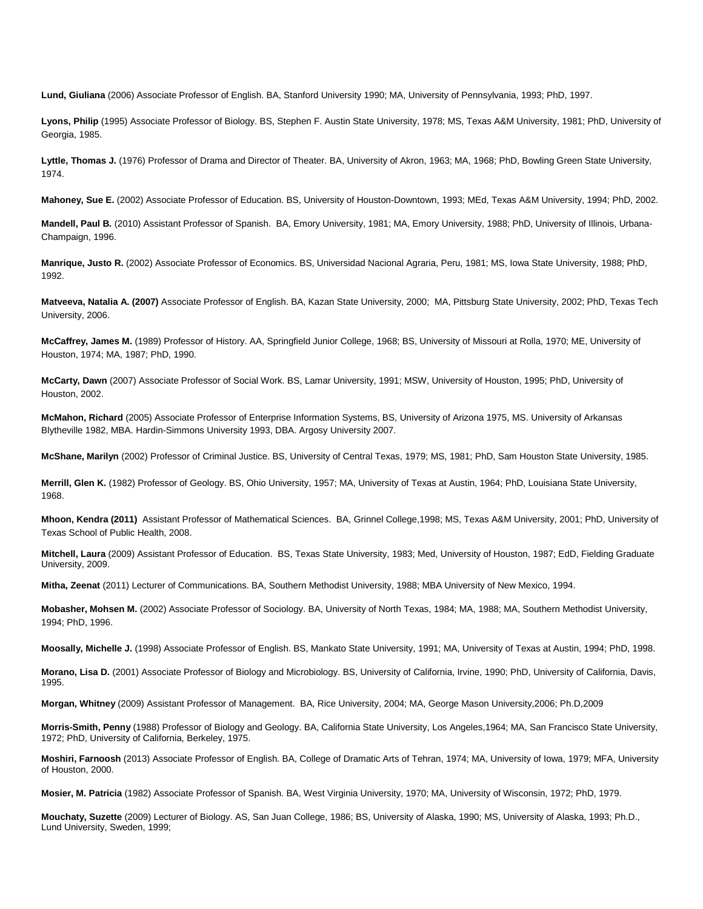**Lund, Giuliana** (2006) Associate Professor of English. BA, Stanford University 1990; MA, University of Pennsylvania, 1993; PhD, 1997.

**Lyons, Philip** (1995) Associate Professor of Biology. BS, Stephen F. Austin State University, 1978; MS, Texas A&M University, 1981; PhD, University of Georgia, 1985.

**Lyttle, Thomas J.** (1976) Professor of Drama and Director of Theater. BA, University of Akron, 1963; MA, 1968; PhD, Bowling Green State University, 1974.

**Mahoney, Sue E.** (2002) Associate Professor of Education. BS, University of Houston-Downtown, 1993; MEd, Texas A&M University, 1994; PhD, 2002.

**Mandell, Paul B.** (2010) Assistant Professor of Spanish. BA, Emory University, 1981; MA, Emory University, 1988; PhD, University of Illinois, Urbana-Champaign, 1996.

**Manrique, Justo R.** (2002) Associate Professor of Economics. BS, Universidad Nacional Agraria, Peru, 1981; MS, Iowa State University, 1988; PhD, 1992.

**Matveeva, Natalia A. (2007)** Associate Professor of English. BA, Kazan State University, 2000; MA, Pittsburg State University, 2002; PhD, Texas Tech University, 2006.

**McCaffrey, James M.** (1989) Professor of History. AA, Springfield Junior College, 1968; BS, University of Missouri at Rolla, 1970; ME, University of Houston, 1974; MA, 1987; PhD, 1990.

**McCarty, Dawn** (2007) Associate Professor of Social Work. BS, Lamar University, 1991; MSW, University of Houston, 1995; PhD, University of Houston, 2002.

**McMahon, Richard** (2005) Associate Professor of Enterprise Information Systems, BS, University of Arizona 1975, MS. University of Arkansas Blytheville 1982, MBA. Hardin-Simmons University 1993, DBA. Argosy University 2007.

**McShane, Marilyn** (2002) Professor of Criminal Justice. BS, University of Central Texas, 1979; MS, 1981; PhD, Sam Houston State University, 1985.

**Merrill, Glen K.** (1982) Professor of Geology. BS, Ohio University, 1957; MA, University of Texas at Austin, 1964; PhD, Louisiana State University, 1968.

**Mhoon, Kendra (2011)** Assistant Professor of Mathematical Sciences. BA, Grinnel College,1998; MS, Texas A&M University, 2001; PhD, University of Texas School of Public Health, 2008.

**Mitchell, Laura** (2009) Assistant Professor of Education. BS, Texas State University, 1983; Med, University of Houston, 1987; EdD, Fielding Graduate University, 2009.

**Mitha, Zeenat** (2011) Lecturer of Communications. BA, Southern Methodist University, 1988; MBA University of New Mexico, 1994.

**Mobasher, Mohsen M.** (2002) Associate Professor of Sociology. BA, University of North Texas, 1984; MA, 1988; MA, Southern Methodist University, 1994; PhD, 1996.

**Moosally, Michelle J.** (1998) Associate Professor of English. BS, Mankato State University, 1991; MA, University of Texas at Austin, 1994; PhD, 1998.

**Morano, Lisa D.** (2001) Associate Professor of Biology and Microbiology. BS, University of California, Irvine, 1990; PhD, University of California, Davis, 1995.

**Morgan, Whitney** (2009) Assistant Professor of Management. BA, Rice University, 2004; MA, George Mason University,2006; Ph.D,2009

**Morris-Smith, Penny** (1988) Professor of Biology and Geology. BA, California State University, Los Angeles,1964; MA, San Francisco State University, 1972; PhD, University of California, Berkeley, 1975.

**Moshiri, Farnoosh** (2013) Associate Professor of English. BA, College of Dramatic Arts of Tehran, 1974; MA, University of Iowa, 1979; MFA, University of Houston, 2000.

**Mosier, M. Patricia** (1982) Associate Professor of Spanish. BA, West Virginia University, 1970; MA, University of Wisconsin, 1972; PhD, 1979.

**Mouchaty, Suzette** (2009) Lecturer of Biology. AS, San Juan College, 1986; BS, University of Alaska, 1990; MS, University of Alaska, 1993; Ph.D., Lund University, Sweden, 1999;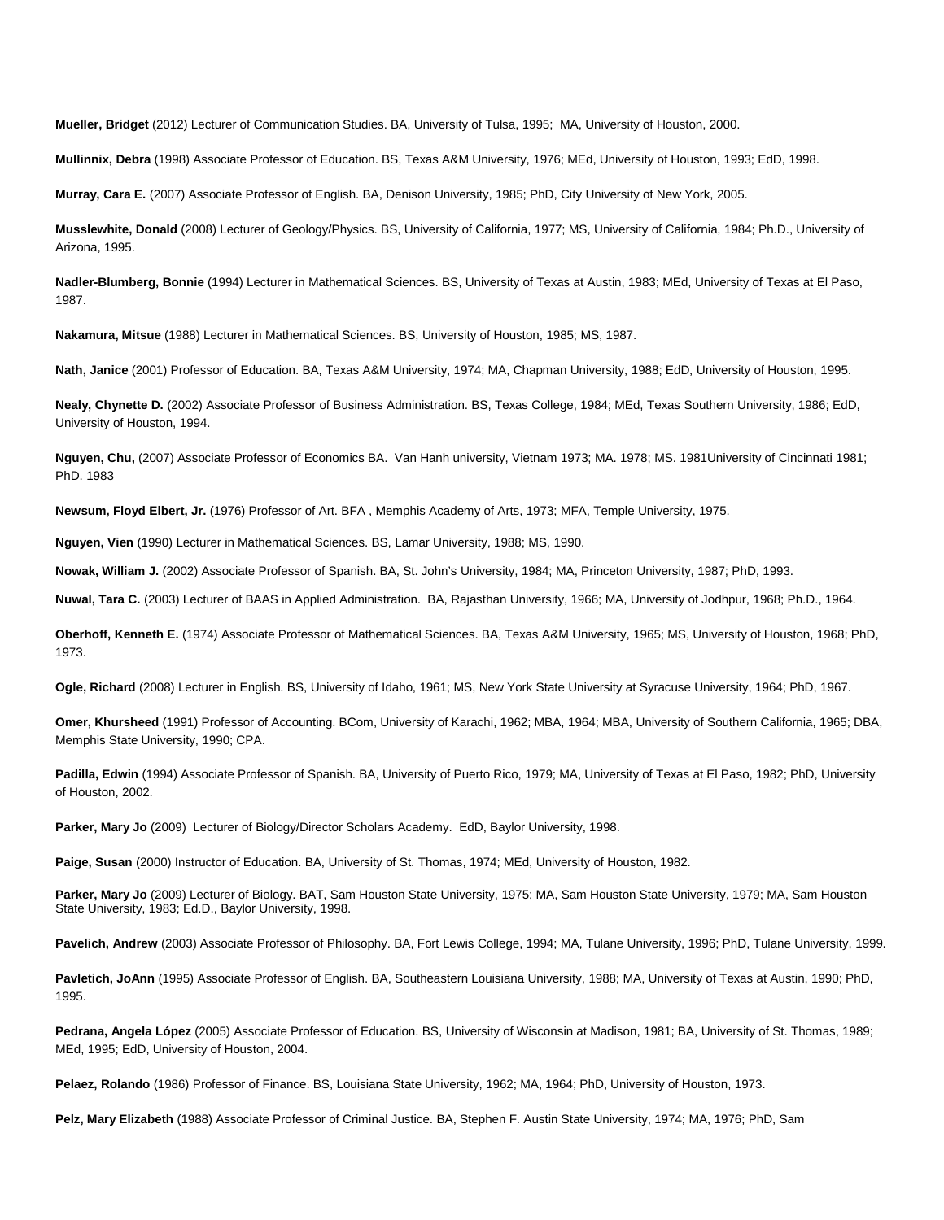**Mueller, Bridget** (2012) Lecturer of Communication Studies. BA, University of Tulsa, 1995; MA, University of Houston, 2000.

**Mullinnix, Debra** (1998) Associate Professor of Education. BS, Texas A&M University, 1976; MEd, University of Houston, 1993; EdD, 1998.

**Murray, Cara E.** (2007) Associate Professor of English. BA, Denison University, 1985; PhD, City University of New York, 2005.

**Musslewhite, Donald** (2008) Lecturer of Geology/Physics. BS, University of California, 1977; MS, University of California, 1984; Ph.D., University of Arizona, 1995.

**Nadler-Blumberg, Bonnie** (1994) Lecturer in Mathematical Sciences. BS, University of Texas at Austin, 1983; MEd, University of Texas at El Paso, 1987.

**Nakamura, Mitsue** (1988) Lecturer in Mathematical Sciences. BS, University of Houston, 1985; MS, 1987.

**Nath, Janice** (2001) Professor of Education. BA, Texas A&M University, 1974; MA, Chapman University, 1988; EdD, University of Houston, 1995.

**Nealy, Chynette D.** (2002) Associate Professor of Business Administration. BS, Texas College, 1984; MEd, Texas Southern University, 1986; EdD, University of Houston, 1994.

**Nguyen, Chu,** (2007) Associate Professor of Economics BA. Van Hanh university, Vietnam 1973; MA. 1978; MS. 1981University of Cincinnati 1981; PhD. 1983

**Newsum, Floyd Elbert, Jr.** (1976) Professor of Art. BFA , Memphis Academy of Arts, 1973; MFA, Temple University, 1975.

**Nguyen, Vien** (1990) Lecturer in Mathematical Sciences. BS, Lamar University, 1988; MS, 1990.

**Nowak, William J.** (2002) Associate Professor of Spanish. BA, St. John's University, 1984; MA, Princeton University, 1987; PhD, 1993.

**Nuwal, Tara C.** (2003) Lecturer of BAAS in Applied Administration. BA, Rajasthan University, 1966; MA, University of Jodhpur, 1968; Ph.D., 1964.

**Oberhoff, Kenneth E.** (1974) Associate Professor of Mathematical Sciences. BA, Texas A&M University, 1965; MS, University of Houston, 1968; PhD, 1973.

**Ogle, Richard** (2008) Lecturer in English. BS, University of Idaho, 1961; MS, New York State University at Syracuse University, 1964; PhD, 1967.

**Omer, Khursheed** (1991) Professor of Accounting. BCom, University of Karachi, 1962; MBA, 1964; MBA, University of Southern California, 1965; DBA, Memphis State University, 1990; CPA.

**Padilla, Edwin** (1994) Associate Professor of Spanish. BA, University of Puerto Rico, 1979; MA, University of Texas at El Paso, 1982; PhD, University of Houston, 2002.

**Parker, Mary Jo** (2009) Lecturer of Biology/Director Scholars Academy. EdD, Baylor University, 1998.

**Paige, Susan** (2000) Instructor of Education. BA, University of St. Thomas, 1974; MEd, University of Houston, 1982.

**Parker, Mary Jo** (2009) Lecturer of Biology. BAT, Sam Houston State University, 1975; MA, Sam Houston State University, 1979; MA, Sam Houston State University, 1983; Ed.D., Baylor University, 1998.

**Pavelich, Andrew** (2003) Associate Professor of Philosophy. BA, Fort Lewis College, 1994; MA, Tulane University, 1996; PhD, Tulane University, 1999.

**Pavletich, JoAnn** (1995) Associate Professor of English. BA, Southeastern Louisiana University, 1988; MA, University of Texas at Austin, 1990; PhD, 1995.

**Pedrana, Angela López** (2005) Associate Professor of Education. BS, University of Wisconsin at Madison, 1981; BA, University of St. Thomas, 1989; MEd, 1995; EdD, University of Houston, 2004.

**Pelaez, Rolando** (1986) Professor of Finance. BS, Louisiana State University, 1962; MA, 1964; PhD, University of Houston, 1973.

**Pelz, Mary Elizabeth** (1988) Associate Professor of Criminal Justice. BA, Stephen F. Austin State University, 1974; MA, 1976; PhD, Sam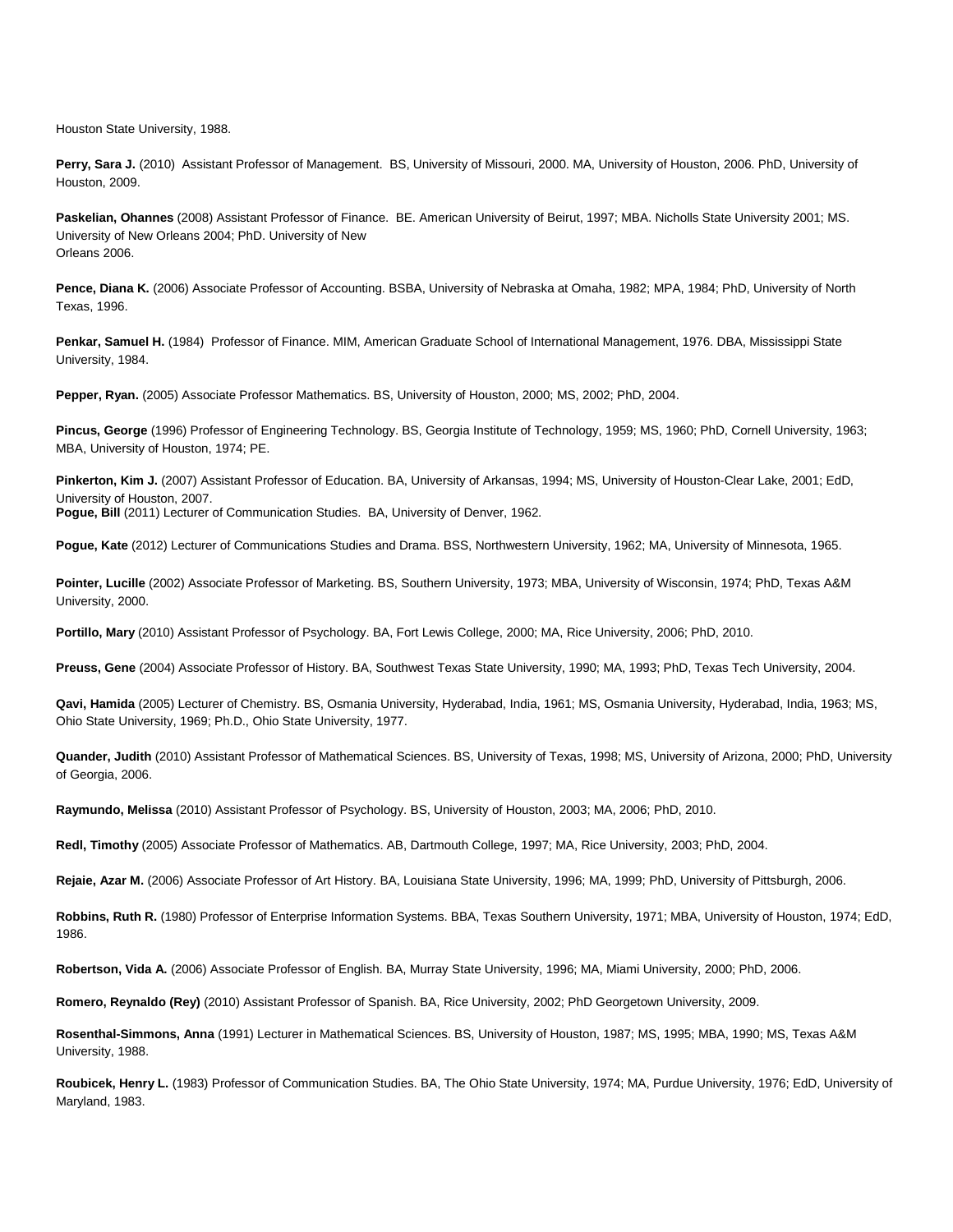Houston State University, 1988.

**Perry, Sara J.** (2010) Assistant Professor of Management. BS, University of Missouri, 2000. MA, University of Houston, 2006. PhD, University of Houston, 2009.

**Paskelian, Ohannes** (2008) Assistant Professor of Finance. BE. American University of Beirut, 1997; MBA. Nicholls State University 2001; MS. University of New Orleans 2004; PhD. University of New Orleans 2006.

**Pence, Diana K.** (2006) Associate Professor of Accounting. BSBA, University of Nebraska at Omaha, 1982; MPA, 1984; PhD, University of North Texas, 1996.

**Penkar, Samuel H.** (1984) Professor of Finance. MIM, American Graduate School of International Management, 1976. DBA, Mississippi State University, 1984.

**Pepper, Ryan.** (2005) Associate Professor Mathematics. BS, University of Houston, 2000; MS, 2002; PhD, 2004.

**Pincus, George** (1996) Professor of Engineering Technology. BS, Georgia Institute of Technology, 1959; MS, 1960; PhD, Cornell University, 1963; MBA, University of Houston, 1974; PE.

**Pinkerton, Kim J.** (2007) Assistant Professor of Education. BA, University of Arkansas, 1994; MS, University of Houston-Clear Lake, 2001; EdD, University of Houston, 2007.

**Pogue, Bill** (2011) Lecturer of Communication Studies. BA, University of Denver, 1962.

**Pogue, Kate** (2012) Lecturer of Communications Studies and Drama. BSS, Northwestern University, 1962; MA, University of Minnesota, 1965.

**Pointer, Lucille** (2002) Associate Professor of Marketing. BS, Southern University, 1973; MBA, University of Wisconsin, 1974; PhD, Texas A&M University, 2000.

**Portillo, Mary** (2010) Assistant Professor of Psychology. BA, Fort Lewis College, 2000; MA, Rice University, 2006; PhD, 2010.

**Preuss, Gene** (2004) Associate Professor of History. BA, Southwest Texas State University, 1990; MA, 1993; PhD, Texas Tech University, 2004.

**Qavi, Hamida** (2005) Lecturer of Chemistry. BS, Osmania University, Hyderabad, India, 1961; MS, Osmania University, Hyderabad, India, 1963; MS, Ohio State University, 1969; Ph.D., Ohio State University, 1977.

**Quander, Judith** (2010) Assistant Professor of Mathematical Sciences. BS, University of Texas, 1998; MS, University of Arizona, 2000; PhD, University of Georgia, 2006.

**Raymundo, Melissa** (2010) Assistant Professor of Psychology. BS, University of Houston, 2003; MA, 2006; PhD, 2010.

**Redl, Timothy** (2005) Associate Professor of Mathematics. AB, Dartmouth College, 1997; MA, Rice University, 2003; PhD, 2004.

**Rejaie, Azar M.** (2006) Associate Professor of Art History. BA, Louisiana State University, 1996; MA, 1999; PhD, University of Pittsburgh, 2006.

**Robbins, Ruth R.** (1980) Professor of Enterprise Information Systems. BBA, Texas Southern University, 1971; MBA, University of Houston, 1974; EdD, 1986.

**Robertson, Vida A.** (2006) Associate Professor of English. BA, Murray State University, 1996; MA, Miami University, 2000; PhD, 2006.

**Romero, Reynaldo (Rey)** (2010) Assistant Professor of Spanish. BA, Rice University, 2002; PhD Georgetown University, 2009.

**Rosenthal-Simmons, Anna** (1991) Lecturer in Mathematical Sciences. BS, University of Houston, 1987; MS, 1995; MBA, 1990; MS, Texas A&M University, 1988.

**Roubicek, Henry L.** (1983) Professor of Communication Studies. BA, The Ohio State University, 1974; MA, Purdue University, 1976; EdD, University of Maryland, 1983.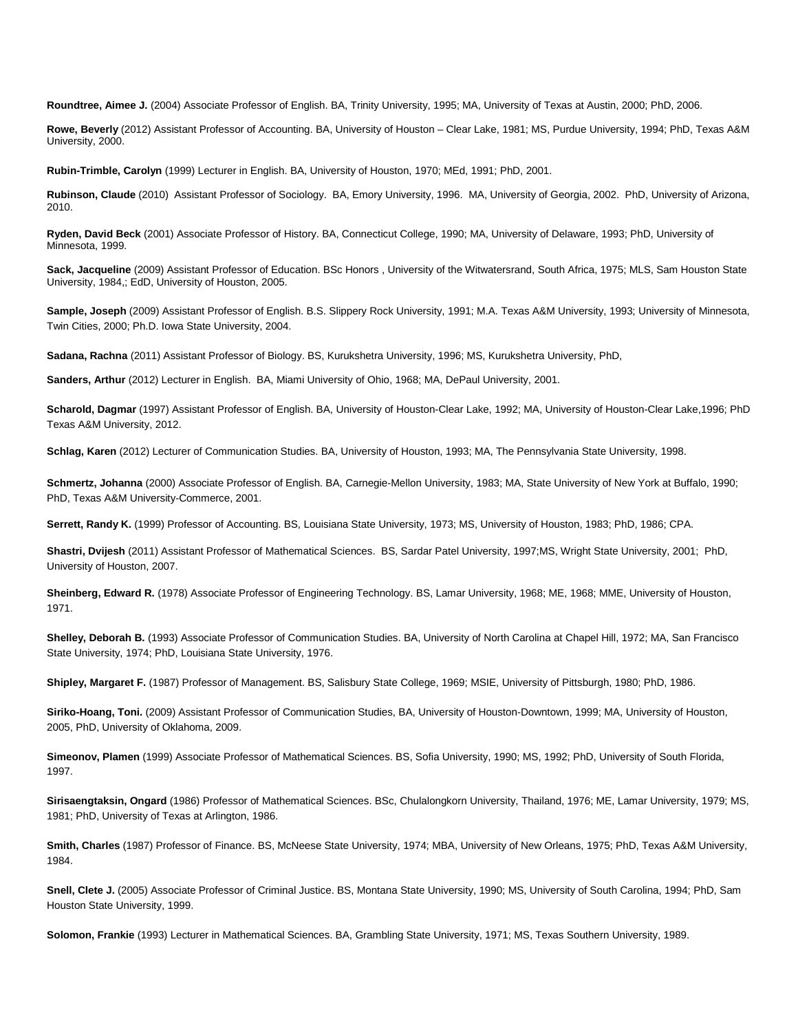**Roundtree, Aimee J.** (2004) Associate Professor of English. BA, Trinity University, 1995; MA, University of Texas at Austin, 2000; PhD, 2006.

**Rowe, Beverly** (2012) Assistant Professor of Accounting. BA, University of Houston – Clear Lake, 1981; MS, Purdue University, 1994; PhD, Texas A&M University, 2000.

**Rubin-Trimble, Carolyn** (1999) Lecturer in English. BA, University of Houston, 1970; MEd, 1991; PhD, 2001.

**Rubinson, Claude** (2010) Assistant Professor of Sociology. BA, Emory University, 1996. MA, University of Georgia, 2002. PhD, University of Arizona, 2010.

**Ryden, David Beck** (2001) Associate Professor of History. BA, Connecticut College, 1990; MA, University of Delaware, 1993; PhD, University of Minnesota, 1999.

**Sack, Jacqueline** (2009) Assistant Professor of Education. BSc Honors , University of the Witwatersrand, South Africa, 1975; MLS, Sam Houston State University, 1984,; EdD, University of Houston, 2005.

**Sample, Joseph** (2009) Assistant Professor of English. B.S. Slippery Rock University, 1991; M.A. Texas A&M University, 1993; University of Minnesota, Twin Cities, 2000; Ph.D. Iowa State University, 2004.

**Sadana, Rachna** (2011) Assistant Professor of Biology. BS, Kurukshetra University, 1996; MS, Kurukshetra University, PhD,

**Sanders, Arthur** (2012) Lecturer in English. BA, Miami University of Ohio, 1968; MA, DePaul University, 2001.

**Scharold, Dagmar** (1997) Assistant Professor of English. BA, University of Houston-Clear Lake, 1992; MA, University of Houston-Clear Lake,1996; PhD Texas A&M University, 2012.

**Schlag, Karen** (2012) Lecturer of Communication Studies. BA, University of Houston, 1993; MA, The Pennsylvania State University, 1998.

**Schmertz, Johanna** (2000) Associate Professor of English. BA, Carnegie-Mellon University, 1983; MA, State University of New York at Buffalo, 1990; PhD, Texas A&M University-Commerce, 2001.

**Serrett, Randy K.** (1999) Professor of Accounting. BS, Louisiana State University, 1973; MS, University of Houston, 1983; PhD, 1986; CPA.

**Shastri, Dvijesh** (2011) Assistant Professor of Mathematical Sciences. BS, Sardar Patel University, 1997;MS, Wright State University, 2001; PhD, University of Houston, 2007.

**Sheinberg, Edward R.** (1978) Associate Professor of Engineering Technology. BS, Lamar University, 1968; ME, 1968; MME, University of Houston, 1971.

**Shelley, Deborah B.** (1993) Associate Professor of Communication Studies. BA, University of North Carolina at Chapel Hill, 1972; MA, San Francisco State University, 1974; PhD, Louisiana State University, 1976.

**Shipley, Margaret F.** (1987) Professor of Management. BS, Salisbury State College, 1969; MSIE, University of Pittsburgh, 1980; PhD, 1986.

**Siriko-Hoang, Toni.** (2009) Assistant Professor of Communication Studies, BA, University of Houston-Downtown, 1999; MA, University of Houston, 2005, PhD, University of Oklahoma, 2009.

**Simeonov, Plamen** (1999) Associate Professor of Mathematical Sciences. BS, Sofia University, 1990; MS, 1992; PhD, University of South Florida, 1997.

**Sirisaengtaksin, Ongard** (1986) Professor of Mathematical Sciences. BSc, Chulalongkorn University, Thailand, 1976; ME, Lamar University, 1979; MS, 1981; PhD, University of Texas at Arlington, 1986.

**Smith, Charles** (1987) Professor of Finance. BS, McNeese State University, 1974; MBA, University of New Orleans, 1975; PhD, Texas A&M University, 1984.

**Snell, Clete J.** (2005) Associate Professor of Criminal Justice. BS, Montana State University, 1990; MS, University of South Carolina, 1994; PhD, Sam Houston State University, 1999.

**Solomon, Frankie** (1993) Lecturer in Mathematical Sciences. BA, Grambling State University, 1971; MS, Texas Southern University, 1989.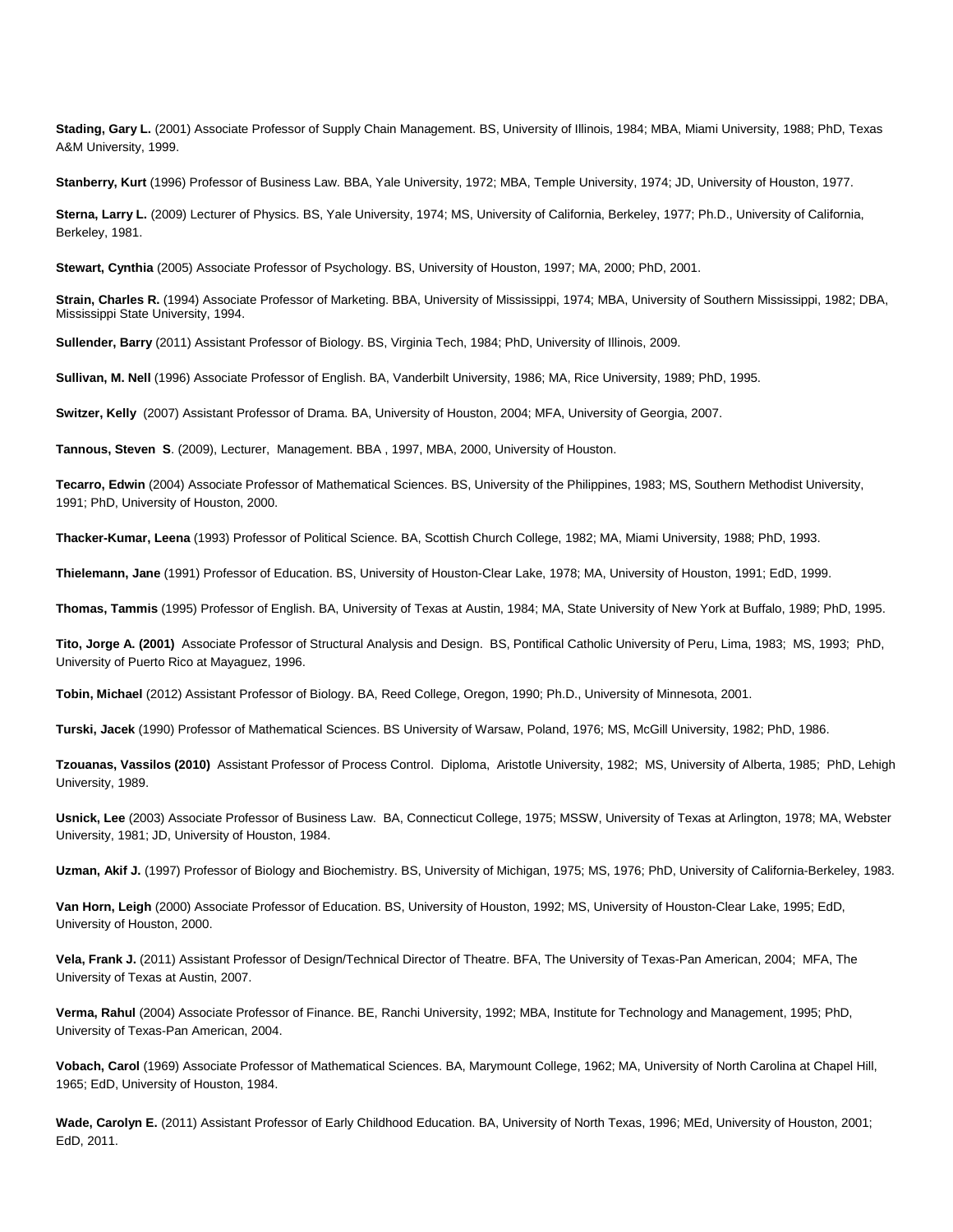**Stading, Gary L.** (2001) Associate Professor of Supply Chain Management. BS, University of Illinois, 1984; MBA, Miami University, 1988; PhD, Texas A&M University, 1999.

**Stanberry, Kurt** (1996) Professor of Business Law. BBA, Yale University, 1972; MBA, Temple University, 1974; JD, University of Houston, 1977.

**Sterna, Larry L.** (2009) Lecturer of Physics. BS, Yale University, 1974; MS, University of California, Berkeley, 1977; Ph.D., University of California, Berkeley, 1981.

**Stewart, Cynthia** (2005) Associate Professor of Psychology. BS, University of Houston, 1997; MA, 2000; PhD, 2001.

**Strain, Charles R.** (1994) Associate Professor of Marketing. BBA, University of Mississippi, 1974; MBA, University of Southern Mississippi, 1982; DBA, Mississippi State University, 1994.

**Sullender, Barry** (2011) Assistant Professor of Biology. BS, Virginia Tech, 1984; PhD, University of Illinois, 2009.

**Sullivan, M. Nell** (1996) Associate Professor of English. BA, Vanderbilt University, 1986; MA, Rice University, 1989; PhD, 1995.

**Switzer, Kelly** (2007) Assistant Professor of Drama. BA, University of Houston, 2004; MFA, University of Georgia, 2007.

**Tannous, Steven S**. (2009), Lecturer, Management. BBA , 1997, MBA, 2000, University of Houston.

**Tecarro, Edwin** (2004) Associate Professor of Mathematical Sciences. BS, University of the Philippines, 1983; MS, Southern Methodist University, 1991; PhD, University of Houston, 2000.

**Thacker-Kumar, Leena** (1993) Professor of Political Science. BA, Scottish Church College, 1982; MA, Miami University, 1988; PhD, 1993.

**Thielemann, Jane** (1991) Professor of Education. BS, University of Houston-Clear Lake, 1978; MA, University of Houston, 1991; EdD, 1999.

**Thomas, Tammis** (1995) Professor of English. BA, University of Texas at Austin, 1984; MA, State University of New York at Buffalo, 1989; PhD, 1995.

**Tito, Jorge A. (2001)** Associate Professor of Structural Analysis and Design. BS, Pontifical Catholic University of Peru, Lima, 1983; MS, 1993; PhD, University of Puerto Rico at Mayaguez, 1996.

**Tobin, Michael** (2012) Assistant Professor of Biology. BA, Reed College, Oregon, 1990; Ph.D., University of Minnesota, 2001.

**Turski, Jacek** (1990) Professor of Mathematical Sciences. BS University of Warsaw, Poland, 1976; MS, McGill University, 1982; PhD, 1986.

**Tzouanas, Vassilos (2010)** Assistant Professor of Process Control. Diploma, Aristotle University, 1982; MS, University of Alberta, 1985; PhD, Lehigh University, 1989.

**Usnick, Lee** (2003) Associate Professor of Business Law. BA, Connecticut College, 1975; MSSW, University of Texas at Arlington, 1978; MA, Webster University, 1981; JD, University of Houston, 1984.

**Uzman, Akif J.** (1997) Professor of Biology and Biochemistry. BS, University of Michigan, 1975; MS, 1976; PhD, University of California-Berkeley, 1983.

**Van Horn, Leigh** (2000) Associate Professor of Education. BS, University of Houston, 1992; MS, University of Houston-Clear Lake, 1995; EdD, University of Houston, 2000.

**Vela, Frank J.** (2011) Assistant Professor of Design/Technical Director of Theatre. BFA, The University of Texas-Pan American, 2004; MFA, The University of Texas at Austin, 2007.

**Verma, Rahul** (2004) Associate Professor of Finance. BE, Ranchi University, 1992; MBA, Institute for Technology and Management, 1995; PhD, University of Texas-Pan American, 2004.

**Vobach, Carol** (1969) Associate Professor of Mathematical Sciences. BA, Marymount College, 1962; MA, University of North Carolina at Chapel Hill, 1965; EdD, University of Houston, 1984.

**Wade, Carolyn E.** (2011) Assistant Professor of Early Childhood Education. BA, University of North Texas, 1996; MEd, University of Houston, 2001; EdD, 2011.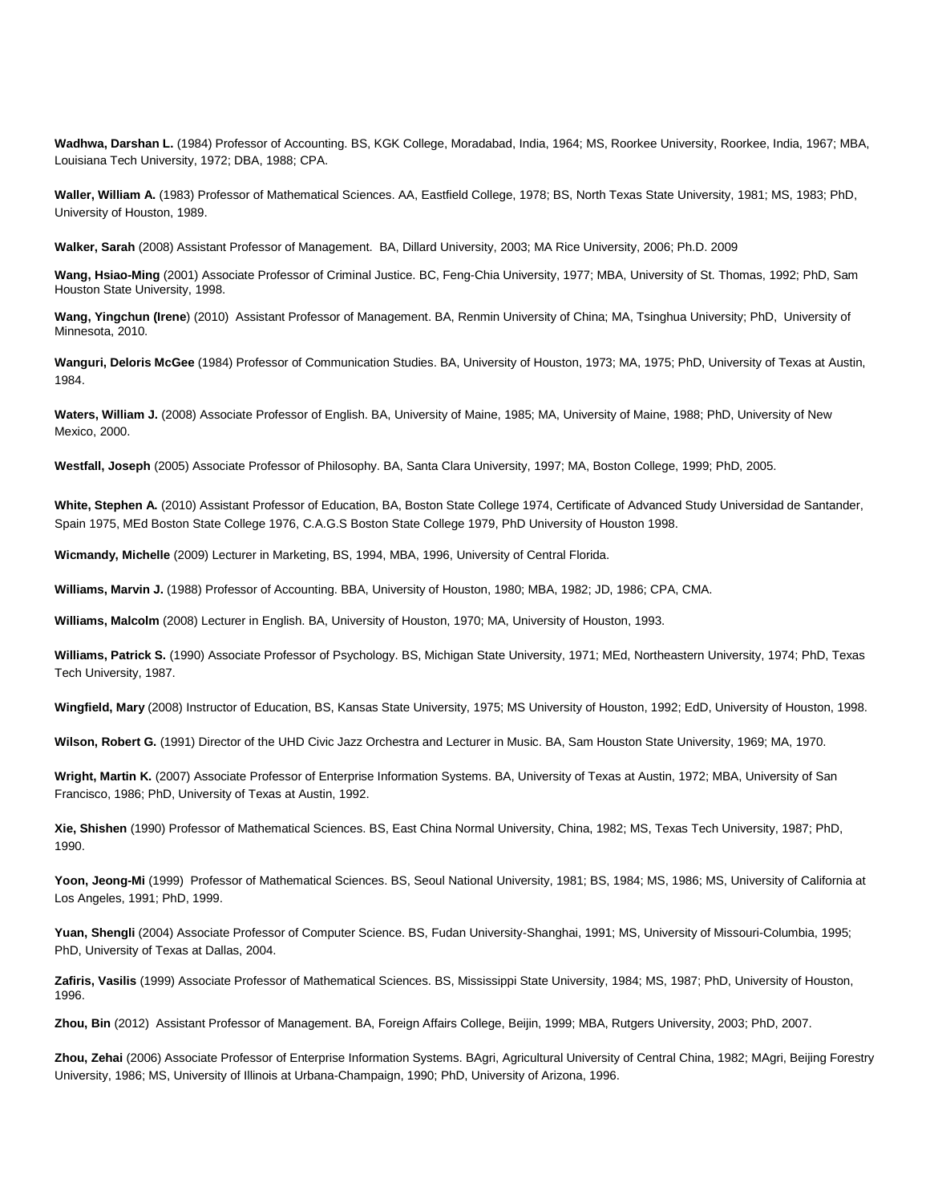**Wadhwa, Darshan L.** (1984) Professor of Accounting. BS, KGK College, Moradabad, India, 1964; MS, Roorkee University, Roorkee, India, 1967; MBA, Louisiana Tech University, 1972; DBA, 1988; CPA.

**Waller, William A.** (1983) Professor of Mathematical Sciences. AA, Eastfield College, 1978; BS, North Texas State University, 1981; MS, 1983; PhD, University of Houston, 1989.

**Walker, Sarah** (2008) Assistant Professor of Management. BA, Dillard University, 2003; MA Rice University, 2006; Ph.D. 2009

**Wang, Hsiao-Ming** (2001) Associate Professor of Criminal Justice. BC, Feng-Chia University, 1977; MBA, University of St. Thomas, 1992; PhD, Sam Houston State University, 1998.

**Wang, Yingchun (Irene**) (2010) Assistant Professor of Management. BA, Renmin University of China; MA, Tsinghua University; PhD, University of Minnesota, 2010.

**Wanguri, Deloris McGee** (1984) Professor of Communication Studies. BA, University of Houston, 1973; MA, 1975; PhD, University of Texas at Austin, 1984.

**Waters, William J.** (2008) Associate Professor of English. BA, University of Maine, 1985; MA, University of Maine, 1988; PhD, University of New Mexico, 2000.

**Westfall, Joseph** (2005) Associate Professor of Philosophy. BA, Santa Clara University, 1997; MA, Boston College, 1999; PhD, 2005.

**White, Stephen A.** (2010) Assistant Professor of Education, BA, Boston State College 1974, Certificate of Advanced Study Universidad de Santander, Spain 1975, MEd Boston State College 1976, C.A.G.S Boston State College 1979, PhD University of Houston 1998.

**Wicmandy, Michelle** (2009) Lecturer in Marketing, BS, 1994, MBA, 1996, University of Central Florida.

**Williams, Marvin J.** (1988) Professor of Accounting. BBA, University of Houston, 1980; MBA, 1982; JD, 1986; CPA, CMA.

**Williams, Malcolm** (2008) Lecturer in English. BA, University of Houston, 1970; MA, University of Houston, 1993.

**Williams, Patrick S.** (1990) Associate Professor of Psychology. BS, Michigan State University, 1971; MEd, Northeastern University, 1974; PhD, Texas Tech University, 1987.

**Wingfield, Mary** (2008) Instructor of Education, BS, Kansas State University, 1975; MS University of Houston, 1992; EdD, University of Houston, 1998.

**Wilson, Robert G.** (1991) Director of the UHD Civic Jazz Orchestra and Lecturer in Music. BA, Sam Houston State University, 1969; MA, 1970.

**Wright, Martin K.** (2007) Associate Professor of Enterprise Information Systems. BA, University of Texas at Austin, 1972; MBA, University of San Francisco, 1986; PhD, University of Texas at Austin, 1992.

**Xie, Shishen** (1990) Professor of Mathematical Sciences. BS, East China Normal University, China, 1982; MS, Texas Tech University, 1987; PhD, 1990.

**Yoon, Jeong-Mi** (1999) Professor of Mathematical Sciences. BS, Seoul National University, 1981; BS, 1984; MS, 1986; MS, University of California at Los Angeles, 1991; PhD, 1999.

**Yuan, Shengli** (2004) Associate Professor of Computer Science. BS, Fudan University-Shanghai, 1991; MS, University of Missouri-Columbia, 1995; PhD, University of Texas at Dallas, 2004.

**Zafiris, Vasilis** (1999) Associate Professor of Mathematical Sciences. BS, Mississippi State University, 1984; MS, 1987; PhD, University of Houston, 1996.

**Zhou, Bin** (2012) Assistant Professor of Management. BA, Foreign Affairs College, Beijin, 1999; MBA, Rutgers University, 2003; PhD, 2007.

**Zhou, Zehai** (2006) Associate Professor of Enterprise Information Systems. BAgri, Agricultural University of Central China, 1982; MAgri, Beijing Forestry University, 1986; MS, University of Illinois at Urbana-Champaign, 1990; PhD, University of Arizona, 1996.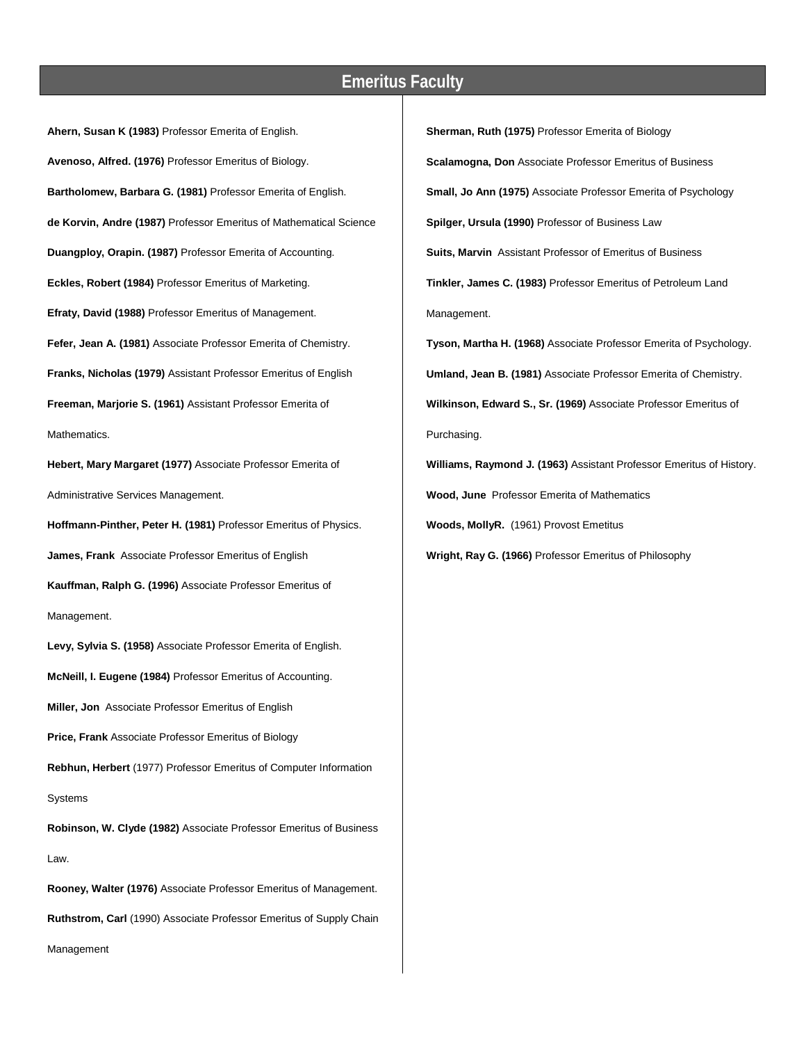# Emeritus Faculty

**Ahern, Susan K (1983)** Professor Emerita of English.

**Avenoso, Alfred. (1976)** Professor Emeritus of Biology.

**Bartholomew, Barbara G. (1981)** Professor Emerita of English.

**de Korvin, Andre (1987)** Professor Emeritus of Mathematical Science

**Duangploy, Orapin. (1987)** Professor Emerita of Accounting.

**Eckles, Robert (1984)** Professor Emeritus of Marketing.

**Efraty, David (1988)** Professor Emeritus of Management.

**Fefer, Jean A. (1981)** Associate Professor Emerita of Chemistry.

**Franks, Nicholas (1979)** Assistant Professor Emeritus of English

**Freeman, Marjorie S. (1961)** Assistant Professor Emerita of Mathematics.

**Hebert, Mary Margaret (1977)** Associate Professor Emerita of Administrative Services Management.

**Hoffmann-Pinther, Peter H. (1981)** Professor Emeritus of Physics.

**James, Frank** Associate Professor Emeritus of English

**Kauffman, Ralph G. (1996)** Associate Professor Emeritus of Management.

**Levy, Sylvia S. (1958)** Associate Professor Emerita of English.

**McNeill, I. Eugene (1984)** Professor Emeritus of Accounting.

**Miller, Jon** Associate Professor Emeritus of English

**Price, Frank** Associate Professor Emeritus of Biology

**Rebhun, Herbert** (1977) Professor Emeritus of Computer Information Systems

**Robinson, W. Clyde (1982)** Associate Professor Emeritus of Business Law.

**Rooney, Walter (1976)** Associate Professor Emeritus of Management.

**Ruthstrom, Carl** (1990) Associate Professor Emeritus of Supply Chain Management

**Sherman, Ruth (1975)** Professor Emerita of Biology

**Scalamogna, Don** Associate Professor Emeritus of Business

**Small, Jo Ann (1975)** Associate Professor Emerita of Psychology

**Spilger, Ursula (1990)** Professor of Business Law

**Suits, Marvin** Assistant Professor of Emeritus of Business

**Tinkler, James C. (1983)** Professor Emeritus of Petroleum Land Management.

**Tyson, Martha H. (1968)** Associate Professor Emerita of Psychology.

**Umland, Jean B. (1981)** Associate Professor Emerita of Chemistry.

**Wilkinson, Edward S., Sr. (1969)** Associate Professor Emeritus of Purchasing.

**Williams, Raymond J. (1963)** Assistant Professor Emeritus of History.

**Wood, June** Professor Emerita of Mathematics

**Woods, MollyR.** (1961) Provost Emetitus

**Wright, Ray G. (1966)** Professor Emeritus of Philosophy